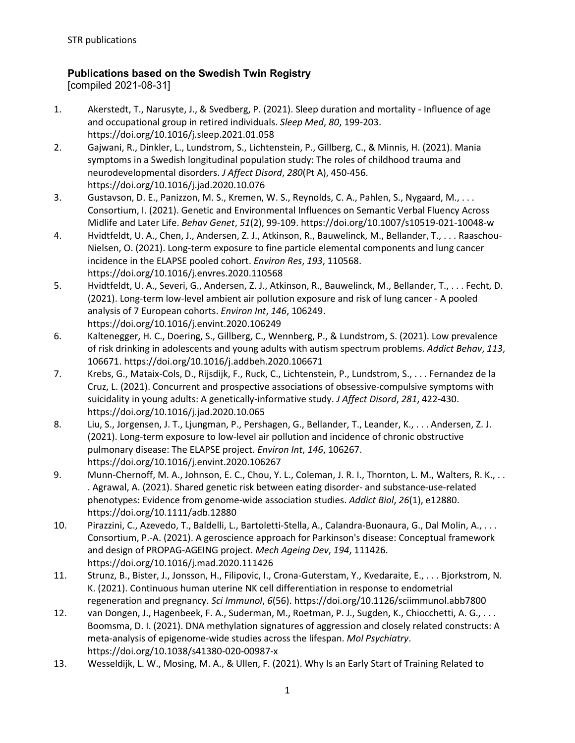## Publications based on the Swedish Twin Registry

[compiled 2021-08-31]

1. Akerstedt, T., Narusyte, J., & Svedberg, P. (2021). Sleep duration and mortality - Influence of age and occupational group in retired individuals. *Sleep Med*, *80*, 199-203. https://doi.org/10.1016/j.sleep.2021.01.058
2. Gajwani, R., Dinkler, L., Lundstrom, S., Lichtenstein, P., Gillberg, C., & Minnis, H. (2021). Mania symptoms in a Swedish longitudinal population study: The roles of childhood trauma and neurodevelopmental disorders. *J Affect Disord*, *280*(Pt A), 450-456. https://doi.org/10.1016/j.jad.2020.10.076
3. Gustavson, D. E., Panizzon, M. S., Kremen, W. S., Reynolds, C. A., Pahlen, S., Nygaard, M., . . . Consortium, I. (2021). Genetic and Environmental Influences on Semantic Verbal Fluency Across Midlife and Later Life. *Behav Genet*, *51*(2), 99-109. https://doi.org/10.1007/s10519-021-10048-w
4. Hvidtfeldt, U. A., Chen, J., Andersen, Z. J., Atkinson, R., Bauwelinck, M., Bellander, T., . . . Raaschou-Nielsen, O. (2021). Long-term exposure to fine particle elemental components and lung cancer incidence in the ELAPSE pooled cohort. *Environ Res*, *193*, 110568. https://doi.org/10.1016/j.envres.2020.110568
5. Hvidtfeldt, U. A., Severi, G., Andersen, Z. J., Atkinson, R., Bauwelinck, M., Bellander, T., . . . Fecht, D. (2021). Long-term low-level ambient air pollution exposure and risk of lung cancer - A pooled analysis of 7 European cohorts. *Environ Int*, *146*, 106249. https://doi.org/10.1016/j.envint.2020.106249
6. Kaltenegger, H. C., Doering, S., Gillberg, C., Wennberg, P., & Lundstrom, S. (2021). Low prevalence of risk drinking in adolescents and young adults with autism spectrum problems. *Addict Behav*, *113*, 106671. https://doi.org/10.1016/j.addbeh.2020.106671
7. Krebs, G., Mataix-Cols, D., Rijsdijk, F., Ruck, C., Lichtenstein, P., Lundstrom, S., . . . Fernandez de la Cruz, L. (2021). Concurrent and prospective associations of obsessive-compulsive symptoms with suicidality in young adults: A genetically-informative study. *J Affect Disord*, *281*, 422-430. https://doi.org/10.1016/j.jad.2020.10.065
8. Liu, S., Jorgensen, J. T., Ljungman, P., Pershagen, G., Bellander, T., Leander, K., . . . Andersen, Z. J. (2021). Long-term exposure to low-level air pollution and incidence of chronic obstructive pulmonary disease: The ELAPSE project. *Environ Int*, *146*, 106267. https://doi.org/10.1016/j.envint.2020.106267
9. Munn-Chernoff, M. A., Johnson, E. C., Chou, Y. L., Coleman, J. R. I., Thornton, L. M., Walters, R. K., . . . Agrawal, A. (2021). Shared genetic risk between eating disorder- and substance-use-related phenotypes: Evidence from genome-wide association studies. *Addict Biol*, *26*(1), e12880. https://doi.org/10.1111/adb.12880
10. Pirazzini, C., Azevedo, T., Baldelli, L., Bartoletti-Stella, A., Calandra-Buonaura, G., Dal Molin, A., . . . Consortium, P.-A. (2021). A geroscience approach for Parkinson's disease: Conceptual framework and design of PROPAG-AGEING project. *Mech Ageing Dev*, *194*, 111426. https://doi.org/10.1016/j.mad.2020.111426
11. Strunz, B., Bister, J., Jonsson, H., Filipovic, I., Crona-Guterstam, Y., Kvedaraite, E., . . . Bjorkstrom, N. K. (2021). Continuous human uterine NK cell differentiation in response to endometrial regeneration and pregnancy. *Sci Immunol*, *6*(56). https://doi.org/10.1126/sciimmunol.abb7800
12. van Dongen, J., Hagenbeek, F. A., Suderman, M., Roetman, P. J., Sugden, K., Chiocchetti, A. G., . . . Boomsma, D. I. (2021). DNA methylation signatures of aggression and closely related constructs: A meta-analysis of epigenome-wide studies across the lifespan. *Mol Psychiatry*. https://doi.org/10.1038/s41380-020-00987-x
13. Wesseldijk, L. W., Mosing, M. A., & Ullen, F. (2021). Why Is an Early Start of Training Related to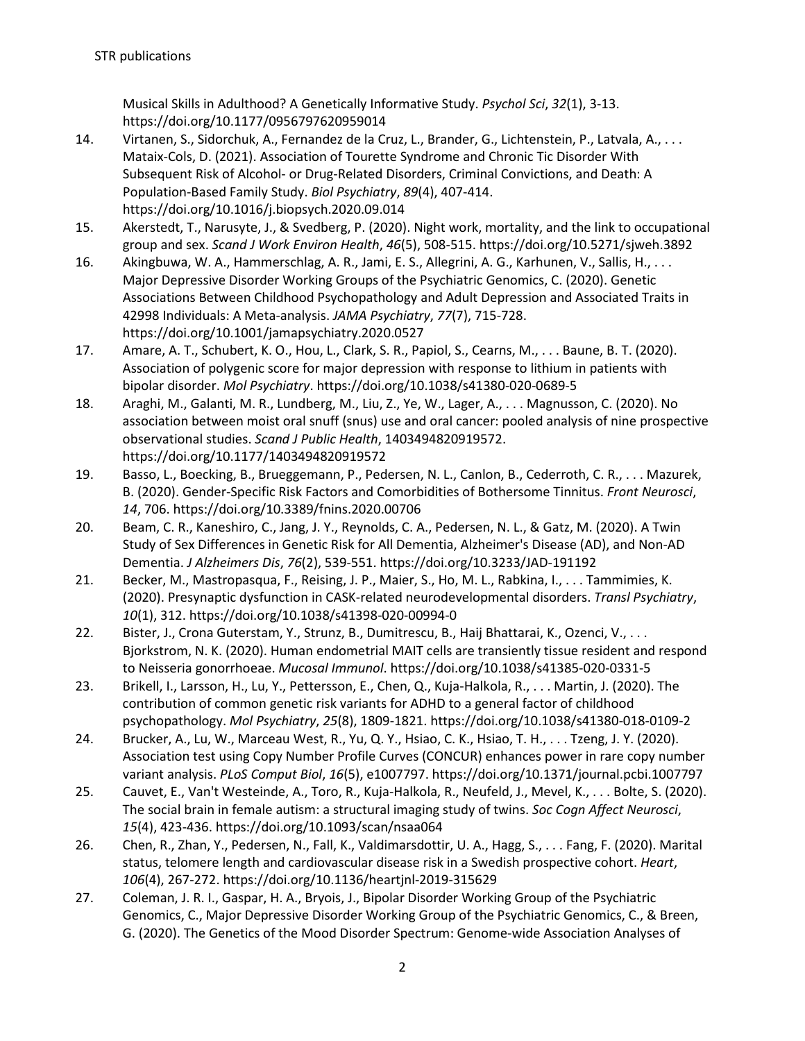Musical Skills in Adulthood? A Genetically Informative Study. *Psychol Sci*, *32*(1), 3-13. https://doi.org/10.1177/0956797620959014

14. Virtanen, S., Sidorchuk, A., Fernandez de la Cruz, L., Brander, G., Lichtenstein, P., Latvala, A., . . . Mataix-Cols, D. (2021). Association of Tourette Syndrome and Chronic Tic Disorder With Subsequent Risk of Alcohol- or Drug-Related Disorders, Criminal Convictions, and Death: A Population-Based Family Study. *Biol Psychiatry*, *89*(4), 407-414. https://doi.org/10.1016/j.biopsych.2020.09.014
15. Akerstedt, T., Narusyte, J., & Svedberg, P. (2020). Night work, mortality, and the link to occupational group and sex. *Scand J Work Environ Health*, *46*(5), 508-515. https://doi.org/10.5271/sjweh.3892
16. Akingbuwa, W. A., Hammerschlag, A. R., Jami, E. S., Allegrini, A. G., Karhunen, V., Sallis, H., . . . Major Depressive Disorder Working Groups of the Psychiatric Genomics, C. (2020). Genetic Associations Between Childhood Psychopathology and Adult Depression and Associated Traits in 42998 Individuals: A Meta-analysis. *JAMA Psychiatry*, *77*(7), 715-728. https://doi.org/10.1001/jamapsychiatry.2020.0527
17. Amare, A. T., Schubert, K. O., Hou, L., Clark, S. R., Papiol, S., Cearns, M., . . . Baune, B. T. (2020). Association of polygenic score for major depression with response to lithium in patients with bipolar disorder. *Mol Psychiatry*. https://doi.org/10.1038/s41380-020-0689-5
18. Araghi, M., Galanti, M. R., Lundberg, M., Liu, Z., Ye, W., Lager, A., . . . Magnusson, C. (2020). No association between moist oral snuff (snus) use and oral cancer: pooled analysis of nine prospective observational studies. *Scand J Public Health*, 1403494820919572. https://doi.org/10.1177/1403494820919572
19. Basso, L., Boecking, B., Brueggemann, P., Pedersen, N. L., Canlon, B., Cederroth, C. R., . . . Mazurek, B. (2020). Gender-Specific Risk Factors and Comorbidities of Bothersome Tinnitus. *Front Neurosci*, *14*, 706. https://doi.org/10.3389/fnins.2020.00706
20. Beam, C. R., Kaneshiro, C., Jang, J. Y., Reynolds, C. A., Pedersen, N. L., & Gatz, M. (2020). A Twin Study of Sex Differences in Genetic Risk for All Dementia, Alzheimer's Disease (AD), and Non-AD Dementia. *J Alzheimers Dis*, *76*(2), 539-551. https://doi.org/10.3233/JAD-191192
21. Becker, M., Mastropasqua, F., Reising, J. P., Maier, S., Ho, M. L., Rabkina, I., . . . Tammimies, K. (2020). Presynaptic dysfunction in CASK-related neurodevelopmental disorders. *Transl Psychiatry*, *10*(1), 312. https://doi.org/10.1038/s41398-020-00994-0
22. Bister, J., Crona Guterstam, Y., Strunz, B., Dumitrescu, B., Haij Bhattarai, K., Ozenci, V., . . . Bjorkstrom, N. K. (2020). Human endometrial MAIT cells are transiently tissue resident and respond to Neisseria gonorrhoeae. *Mucosal Immunol*. https://doi.org/10.1038/s41385-020-0331-5
23. Brikell, I., Larsson, H., Lu, Y., Pettersson, E., Chen, Q., Kuja-Halkola, R., . . . Martin, J. (2020). The contribution of common genetic risk variants for ADHD to a general factor of childhood psychopathology. *Mol Psychiatry*, *25*(8), 1809-1821. https://doi.org/10.1038/s41380-018-0109-2
24. Brucker, A., Lu, W., Marceau West, R., Yu, Q. Y., Hsiao, C. K., Hsiao, T. H., . . . Tzeng, J. Y. (2020). Association test using Copy Number Profile Curves (CONCUR) enhances power in rare copy number variant analysis. *PLoS Comput Biol*, *16*(5), e1007797. https://doi.org/10.1371/journal.pcbi.1007797
25. Cauvet, E., Van't Westeinde, A., Toro, R., Kuja-Halkola, R., Neufeld, J., Mevel, K., . . . Bolte, S. (2020). The social brain in female autism: a structural imaging study of twins. *Soc Cogn Affect Neurosci*, *15*(4), 423-436. https://doi.org/10.1093/scan/nsaa064
26. Chen, R., Zhan, Y., Pedersen, N., Fall, K., Valdimarsdottir, U. A., Hagg, S., . . . Fang, F. (2020). Marital status, telomere length and cardiovascular disease risk in a Swedish prospective cohort. *Heart*, *106*(4), 267-272. https://doi.org/10.1136/heartjnl-2019-315629
27. Coleman, J. R. I., Gaspar, H. A., Bryois, J., Bipolar Disorder Working Group of the Psychiatric Genomics, C., Major Depressive Disorder Working Group of the Psychiatric Genomics, C., & Breen, G. (2020). The Genetics of the Mood Disorder Spectrum: Genome-wide Association Analyses of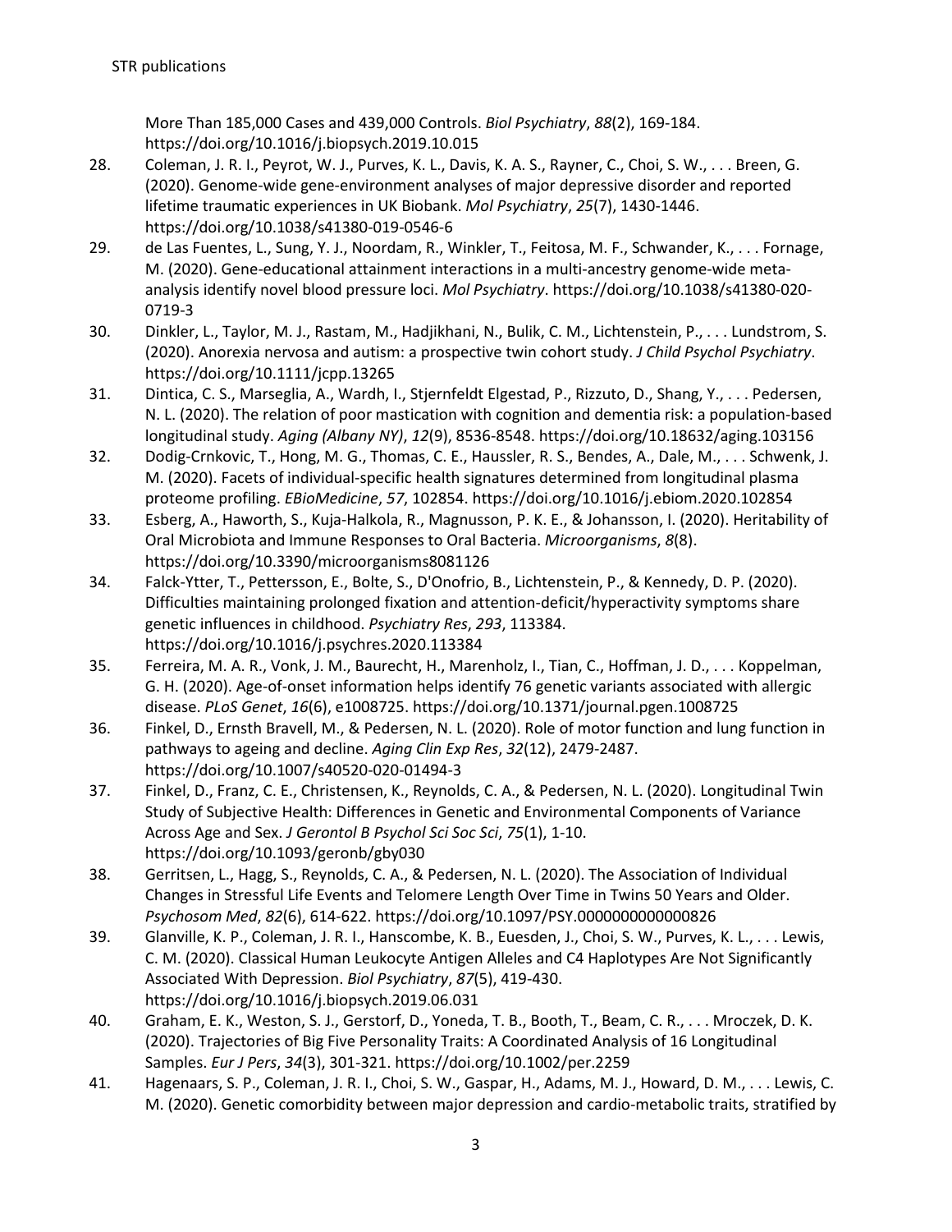More Than 185,000 Cases and 439,000 Controls. *Biol Psychiatry*, *88*(2), 169-184. https://doi.org/10.1016/j.biopsych.2019.10.015

28. Coleman, J. R. I., Peyrot, W. J., Purves, K. L., Davis, K. A. S., Rayner, C., Choi, S. W., . . . Breen, G. (2020). Genome-wide gene-environment analyses of major depressive disorder and reported lifetime traumatic experiences in UK Biobank. *Mol Psychiatry*, *25*(7), 1430-1446. https://doi.org/10.1038/s41380-019-0546-6
29. de Las Fuentes, L., Sung, Y. J., Noordam, R., Winkler, T., Feitosa, M. F., Schwander, K., . . . Fornage, M. (2020). Gene-educational attainment interactions in a multi-ancestry genome-wide meta-analysis identify novel blood pressure loci. *Mol Psychiatry*. https://doi.org/10.1038/s41380-020-0719-3
30. Dinkler, L., Taylor, M. J., Rastam, M., Hadjikhani, N., Bulik, C. M., Lichtenstein, P., . . . Lundstrom, S. (2020). Anorexia nervosa and autism: a prospective twin cohort study. *J Child Psychol Psychiatry*. https://doi.org/10.1111/jcpp.13265
31. Dintica, C. S., Marseglia, A., Wardh, I., Stjernfeldt Elgestad, P., Rizzuto, D., Shang, Y., . . . Pedersen, N. L. (2020). The relation of poor mastication with cognition and dementia risk: a population-based longitudinal study. *Aging (Albany NY)*, *12*(9), 8536-8548. https://doi.org/10.18632/aging.103156
32. Dodig-Crnkovic, T., Hong, M. G., Thomas, C. E., Haussler, R. S., Bendes, A., Dale, M., . . . Schwenk, J. M. (2020). Facets of individual-specific health signatures determined from longitudinal plasma proteome profiling. *EBioMedicine*, *57*, 102854. https://doi.org/10.1016/j.ebiom.2020.102854
33. Esberg, A., Haworth, S., Kuja-Halkola, R., Magnusson, P. K. E., & Johansson, I. (2020). Heritability of Oral Microbiota and Immune Responses to Oral Bacteria. *Microorganisms*, *8*(8). https://doi.org/10.3390/microorganisms8081126
34. Falck-Ytter, T., Pettersson, E., Bolte, S., D'Onofrio, B., Lichtenstein, P., & Kennedy, D. P. (2020). Difficulties maintaining prolonged fixation and attention-deficit/hyperactivity symptoms share genetic influences in childhood. *Psychiatry Res*, *293*, 113384. https://doi.org/10.1016/j.psychres.2020.113384
35. Ferreira, M. A. R., Vonk, J. M., Baurecht, H., Marenholz, I., Tian, C., Hoffman, J. D., . . . Koppelman, G. H. (2020). Age-of-onset information helps identify 76 genetic variants associated with allergic disease. *PLoS Genet*, *16*(6), e1008725. https://doi.org/10.1371/journal.pgen.1008725
36. Finkel, D., Ernsth Bravell, M., & Pedersen, N. L. (2020). Role of motor function and lung function in pathways to ageing and decline. *Aging Clin Exp Res*, *32*(12), 2479-2487. https://doi.org/10.1007/s40520-020-01494-3
37. Finkel, D., Franz, C. E., Christensen, K., Reynolds, C. A., & Pedersen, N. L. (2020). Longitudinal Twin Study of Subjective Health: Differences in Genetic and Environmental Components of Variance Across Age and Sex. *J Gerontol B Psychol Sci Soc Sci*, *75*(1), 1-10. https://doi.org/10.1093/geronb/gby030
38. Gerritsen, L., Hagg, S., Reynolds, C. A., & Pedersen, N. L. (2020). The Association of Individual Changes in Stressful Life Events and Telomere Length Over Time in Twins 50 Years and Older. *Psychosom Med*, *82*(6), 614-622. https://doi.org/10.1097/PSY.0000000000000826
39. Glanville, K. P., Coleman, J. R. I., Hanscombe, K. B., Euesden, J., Choi, S. W., Purves, K. L., . . . Lewis, C. M. (2020). Classical Human Leukocyte Antigen Alleles and C4 Haplotypes Are Not Significantly Associated With Depression. *Biol Psychiatry*, *87*(5), 419-430. https://doi.org/10.1016/j.biopsych.2019.06.031
40. Graham, E. K., Weston, S. J., Gerstorf, D., Yoneda, T. B., Booth, T., Beam, C. R., . . . Mroczek, D. K. (2020). Trajectories of Big Five Personality Traits: A Coordinated Analysis of 16 Longitudinal Samples. *Eur J Pers*, *34*(3), 301-321. https://doi.org/10.1002/per.2259
41. Hagenaars, S. P., Coleman, J. R. I., Choi, S. W., Gaspar, H., Adams, M. J., Howard, D. M., . . . Lewis, C. M. (2020). Genetic comorbidity between major depression and cardio-metabolic traits, stratified by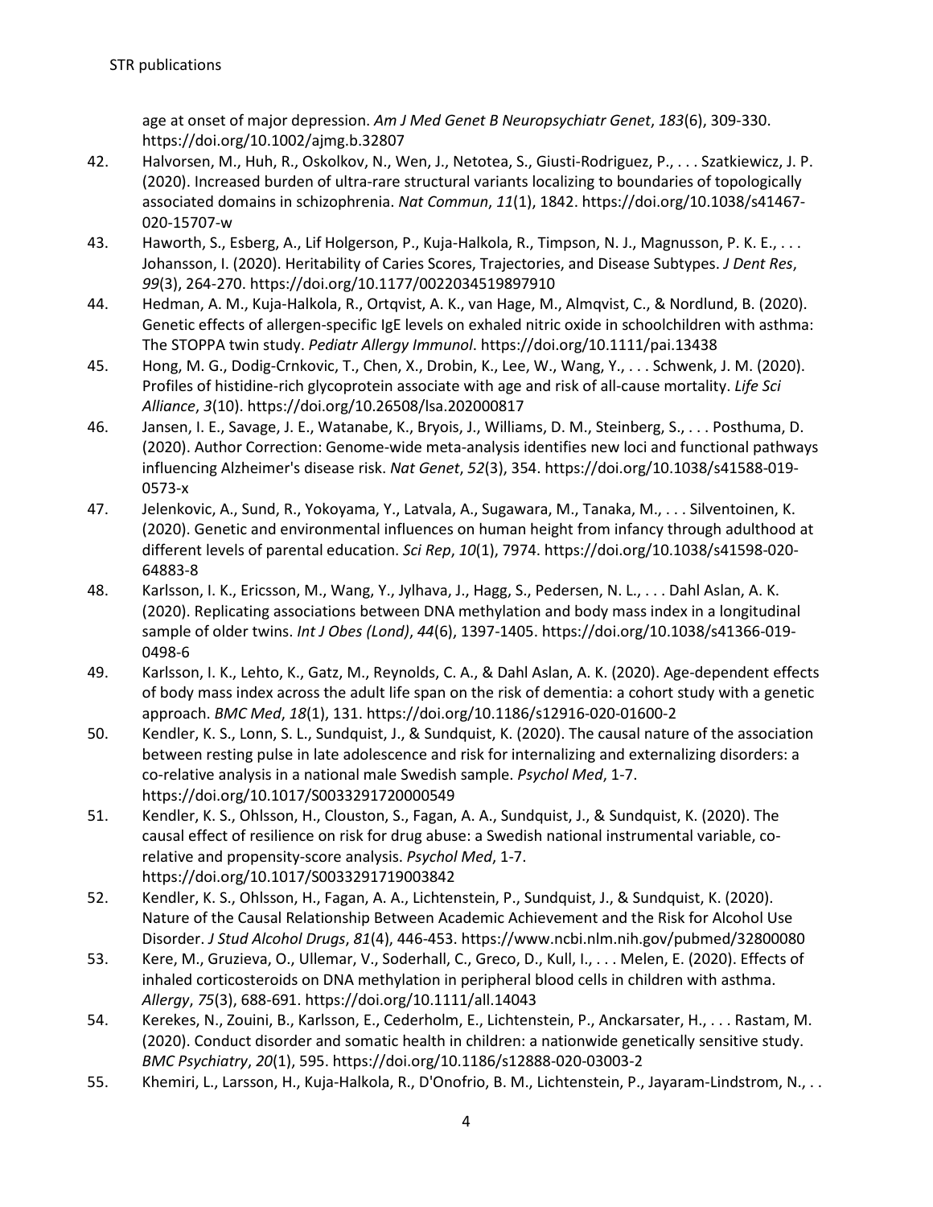age at onset of major depression. *Am J Med Genet B Neuropsychiatr Genet*, *183*(6), 309-330. https://doi.org/10.1002/ajmg.b.32807

42. Halvorsen, M., Huh, R., Oskolkov, N., Wen, J., Netotea, S., Giusti-Rodriguez, P., . . . Szatkiewicz, J. P. (2020). Increased burden of ultra-rare structural variants localizing to boundaries of topologically associated domains in schizophrenia. *Nat Commun*, *11*(1), 1842. https://doi.org/10.1038/s41467-020-15707-w
43. Haworth, S., Esberg, A., Lif Holgerson, P., Kuja-Halkola, R., Timpson, N. J., Magnusson, P. K. E., . . . Johansson, I. (2020). Heritability of Caries Scores, Trajectories, and Disease Subtypes. *J Dent Res*, *99*(3), 264-270. https://doi.org/10.1177/0022034519897910
44. Hedman, A. M., Kuja-Halkola, R., Ortqvist, A. K., van Hage, M., Almqvist, C., & Nordlund, B. (2020). Genetic effects of allergen-specific IgE levels on exhaled nitric oxide in schoolchildren with asthma: The STOPPA twin study. *Pediatr Allergy Immunol*. https://doi.org/10.1111/pai.13438
45. Hong, M. G., Dodig-Crnkovic, T., Chen, X., Drobin, K., Lee, W., Wang, Y., . . . Schwenk, J. M. (2020). Profiles of histidine-rich glycoprotein associate with age and risk of all-cause mortality. *Life Sci Alliance*, *3*(10). https://doi.org/10.26508/lsa.202000817
46. Jansen, I. E., Savage, J. E., Watanabe, K., Bryois, J., Williams, D. M., Steinberg, S., . . . Posthuma, D. (2020). Author Correction: Genome-wide meta-analysis identifies new loci and functional pathways influencing Alzheimer's disease risk. *Nat Genet*, *52*(3), 354. https://doi.org/10.1038/s41588-019-0573-x
47. Jelenkovic, A., Sund, R., Yokoyama, Y., Latvala, A., Sugawara, M., Tanaka, M., . . . Silventoinen, K. (2020). Genetic and environmental influences on human height from infancy through adulthood at different levels of parental education. *Sci Rep*, *10*(1), 7974. https://doi.org/10.1038/s41598-020-64883-8
48. Karlsson, I. K., Ericsson, M., Wang, Y., Jylhava, J., Hagg, S., Pedersen, N. L., . . . Dahl Aslan, A. K. (2020). Replicating associations between DNA methylation and body mass index in a longitudinal sample of older twins. *Int J Obes (Lond)*, *44*(6), 1397-1405. https://doi.org/10.1038/s41366-019-0498-6
49. Karlsson, I. K., Lehto, K., Gatz, M., Reynolds, C. A., & Dahl Aslan, A. K. (2020). Age-dependent effects of body mass index across the adult life span on the risk of dementia: a cohort study with a genetic approach. *BMC Med*, *18*(1), 131. https://doi.org/10.1186/s12916-020-01600-2
50. Kendler, K. S., Lonn, S. L., Sundquist, J., & Sundquist, K. (2020). The causal nature of the association between resting pulse in late adolescence and risk for internalizing and externalizing disorders: a co-relative analysis in a national male Swedish sample. *Psychol Med*, 1-7. https://doi.org/10.1017/S0033291720000549
51. Kendler, K. S., Ohlsson, H., Clouston, S., Fagan, A. A., Sundquist, J., & Sundquist, K. (2020). The causal effect of resilience on risk for drug abuse: a Swedish national instrumental variable, co-relative and propensity-score analysis. *Psychol Med*, 1-7. https://doi.org/10.1017/S0033291719003842
52. Kendler, K. S., Ohlsson, H., Fagan, A. A., Lichtenstein, P., Sundquist, J., & Sundquist, K. (2020). Nature of the Causal Relationship Between Academic Achievement and the Risk for Alcohol Use Disorder. *J Stud Alcohol Drugs*, *81*(4), 446-453. https://www.ncbi.nlm.nih.gov/pubmed/32800080
53. Kere, M., Gruzieva, O., Ullemar, V., Soderhall, C., Greco, D., Kull, I., . . . Melen, E. (2020). Effects of inhaled corticosteroids on DNA methylation in peripheral blood cells in children with asthma. *Allergy*, *75*(3), 688-691. https://doi.org/10.1111/all.14043
54. Kerekes, N., Zouini, B., Karlsson, E., Cederholm, E., Lichtenstein, P., Anckarsater, H., . . . Rastam, M. (2020). Conduct disorder and somatic health in children: a nationwide genetically sensitive study. *BMC Psychiatry*, *20*(1), 595. https://doi.org/10.1186/s12888-020-03003-2
55. Khemiri, L., Larsson, H., Kuja-Halkola, R., D'Onofrio, B. M., Lichtenstein, P., Jayaram-Lindstrom, N., . .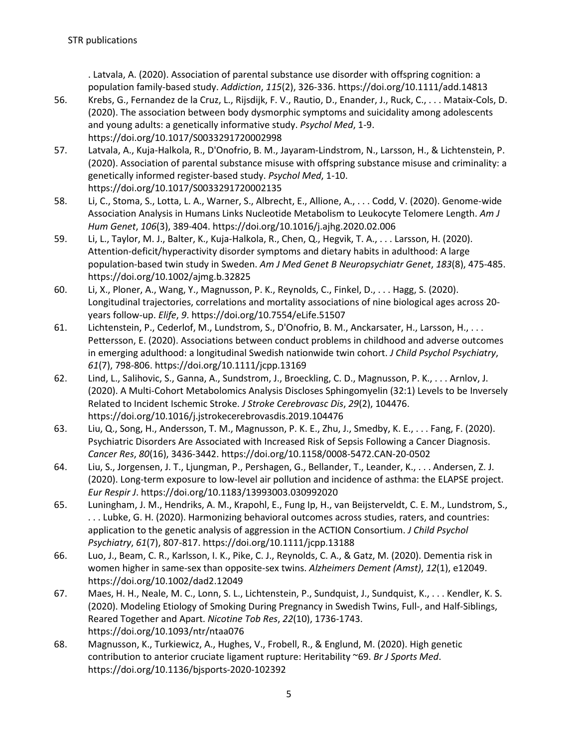. Latvala, A. (2020). Association of parental substance use disorder with offspring cognition: a population family-based study. *Addiction*, *115*(2), 326-336. https://doi.org/10.1111/add.14813

56. Krebs, G., Fernandez de la Cruz, L., Rijsdijk, F. V., Rautio, D., Enander, J., Ruck, C., . . . Mataix-Cols, D. (2020). The association between body dysmorphic symptoms and suicidality among adolescents and young adults: a genetically informative study. *Psychol Med*, 1-9. https://doi.org/10.1017/S0033291720002998
57. Latvala, A., Kuja-Halkola, R., D'Onofrio, B. M., Jayaram-Lindstrom, N., Larsson, H., & Lichtenstein, P. (2020). Association of parental substance misuse with offspring substance misuse and criminality: a genetically informed register-based study. *Psychol Med*, 1-10. https://doi.org/10.1017/S0033291720002135
58. Li, C., Stoma, S., Lotta, L. A., Warner, S., Albrecht, E., Allione, A., . . . Codd, V. (2020). Genome-wide Association Analysis in Humans Links Nucleotide Metabolism to Leukocyte Telomere Length. *Am J Hum Genet*, *106*(3), 389-404. https://doi.org/10.1016/j.ajhg.2020.02.006
59. Li, L., Taylor, M. J., Balter, K., Kuja-Halkola, R., Chen, Q., Hegvik, T. A., . . . Larsson, H. (2020). Attention-deficit/hyperactivity disorder symptoms and dietary habits in adulthood: A large population-based twin study in Sweden. *Am J Med Genet B Neuropsychiatr Genet*, *183*(8), 475-485. https://doi.org/10.1002/ajmg.b.32825
60. Li, X., Ploner, A., Wang, Y., Magnusson, P. K., Reynolds, C., Finkel, D., . . . Hagg, S. (2020). Longitudinal trajectories, correlations and mortality associations of nine biological ages across 20-years follow-up. *Elife*, *9*. https://doi.org/10.7554/eLife.51507
61. Lichtenstein, P., Cederlof, M., Lundstrom, S., D'Onofrio, B. M., Anckarsater, H., Larsson, H., . . . Pettersson, E. (2020). Associations between conduct problems in childhood and adverse outcomes in emerging adulthood: a longitudinal Swedish nationwide twin cohort. *J Child Psychol Psychiatry*, *61*(7), 798-806. https://doi.org/10.1111/jcpp.13169
62. Lind, L., Salihovic, S., Ganna, A., Sundstrom, J., Broeckling, C. D., Magnusson, P. K., . . . Arnlov, J. (2020). A Multi-Cohort Metabolomics Analysis Discloses Sphingomyelin (32:1) Levels to be Inversely Related to Incident Ischemic Stroke. *J Stroke Cerebrovasc Dis*, *29*(2), 104476. https://doi.org/10.1016/j.jstrokecerebrovasdis.2019.104476
63. Liu, Q., Song, H., Andersson, T. M., Magnusson, P. K. E., Zhu, J., Smedby, K. E., . . . Fang, F. (2020). Psychiatric Disorders Are Associated with Increased Risk of Sepsis Following a Cancer Diagnosis. *Cancer Res*, *80*(16), 3436-3442. https://doi.org/10.1158/0008-5472.CAN-20-0502
64. Liu, S., Jorgensen, J. T., Ljungman, P., Pershagen, G., Bellander, T., Leander, K., . . . Andersen, Z. J. (2020). Long-term exposure to low-level air pollution and incidence of asthma: the ELAPSE project. *Eur Respir J*. https://doi.org/10.1183/13993003.030992020
65. Luningham, J. M., Hendriks, A. M., Krapohl, E., Fung Ip, H., van Beijsterveldt, C. E. M., Lundstrom, S., . . . Lubke, G. H. (2020). Harmonizing behavioral outcomes across studies, raters, and countries: application to the genetic analysis of aggression in the ACTION Consortium. *J Child Psychol Psychiatry*, *61*(7), 807-817. https://doi.org/10.1111/jcpp.13188
66. Luo, J., Beam, C. R., Karlsson, I. K., Pike, C. J., Reynolds, C. A., & Gatz, M. (2020). Dementia risk in women higher in same-sex than opposite-sex twins. *Alzheimers Dement (Amst)*, *12*(1), e12049. https://doi.org/10.1002/dad2.12049
67. Maes, H. H., Neale, M. C., Lonn, S. L., Lichtenstein, P., Sundquist, J., Sundquist, K., . . . Kendler, K. S. (2020). Modeling Etiology of Smoking During Pregnancy in Swedish Twins, Full-, and Half-Siblings, Reared Together and Apart. *Nicotine Tob Res*, *22*(10), 1736-1743. https://doi.org/10.1093/ntr/ntaa076
68. Magnusson, K., Turkiewicz, A., Hughes, V., Frobell, R., & Englund, M. (2020). High genetic contribution to anterior cruciate ligament rupture: Heritability ~69. *Br J Sports Med*. https://doi.org/10.1136/bjsports-2020-102392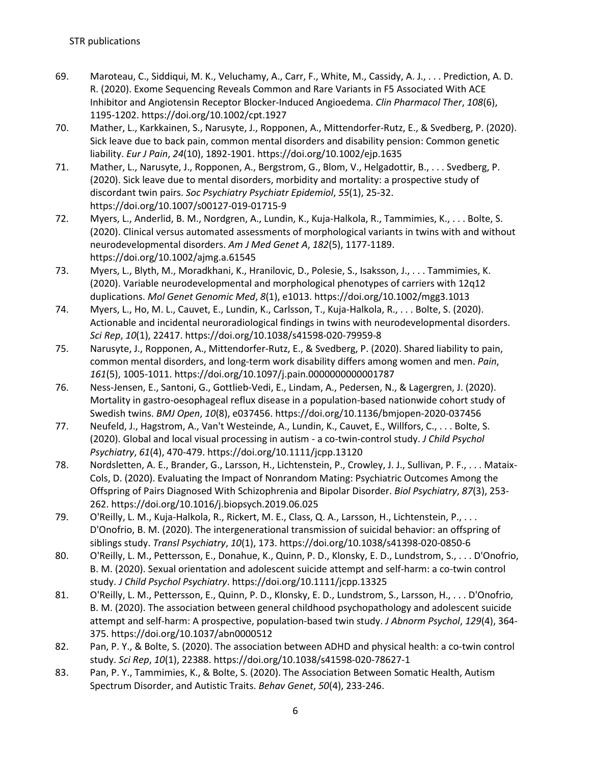69. Maroteau, C., Siddiqui, M. K., Veluchamy, A., Carr, F., White, M., Cassidy, A. J., . . . Prediction, A. D. R. (2020). Exome Sequencing Reveals Common and Rare Variants in F5 Associated With ACE Inhibitor and Angiotensin Receptor Blocker-Induced Angioedema. *Clin Pharmacol Ther*, *108*(6), 1195-1202. https://doi.org/10.1002/cpt.1927
70. Mather, L., Karkkainen, S., Narusyte, J., Ropponen, A., Mittendorfer-Rutz, E., & Svedberg, P. (2020). Sick leave due to back pain, common mental disorders and disability pension: Common genetic liability. *Eur J Pain*, *24*(10), 1892-1901. https://doi.org/10.1002/ejp.1635
71. Mather, L., Narusyte, J., Ropponen, A., Bergstrom, G., Blom, V., Helgadottir, B., . . . Svedberg, P. (2020). Sick leave due to mental disorders, morbidity and mortality: a prospective study of discordant twin pairs. *Soc Psychiatry Psychiatr Epidemiol*, *55*(1), 25-32. https://doi.org/10.1007/s00127-019-01715-9
72. Myers, L., Anderlid, B. M., Nordgren, A., Lundin, K., Kuja-Halkola, R., Tammimies, K., . . . Bolte, S. (2020). Clinical versus automated assessments of morphological variants in twins with and without neurodevelopmental disorders. *Am J Med Genet A*, *182*(5), 1177-1189. https://doi.org/10.1002/ajmg.a.61545
73. Myers, L., Blyth, M., Moradkhani, K., Hranilovic, D., Polesie, S., Isaksson, J., . . . Tammimies, K. (2020). Variable neurodevelopmental and morphological phenotypes of carriers with 12q12 duplications. *Mol Genet Genomic Med*, *8*(1), e1013. https://doi.org/10.1002/mgg3.1013
74. Myers, L., Ho, M. L., Cauvet, E., Lundin, K., Carlsson, T., Kuja-Halkola, R., . . . Bolte, S. (2020). Actionable and incidental neuroradiological findings in twins with neurodevelopmental disorders. *Sci Rep*, *10*(1), 22417. https://doi.org/10.1038/s41598-020-79959-8
75. Narusyte, J., Ropponen, A., Mittendorfer-Rutz, E., & Svedberg, P. (2020). Shared liability to pain, common mental disorders, and long-term work disability differs among women and men. *Pain*, *161*(5), 1005-1011. https://doi.org/10.1097/j.pain.0000000000001787
76. Ness-Jensen, E., Santoni, G., Gottlieb-Vedi, E., Lindam, A., Pedersen, N., & Lagergren, J. (2020). Mortality in gastro-oesophageal reflux disease in a population-based nationwide cohort study of Swedish twins. *BMJ Open*, *10*(8), e037456. https://doi.org/10.1136/bmjopen-2020-037456
77. Neufeld, J., Hagstrom, A., Van't Westeinde, A., Lundin, K., Cauvet, E., Willfors, C., . . . Bolte, S. (2020). Global and local visual processing in autism - a co-twin-control study. *J Child Psychol Psychiatry*, *61*(4), 470-479. https://doi.org/10.1111/jcpp.13120
78. Nordsletten, A. E., Brander, G., Larsson, H., Lichtenstein, P., Crowley, J. J., Sullivan, P. F., . . . Mataix-Cols, D. (2020). Evaluating the Impact of Nonrandom Mating: Psychiatric Outcomes Among the Offspring of Pairs Diagnosed With Schizophrenia and Bipolar Disorder. *Biol Psychiatry*, *87*(3), 253-262. https://doi.org/10.1016/j.biopsych.2019.06.025
79. O'Reilly, L. M., Kuja-Halkola, R., Rickert, M. E., Class, Q. A., Larsson, H., Lichtenstein, P., . . . D'Onofrio, B. M. (2020). The intergenerational transmission of suicidal behavior: an offspring of siblings study. *Transl Psychiatry*, *10*(1), 173. https://doi.org/10.1038/s41398-020-0850-6
80. O'Reilly, L. M., Pettersson, E., Donahue, K., Quinn, P. D., Klonsky, E. D., Lundstrom, S., . . . D'Onofrio, B. M. (2020). Sexual orientation and adolescent suicide attempt and self-harm: a co-twin control study. *J Child Psychol Psychiatry*. https://doi.org/10.1111/jcpp.13325
81. O'Reilly, L. M., Pettersson, E., Quinn, P. D., Klonsky, E. D., Lundstrom, S., Larsson, H., . . . D'Onofrio, B. M. (2020). The association between general childhood psychopathology and adolescent suicide attempt and self-harm: A prospective, population-based twin study. *J Abnorm Psychol*, *129*(4), 364-375. https://doi.org/10.1037/abn0000512
82. Pan, P. Y., & Bolte, S. (2020). The association between ADHD and physical health: a co-twin control study. *Sci Rep*, *10*(1), 22388. https://doi.org/10.1038/s41598-020-78627-1
83. Pan, P. Y., Tammimies, K., & Bolte, S. (2020). The Association Between Somatic Health, Autism Spectrum Disorder, and Autistic Traits. *Behav Genet*, *50*(4), 233-246.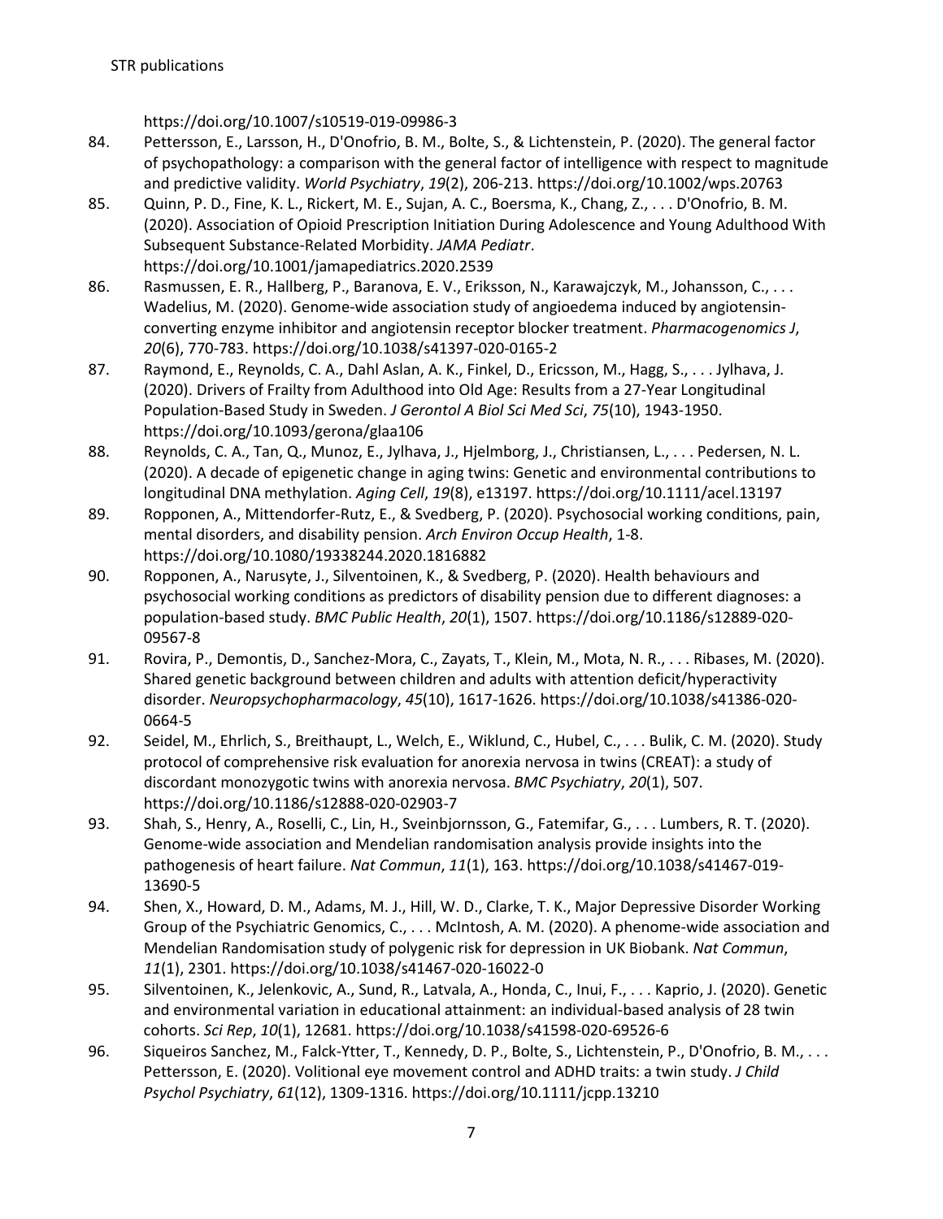https://doi.org/10.1007/s10519-019-09986-3

84. Pettersson, E., Larsson, H., D'Onofrio, B. M., Bolte, S., & Lichtenstein, P. (2020). The general factor of psychopathology: a comparison with the general factor of intelligence with respect to magnitude and predictive validity. *World Psychiatry*, *19*(2), 206-213. https://doi.org/10.1002/wps.20763
85. Quinn, P. D., Fine, K. L., Rickert, M. E., Sujan, A. C., Boersma, K., Chang, Z., . . . D'Onofrio, B. M. (2020). Association of Opioid Prescription Initiation During Adolescence and Young Adulthood With Subsequent Substance-Related Morbidity. *JAMA Pediatr*. https://doi.org/10.1001/jamapediatrics.2020.2539
86. Rasmussen, E. R., Hallberg, P., Baranova, E. V., Eriksson, N., Karawajczyk, M., Johansson, C., . . . Wadelius, M. (2020). Genome-wide association study of angioedema induced by angiotensin-converting enzyme inhibitor and angiotensin receptor blocker treatment. *Pharmacogenomics J*, *20*(6), 770-783. https://doi.org/10.1038/s41397-020-0165-2
87. Raymond, E., Reynolds, C. A., Dahl Aslan, A. K., Finkel, D., Ericsson, M., Hagg, S., . . . Jylhava, J. (2020). Drivers of Frailty from Adulthood into Old Age: Results from a 27-Year Longitudinal Population-Based Study in Sweden. *J Gerontol A Biol Sci Med Sci*, *75*(10), 1943-1950. https://doi.org/10.1093/gerona/glaa106
88. Reynolds, C. A., Tan, Q., Munoz, E., Jylhava, J., Hjelmborg, J., Christiansen, L., . . . Pedersen, N. L. (2020). A decade of epigenetic change in aging twins: Genetic and environmental contributions to longitudinal DNA methylation. *Aging Cell*, *19*(8), e13197. https://doi.org/10.1111/acel.13197
89. Ropponen, A., Mittendorfer-Rutz, E., & Svedberg, P. (2020). Psychosocial working conditions, pain, mental disorders, and disability pension. *Arch Environ Occup Health*, 1-8. https://doi.org/10.1080/19338244.2020.1816882
90. Ropponen, A., Narusyte, J., Silventoinen, K., & Svedberg, P. (2020). Health behaviours and psychosocial working conditions as predictors of disability pension due to different diagnoses: a population-based study. *BMC Public Health*, *20*(1), 1507. https://doi.org/10.1186/s12889-020-09567-8
91. Rovira, P., Demontis, D., Sanchez-Mora, C., Zayats, T., Klein, M., Mota, N. R., . . . Ribases, M. (2020). Shared genetic background between children and adults with attention deficit/hyperactivity disorder. *Neuropsychopharmacology*, *45*(10), 1617-1626. https://doi.org/10.1038/s41386-020-0664-5
92. Seidel, M., Ehrlich, S., Breithaupt, L., Welch, E., Wiklund, C., Hubel, C., . . . Bulik, C. M. (2020). Study protocol of comprehensive risk evaluation for anorexia nervosa in twins (CREAT): a study of discordant monozygotic twins with anorexia nervosa. *BMC Psychiatry*, *20*(1), 507. https://doi.org/10.1186/s12888-020-02903-7
93. Shah, S., Henry, A., Roselli, C., Lin, H., Sveinbjornsson, G., Fatemifar, G., . . . Lumbers, R. T. (2020). Genome-wide association and Mendelian randomisation analysis provide insights into the pathogenesis of heart failure. *Nat Commun*, *11*(1), 163. https://doi.org/10.1038/s41467-019-13690-5
94. Shen, X., Howard, D. M., Adams, M. J., Hill, W. D., Clarke, T. K., Major Depressive Disorder Working Group of the Psychiatric Genomics, C., . . . McIntosh, A. M. (2020). A phenome-wide association and Mendelian Randomisation study of polygenic risk for depression in UK Biobank. *Nat Commun*, *11*(1), 2301. https://doi.org/10.1038/s41467-020-16022-0
95. Silventoinen, K., Jelenkovic, A., Sund, R., Latvala, A., Honda, C., Inui, F., . . . Kaprio, J. (2020). Genetic and environmental variation in educational attainment: an individual-based analysis of 28 twin cohorts. *Sci Rep*, *10*(1), 12681. https://doi.org/10.1038/s41598-020-69526-6
96. Siqueiros Sanchez, M., Falck-Ytter, T., Kennedy, D. P., Bolte, S., Lichtenstein, P., D'Onofrio, B. M., . . . Pettersson, E. (2020). Volitional eye movement control and ADHD traits: a twin study. *J Child Psychol Psychiatry*, *61*(12), 1309-1316. https://doi.org/10.1111/jcpp.13210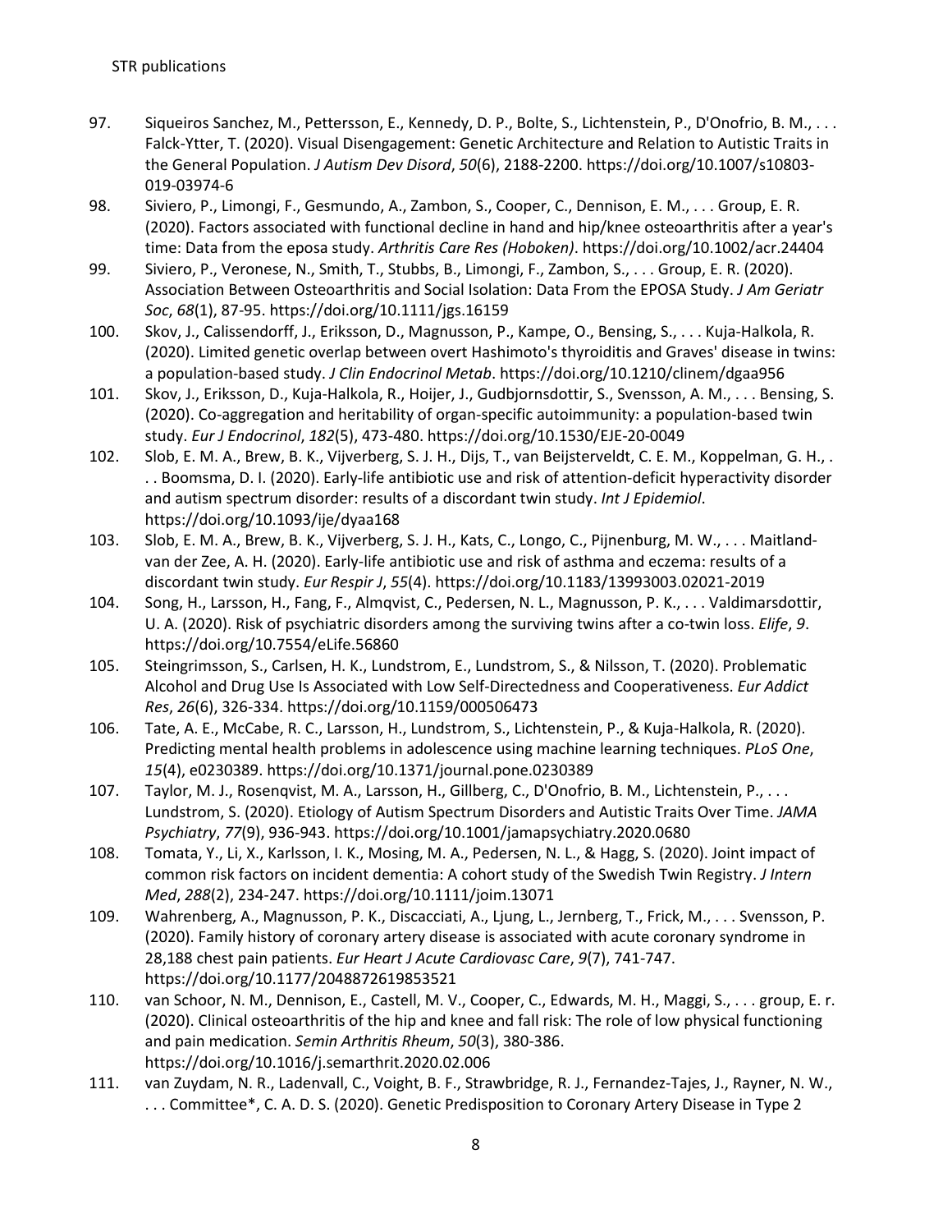97. Siqueiros Sanchez, M., Pettersson, E., Kennedy, D. P., Bolte, S., Lichtenstein, P., D'Onofrio, B. M., . . . Falck-Ytter, T. (2020). Visual Disengagement: Genetic Architecture and Relation to Autistic Traits in the General Population. *J Autism Dev Disord*, *50*(6), 2188-2200. https://doi.org/10.1007/s10803-019-03974-6
98. Siviero, P., Limongi, F., Gesmundo, A., Zambon, S., Cooper, C., Dennison, E. M., . . . Group, E. R. (2020). Factors associated with functional decline in hand and hip/knee osteoarthritis after a year's time: Data from the eposa study. *Arthritis Care Res (Hoboken)*. https://doi.org/10.1002/acr.24404
99. Siviero, P., Veronese, N., Smith, T., Stubbs, B., Limongi, F., Zambon, S., . . . Group, E. R. (2020). Association Between Osteoarthritis and Social Isolation: Data From the EPOSA Study. *J Am Geriatr Soc*, *68*(1), 87-95. https://doi.org/10.1111/jgs.16159
100. Skov, J., Calissendorff, J., Eriksson, D., Magnusson, P., Kampe, O., Bensing, S., . . . Kuja-Halkola, R. (2020). Limited genetic overlap between overt Hashimoto's thyroiditis and Graves' disease in twins: a population-based study. *J Clin Endocrinol Metab*. https://doi.org/10.1210/clinem/dgaa956
101. Skov, J., Eriksson, D., Kuja-Halkola, R., Hoijer, J., Gudbjornsdottir, S., Svensson, A. M., . . . Bensing, S. (2020). Co-aggregation and heritability of organ-specific autoimmunity: a population-based twin study. *Eur J Endocrinol*, *182*(5), 473-480. https://doi.org/10.1530/EJE-20-0049
102. Slob, E. M. A., Brew, B. K., Vijverberg, S. J. H., Dijs, T., van Beijsterveldt, C. E. M., Koppelman, G. H., . . . Boomsma, D. I. (2020). Early-life antibiotic use and risk of attention-deficit hyperactivity disorder and autism spectrum disorder: results of a discordant twin study. *Int J Epidemiol*. https://doi.org/10.1093/ije/dyaa168
103. Slob, E. M. A., Brew, B. K., Vijverberg, S. J. H., Kats, C., Longo, C., Pijnenburg, M. W., . . . Maitland-van der Zee, A. H. (2020). Early-life antibiotic use and risk of asthma and eczema: results of a discordant twin study. *Eur Respir J*, *55*(4). https://doi.org/10.1183/13993003.02021-2019
104. Song, H., Larsson, H., Fang, F., Almqvist, C., Pedersen, N. L., Magnusson, P. K., . . . Valdimarsdottir, U. A. (2020). Risk of psychiatric disorders among the surviving twins after a co-twin loss. *Elife*, *9*. https://doi.org/10.7554/eLife.56860
105. Steingrimsson, S., Carlsen, H. K., Lundstrom, E., Lundstrom, S., & Nilsson, T. (2020). Problematic Alcohol and Drug Use Is Associated with Low Self-Directedness and Cooperativeness. *Eur Addict Res*, *26*(6), 326-334. https://doi.org/10.1159/000506473
106. Tate, A. E., McCabe, R. C., Larsson, H., Lundstrom, S., Lichtenstein, P., & Kuja-Halkola, R. (2020). Predicting mental health problems in adolescence using machine learning techniques. *PLoS One*, *15*(4), e0230389. https://doi.org/10.1371/journal.pone.0230389
107. Taylor, M. J., Rosenqvist, M. A., Larsson, H., Gillberg, C., D'Onofrio, B. M., Lichtenstein, P., . . . Lundstrom, S. (2020). Etiology of Autism Spectrum Disorders and Autistic Traits Over Time. *JAMA Psychiatry*, *77*(9), 936-943. https://doi.org/10.1001/jamapsychiatry.2020.0680
108. Tomata, Y., Li, X., Karlsson, I. K., Mosing, M. A., Pedersen, N. L., & Hagg, S. (2020). Joint impact of common risk factors on incident dementia: A cohort study of the Swedish Twin Registry. *J Intern Med*, *288*(2), 234-247. https://doi.org/10.1111/joim.13071
109. Wahrenberg, A., Magnusson, P. K., Discacciati, A., Ljung, L., Jernberg, T., Frick, M., . . . Svensson, P. (2020). Family history of coronary artery disease is associated with acute coronary syndrome in 28,188 chest pain patients. *Eur Heart J Acute Cardiovasc Care*, *9*(7), 741-747. https://doi.org/10.1177/2048872619853521
110. van Schoor, N. M., Dennison, E., Castell, M. V., Cooper, C., Edwards, M. H., Maggi, S., . . . group, E. r. (2020). Clinical osteoarthritis of the hip and knee and fall risk: The role of low physical functioning and pain medication. *Semin Arthritis Rheum*, *50*(3), 380-386. https://doi.org/10.1016/j.semarthrit.2020.02.006
111. van Zuydam, N. R., Ladenvall, C., Voight, B. F., Strawbridge, R. J., Fernandez-Tajes, J., Rayner, N. W., . . . Committee*, C. A. D. S. (2020). Genetic Predisposition to Coronary Artery Disease in Type 2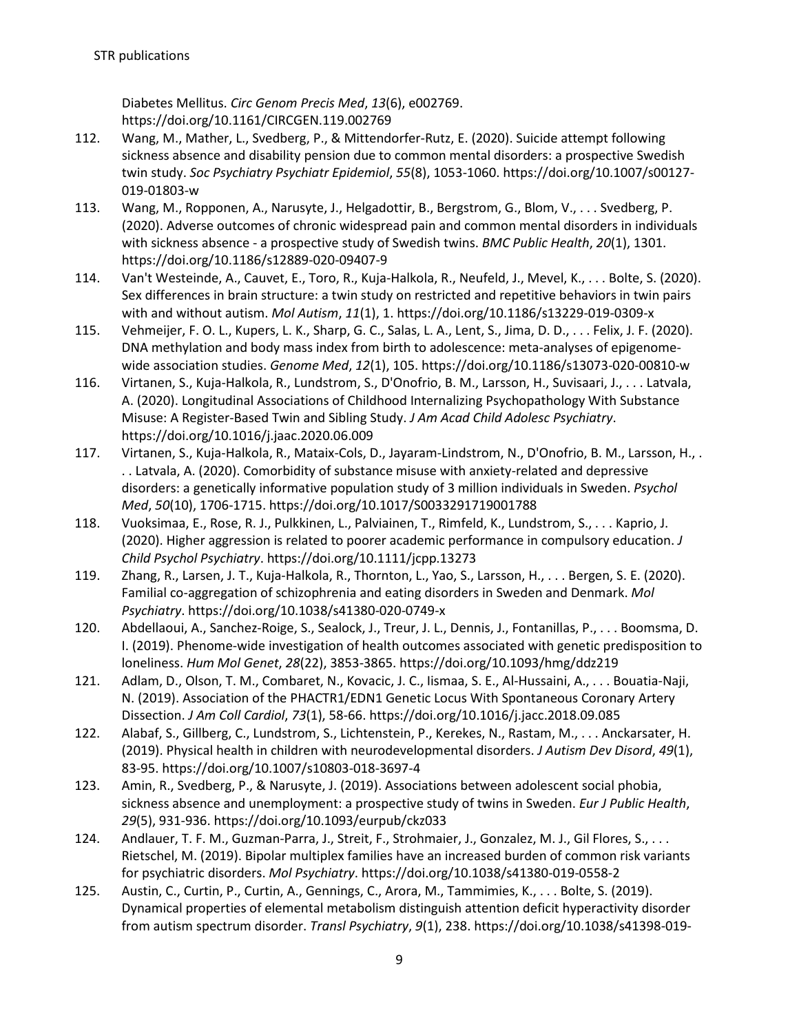Diabetes Mellitus. *Circ Genom Precis Med*, *13*(6), e002769. https://doi.org/10.1161/CIRCGEN.119.002769

112. Wang, M., Mather, L., Svedberg, P., & Mittendorfer-Rutz, E. (2020). Suicide attempt following sickness absence and disability pension due to common mental disorders: a prospective Swedish twin study. *Soc Psychiatry Psychiatr Epidemiol*, *55*(8), 1053-1060. https://doi.org/10.1007/s00127-019-01803-w
113. Wang, M., Ropponen, A., Narusyte, J., Helgadottir, B., Bergstrom, G., Blom, V., . . . Svedberg, P. (2020). Adverse outcomes of chronic widespread pain and common mental disorders in individuals with sickness absence - a prospective study of Swedish twins. *BMC Public Health*, *20*(1), 1301. https://doi.org/10.1186/s12889-020-09407-9
114. Van't Westeinde, A., Cauvet, E., Toro, R., Kuja-Halkola, R., Neufeld, J., Mevel, K., . . . Bolte, S. (2020). Sex differences in brain structure: a twin study on restricted and repetitive behaviors in twin pairs with and without autism. *Mol Autism*, *11*(1), 1. https://doi.org/10.1186/s13229-019-0309-x
115. Vehmeijer, F. O. L., Kupers, L. K., Sharp, G. C., Salas, L. A., Lent, S., Jima, D. D., . . . Felix, J. F. (2020). DNA methylation and body mass index from birth to adolescence: meta-analyses of epigenome-wide association studies. *Genome Med*, *12*(1), 105. https://doi.org/10.1186/s13073-020-00810-w
116. Virtanen, S., Kuja-Halkola, R., Lundstrom, S., D'Onofrio, B. M., Larsson, H., Suvisaari, J., . . . Latvala, A. (2020). Longitudinal Associations of Childhood Internalizing Psychopathology With Substance Misuse: A Register-Based Twin and Sibling Study. *J Am Acad Child Adolesc Psychiatry*. https://doi.org/10.1016/j.jaac.2020.06.009
117. Virtanen, S., Kuja-Halkola, R., Mataix-Cols, D., Jayaram-Lindstrom, N., D'Onofrio, B. M., Larsson, H., . . . Latvala, A. (2020). Comorbidity of substance misuse with anxiety-related and depressive disorders: a genetically informative population study of 3 million individuals in Sweden. *Psychol Med*, *50*(10), 1706-1715. https://doi.org/10.1017/S0033291719001788
118. Vuoksimaa, E., Rose, R. J., Pulkkinen, L., Palviainen, T., Rimfeld, K., Lundstrom, S., . . . Kaprio, J. (2020). Higher aggression is related to poorer academic performance in compulsory education. *J Child Psychol Psychiatry*. https://doi.org/10.1111/jcpp.13273
119. Zhang, R., Larsen, J. T., Kuja-Halkola, R., Thornton, L., Yao, S., Larsson, H., . . . Bergen, S. E. (2020). Familial co-aggregation of schizophrenia and eating disorders in Sweden and Denmark. *Mol Psychiatry*. https://doi.org/10.1038/s41380-020-0749-x
120. Abdellaoui, A., Sanchez-Roige, S., Sealock, J., Treur, J. L., Dennis, J., Fontanillas, P., . . . Boomsma, D. I. (2019). Phenome-wide investigation of health outcomes associated with genetic predisposition to loneliness. *Hum Mol Genet*, *28*(22), 3853-3865. https://doi.org/10.1093/hmg/ddz219
121. Adlam, D., Olson, T. M., Combaret, N., Kovacic, J. C., Iismaa, S. E., Al-Hussaini, A., . . . Bouatia-Naji, N. (2019). Association of the PHACTR1/EDN1 Genetic Locus With Spontaneous Coronary Artery Dissection. *J Am Coll Cardiol*, *73*(1), 58-66. https://doi.org/10.1016/j.jacc.2018.09.085
122. Alabaf, S., Gillberg, C., Lundstrom, S., Lichtenstein, P., Kerekes, N., Rastam, M., . . . Anckarsater, H. (2019). Physical health in children with neurodevelopmental disorders. *J Autism Dev Disord*, *49*(1), 83-95. https://doi.org/10.1007/s10803-018-3697-4
123. Amin, R., Svedberg, P., & Narusyte, J. (2019). Associations between adolescent social phobia, sickness absence and unemployment: a prospective study of twins in Sweden. *Eur J Public Health*, *29*(5), 931-936. https://doi.org/10.1093/eurpub/ckz033
124. Andlauer, T. F. M., Guzman-Parra, J., Streit, F., Strohmaier, J., Gonzalez, M. J., Gil Flores, S., . . . Rietschel, M. (2019). Bipolar multiplex families have an increased burden of common risk variants for psychiatric disorders. *Mol Psychiatry*. https://doi.org/10.1038/s41380-019-0558-2
125. Austin, C., Curtin, P., Curtin, A., Gennings, C., Arora, M., Tammimies, K., . . . Bolte, S. (2019). Dynamical properties of elemental metabolism distinguish attention deficit hyperactivity disorder from autism spectrum disorder. *Transl Psychiatry*, *9*(1), 238. https://doi.org/10.1038/s41398-019-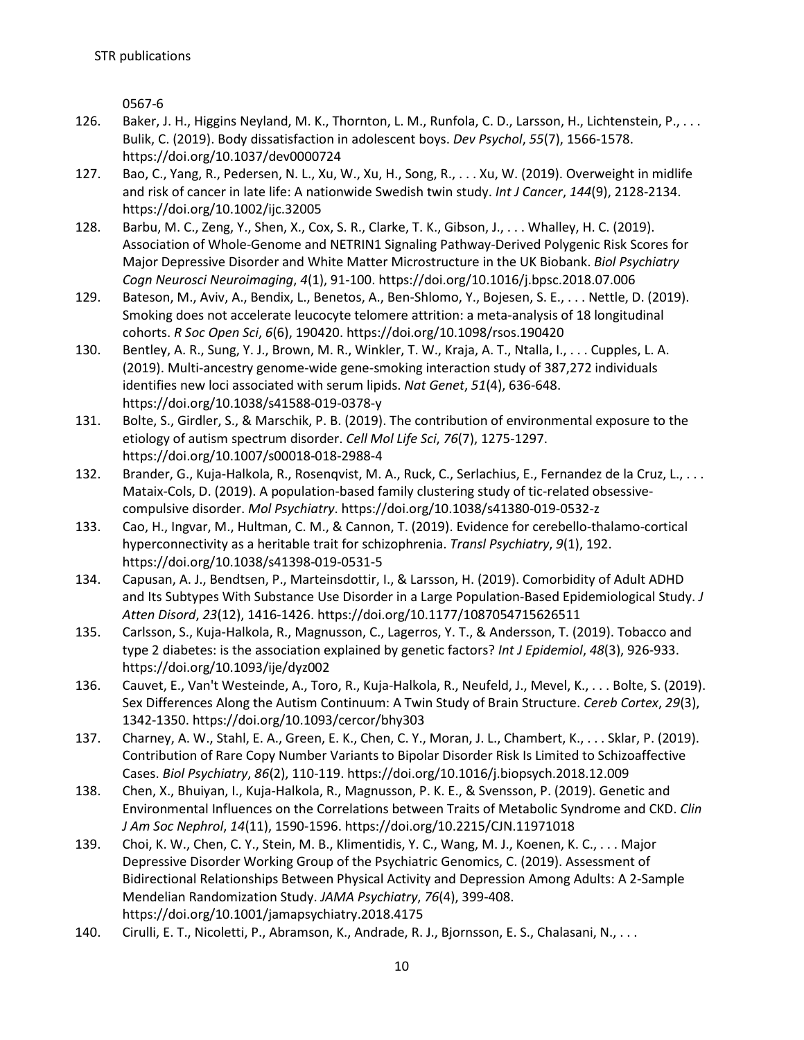0567-6

126. Baker, J. H., Higgins Neyland, M. K., Thornton, L. M., Runfola, C. D., Larsson, H., Lichtenstein, P., . . . Bulik, C. (2019). Body dissatisfaction in adolescent boys. *Dev Psychol*, *55*(7), 1566-1578. https://doi.org/10.1037/dev0000724
127. Bao, C., Yang, R., Pedersen, N. L., Xu, W., Xu, H., Song, R., . . . Xu, W. (2019). Overweight in midlife and risk of cancer in late life: A nationwide Swedish twin study. *Int J Cancer*, *144*(9), 2128-2134. https://doi.org/10.1002/ijc.32005
128. Barbu, M. C., Zeng, Y., Shen, X., Cox, S. R., Clarke, T. K., Gibson, J., . . . Whalley, H. C. (2019). Association of Whole-Genome and NETRIN1 Signaling Pathway-Derived Polygenic Risk Scores for Major Depressive Disorder and White Matter Microstructure in the UK Biobank. *Biol Psychiatry Cogn Neurosci Neuroimaging*, *4*(1), 91-100. https://doi.org/10.1016/j.bpsc.2018.07.006
129. Bateson, M., Aviv, A., Bendix, L., Benetos, A., Ben-Shlomo, Y., Bojesen, S. E., . . . Nettle, D. (2019). Smoking does not accelerate leucocyte telomere attrition: a meta-analysis of 18 longitudinal cohorts. *R Soc Open Sci*, *6*(6), 190420. https://doi.org/10.1098/rsos.190420
130. Bentley, A. R., Sung, Y. J., Brown, M. R., Winkler, T. W., Kraja, A. T., Ntalla, I., . . . Cupples, L. A. (2019). Multi-ancestry genome-wide gene-smoking interaction study of 387,272 individuals identifies new loci associated with serum lipids. *Nat Genet*, *51*(4), 636-648. https://doi.org/10.1038/s41588-019-0378-y
131. Bolte, S., Girdler, S., & Marschik, P. B. (2019). The contribution of environmental exposure to the etiology of autism spectrum disorder. *Cell Mol Life Sci*, *76*(7), 1275-1297. https://doi.org/10.1007/s00018-018-2988-4
132. Brander, G., Kuja-Halkola, R., Rosenqvist, M. A., Ruck, C., Serlachius, E., Fernandez de la Cruz, L., . . . Mataix-Cols, D. (2019). A population-based family clustering study of tic-related obsessive-compulsive disorder. *Mol Psychiatry*. https://doi.org/10.1038/s41380-019-0532-z
133. Cao, H., Ingvar, M., Hultman, C. M., & Cannon, T. (2019). Evidence for cerebello-thalamo-cortical hyperconnectivity as a heritable trait for schizophrenia. *Transl Psychiatry*, *9*(1), 192. https://doi.org/10.1038/s41398-019-0531-5
134. Capusan, A. J., Bendtsen, P., Marteinsdottir, I., & Larsson, H. (2019). Comorbidity of Adult ADHD and Its Subtypes With Substance Use Disorder in a Large Population-Based Epidemiological Study. *J Atten Disord*, *23*(12), 1416-1426. https://doi.org/10.1177/1087054715626511
135. Carlsson, S., Kuja-Halkola, R., Magnusson, C., Lagerros, Y. T., & Andersson, T. (2019). Tobacco and type 2 diabetes: is the association explained by genetic factors? *Int J Epidemiol*, *48*(3), 926-933. https://doi.org/10.1093/ije/dyz002
136. Cauvet, E., Van't Westeinde, A., Toro, R., Kuja-Halkola, R., Neufeld, J., Mevel, K., . . . Bolte, S. (2019). Sex Differences Along the Autism Continuum: A Twin Study of Brain Structure. *Cereb Cortex*, *29*(3), 1342-1350. https://doi.org/10.1093/cercor/bhy303
137. Charney, A. W., Stahl, E. A., Green, E. K., Chen, C. Y., Moran, J. L., Chambert, K., . . . Sklar, P. (2019). Contribution of Rare Copy Number Variants to Bipolar Disorder Risk Is Limited to Schizoaffective Cases. *Biol Psychiatry*, *86*(2), 110-119. https://doi.org/10.1016/j.biopsych.2018.12.009
138. Chen, X., Bhuiyan, I., Kuja-Halkola, R., Magnusson, P. K. E., & Svensson, P. (2019). Genetic and Environmental Influences on the Correlations between Traits of Metabolic Syndrome and CKD. *Clin J Am Soc Nephrol*, *14*(11), 1590-1596. https://doi.org/10.2215/CJN.11971018
139. Choi, K. W., Chen, C. Y., Stein, M. B., Klimentidis, Y. C., Wang, M. J., Koenen, K. C., . . . Major Depressive Disorder Working Group of the Psychiatric Genomics, C. (2019). Assessment of Bidirectional Relationships Between Physical Activity and Depression Among Adults: A 2-Sample Mendelian Randomization Study. *JAMA Psychiatry*, *76*(4), 399-408. https://doi.org/10.1001/jamapsychiatry.2018.4175
140. Cirulli, E. T., Nicoletti, P., Abramson, K., Andrade, R. J., Bjornsson, E. S., Chalasani, N., . . .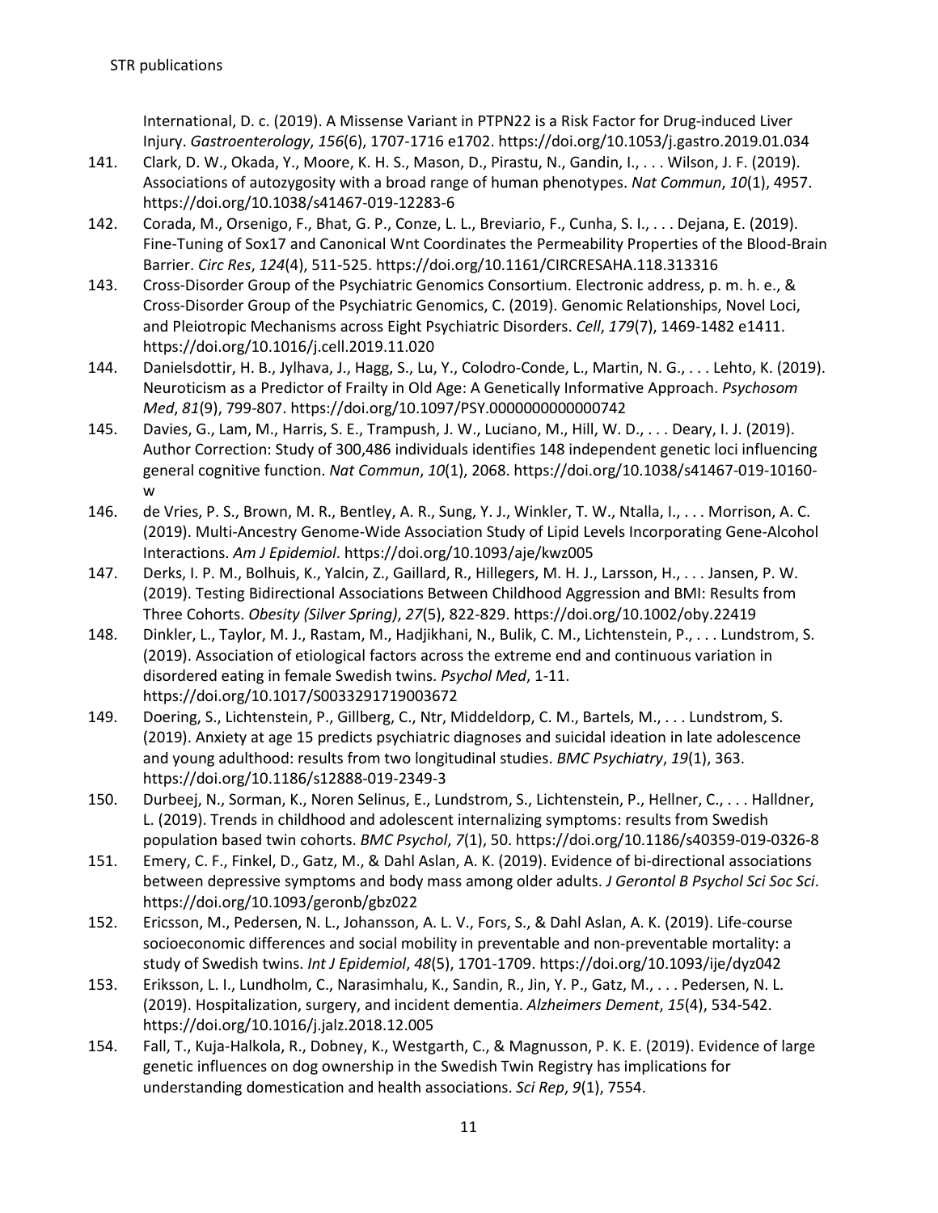International, D. c. (2019). A Missense Variant in PTPN22 is a Risk Factor for Drug-induced Liver Injury. *Gastroenterology*, *156*(6), 1707-1716 e1702. https://doi.org/10.1053/j.gastro.2019.01.034

141. Clark, D. W., Okada, Y., Moore, K. H. S., Mason, D., Pirastu, N., Gandin, I., . . . Wilson, J. F. (2019). Associations of autozygosity with a broad range of human phenotypes. *Nat Commun*, *10*(1), 4957. https://doi.org/10.1038/s41467-019-12283-6
142. Corada, M., Orsenigo, F., Bhat, G. P., Conze, L. L., Breviario, F., Cunha, S. I., . . . Dejana, E. (2019). Fine-Tuning of Sox17 and Canonical Wnt Coordinates the Permeability Properties of the Blood-Brain Barrier. *Circ Res*, *124*(4), 511-525. https://doi.org/10.1161/CIRCRESAHA.118.313316
143. Cross-Disorder Group of the Psychiatric Genomics Consortium. Electronic address, p. m. h. e., & Cross-Disorder Group of the Psychiatric Genomics, C. (2019). Genomic Relationships, Novel Loci, and Pleiotropic Mechanisms across Eight Psychiatric Disorders. *Cell*, *179*(7), 1469-1482 e1411. https://doi.org/10.1016/j.cell.2019.11.020
144. Danielsdottir, H. B., Jylhava, J., Hagg, S., Lu, Y., Colodro-Conde, L., Martin, N. G., . . . Lehto, K. (2019). Neuroticism as a Predictor of Frailty in Old Age: A Genetically Informative Approach. *Psychosom Med*, *81*(9), 799-807. https://doi.org/10.1097/PSY.0000000000000742
145. Davies, G., Lam, M., Harris, S. E., Trampush, J. W., Luciano, M., Hill, W. D., . . . Deary, I. J. (2019). Author Correction: Study of 300,486 individuals identifies 148 independent genetic loci influencing general cognitive function. *Nat Commun*, *10*(1), 2068. https://doi.org/10.1038/s41467-019-10160-w
146. de Vries, P. S., Brown, M. R., Bentley, A. R., Sung, Y. J., Winkler, T. W., Ntalla, I., . . . Morrison, A. C. (2019). Multi-Ancestry Genome-Wide Association Study of Lipid Levels Incorporating Gene-Alcohol Interactions. *Am J Epidemiol*. https://doi.org/10.1093/aje/kwz005
147. Derks, I. P. M., Bolhuis, K., Yalcin, Z., Gaillard, R., Hillegers, M. H. J., Larsson, H., . . . Jansen, P. W. (2019). Testing Bidirectional Associations Between Childhood Aggression and BMI: Results from Three Cohorts. *Obesity (Silver Spring)*, *27*(5), 822-829. https://doi.org/10.1002/oby.22419
148. Dinkler, L., Taylor, M. J., Rastam, M., Hadjikhani, N., Bulik, C. M., Lichtenstein, P., . . . Lundstrom, S. (2019). Association of etiological factors across the extreme end and continuous variation in disordered eating in female Swedish twins. *Psychol Med*, 1-11. https://doi.org/10.1017/S0033291719003672
149. Doering, S., Lichtenstein, P., Gillberg, C., Ntr, Middeldorp, C. M., Bartels, M., . . . Lundstrom, S. (2019). Anxiety at age 15 predicts psychiatric diagnoses and suicidal ideation in late adolescence and young adulthood: results from two longitudinal studies. *BMC Psychiatry*, *19*(1), 363. https://doi.org/10.1186/s12888-019-2349-3
150. Durbeej, N., Sorman, K., Noren Selinus, E., Lundstrom, S., Lichtenstein, P., Hellner, C., . . . Halldner, L. (2019). Trends in childhood and adolescent internalizing symptoms: results from Swedish population based twin cohorts. *BMC Psychol*, *7*(1), 50. https://doi.org/10.1186/s40359-019-0326-8
151. Emery, C. F., Finkel, D., Gatz, M., & Dahl Aslan, A. K. (2019). Evidence of bi-directional associations between depressive symptoms and body mass among older adults. *J Gerontol B Psychol Sci Soc Sci*. https://doi.org/10.1093/geronb/gbz022
152. Ericsson, M., Pedersen, N. L., Johansson, A. L. V., Fors, S., & Dahl Aslan, A. K. (2019). Life-course socioeconomic differences and social mobility in preventable and non-preventable mortality: a study of Swedish twins. *Int J Epidemiol*, *48*(5), 1701-1709. https://doi.org/10.1093/ije/dyz042
153. Eriksson, L. I., Lundholm, C., Narasimhalu, K., Sandin, R., Jin, Y. P., Gatz, M., . . . Pedersen, N. L. (2019). Hospitalization, surgery, and incident dementia. *Alzheimers Dement*, *15*(4), 534-542. https://doi.org/10.1016/j.jalz.2018.12.005
154. Fall, T., Kuja-Halkola, R., Dobney, K., Westgarth, C., & Magnusson, P. K. E. (2019). Evidence of large genetic influences on dog ownership in the Swedish Twin Registry has implications for understanding domestication and health associations. *Sci Rep*, *9*(1), 7554.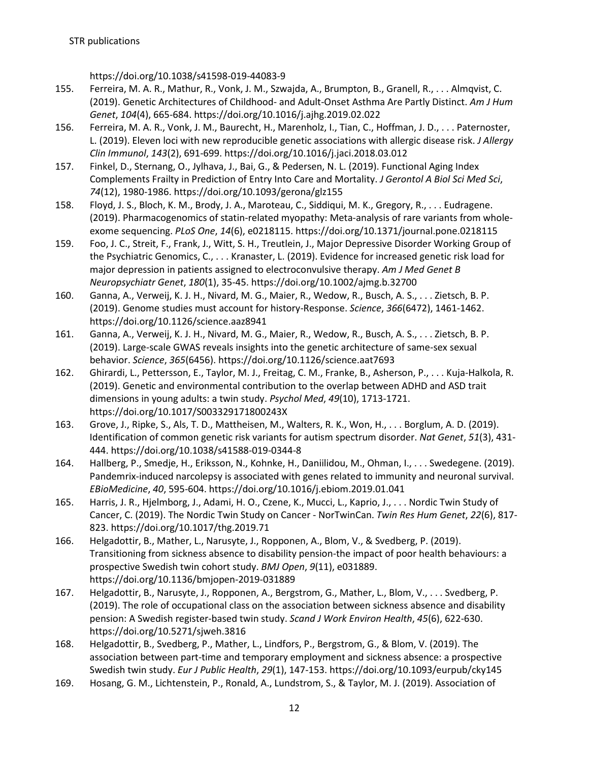https://doi.org/10.1038/s41598-019-44083-9

155. Ferreira, M. A. R., Mathur, R., Vonk, J. M., Szwajda, A., Brumpton, B., Granell, R., . . . Almqvist, C. (2019). Genetic Architectures of Childhood- and Adult-Onset Asthma Are Partly Distinct. *Am J Hum Genet*, *104*(4), 665-684. https://doi.org/10.1016/j.ajhg.2019.02.022
156. Ferreira, M. A. R., Vonk, J. M., Baurecht, H., Marenholz, I., Tian, C., Hoffman, J. D., . . . Paternoster, L. (2019). Eleven loci with new reproducible genetic associations with allergic disease risk. *J Allergy Clin Immunol*, *143*(2), 691-699. https://doi.org/10.1016/j.jaci.2018.03.012
157. Finkel, D., Sternang, O., Jylhava, J., Bai, G., & Pedersen, N. L. (2019). Functional Aging Index Complements Frailty in Prediction of Entry Into Care and Mortality. *J Gerontol A Biol Sci Med Sci*, *74*(12), 1980-1986. https://doi.org/10.1093/gerona/glz155
158. Floyd, J. S., Bloch, K. M., Brody, J. A., Maroteau, C., Siddiqui, M. K., Gregory, R., . . . Eudragene. (2019). Pharmacogenomics of statin-related myopathy: Meta-analysis of rare variants from whole-exome sequencing. *PLoS One*, *14*(6), e0218115. https://doi.org/10.1371/journal.pone.0218115
159. Foo, J. C., Streit, F., Frank, J., Witt, S. H., Treutlein, J., Major Depressive Disorder Working Group of the Psychiatric Genomics, C., . . . Kranaster, L. (2019). Evidence for increased genetic risk load for major depression in patients assigned to electroconvulsive therapy. *Am J Med Genet B Neuropsychiatr Genet*, *180*(1), 35-45. https://doi.org/10.1002/ajmg.b.32700
160. Ganna, A., Verweij, K. J. H., Nivard, M. G., Maier, R., Wedow, R., Busch, A. S., . . . Zietsch, B. P. (2019). Genome studies must account for history-Response. *Science*, *366*(6472), 1461-1462. https://doi.org/10.1126/science.aaz8941
161. Ganna, A., Verweij, K. J. H., Nivard, M. G., Maier, R., Wedow, R., Busch, A. S., . . . Zietsch, B. P. (2019). Large-scale GWAS reveals insights into the genetic architecture of same-sex sexual behavior. *Science*, *365*(6456). https://doi.org/10.1126/science.aat7693
162. Ghirardi, L., Pettersson, E., Taylor, M. J., Freitag, C. M., Franke, B., Asherson, P., . . . Kuja-Halkola, R. (2019). Genetic and environmental contribution to the overlap between ADHD and ASD trait dimensions in young adults: a twin study. *Psychol Med*, *49*(10), 1713-1721. https://doi.org/10.1017/S003329171800243X
163. Grove, J., Ripke, S., Als, T. D., Mattheisen, M., Walters, R. K., Won, H., . . . Borglum, A. D. (2019). Identification of common genetic risk variants for autism spectrum disorder. *Nat Genet*, *51*(3), 431-444. https://doi.org/10.1038/s41588-019-0344-8
164. Hallberg, P., Smedje, H., Eriksson, N., Kohnke, H., Daniilidou, M., Ohman, I., . . . Swedegene. (2019). Pandemrix-induced narcolepsy is associated with genes related to immunity and neuronal survival. *EBioMedicine*, *40*, 595-604. https://doi.org/10.1016/j.ebiom.2019.01.041
165. Harris, J. R., Hjelmborg, J., Adami, H. O., Czene, K., Mucci, L., Kaprio, J., . . . Nordic Twin Study of Cancer, C. (2019). The Nordic Twin Study on Cancer - NorTwinCan. *Twin Res Hum Genet*, *22*(6), 817-823. https://doi.org/10.1017/thg.2019.71
166. Helgadottir, B., Mather, L., Narusyte, J., Ropponen, A., Blom, V., & Svedberg, P. (2019). Transitioning from sickness absence to disability pension-the impact of poor health behaviours: a prospective Swedish twin cohort study. *BMJ Open*, *9*(11), e031889. https://doi.org/10.1136/bmjopen-2019-031889
167. Helgadottir, B., Narusyte, J., Ropponen, A., Bergstrom, G., Mather, L., Blom, V., . . . Svedberg, P. (2019). The role of occupational class on the association between sickness absence and disability pension: A Swedish register-based twin study. *Scand J Work Environ Health*, *45*(6), 622-630. https://doi.org/10.5271/sjweh.3816
168. Helgadottir, B., Svedberg, P., Mather, L., Lindfors, P., Bergstrom, G., & Blom, V. (2019). The association between part-time and temporary employment and sickness absence: a prospective Swedish twin study. *Eur J Public Health*, *29*(1), 147-153. https://doi.org/10.1093/eurpub/cky145
169. Hosang, G. M., Lichtenstein, P., Ronald, A., Lundstrom, S., & Taylor, M. J. (2019). Association of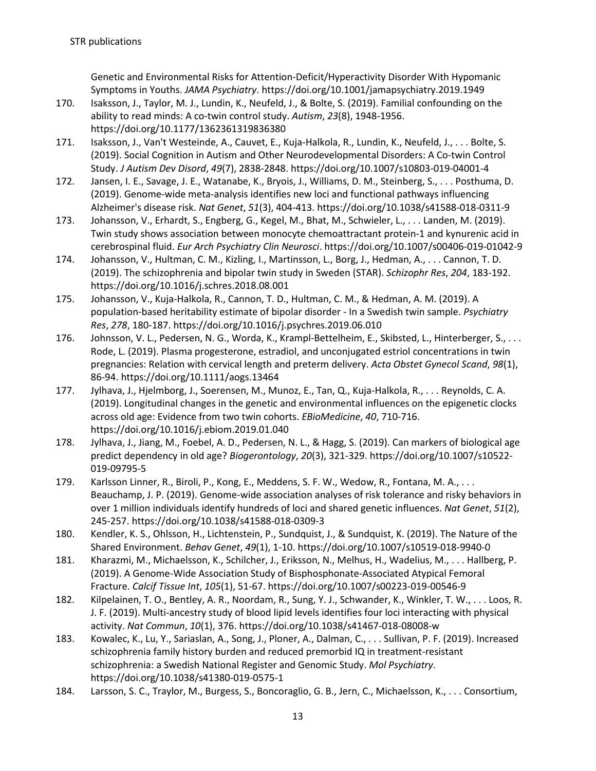Genetic and Environmental Risks for Attention-Deficit/Hyperactivity Disorder With Hypomanic Symptoms in Youths. *JAMA Psychiatry*. https://doi.org/10.1001/jamapsychiatry.2019.1949

170. Isaksson, J., Taylor, M. J., Lundin, K., Neufeld, J., & Bolte, S. (2019). Familial confounding on the ability to read minds: A co-twin control study. *Autism*, *23*(8), 1948-1956. https://doi.org/10.1177/1362361319836380
171. Isaksson, J., Van't Westeinde, A., Cauvet, E., Kuja-Halkola, R., Lundin, K., Neufeld, J., . . . Bolte, S. (2019). Social Cognition in Autism and Other Neurodevelopmental Disorders: A Co-twin Control Study. *J Autism Dev Disord*, *49*(7), 2838-2848. https://doi.org/10.1007/s10803-019-04001-4
172. Jansen, I. E., Savage, J. E., Watanabe, K., Bryois, J., Williams, D. M., Steinberg, S., . . . Posthuma, D. (2019). Genome-wide meta-analysis identifies new loci and functional pathways influencing Alzheimer's disease risk. *Nat Genet*, *51*(3), 404-413. https://doi.org/10.1038/s41588-018-0311-9
173. Johansson, V., Erhardt, S., Engberg, G., Kegel, M., Bhat, M., Schwieler, L., . . . Landen, M. (2019). Twin study shows association between monocyte chemoattractant protein-1 and kynurenic acid in cerebrospinal fluid. *Eur Arch Psychiatry Clin Neurosci*. https://doi.org/10.1007/s00406-019-01042-9
174. Johansson, V., Hultman, C. M., Kizling, I., Martinsson, L., Borg, J., Hedman, A., . . . Cannon, T. D. (2019). The schizophrenia and bipolar twin study in Sweden (STAR). *Schizophr Res*, *204*, 183-192. https://doi.org/10.1016/j.schres.2018.08.001
175. Johansson, V., Kuja-Halkola, R., Cannon, T. D., Hultman, C. M., & Hedman, A. M. (2019). A population-based heritability estimate of bipolar disorder - In a Swedish twin sample. *Psychiatry Res*, *278*, 180-187. https://doi.org/10.1016/j.psychres.2019.06.010
176. Johnsson, V. L., Pedersen, N. G., Worda, K., Krampl-Bettelheim, E., Skibsted, L., Hinterberger, S., . . . Rode, L. (2019). Plasma progesterone, estradiol, and unconjugated estriol concentrations in twin pregnancies: Relation with cervical length and preterm delivery. *Acta Obstet Gynecol Scand*, *98*(1), 86-94. https://doi.org/10.1111/aogs.13464
177. Jylhava, J., Hjelmborg, J., Soerensen, M., Munoz, E., Tan, Q., Kuja-Halkola, R., . . . Reynolds, C. A. (2019). Longitudinal changes in the genetic and environmental influences on the epigenetic clocks across old age: Evidence from two twin cohorts. *EBioMedicine*, *40*, 710-716. https://doi.org/10.1016/j.ebiom.2019.01.040
178. Jylhava, J., Jiang, M., Foebel, A. D., Pedersen, N. L., & Hagg, S. (2019). Can markers of biological age predict dependency in old age? *Biogerontology*, *20*(3), 321-329. https://doi.org/10.1007/s10522-019-09795-5
179. Karlsson Linner, R., Biroli, P., Kong, E., Meddens, S. F. W., Wedow, R., Fontana, M. A., . . . Beauchamp, J. P. (2019). Genome-wide association analyses of risk tolerance and risky behaviors in over 1 million individuals identify hundreds of loci and shared genetic influences. *Nat Genet*, *51*(2), 245-257. https://doi.org/10.1038/s41588-018-0309-3
180. Kendler, K. S., Ohlsson, H., Lichtenstein, P., Sundquist, J., & Sundquist, K. (2019). The Nature of the Shared Environment. *Behav Genet*, *49*(1), 1-10. https://doi.org/10.1007/s10519-018-9940-0
181. Kharazmi, M., Michaelsson, K., Schilcher, J., Eriksson, N., Melhus, H., Wadelius, M., . . . Hallberg, P. (2019). A Genome-Wide Association Study of Bisphosphonate-Associated Atypical Femoral Fracture. *Calcif Tissue Int*, *105*(1), 51-67. https://doi.org/10.1007/s00223-019-00546-9
182. Kilpelainen, T. O., Bentley, A. R., Noordam, R., Sung, Y. J., Schwander, K., Winkler, T. W., . . . Loos, R. J. F. (2019). Multi-ancestry study of blood lipid levels identifies four loci interacting with physical activity. *Nat Commun*, *10*(1), 376. https://doi.org/10.1038/s41467-018-08008-w
183. Kowalec, K., Lu, Y., Sariaslan, A., Song, J., Ploner, A., Dalman, C., . . . Sullivan, P. F. (2019). Increased schizophrenia family history burden and reduced premorbid IQ in treatment-resistant schizophrenia: a Swedish National Register and Genomic Study. *Mol Psychiatry*. https://doi.org/10.1038/s41380-019-0575-1
184. Larsson, S. C., Traylor, M., Burgess, S., Boncoraglio, G. B., Jern, C., Michaelsson, K., . . . Consortium,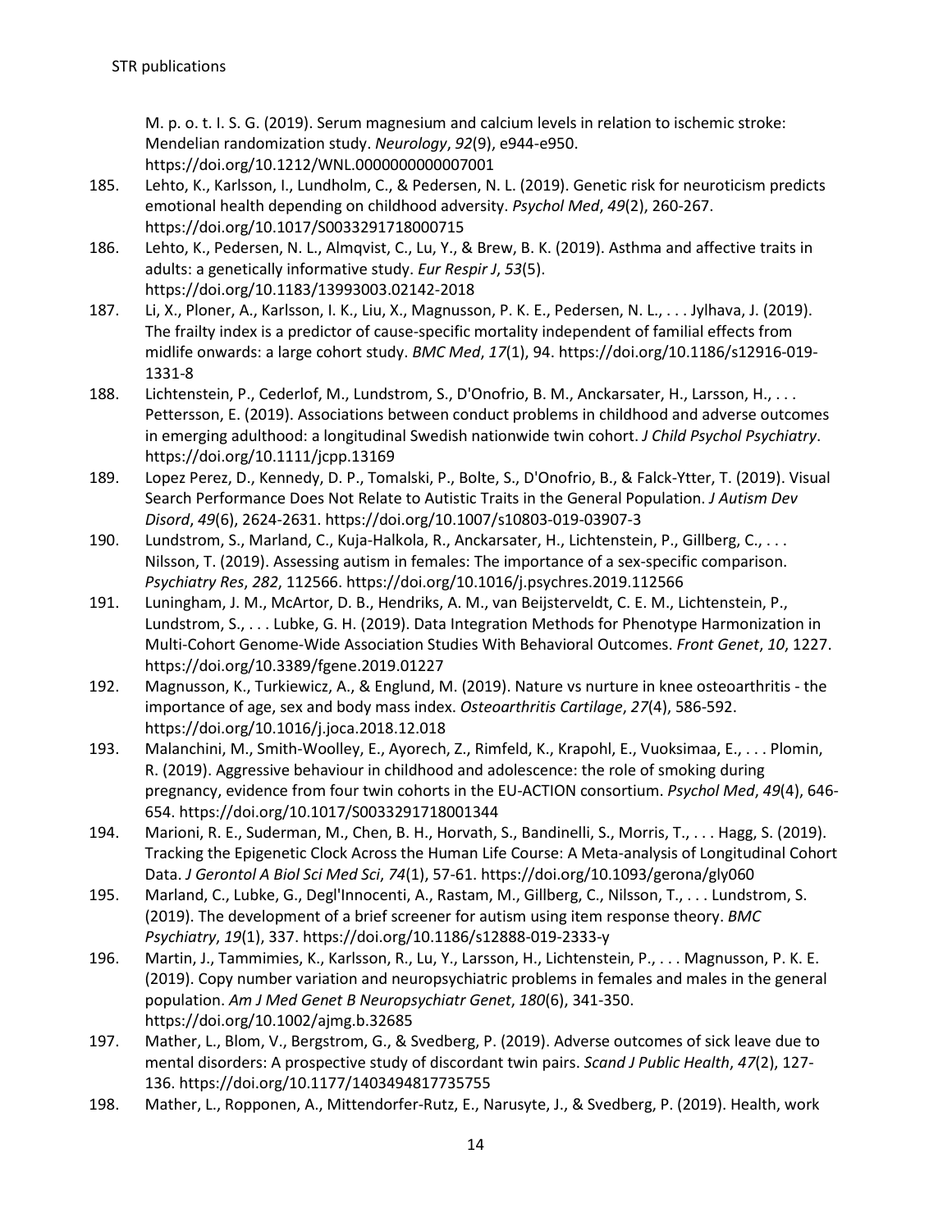M. p. o. t. I. S. G. (2019). Serum magnesium and calcium levels in relation to ischemic stroke: Mendelian randomization study. *Neurology*, *92*(9), e944-e950. https://doi.org/10.1212/WNL.0000000000007001

185. Lehto, K., Karlsson, I., Lundholm, C., & Pedersen, N. L. (2019). Genetic risk for neuroticism predicts emotional health depending on childhood adversity. *Psychol Med*, *49*(2), 260-267. https://doi.org/10.1017/S0033291718000715
186. Lehto, K., Pedersen, N. L., Almqvist, C., Lu, Y., & Brew, B. K. (2019). Asthma and affective traits in adults: a genetically informative study. *Eur Respir J*, *53*(5). https://doi.org/10.1183/13993003.02142-2018
187. Li, X., Ploner, A., Karlsson, I. K., Liu, X., Magnusson, P. K. E., Pedersen, N. L., . . . Jylhava, J. (2019). The frailty index is a predictor of cause-specific mortality independent of familial effects from midlife onwards: a large cohort study. *BMC Med*, *17*(1), 94. https://doi.org/10.1186/s12916-019-1331-8
188. Lichtenstein, P., Cederlof, M., Lundstrom, S., D'Onofrio, B. M., Anckarsater, H., Larsson, H., . . . Pettersson, E. (2019). Associations between conduct problems in childhood and adverse outcomes in emerging adulthood: a longitudinal Swedish nationwide twin cohort. *J Child Psychol Psychiatry*. https://doi.org/10.1111/jcpp.13169
189. Lopez Perez, D., Kennedy, D. P., Tomalski, P., Bolte, S., D'Onofrio, B., & Falck-Ytter, T. (2019). Visual Search Performance Does Not Relate to Autistic Traits in the General Population. *J Autism Dev Disord*, *49*(6), 2624-2631. https://doi.org/10.1007/s10803-019-03907-3
190. Lundstrom, S., Marland, C., Kuja-Halkola, R., Anckarsater, H., Lichtenstein, P., Gillberg, C., . . . Nilsson, T. (2019). Assessing autism in females: The importance of a sex-specific comparison. *Psychiatry Res*, *282*, 112566. https://doi.org/10.1016/j.psychres.2019.112566
191. Luningham, J. M., McArtor, D. B., Hendriks, A. M., van Beijsterveldt, C. E. M., Lichtenstein, P., Lundstrom, S., . . . Lubke, G. H. (2019). Data Integration Methods for Phenotype Harmonization in Multi-Cohort Genome-Wide Association Studies With Behavioral Outcomes. *Front Genet*, *10*, 1227. https://doi.org/10.3389/fgene.2019.01227
192. Magnusson, K., Turkiewicz, A., & Englund, M. (2019). Nature vs nurture in knee osteoarthritis - the importance of age, sex and body mass index. *Osteoarthritis Cartilage*, *27*(4), 586-592. https://doi.org/10.1016/j.joca.2018.12.018
193. Malanchini, M., Smith-Woolley, E., Ayorech, Z., Rimfeld, K., Krapohl, E., Vuoksimaa, E., . . . Plomin, R. (2019). Aggressive behaviour in childhood and adolescence: the role of smoking during pregnancy, evidence from four twin cohorts in the EU-ACTION consortium. *Psychol Med*, *49*(4), 646-654. https://doi.org/10.1017/S0033291718001344
194. Marioni, R. E., Suderman, M., Chen, B. H., Horvath, S., Bandinelli, S., Morris, T., . . . Hagg, S. (2019). Tracking the Epigenetic Clock Across the Human Life Course: A Meta-analysis of Longitudinal Cohort Data. *J Gerontol A Biol Sci Med Sci*, *74*(1), 57-61. https://doi.org/10.1093/gerona/gly060
195. Marland, C., Lubke, G., Degl'Innocenti, A., Rastam, M., Gillberg, C., Nilsson, T., . . . Lundstrom, S. (2019). The development of a brief screener for autism using item response theory. *BMC Psychiatry*, *19*(1), 337. https://doi.org/10.1186/s12888-019-2333-y
196. Martin, J., Tammimies, K., Karlsson, R., Lu, Y., Larsson, H., Lichtenstein, P., . . . Magnusson, P. K. E. (2019). Copy number variation and neuropsychiatric problems in females and males in the general population. *Am J Med Genet B Neuropsychiatr Genet*, *180*(6), 341-350. https://doi.org/10.1002/ajmg.b.32685
197. Mather, L., Blom, V., Bergstrom, G., & Svedberg, P. (2019). Adverse outcomes of sick leave due to mental disorders: A prospective study of discordant twin pairs. *Scand J Public Health*, *47*(2), 127-136. https://doi.org/10.1177/1403494817735755
198. Mather, L., Ropponen, A., Mittendorfer-Rutz, E., Narusyte, J., & Svedberg, P. (2019). Health, work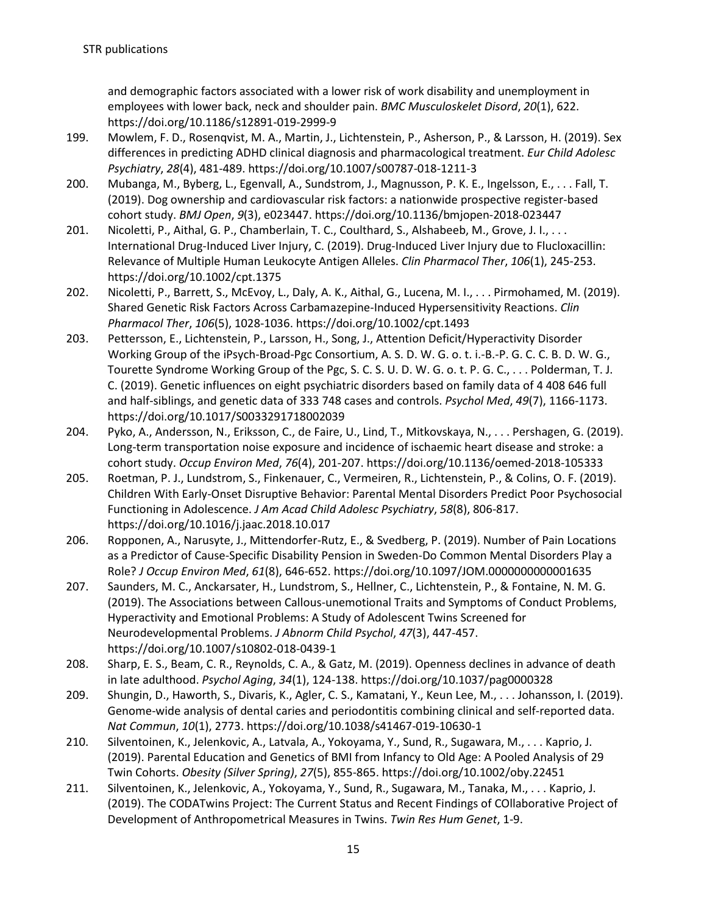and demographic factors associated with a lower risk of work disability and unemployment in employees with lower back, neck and shoulder pain. *BMC Musculoskelet Disord*, *20*(1), 622. https://doi.org/10.1186/s12891-019-2999-9

199. Mowlem, F. D., Rosenqvist, M. A., Martin, J., Lichtenstein, P., Asherson, P., & Larsson, H. (2019). Sex differences in predicting ADHD clinical diagnosis and pharmacological treatment. *Eur Child Adolesc Psychiatry*, *28*(4), 481-489. https://doi.org/10.1007/s00787-018-1211-3
200. Mubanga, M., Byberg, L., Egenvall, A., Sundstrom, J., Magnusson, P. K. E., Ingelsson, E., . . . Fall, T. (2019). Dog ownership and cardiovascular risk factors: a nationwide prospective register-based cohort study. *BMJ Open*, *9*(3), e023447. https://doi.org/10.1136/bmjopen-2018-023447
201. Nicoletti, P., Aithal, G. P., Chamberlain, T. C., Coulthard, S., Alshabeeb, M., Grove, J. I., . . . International Drug-Induced Liver Injury, C. (2019). Drug-Induced Liver Injury due to Flucloxacillin: Relevance of Multiple Human Leukocyte Antigen Alleles. *Clin Pharmacol Ther*, *106*(1), 245-253. https://doi.org/10.1002/cpt.1375
202. Nicoletti, P., Barrett, S., McEvoy, L., Daly, A. K., Aithal, G., Lucena, M. I., . . . Pirmohamed, M. (2019). Shared Genetic Risk Factors Across Carbamazepine-Induced Hypersensitivity Reactions. *Clin Pharmacol Ther*, *106*(5), 1028-1036. https://doi.org/10.1002/cpt.1493
203. Pettersson, E., Lichtenstein, P., Larsson, H., Song, J., Attention Deficit/Hyperactivity Disorder Working Group of the iPsych-Broad-Pgc Consortium, A. S. D. W. G. o. t. i.-B.-P. G. C. C. B. D. W. G., Tourette Syndrome Working Group of the Pgc, S. C. S. U. D. W. G. o. t. P. G. C., . . . Polderman, T. J. C. (2019). Genetic influences on eight psychiatric disorders based on family data of 4 408 646 full and half-siblings, and genetic data of 333 748 cases and controls. *Psychol Med*, *49*(7), 1166-1173. https://doi.org/10.1017/S0033291718002039
204. Pyko, A., Andersson, N., Eriksson, C., de Faire, U., Lind, T., Mitkovskaya, N., . . . Pershagen, G. (2019). Long-term transportation noise exposure and incidence of ischaemic heart disease and stroke: a cohort study. *Occup Environ Med*, *76*(4), 201-207. https://doi.org/10.1136/oemed-2018-105333
205. Roetman, P. J., Lundstrom, S., Finkenauer, C., Vermeiren, R., Lichtenstein, P., & Colins, O. F. (2019). Children With Early-Onset Disruptive Behavior: Parental Mental Disorders Predict Poor Psychosocial Functioning in Adolescence. *J Am Acad Child Adolesc Psychiatry*, *58*(8), 806-817. https://doi.org/10.1016/j.jaac.2018.10.017
206. Ropponen, A., Narusyte, J., Mittendorfer-Rutz, E., & Svedberg, P. (2019). Number of Pain Locations as a Predictor of Cause-Specific Disability Pension in Sweden-Do Common Mental Disorders Play a Role? *J Occup Environ Med*, *61*(8), 646-652. https://doi.org/10.1097/JOM.0000000000001635
207. Saunders, M. C., Anckarsater, H., Lundstrom, S., Hellner, C., Lichtenstein, P., & Fontaine, N. M. G. (2019). The Associations between Callous-unemotional Traits and Symptoms of Conduct Problems, Hyperactivity and Emotional Problems: A Study of Adolescent Twins Screened for Neurodevelopmental Problems. *J Abnorm Child Psychol*, *47*(3), 447-457. https://doi.org/10.1007/s10802-018-0439-1
208. Sharp, E. S., Beam, C. R., Reynolds, C. A., & Gatz, M. (2019). Openness declines in advance of death in late adulthood. *Psychol Aging*, *34*(1), 124-138. https://doi.org/10.1037/pag0000328
209. Shungin, D., Haworth, S., Divaris, K., Agler, C. S., Kamatani, Y., Keun Lee, M., . . . Johansson, I. (2019). Genome-wide analysis of dental caries and periodontitis combining clinical and self-reported data. *Nat Commun*, *10*(1), 2773. https://doi.org/10.1038/s41467-019-10630-1
210. Silventoinen, K., Jelenkovic, A., Latvala, A., Yokoyama, Y., Sund, R., Sugawara, M., . . . Kaprio, J. (2019). Parental Education and Genetics of BMI from Infancy to Old Age: A Pooled Analysis of 29 Twin Cohorts. *Obesity (Silver Spring)*, *27*(5), 855-865. https://doi.org/10.1002/oby.22451
211. Silventoinen, K., Jelenkovic, A., Yokoyama, Y., Sund, R., Sugawara, M., Tanaka, M., . . . Kaprio, J. (2019). The CODATwins Project: The Current Status and Recent Findings of COllaborative Project of Development of Anthropometrical Measures in Twins. *Twin Res Hum Genet*, 1-9.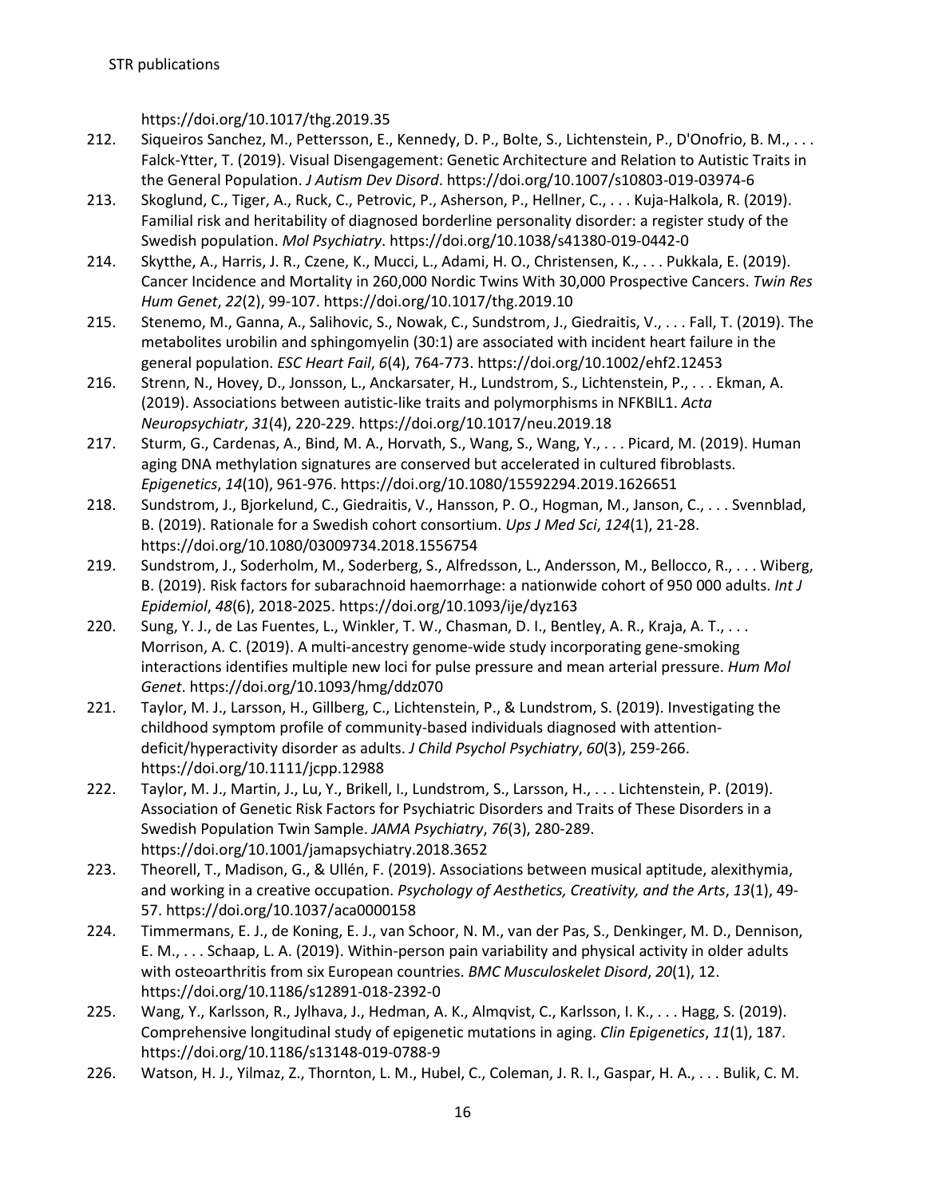https://doi.org/10.1017/thg.2019.35

212. Siqueiros Sanchez, M., Pettersson, E., Kennedy, D. P., Bolte, S., Lichtenstein, P., D'Onofrio, B. M., . . . Falck-Ytter, T. (2019). Visual Disengagement: Genetic Architecture and Relation to Autistic Traits in the General Population. *J Autism Dev Disord*. https://doi.org/10.1007/s10803-019-03974-6
213. Skoglund, C., Tiger, A., Ruck, C., Petrovic, P., Asherson, P., Hellner, C., . . . Kuja-Halkola, R. (2019). Familial risk and heritability of diagnosed borderline personality disorder: a register study of the Swedish population. *Mol Psychiatry*. https://doi.org/10.1038/s41380-019-0442-0
214. Skytthe, A., Harris, J. R., Czene, K., Mucci, L., Adami, H. O., Christensen, K., . . . Pukkala, E. (2019). Cancer Incidence and Mortality in 260,000 Nordic Twins With 30,000 Prospective Cancers. *Twin Res Hum Genet*, *22*(2), 99-107. https://doi.org/10.1017/thg.2019.10
215. Stenemo, M., Ganna, A., Salihovic, S., Nowak, C., Sundstrom, J., Giedraitis, V., . . . Fall, T. (2019). The metabolites urobilin and sphingomyelin (30:1) are associated with incident heart failure in the general population. *ESC Heart Fail*, *6*(4), 764-773. https://doi.org/10.1002/ehf2.12453
216. Strenn, N., Hovey, D., Jonsson, L., Anckarsater, H., Lundstrom, S., Lichtenstein, P., . . . Ekman, A. (2019). Associations between autistic-like traits and polymorphisms in NFKBIL1. *Acta Neuropsychiatr*, *31*(4), 220-229. https://doi.org/10.1017/neu.2019.18
217. Sturm, G., Cardenas, A., Bind, M. A., Horvath, S., Wang, S., Wang, Y., . . . Picard, M. (2019). Human aging DNA methylation signatures are conserved but accelerated in cultured fibroblasts. *Epigenetics*, *14*(10), 961-976. https://doi.org/10.1080/15592294.2019.1626651
218. Sundstrom, J., Bjorkelund, C., Giedraitis, V., Hansson, P. O., Hogman, M., Janson, C., . . . Svennblad, B. (2019). Rationale for a Swedish cohort consortium. *Ups J Med Sci*, *124*(1), 21-28. https://doi.org/10.1080/03009734.2018.1556754
219. Sundstrom, J., Soderholm, M., Soderberg, S., Alfredsson, L., Andersson, M., Bellocco, R., . . . Wiberg, B. (2019). Risk factors for subarachnoid haemorrhage: a nationwide cohort of 950 000 adults. *Int J Epidemiol*, *48*(6), 2018-2025. https://doi.org/10.1093/ije/dyz163
220. Sung, Y. J., de Las Fuentes, L., Winkler, T. W., Chasman, D. I., Bentley, A. R., Kraja, A. T., . . . Morrison, A. C. (2019). A multi-ancestry genome-wide study incorporating gene-smoking interactions identifies multiple new loci for pulse pressure and mean arterial pressure. *Hum Mol Genet*. https://doi.org/10.1093/hmg/ddz070
221. Taylor, M. J., Larsson, H., Gillberg, C., Lichtenstein, P., & Lundstrom, S. (2019). Investigating the childhood symptom profile of community-based individuals diagnosed with attention-deficit/hyperactivity disorder as adults. *J Child Psychol Psychiatry*, *60*(3), 259-266. https://doi.org/10.1111/jcpp.12988
222. Taylor, M. J., Martin, J., Lu, Y., Brikell, I., Lundstrom, S., Larsson, H., . . . Lichtenstein, P. (2019). Association of Genetic Risk Factors for Psychiatric Disorders and Traits of These Disorders in a Swedish Population Twin Sample. *JAMA Psychiatry*, *76*(3), 280-289. https://doi.org/10.1001/jamapsychiatry.2018.3652
223. Theorell, T., Madison, G., & Ullén, F. (2019). Associations between musical aptitude, alexithymia, and working in a creative occupation. *Psychology of Aesthetics, Creativity, and the Arts*, *13*(1), 49-57. https://doi.org/10.1037/aca0000158
224. Timmermans, E. J., de Koning, E. J., van Schoor, N. M., van der Pas, S., Denkinger, M. D., Dennison, E. M., . . . Schaap, L. A. (2019). Within-person pain variability and physical activity in older adults with osteoarthritis from six European countries. *BMC Musculoskelet Disord*, *20*(1), 12. https://doi.org/10.1186/s12891-018-2392-0
225. Wang, Y., Karlsson, R., Jylhava, J., Hedman, A. K., Almqvist, C., Karlsson, I. K., . . . Hagg, S. (2019). Comprehensive longitudinal study of epigenetic mutations in aging. *Clin Epigenetics*, *11*(1), 187. https://doi.org/10.1186/s13148-019-0788-9
226. Watson, H. J., Yilmaz, Z., Thornton, L. M., Hubel, C., Coleman, J. R. I., Gaspar, H. A., . . . Bulik, C. M.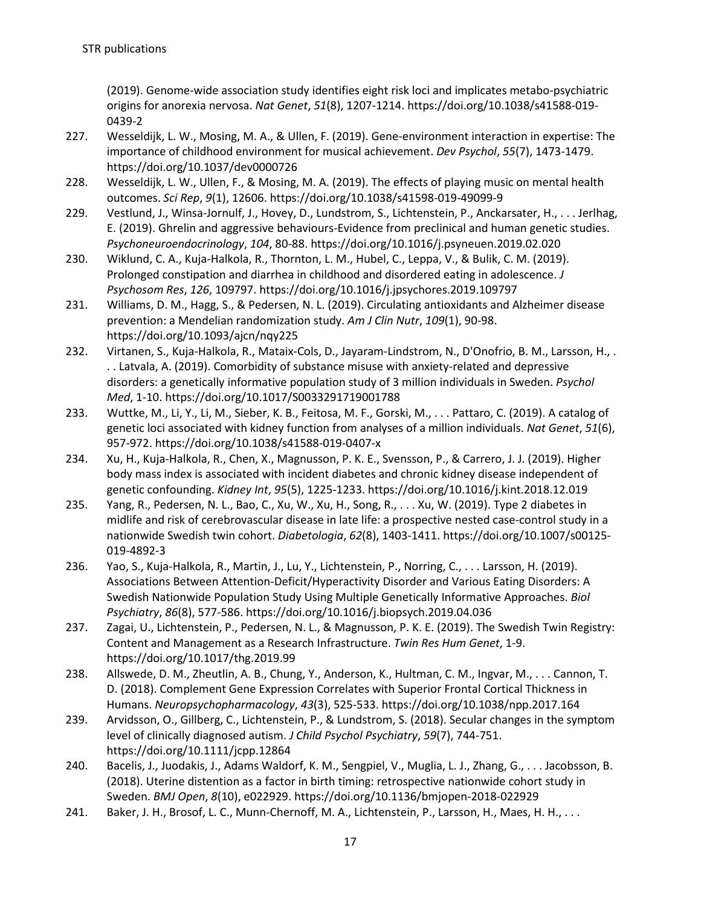(2019). Genome-wide association study identifies eight risk loci and implicates metabo-psychiatric origins for anorexia nervosa. *Nat Genet*, *51*(8), 1207-1214. https://doi.org/10.1038/s41588-019-0439-2

227. Wesseldijk, L. W., Mosing, M. A., & Ullen, F. (2019). Gene-environment interaction in expertise: The importance of childhood environment for musical achievement. *Dev Psychol*, *55*(7), 1473-1479. https://doi.org/10.1037/dev0000726
228. Wesseldijk, L. W., Ullen, F., & Mosing, M. A. (2019). The effects of playing music on mental health outcomes. *Sci Rep*, *9*(1), 12606. https://doi.org/10.1038/s41598-019-49099-9
229. Vestlund, J., Winsa-Jornulf, J., Hovey, D., Lundstrom, S., Lichtenstein, P., Anckarsater, H., . . . Jerlhag, E. (2019). Ghrelin and aggressive behaviours-Evidence from preclinical and human genetic studies. *Psychoneuroendocrinology*, *104*, 80-88. https://doi.org/10.1016/j.psyneuen.2019.02.020
230. Wiklund, C. A., Kuja-Halkola, R., Thornton, L. M., Hubel, C., Leppa, V., & Bulik, C. M. (2019). Prolonged constipation and diarrhea in childhood and disordered eating in adolescence. *J Psychosom Res*, *126*, 109797. https://doi.org/10.1016/j.jpsychores.2019.109797
231. Williams, D. M., Hagg, S., & Pedersen, N. L. (2019). Circulating antioxidants and Alzheimer disease prevention: a Mendelian randomization study. *Am J Clin Nutr*, *109*(1), 90-98. https://doi.org/10.1093/ajcn/nqy225
232. Virtanen, S., Kuja-Halkola, R., Mataix-Cols, D., Jayaram-Lindstrom, N., D'Onofrio, B. M., Larsson, H., . . . Latvala, A. (2019). Comorbidity of substance misuse with anxiety-related and depressive disorders: a genetically informative population study of 3 million individuals in Sweden. *Psychol Med*, 1-10. https://doi.org/10.1017/S0033291719001788
233. Wuttke, M., Li, Y., Li, M., Sieber, K. B., Feitosa, M. F., Gorski, M., . . . Pattaro, C. (2019). A catalog of genetic loci associated with kidney function from analyses of a million individuals. *Nat Genet*, *51*(6), 957-972. https://doi.org/10.1038/s41588-019-0407-x
234. Xu, H., Kuja-Halkola, R., Chen, X., Magnusson, P. K. E., Svensson, P., & Carrero, J. J. (2019). Higher body mass index is associated with incident diabetes and chronic kidney disease independent of genetic confounding. *Kidney Int*, *95*(5), 1225-1233. https://doi.org/10.1016/j.kint.2018.12.019
235. Yang, R., Pedersen, N. L., Bao, C., Xu, W., Xu, H., Song, R., . . . Xu, W. (2019). Type 2 diabetes in midlife and risk of cerebrovascular disease in late life: a prospective nested case-control study in a nationwide Swedish twin cohort. *Diabetologia*, *62*(8), 1403-1411. https://doi.org/10.1007/s00125-019-4892-3
236. Yao, S., Kuja-Halkola, R., Martin, J., Lu, Y., Lichtenstein, P., Norring, C., . . . Larsson, H. (2019). Associations Between Attention-Deficit/Hyperactivity Disorder and Various Eating Disorders: A Swedish Nationwide Population Study Using Multiple Genetically Informative Approaches. *Biol Psychiatry*, *86*(8), 577-586. https://doi.org/10.1016/j.biopsych.2019.04.036
237. Zagai, U., Lichtenstein, P., Pedersen, N. L., & Magnusson, P. K. E. (2019). The Swedish Twin Registry: Content and Management as a Research Infrastructure. *Twin Res Hum Genet*, 1-9. https://doi.org/10.1017/thg.2019.99
238. Allswede, D. M., Zheutlin, A. B., Chung, Y., Anderson, K., Hultman, C. M., Ingvar, M., . . . Cannon, T. D. (2018). Complement Gene Expression Correlates with Superior Frontal Cortical Thickness in Humans. *Neuropsychopharmacology*, *43*(3), 525-533. https://doi.org/10.1038/npp.2017.164
239. Arvidsson, O., Gillberg, C., Lichtenstein, P., & Lundstrom, S. (2018). Secular changes in the symptom level of clinically diagnosed autism. *J Child Psychol Psychiatry*, *59*(7), 744-751. https://doi.org/10.1111/jcpp.12864
240. Bacelis, J., Juodakis, J., Adams Waldorf, K. M., Sengpiel, V., Muglia, L. J., Zhang, G., . . . Jacobsson, B. (2018). Uterine distention as a factor in birth timing: retrospective nationwide cohort study in Sweden. *BMJ Open*, *8*(10), e022929. https://doi.org/10.1136/bmjopen-2018-022929
241. Baker, J. H., Brosof, L. C., Munn-Chernoff, M. A., Lichtenstein, P., Larsson, H., Maes, H. H., . . .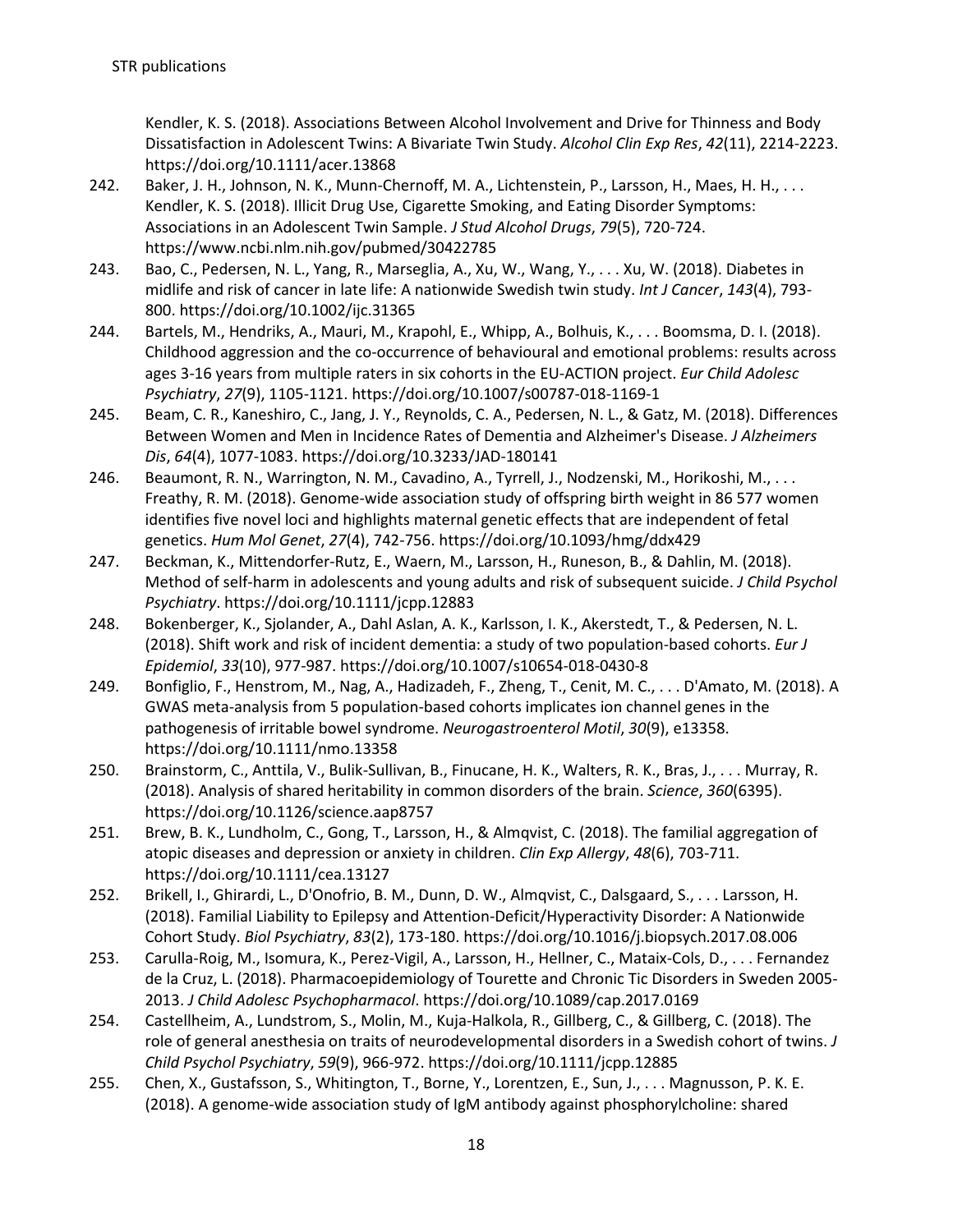Kendler, K. S. (2018). Associations Between Alcohol Involvement and Drive for Thinness and Body Dissatisfaction in Adolescent Twins: A Bivariate Twin Study. *Alcohol Clin Exp Res*, *42*(11), 2214-2223. https://doi.org/10.1111/acer.13868

242. Baker, J. H., Johnson, N. K., Munn-Chernoff, M. A., Lichtenstein, P., Larsson, H., Maes, H. H., . . . Kendler, K. S. (2018). Illicit Drug Use, Cigarette Smoking, and Eating Disorder Symptoms: Associations in an Adolescent Twin Sample. *J Stud Alcohol Drugs*, *79*(5), 720-724. https://www.ncbi.nlm.nih.gov/pubmed/30422785
243. Bao, C., Pedersen, N. L., Yang, R., Marseglia, A., Xu, W., Wang, Y., . . . Xu, W. (2018). Diabetes in midlife and risk of cancer in late life: A nationwide Swedish twin study. *Int J Cancer*, *143*(4), 793-800. https://doi.org/10.1002/ijc.31365
244. Bartels, M., Hendriks, A., Mauri, M., Krapohl, E., Whipp, A., Bolhuis, K., . . . Boomsma, D. I. (2018). Childhood aggression and the co-occurrence of behavioural and emotional problems: results across ages 3-16 years from multiple raters in six cohorts in the EU-ACTION project. *Eur Child Adolesc Psychiatry*, *27*(9), 1105-1121. https://doi.org/10.1007/s00787-018-1169-1
245. Beam, C. R., Kaneshiro, C., Jang, J. Y., Reynolds, C. A., Pedersen, N. L., & Gatz, M. (2018). Differences Between Women and Men in Incidence Rates of Dementia and Alzheimer's Disease. *J Alzheimers Dis*, *64*(4), 1077-1083. https://doi.org/10.3233/JAD-180141
246. Beaumont, R. N., Warrington, N. M., Cavadino, A., Tyrrell, J., Nodzenski, M., Horikoshi, M., . . . Freathy, R. M. (2018). Genome-wide association study of offspring birth weight in 86 577 women identifies five novel loci and highlights maternal genetic effects that are independent of fetal genetics. *Hum Mol Genet*, *27*(4), 742-756. https://doi.org/10.1093/hmg/ddx429
247. Beckman, K., Mittendorfer-Rutz, E., Waern, M., Larsson, H., Runeson, B., & Dahlin, M. (2018). Method of self-harm in adolescents and young adults and risk of subsequent suicide. *J Child Psychol Psychiatry*. https://doi.org/10.1111/jcpp.12883
248. Bokenberger, K., Sjolander, A., Dahl Aslan, A. K., Karlsson, I. K., Akerstedt, T., & Pedersen, N. L. (2018). Shift work and risk of incident dementia: a study of two population-based cohorts. *Eur J Epidemiol*, *33*(10), 977-987. https://doi.org/10.1007/s10654-018-0430-8
249. Bonfiglio, F., Henstrom, M., Nag, A., Hadizadeh, F., Zheng, T., Cenit, M. C., . . . D'Amato, M. (2018). A GWAS meta-analysis from 5 population-based cohorts implicates ion channel genes in the pathogenesis of irritable bowel syndrome. *Neurogastroenterol Motil*, *30*(9), e13358. https://doi.org/10.1111/nmo.13358
250. Brainstorm, C., Anttila, V., Bulik-Sullivan, B., Finucane, H. K., Walters, R. K., Bras, J., . . . Murray, R. (2018). Analysis of shared heritability in common disorders of the brain. *Science*, *360*(6395). https://doi.org/10.1126/science.aap8757
251. Brew, B. K., Lundholm, C., Gong, T., Larsson, H., & Almqvist, C. (2018). The familial aggregation of atopic diseases and depression or anxiety in children. *Clin Exp Allergy*, *48*(6), 703-711. https://doi.org/10.1111/cea.13127
252. Brikell, I., Ghirardi, L., D'Onofrio, B. M., Dunn, D. W., Almqvist, C., Dalsgaard, S., . . . Larsson, H. (2018). Familial Liability to Epilepsy and Attention-Deficit/Hyperactivity Disorder: A Nationwide Cohort Study. *Biol Psychiatry*, *83*(2), 173-180. https://doi.org/10.1016/j.biopsych.2017.08.006
253. Carulla-Roig, M., Isomura, K., Perez-Vigil, A., Larsson, H., Hellner, C., Mataix-Cols, D., . . . Fernandez de la Cruz, L. (2018). Pharmacoepidemiology of Tourette and Chronic Tic Disorders in Sweden 2005-2013. *J Child Adolesc Psychopharmacol*. https://doi.org/10.1089/cap.2017.0169
254. Castellheim, A., Lundstrom, S., Molin, M., Kuja-Halkola, R., Gillberg, C., & Gillberg, C. (2018). The role of general anesthesia on traits of neurodevelopmental disorders in a Swedish cohort of twins. *J Child Psychol Psychiatry*, *59*(9), 966-972. https://doi.org/10.1111/jcpp.12885
255. Chen, X., Gustafsson, S., Whitington, T., Borne, Y., Lorentzen, E., Sun, J., . . . Magnusson, P. K. E. (2018). A genome-wide association study of IgM antibody against phosphorylcholine: shared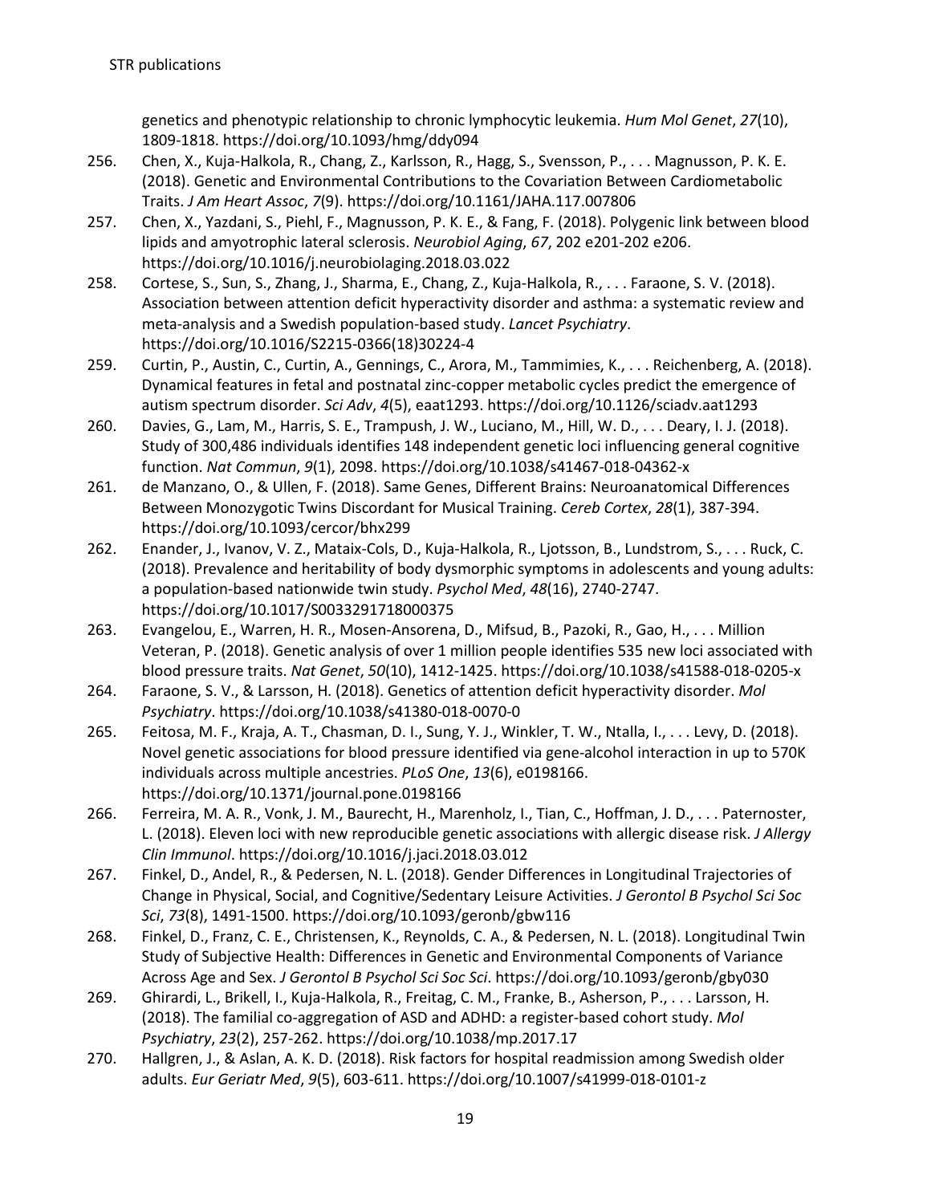genetics and phenotypic relationship to chronic lymphocytic leukemia. *Hum Mol Genet*, *27*(10), 1809-1818. https://doi.org/10.1093/hmg/ddy094

256. Chen, X., Kuja-Halkola, R., Chang, Z., Karlsson, R., Hagg, S., Svensson, P., . . . Magnusson, P. K. E. (2018). Genetic and Environmental Contributions to the Covariation Between Cardiometabolic Traits. *J Am Heart Assoc*, *7*(9). https://doi.org/10.1161/JAHA.117.007806
257. Chen, X., Yazdani, S., Piehl, F., Magnusson, P. K. E., & Fang, F. (2018). Polygenic link between blood lipids and amyotrophic lateral sclerosis. *Neurobiol Aging*, *67*, 202 e201-202 e206. https://doi.org/10.1016/j.neurobiolaging.2018.03.022
258. Cortese, S., Sun, S., Zhang, J., Sharma, E., Chang, Z., Kuja-Halkola, R., . . . Faraone, S. V. (2018). Association between attention deficit hyperactivity disorder and asthma: a systematic review and meta-analysis and a Swedish population-based study. *Lancet Psychiatry*. https://doi.org/10.1016/S2215-0366(18)30224-4
259. Curtin, P., Austin, C., Curtin, A., Gennings, C., Arora, M., Tammimies, K., . . . Reichenberg, A. (2018). Dynamical features in fetal and postnatal zinc-copper metabolic cycles predict the emergence of autism spectrum disorder. *Sci Adv*, *4*(5), eaat1293. https://doi.org/10.1126/sciadv.aat1293
260. Davies, G., Lam, M., Harris, S. E., Trampush, J. W., Luciano, M., Hill, W. D., . . . Deary, I. J. (2018). Study of 300,486 individuals identifies 148 independent genetic loci influencing general cognitive function. *Nat Commun*, *9*(1), 2098. https://doi.org/10.1038/s41467-018-04362-x
261. de Manzano, O., & Ullen, F. (2018). Same Genes, Different Brains: Neuroanatomical Differences Between Monozygotic Twins Discordant for Musical Training. *Cereb Cortex*, *28*(1), 387-394. https://doi.org/10.1093/cercor/bhx299
262. Enander, J., Ivanov, V. Z., Mataix-Cols, D., Kuja-Halkola, R., Ljotsson, B., Lundstrom, S., . . . Ruck, C. (2018). Prevalence and heritability of body dysmorphic symptoms in adolescents and young adults: a population-based nationwide twin study. *Psychol Med*, *48*(16), 2740-2747. https://doi.org/10.1017/S0033291718000375
263. Evangelou, E., Warren, H. R., Mosen-Ansorena, D., Mifsud, B., Pazoki, R., Gao, H., . . . Million Veteran, P. (2018). Genetic analysis of over 1 million people identifies 535 new loci associated with blood pressure traits. *Nat Genet*, *50*(10), 1412-1425. https://doi.org/10.1038/s41588-018-0205-x
264. Faraone, S. V., & Larsson, H. (2018). Genetics of attention deficit hyperactivity disorder. *Mol Psychiatry*. https://doi.org/10.1038/s41380-018-0070-0
265. Feitosa, M. F., Kraja, A. T., Chasman, D. I., Sung, Y. J., Winkler, T. W., Ntalla, I., . . . Levy, D. (2018). Novel genetic associations for blood pressure identified via gene-alcohol interaction in up to 570K individuals across multiple ancestries. *PLoS One*, *13*(6), e0198166. https://doi.org/10.1371/journal.pone.0198166
266. Ferreira, M. A. R., Vonk, J. M., Baurecht, H., Marenholz, I., Tian, C., Hoffman, J. D., . . . Paternoster, L. (2018). Eleven loci with new reproducible genetic associations with allergic disease risk. *J Allergy Clin Immunol*. https://doi.org/10.1016/j.jaci.2018.03.012
267. Finkel, D., Andel, R., & Pedersen, N. L. (2018). Gender Differences in Longitudinal Trajectories of Change in Physical, Social, and Cognitive/Sedentary Leisure Activities. *J Gerontol B Psychol Sci Soc Sci*, *73*(8), 1491-1500. https://doi.org/10.1093/geronb/gbw116
268. Finkel, D., Franz, C. E., Christensen, K., Reynolds, C. A., & Pedersen, N. L. (2018). Longitudinal Twin Study of Subjective Health: Differences in Genetic and Environmental Components of Variance Across Age and Sex. *J Gerontol B Psychol Sci Soc Sci*. https://doi.org/10.1093/geronb/gby030
269. Ghirardi, L., Brikell, I., Kuja-Halkola, R., Freitag, C. M., Franke, B., Asherson, P., . . . Larsson, H. (2018). The familial co-aggregation of ASD and ADHD: a register-based cohort study. *Mol Psychiatry*, *23*(2), 257-262. https://doi.org/10.1038/mp.2017.17
270. Hallgren, J., & Aslan, A. K. D. (2018). Risk factors for hospital readmission among Swedish older adults. *Eur Geriatr Med*, *9*(5), 603-611. https://doi.org/10.1007/s41999-018-0101-z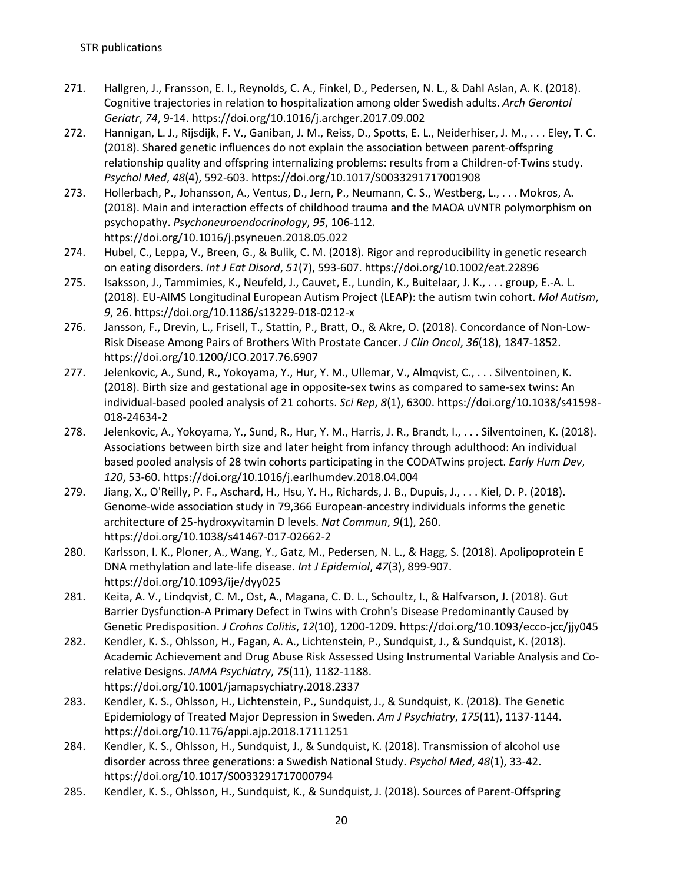271. Hallgren, J., Fransson, E. I., Reynolds, C. A., Finkel, D., Pedersen, N. L., & Dahl Aslan, A. K. (2018). Cognitive trajectories in relation to hospitalization among older Swedish adults. *Arch Gerontol Geriatr*, *74*, 9-14. https://doi.org/10.1016/j.archger.2017.09.002
272. Hannigan, L. J., Rijsdijk, F. V., Ganiban, J. M., Reiss, D., Spotts, E. L., Neiderhiser, J. M., . . . Eley, T. C. (2018). Shared genetic influences do not explain the association between parent-offspring relationship quality and offspring internalizing problems: results from a Children-of-Twins study. *Psychol Med*, *48*(4), 592-603. https://doi.org/10.1017/S0033291717001908
273. Hollerbach, P., Johansson, A., Ventus, D., Jern, P., Neumann, C. S., Westberg, L., . . . Mokros, A. (2018). Main and interaction effects of childhood trauma and the MAOA uVNTR polymorphism on psychopathy. *Psychoneuroendocrinology*, *95*, 106-112. https://doi.org/10.1016/j.psyneuen.2018.05.022
274. Hubel, C., Leppa, V., Breen, G., & Bulik, C. M. (2018). Rigor and reproducibility in genetic research on eating disorders. *Int J Eat Disord*, *51*(7), 593-607. https://doi.org/10.1002/eat.22896
275. Isaksson, J., Tammimies, K., Neufeld, J., Cauvet, E., Lundin, K., Buitelaar, J. K., . . . group, E.-A. L. (2018). EU-AIMS Longitudinal European Autism Project (LEAP): the autism twin cohort. *Mol Autism*, *9*, 26. https://doi.org/10.1186/s13229-018-0212-x
276. Jansson, F., Drevin, L., Frisell, T., Stattin, P., Bratt, O., & Akre, O. (2018). Concordance of Non-Low-Risk Disease Among Pairs of Brothers With Prostate Cancer. *J Clin Oncol*, *36*(18), 1847-1852. https://doi.org/10.1200/JCO.2017.76.6907
277. Jelenkovic, A., Sund, R., Yokoyama, Y., Hur, Y. M., Ullemar, V., Almqvist, C., . . . Silventoinen, K. (2018). Birth size and gestational age in opposite-sex twins as compared to same-sex twins: An individual-based pooled analysis of 21 cohorts. *Sci Rep*, *8*(1), 6300. https://doi.org/10.1038/s41598-018-24634-2
278. Jelenkovic, A., Yokoyama, Y., Sund, R., Hur, Y. M., Harris, J. R., Brandt, I., . . . Silventoinen, K. (2018). Associations between birth size and later height from infancy through adulthood: An individual based pooled analysis of 28 twin cohorts participating in the CODATwins project. *Early Hum Dev*, *120*, 53-60. https://doi.org/10.1016/j.earlhumdev.2018.04.004
279. Jiang, X., O'Reilly, P. F., Aschard, H., Hsu, Y. H., Richards, J. B., Dupuis, J., . . . Kiel, D. P. (2018). Genome-wide association study in 79,366 European-ancestry individuals informs the genetic architecture of 25-hydroxyvitamin D levels. *Nat Commun*, *9*(1), 260. https://doi.org/10.1038/s41467-017-02662-2
280. Karlsson, I. K., Ploner, A., Wang, Y., Gatz, M., Pedersen, N. L., & Hagg, S. (2018). Apolipoprotein E DNA methylation and late-life disease. *Int J Epidemiol*, *47*(3), 899-907. https://doi.org/10.1093/ije/dyy025
281. Keita, A. V., Lindqvist, C. M., Ost, A., Magana, C. D. L., Schoultz, I., & Halfvarson, J. (2018). Gut Barrier Dysfunction-A Primary Defect in Twins with Crohn's Disease Predominantly Caused by Genetic Predisposition. *J Crohns Colitis*, *12*(10), 1200-1209. https://doi.org/10.1093/ecco-jcc/jjy045
282. Kendler, K. S., Ohlsson, H., Fagan, A. A., Lichtenstein, P., Sundquist, J., & Sundquist, K. (2018). Academic Achievement and Drug Abuse Risk Assessed Using Instrumental Variable Analysis and Co-relative Designs. *JAMA Psychiatry*, *75*(11), 1182-1188. https://doi.org/10.1001/jamapsychiatry.2018.2337
283. Kendler, K. S., Ohlsson, H., Lichtenstein, P., Sundquist, J., & Sundquist, K. (2018). The Genetic Epidemiology of Treated Major Depression in Sweden. *Am J Psychiatry*, *175*(11), 1137-1144. https://doi.org/10.1176/appi.ajp.2018.17111251
284. Kendler, K. S., Ohlsson, H., Sundquist, J., & Sundquist, K. (2018). Transmission of alcohol use disorder across three generations: a Swedish National Study. *Psychol Med*, *48*(1), 33-42. https://doi.org/10.1017/S0033291717000794
285. Kendler, K. S., Ohlsson, H., Sundquist, K., & Sundquist, J. (2018). Sources of Parent-Offspring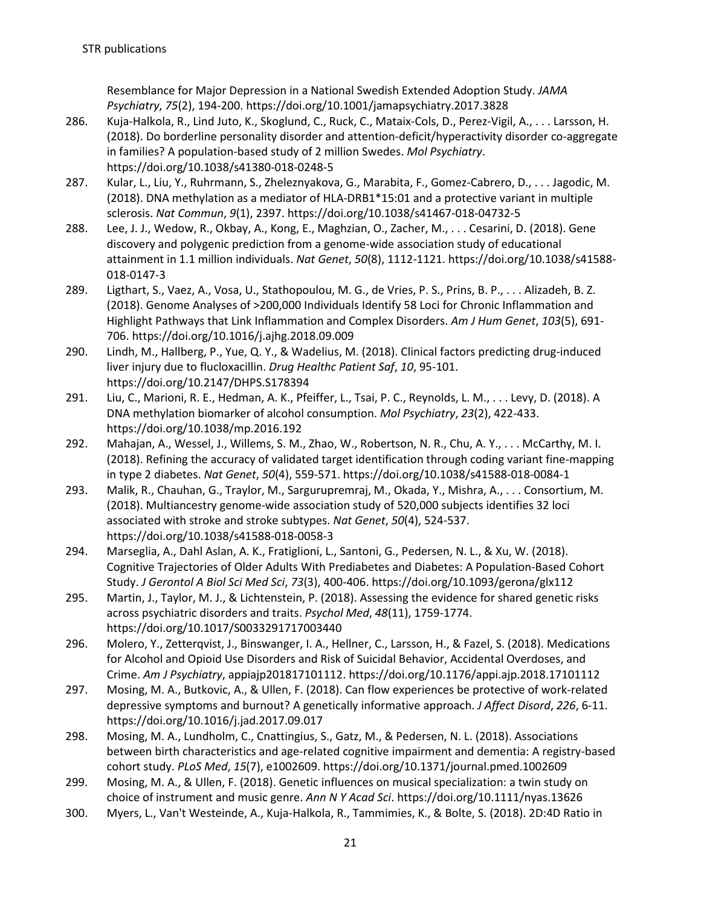Resemblance for Major Depression in a National Swedish Extended Adoption Study. *JAMA Psychiatry*, *75*(2), 194-200. https://doi.org/10.1001/jamapsychiatry.2017.3828

286. Kuja-Halkola, R., Lind Juto, K., Skoglund, C., Ruck, C., Mataix-Cols, D., Perez-Vigil, A., . . . Larsson, H. (2018). Do borderline personality disorder and attention-deficit/hyperactivity disorder co-aggregate in families? A population-based study of 2 million Swedes. *Mol Psychiatry*. https://doi.org/10.1038/s41380-018-0248-5
287. Kular, L., Liu, Y., Ruhrmann, S., Zheleznyakova, G., Marabita, F., Gomez-Cabrero, D., . . . Jagodic, M. (2018). DNA methylation as a mediator of HLA-DRB1*15:01 and a protective variant in multiple sclerosis. *Nat Commun*, *9*(1), 2397. https://doi.org/10.1038/s41467-018-04732-5
288. Lee, J. J., Wedow, R., Okbay, A., Kong, E., Maghzian, O., Zacher, M., . . . Cesarini, D. (2018). Gene discovery and polygenic prediction from a genome-wide association study of educational attainment in 1.1 million individuals. *Nat Genet*, *50*(8), 1112-1121. https://doi.org/10.1038/s41588-018-0147-3
289. Ligthart, S., Vaez, A., Vosa, U., Stathopoulou, M. G., de Vries, P. S., Prins, B. P., . . . Alizadeh, B. Z. (2018). Genome Analyses of >200,000 Individuals Identify 58 Loci for Chronic Inflammation and Highlight Pathways that Link Inflammation and Complex Disorders. *Am J Hum Genet*, *103*(5), 691-706. https://doi.org/10.1016/j.ajhg.2018.09.009
290. Lindh, M., Hallberg, P., Yue, Q. Y., & Wadelius, M. (2018). Clinical factors predicting drug-induced liver injury due to flucloxacillin. *Drug Healthc Patient Saf*, *10*, 95-101. https://doi.org/10.2147/DHPS.S178394
291. Liu, C., Marioni, R. E., Hedman, A. K., Pfeiffer, L., Tsai, P. C., Reynolds, L. M., . . . Levy, D. (2018). A DNA methylation biomarker of alcohol consumption. *Mol Psychiatry*, *23*(2), 422-433. https://doi.org/10.1038/mp.2016.192
292. Mahajan, A., Wessel, J., Willems, S. M., Zhao, W., Robertson, N. R., Chu, A. Y., . . . McCarthy, M. I. (2018). Refining the accuracy of validated target identification through coding variant fine-mapping in type 2 diabetes. *Nat Genet*, *50*(4), 559-571. https://doi.org/10.1038/s41588-018-0084-1
293. Malik, R., Chauhan, G., Traylor, M., Sargurupremraj, M., Okada, Y., Mishra, A., . . . Consortium, M. (2018). Multiancestry genome-wide association study of 520,000 subjects identifies 32 loci associated with stroke and stroke subtypes. *Nat Genet*, *50*(4), 524-537. https://doi.org/10.1038/s41588-018-0058-3
294. Marseglia, A., Dahl Aslan, A. K., Fratiglioni, L., Santoni, G., Pedersen, N. L., & Xu, W. (2018). Cognitive Trajectories of Older Adults With Prediabetes and Diabetes: A Population-Based Cohort Study. *J Gerontol A Biol Sci Med Sci*, *73*(3), 400-406. https://doi.org/10.1093/gerona/glx112
295. Martin, J., Taylor, M. J., & Lichtenstein, P. (2018). Assessing the evidence for shared genetic risks across psychiatric disorders and traits. *Psychol Med*, *48*(11), 1759-1774. https://doi.org/10.1017/S0033291717003440
296. Molero, Y., Zetterqvist, J., Binswanger, I. A., Hellner, C., Larsson, H., & Fazel, S. (2018). Medications for Alcohol and Opioid Use Disorders and Risk of Suicidal Behavior, Accidental Overdoses, and Crime. *Am J Psychiatry*, appiajp201817101112. https://doi.org/10.1176/appi.ajp.2018.17101112
297. Mosing, M. A., Butkovic, A., & Ullen, F. (2018). Can flow experiences be protective of work-related depressive symptoms and burnout? A genetically informative approach. *J Affect Disord*, *226*, 6-11. https://doi.org/10.1016/j.jad.2017.09.017
298. Mosing, M. A., Lundholm, C., Cnattingius, S., Gatz, M., & Pedersen, N. L. (2018). Associations between birth characteristics and age-related cognitive impairment and dementia: A registry-based cohort study. *PLoS Med*, *15*(7), e1002609. https://doi.org/10.1371/journal.pmed.1002609
299. Mosing, M. A., & Ullen, F. (2018). Genetic influences on musical specialization: a twin study on choice of instrument and music genre. *Ann N Y Acad Sci*. https://doi.org/10.1111/nyas.13626
300. Myers, L., Van't Westeinde, A., Kuja-Halkola, R., Tammimies, K., & Bolte, S. (2018). 2D:4D Ratio in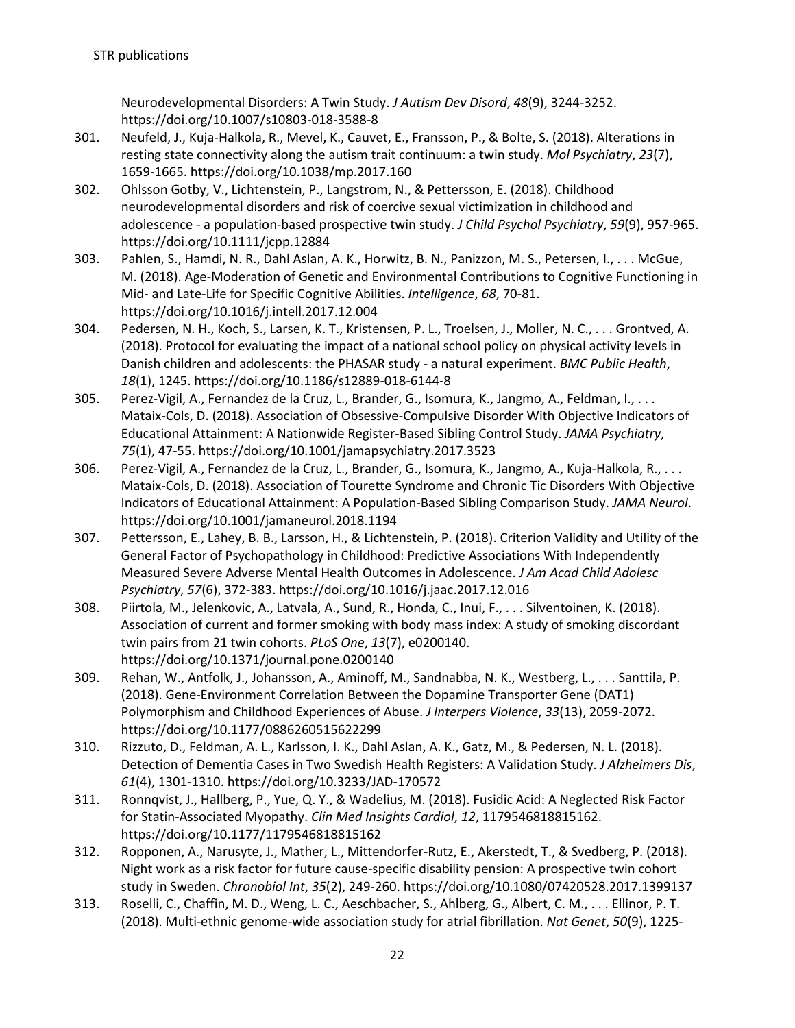Neurodevelopmental Disorders: A Twin Study. *J Autism Dev Disord*, *48*(9), 3244-3252. https://doi.org/10.1007/s10803-018-3588-8

301. Neufeld, J., Kuja-Halkola, R., Mevel, K., Cauvet, E., Fransson, P., & Bolte, S. (2018). Alterations in resting state connectivity along the autism trait continuum: a twin study. *Mol Psychiatry*, *23*(7), 1659-1665. https://doi.org/10.1038/mp.2017.160
302. Ohlsson Gotby, V., Lichtenstein, P., Langstrom, N., & Pettersson, E. (2018). Childhood neurodevelopmental disorders and risk of coercive sexual victimization in childhood and adolescence - a population-based prospective twin study. *J Child Psychol Psychiatry*, *59*(9), 957-965. https://doi.org/10.1111/jcpp.12884
303. Pahlen, S., Hamdi, N. R., Dahl Aslan, A. K., Horwitz, B. N., Panizzon, M. S., Petersen, I., . . . McGue, M. (2018). Age-Moderation of Genetic and Environmental Contributions to Cognitive Functioning in Mid- and Late-Life for Specific Cognitive Abilities. *Intelligence*, *68*, 70-81. https://doi.org/10.1016/j.intell.2017.12.004
304. Pedersen, N. H., Koch, S., Larsen, K. T., Kristensen, P. L., Troelsen, J., Moller, N. C., . . . Grontved, A. (2018). Protocol for evaluating the impact of a national school policy on physical activity levels in Danish children and adolescents: the PHASAR study - a natural experiment. *BMC Public Health*, *18*(1), 1245. https://doi.org/10.1186/s12889-018-6144-8
305. Perez-Vigil, A., Fernandez de la Cruz, L., Brander, G., Isomura, K., Jangmo, A., Feldman, I., . . . Mataix-Cols, D. (2018). Association of Obsessive-Compulsive Disorder With Objective Indicators of Educational Attainment: A Nationwide Register-Based Sibling Control Study. *JAMA Psychiatry*, *75*(1), 47-55. https://doi.org/10.1001/jamapsychiatry.2017.3523
306. Perez-Vigil, A., Fernandez de la Cruz, L., Brander, G., Isomura, K., Jangmo, A., Kuja-Halkola, R., . . . Mataix-Cols, D. (2018). Association of Tourette Syndrome and Chronic Tic Disorders With Objective Indicators of Educational Attainment: A Population-Based Sibling Comparison Study. *JAMA Neurol*. https://doi.org/10.1001/jamaneurol.2018.1194
307. Pettersson, E., Lahey, B. B., Larsson, H., & Lichtenstein, P. (2018). Criterion Validity and Utility of the General Factor of Psychopathology in Childhood: Predictive Associations With Independently Measured Severe Adverse Mental Health Outcomes in Adolescence. *J Am Acad Child Adolesc Psychiatry*, *57*(6), 372-383. https://doi.org/10.1016/j.jaac.2017.12.016
308. Piirtola, M., Jelenkovic, A., Latvala, A., Sund, R., Honda, C., Inui, F., . . . Silventoinen, K. (2018). Association of current and former smoking with body mass index: A study of smoking discordant twin pairs from 21 twin cohorts. *PLoS One*, *13*(7), e0200140. https://doi.org/10.1371/journal.pone.0200140
309. Rehan, W., Antfolk, J., Johansson, A., Aminoff, M., Sandnabba, N. K., Westberg, L., . . . Santtila, P. (2018). Gene-Environment Correlation Between the Dopamine Transporter Gene (DAT1) Polymorphism and Childhood Experiences of Abuse. *J Interpers Violence*, *33*(13), 2059-2072. https://doi.org/10.1177/0886260515622299
310. Rizzuto, D., Feldman, A. L., Karlsson, I. K., Dahl Aslan, A. K., Gatz, M., & Pedersen, N. L. (2018). Detection of Dementia Cases in Two Swedish Health Registers: A Validation Study. *J Alzheimers Dis*, *61*(4), 1301-1310. https://doi.org/10.3233/JAD-170572
311. Ronnqvist, J., Hallberg, P., Yue, Q. Y., & Wadelius, M. (2018). Fusidic Acid: A Neglected Risk Factor for Statin-Associated Myopathy. *Clin Med Insights Cardiol*, *12*, 1179546818815162. https://doi.org/10.1177/1179546818815162
312. Ropponen, A., Narusyte, J., Mather, L., Mittendorfer-Rutz, E., Akerstedt, T., & Svedberg, P. (2018). Night work as a risk factor for future cause-specific disability pension: A prospective twin cohort study in Sweden. *Chronobiol Int*, *35*(2), 249-260. https://doi.org/10.1080/07420528.2017.1399137
313. Roselli, C., Chaffin, M. D., Weng, L. C., Aeschbacher, S., Ahlberg, G., Albert, C. M., . . . Ellinor, P. T. (2018). Multi-ethnic genome-wide association study for atrial fibrillation. *Nat Genet*, *50*(9), 1225-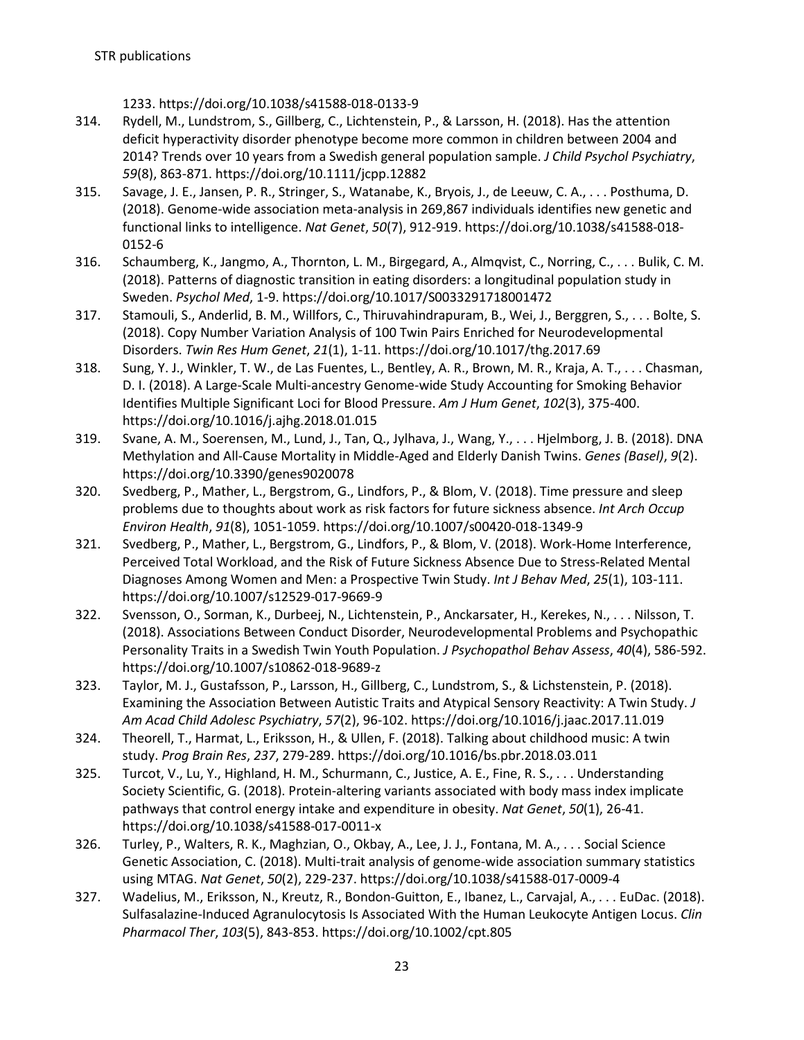1233. https://doi.org/10.1038/s41588-018-0133-9

314. Rydell, M., Lundstrom, S., Gillberg, C., Lichtenstein, P., & Larsson, H. (2018). Has the attention deficit hyperactivity disorder phenotype become more common in children between 2004 and 2014? Trends over 10 years from a Swedish general population sample. *J Child Psychol Psychiatry*, *59*(8), 863-871. https://doi.org/10.1111/jcpp.12882
315. Savage, J. E., Jansen, P. R., Stringer, S., Watanabe, K., Bryois, J., de Leeuw, C. A., . . . Posthuma, D. (2018). Genome-wide association meta-analysis in 269,867 individuals identifies new genetic and functional links to intelligence. *Nat Genet*, *50*(7), 912-919. https://doi.org/10.1038/s41588-018-0152-6
316. Schaumberg, K., Jangmo, A., Thornton, L. M., Birgegard, A., Almqvist, C., Norring, C., . . . Bulik, C. M. (2018). Patterns of diagnostic transition in eating disorders: a longitudinal population study in Sweden. *Psychol Med*, 1-9. https://doi.org/10.1017/S0033291718001472
317. Stamouli, S., Anderlid, B. M., Willfors, C., Thiruvahindrapuram, B., Wei, J., Berggren, S., . . . Bolte, S. (2018). Copy Number Variation Analysis of 100 Twin Pairs Enriched for Neurodevelopmental Disorders. *Twin Res Hum Genet*, *21*(1), 1-11. https://doi.org/10.1017/thg.2017.69
318. Sung, Y. J., Winkler, T. W., de Las Fuentes, L., Bentley, A. R., Brown, M. R., Kraja, A. T., . . . Chasman, D. I. (2018). A Large-Scale Multi-ancestry Genome-wide Study Accounting for Smoking Behavior Identifies Multiple Significant Loci for Blood Pressure. *Am J Hum Genet*, *102*(3), 375-400. https://doi.org/10.1016/j.ajhg.2018.01.015
319. Svane, A. M., Soerensen, M., Lund, J., Tan, Q., Jylhava, J., Wang, Y., . . . Hjelmborg, J. B. (2018). DNA Methylation and All-Cause Mortality in Middle-Aged and Elderly Danish Twins. *Genes (Basel)*, *9*(2). https://doi.org/10.3390/genes9020078
320. Svedberg, P., Mather, L., Bergstrom, G., Lindfors, P., & Blom, V. (2018). Time pressure and sleep problems due to thoughts about work as risk factors for future sickness absence. *Int Arch Occup Environ Health*, *91*(8), 1051-1059. https://doi.org/10.1007/s00420-018-1349-9
321. Svedberg, P., Mather, L., Bergstrom, G., Lindfors, P., & Blom, V. (2018). Work-Home Interference, Perceived Total Workload, and the Risk of Future Sickness Absence Due to Stress-Related Mental Diagnoses Among Women and Men: a Prospective Twin Study. *Int J Behav Med*, *25*(1), 103-111. https://doi.org/10.1007/s12529-017-9669-9
322. Svensson, O., Sorman, K., Durbeej, N., Lichtenstein, P., Anckarsater, H., Kerekes, N., . . . Nilsson, T. (2018). Associations Between Conduct Disorder, Neurodevelopmental Problems and Psychopathic Personality Traits in a Swedish Twin Youth Population. *J Psychopathol Behav Assess*, *40*(4), 586-592. https://doi.org/10.1007/s10862-018-9689-z
323. Taylor, M. J., Gustafsson, P., Larsson, H., Gillberg, C., Lundstrom, S., & Lichstenstein, P. (2018). Examining the Association Between Autistic Traits and Atypical Sensory Reactivity: A Twin Study. *J Am Acad Child Adolesc Psychiatry*, *57*(2), 96-102. https://doi.org/10.1016/j.jaac.2017.11.019
324. Theorell, T., Harmat, L., Eriksson, H., & Ullen, F. (2018). Talking about childhood music: A twin study. *Prog Brain Res*, *237*, 279-289. https://doi.org/10.1016/bs.pbr.2018.03.011
325. Turcot, V., Lu, Y., Highland, H. M., Schurmann, C., Justice, A. E., Fine, R. S., . . . Understanding Society Scientific, G. (2018). Protein-altering variants associated with body mass index implicate pathways that control energy intake and expenditure in obesity. *Nat Genet*, *50*(1), 26-41. https://doi.org/10.1038/s41588-017-0011-x
326. Turley, P., Walters, R. K., Maghzian, O., Okbay, A., Lee, J. J., Fontana, M. A., . . . Social Science Genetic Association, C. (2018). Multi-trait analysis of genome-wide association summary statistics using MTAG. *Nat Genet*, *50*(2), 229-237. https://doi.org/10.1038/s41588-017-0009-4
327. Wadelius, M., Eriksson, N., Kreutz, R., Bondon-Guitton, E., Ibanez, L., Carvajal, A., . . . EuDac. (2018). Sulfasalazine-Induced Agranulocytosis Is Associated With the Human Leukocyte Antigen Locus. *Clin Pharmacol Ther*, *103*(5), 843-853. https://doi.org/10.1002/cpt.805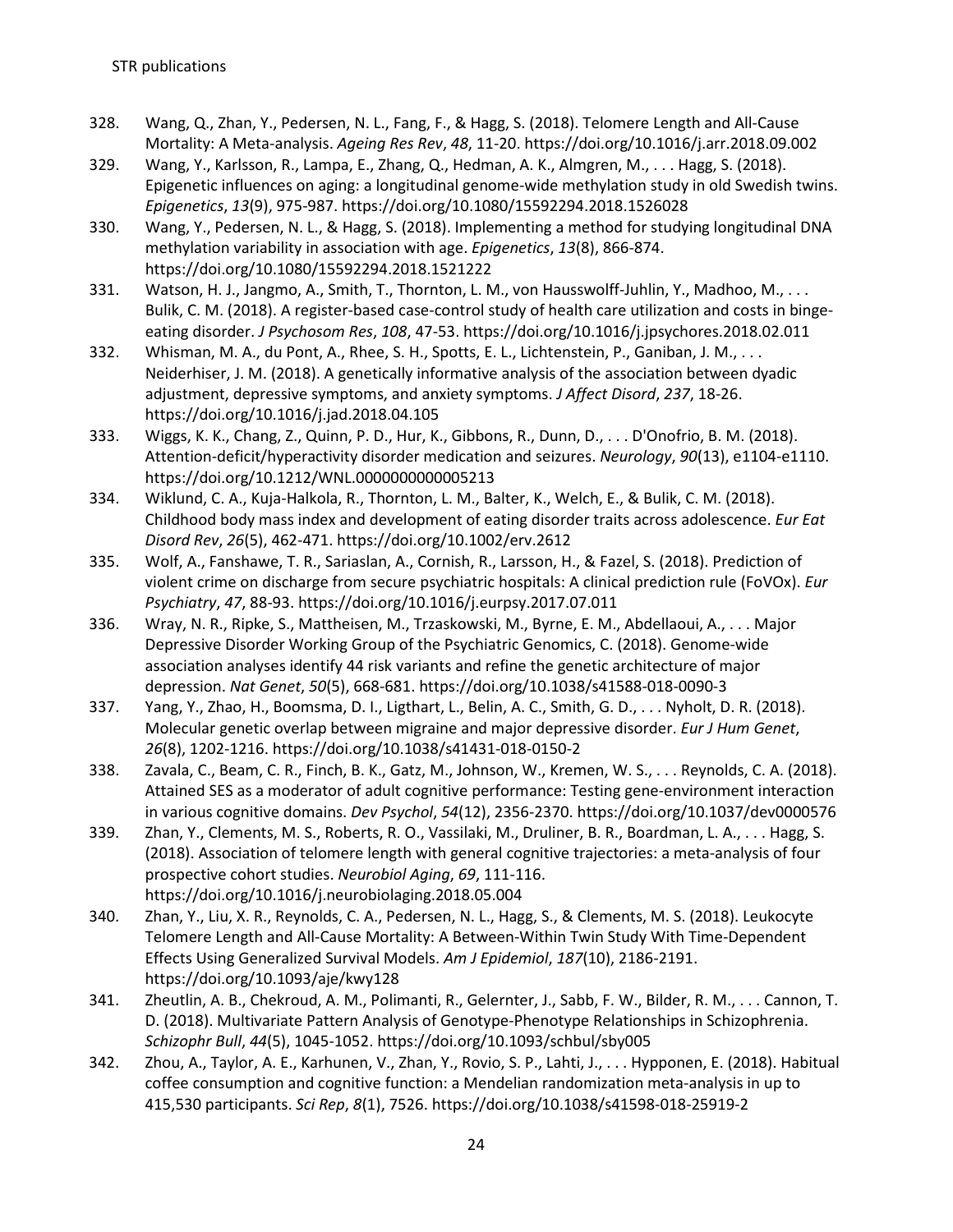328. Wang, Q., Zhan, Y., Pedersen, N. L., Fang, F., & Hagg, S. (2018). Telomere Length and All-Cause Mortality: A Meta-analysis. *Ageing Res Rev*, *48*, 11-20. https://doi.org/10.1016/j.arr.2018.09.002
329. Wang, Y., Karlsson, R., Lampa, E., Zhang, Q., Hedman, A. K., Almgren, M., . . . Hagg, S. (2018). Epigenetic influences on aging: a longitudinal genome-wide methylation study in old Swedish twins. *Epigenetics*, *13*(9), 975-987. https://doi.org/10.1080/15592294.2018.1526028
330. Wang, Y., Pedersen, N. L., & Hagg, S. (2018). Implementing a method for studying longitudinal DNA methylation variability in association with age. *Epigenetics*, *13*(8), 866-874. https://doi.org/10.1080/15592294.2018.1521222
331. Watson, H. J., Jangmo, A., Smith, T., Thornton, L. M., von Hausswolff-Juhlin, Y., Madhoo, M., . . . Bulik, C. M. (2018). A register-based case-control study of health care utilization and costs in binge-eating disorder. *J Psychosom Res*, *108*, 47-53. https://doi.org/10.1016/j.jpsychores.2018.02.011
332. Whisman, M. A., du Pont, A., Rhee, S. H., Spotts, E. L., Lichtenstein, P., Ganiban, J. M., . . . Neiderhiser, J. M. (2018). A genetically informative analysis of the association between dyadic adjustment, depressive symptoms, and anxiety symptoms. *J Affect Disord*, *237*, 18-26. https://doi.org/10.1016/j.jad.2018.04.105
333. Wiggs, K. K., Chang, Z., Quinn, P. D., Hur, K., Gibbons, R., Dunn, D., . . . D'Onofrio, B. M. (2018). Attention-deficit/hyperactivity disorder medication and seizures. *Neurology*, *90*(13), e1104-e1110. https://doi.org/10.1212/WNL.0000000000005213
334. Wiklund, C. A., Kuja-Halkola, R., Thornton, L. M., Balter, K., Welch, E., & Bulik, C. M. (2018). Childhood body mass index and development of eating disorder traits across adolescence. *Eur Eat Disord Rev*, *26*(5), 462-471. https://doi.org/10.1002/erv.2612
335. Wolf, A., Fanshawe, T. R., Sariaslan, A., Cornish, R., Larsson, H., & Fazel, S. (2018). Prediction of violent crime on discharge from secure psychiatric hospitals: A clinical prediction rule (FoVOx). *Eur Psychiatry*, *47*, 88-93. https://doi.org/10.1016/j.eurpsy.2017.07.011
336. Wray, N. R., Ripke, S., Mattheisen, M., Trzaskowski, M., Byrne, E. M., Abdellaoui, A., . . . Major Depressive Disorder Working Group of the Psychiatric Genomics, C. (2018). Genome-wide association analyses identify 44 risk variants and refine the genetic architecture of major depression. *Nat Genet*, *50*(5), 668-681. https://doi.org/10.1038/s41588-018-0090-3
337. Yang, Y., Zhao, H., Boomsma, D. I., Ligthart, L., Belin, A. C., Smith, G. D., . . . Nyholt, D. R. (2018). Molecular genetic overlap between migraine and major depressive disorder. *Eur J Hum Genet*, *26*(8), 1202-1216. https://doi.org/10.1038/s41431-018-0150-2
338. Zavala, C., Beam, C. R., Finch, B. K., Gatz, M., Johnson, W., Kremen, W. S., . . . Reynolds, C. A. (2018). Attained SES as a moderator of adult cognitive performance: Testing gene-environment interaction in various cognitive domains. *Dev Psychol*, *54*(12), 2356-2370. https://doi.org/10.1037/dev0000576
339. Zhan, Y., Clements, M. S., Roberts, R. O., Vassilaki, M., Druliner, B. R., Boardman, L. A., . . . Hagg, S. (2018). Association of telomere length with general cognitive trajectories: a meta-analysis of four prospective cohort studies. *Neurobiol Aging*, *69*, 111-116. https://doi.org/10.1016/j.neurobiolaging.2018.05.004
340. Zhan, Y., Liu, X. R., Reynolds, C. A., Pedersen, N. L., Hagg, S., & Clements, M. S. (2018). Leukocyte Telomere Length and All-Cause Mortality: A Between-Within Twin Study With Time-Dependent Effects Using Generalized Survival Models. *Am J Epidemiol*, *187*(10), 2186-2191. https://doi.org/10.1093/aje/kwy128
341. Zheutlin, A. B., Chekroud, A. M., Polimanti, R., Gelernter, J., Sabb, F. W., Bilder, R. M., . . . Cannon, T. D. (2018). Multivariate Pattern Analysis of Genotype-Phenotype Relationships in Schizophrenia. *Schizophr Bull*, *44*(5), 1045-1052. https://doi.org/10.1093/schbul/sby005
342. Zhou, A., Taylor, A. E., Karhunen, V., Zhan, Y., Rovio, S. P., Lahti, J., . . . Hypponen, E. (2018). Habitual coffee consumption and cognitive function: a Mendelian randomization meta-analysis in up to 415,530 participants. *Sci Rep*, *8*(1), 7526. https://doi.org/10.1038/s41598-018-25919-2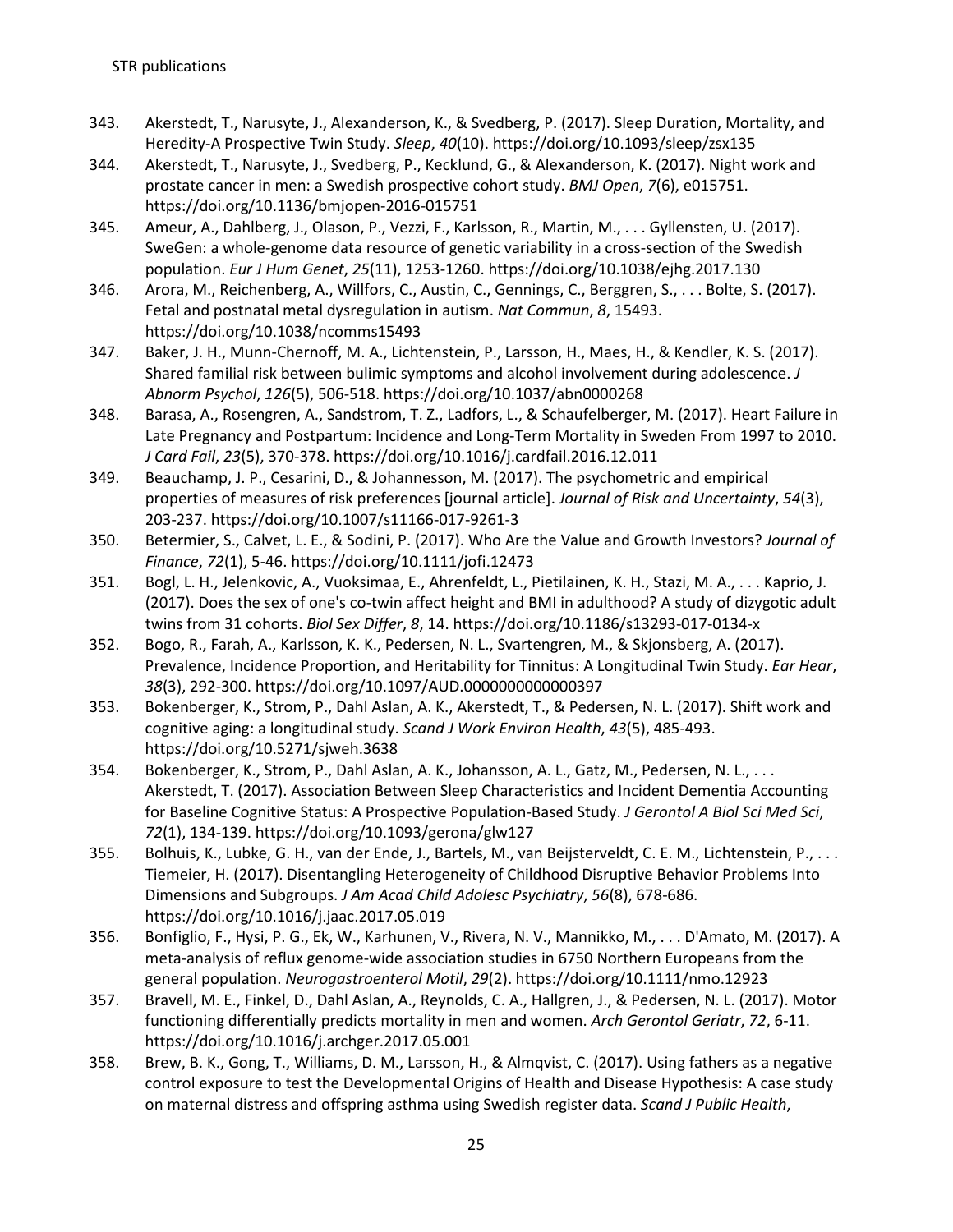343. Akerstedt, T., Narusyte, J., Alexanderson, K., & Svedberg, P. (2017). Sleep Duration, Mortality, and Heredity-A Prospective Twin Study. *Sleep*, *40*(10). https://doi.org/10.1093/sleep/zsx135
344. Akerstedt, T., Narusyte, J., Svedberg, P., Kecklund, G., & Alexanderson, K. (2017). Night work and prostate cancer in men: a Swedish prospective cohort study. *BMJ Open*, *7*(6), e015751. https://doi.org/10.1136/bmjopen-2016-015751
345. Ameur, A., Dahlberg, J., Olason, P., Vezzi, F., Karlsson, R., Martin, M., . . . Gyllensten, U. (2017). SweGen: a whole-genome data resource of genetic variability in a cross-section of the Swedish population. *Eur J Hum Genet*, *25*(11), 1253-1260. https://doi.org/10.1038/ejhg.2017.130
346. Arora, M., Reichenberg, A., Willfors, C., Austin, C., Gennings, C., Berggren, S., . . . Bolte, S. (2017). Fetal and postnatal metal dysregulation in autism. *Nat Commun*, *8*, 15493. https://doi.org/10.1038/ncomms15493
347. Baker, J. H., Munn-Chernoff, M. A., Lichtenstein, P., Larsson, H., Maes, H., & Kendler, K. S. (2017). Shared familial risk between bulimic symptoms and alcohol involvement during adolescence. *J Abnorm Psychol*, *126*(5), 506-518. https://doi.org/10.1037/abn0000268
348. Barasa, A., Rosengren, A., Sandstrom, T. Z., Ladfors, L., & Schaufelberger, M. (2017). Heart Failure in Late Pregnancy and Postpartum: Incidence and Long-Term Mortality in Sweden From 1997 to 2010. *J Card Fail*, *23*(5), 370-378. https://doi.org/10.1016/j.cardfail.2016.12.011
349. Beauchamp, J. P., Cesarini, D., & Johannesson, M. (2017). The psychometric and empirical properties of measures of risk preferences [journal article]. *Journal of Risk and Uncertainty*, *54*(3), 203-237. https://doi.org/10.1007/s11166-017-9261-3
350. Betermier, S., Calvet, L. E., & Sodini, P. (2017). Who Are the Value and Growth Investors? *Journal of Finance*, *72*(1), 5-46. https://doi.org/10.1111/jofi.12473
351. Bogl, L. H., Jelenkovic, A., Vuoksimaa, E., Ahrenfeldt, L., Pietilainen, K. H., Stazi, M. A., . . . Kaprio, J. (2017). Does the sex of one's co-twin affect height and BMI in adulthood? A study of dizygotic adult twins from 31 cohorts. *Biol Sex Differ*, *8*, 14. https://doi.org/10.1186/s13293-017-0134-x
352. Bogo, R., Farah, A., Karlsson, K. K., Pedersen, N. L., Svartengren, M., & Skjonsberg, A. (2017). Prevalence, Incidence Proportion, and Heritability for Tinnitus: A Longitudinal Twin Study. *Ear Hear*, *38*(3), 292-300. https://doi.org/10.1097/AUD.0000000000000397
353. Bokenberger, K., Strom, P., Dahl Aslan, A. K., Akerstedt, T., & Pedersen, N. L. (2017). Shift work and cognitive aging: a longitudinal study. *Scand J Work Environ Health*, *43*(5), 485-493. https://doi.org/10.5271/sjweh.3638
354. Bokenberger, K., Strom, P., Dahl Aslan, A. K., Johansson, A. L., Gatz, M., Pedersen, N. L., . . . Akerstedt, T. (2017). Association Between Sleep Characteristics and Incident Dementia Accounting for Baseline Cognitive Status: A Prospective Population-Based Study. *J Gerontol A Biol Sci Med Sci*, *72*(1), 134-139. https://doi.org/10.1093/gerona/glw127
355. Bolhuis, K., Lubke, G. H., van der Ende, J., Bartels, M., van Beijsterveldt, C. E. M., Lichtenstein, P., . . . Tiemeier, H. (2017). Disentangling Heterogeneity of Childhood Disruptive Behavior Problems Into Dimensions and Subgroups. *J Am Acad Child Adolesc Psychiatry*, *56*(8), 678-686. https://doi.org/10.1016/j.jaac.2017.05.019
356. Bonfiglio, F., Hysi, P. G., Ek, W., Karhunen, V., Rivera, N. V., Mannikko, M., . . . D'Amato, M. (2017). A meta-analysis of reflux genome-wide association studies in 6750 Northern Europeans from the general population. *Neurogastroenterol Motil*, *29*(2). https://doi.org/10.1111/nmo.12923
357. Bravell, M. E., Finkel, D., Dahl Aslan, A., Reynolds, C. A., Hallgren, J., & Pedersen, N. L. (2017). Motor functioning differentially predicts mortality in men and women. *Arch Gerontol Geriatr*, *72*, 6-11. https://doi.org/10.1016/j.archger.2017.05.001
358. Brew, B. K., Gong, T., Williams, D. M., Larsson, H., & Almqvist, C. (2017). Using fathers as a negative control exposure to test the Developmental Origins of Health and Disease Hypothesis: A case study on maternal distress and offspring asthma using Swedish register data. *Scand J Public Health*,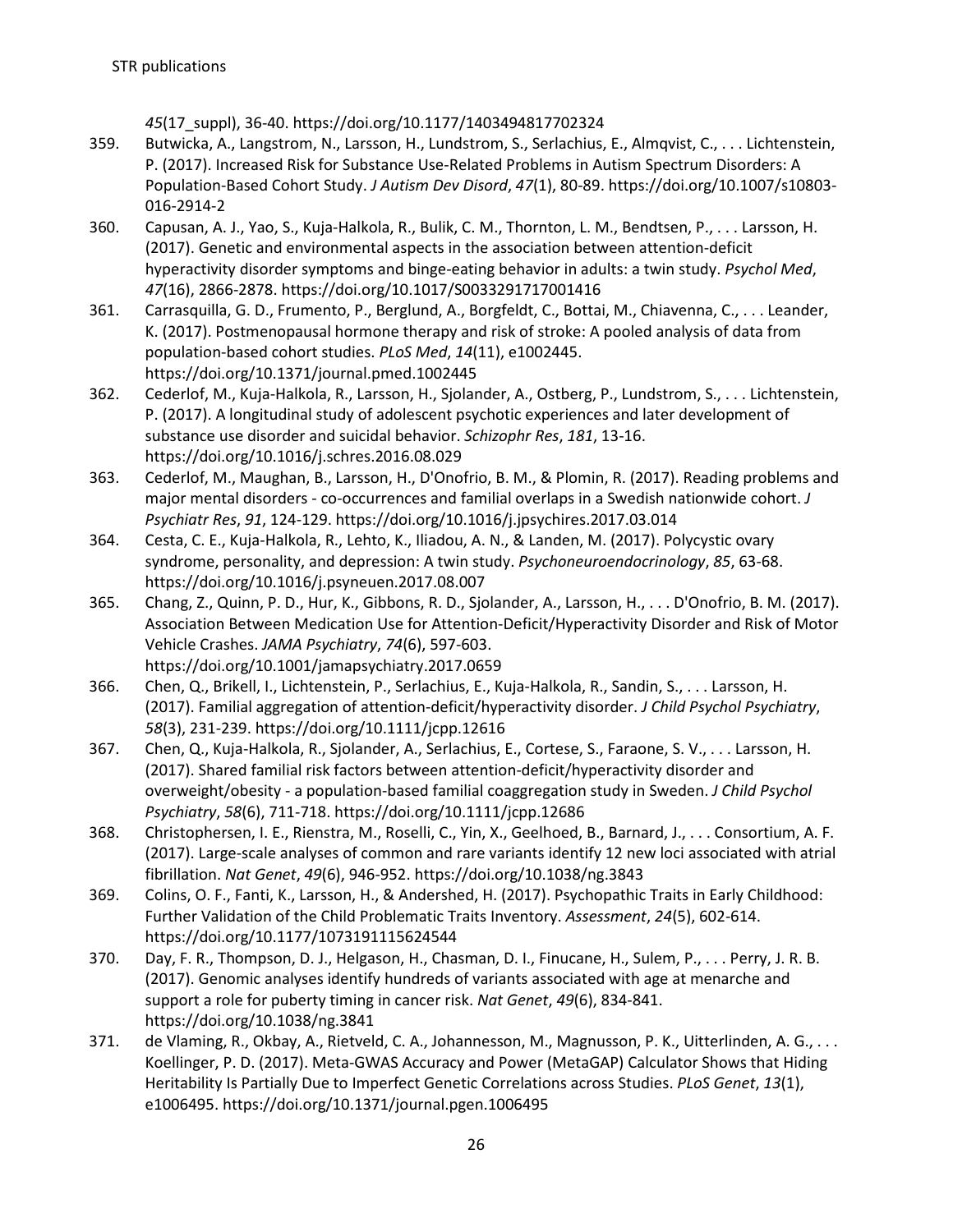*45*(17_suppl), 36-40. https://doi.org/10.1177/1403494817702324

359. Butwicka, A., Langstrom, N., Larsson, H., Lundstrom, S., Serlachius, E., Almqvist, C., . . . Lichtenstein, P. (2017). Increased Risk for Substance Use-Related Problems in Autism Spectrum Disorders: A Population-Based Cohort Study. *J Autism Dev Disord*, *47*(1), 80-89. https://doi.org/10.1007/s10803-016-2914-2
360. Capusan, A. J., Yao, S., Kuja-Halkola, R., Bulik, C. M., Thornton, L. M., Bendtsen, P., . . . Larsson, H. (2017). Genetic and environmental aspects in the association between attention-deficit hyperactivity disorder symptoms and binge-eating behavior in adults: a twin study. *Psychol Med*, *47*(16), 2866-2878. https://doi.org/10.1017/S0033291717001416
361. Carrasquilla, G. D., Frumento, P., Berglund, A., Borgfeldt, C., Bottai, M., Chiavenna, C., . . . Leander, K. (2017). Postmenopausal hormone therapy and risk of stroke: A pooled analysis of data from population-based cohort studies. *PLoS Med*, *14*(11), e1002445. https://doi.org/10.1371/journal.pmed.1002445
362. Cederlof, M., Kuja-Halkola, R., Larsson, H., Sjolander, A., Ostberg, P., Lundstrom, S., . . . Lichtenstein, P. (2017). A longitudinal study of adolescent psychotic experiences and later development of substance use disorder and suicidal behavior. *Schizophr Res*, *181*, 13-16. https://doi.org/10.1016/j.schres.2016.08.029
363. Cederlof, M., Maughan, B., Larsson, H., D'Onofrio, B. M., & Plomin, R. (2017). Reading problems and major mental disorders - co-occurrences and familial overlaps in a Swedish nationwide cohort. *J Psychiatr Res*, *91*, 124-129. https://doi.org/10.1016/j.jpsychires.2017.03.014
364. Cesta, C. E., Kuja-Halkola, R., Lehto, K., Iliadou, A. N., & Landen, M. (2017). Polycystic ovary syndrome, personality, and depression: A twin study. *Psychoneuroendocrinology*, *85*, 63-68. https://doi.org/10.1016/j.psyneuen.2017.08.007
365. Chang, Z., Quinn, P. D., Hur, K., Gibbons, R. D., Sjolander, A., Larsson, H., . . . D'Onofrio, B. M. (2017). Association Between Medication Use for Attention-Deficit/Hyperactivity Disorder and Risk of Motor Vehicle Crashes. *JAMA Psychiatry*, *74*(6), 597-603. https://doi.org/10.1001/jamapsychiatry.2017.0659
366. Chen, Q., Brikell, I., Lichtenstein, P., Serlachius, E., Kuja-Halkola, R., Sandin, S., . . . Larsson, H. (2017). Familial aggregation of attention-deficit/hyperactivity disorder. *J Child Psychol Psychiatry*, *58*(3), 231-239. https://doi.org/10.1111/jcpp.12616
367. Chen, Q., Kuja-Halkola, R., Sjolander, A., Serlachius, E., Cortese, S., Faraone, S. V., . . . Larsson, H. (2017). Shared familial risk factors between attention-deficit/hyperactivity disorder and overweight/obesity - a population-based familial coaggregation study in Sweden. *J Child Psychol Psychiatry*, *58*(6), 711-718. https://doi.org/10.1111/jcpp.12686
368. Christophersen, I. E., Rienstra, M., Roselli, C., Yin, X., Geelhoed, B., Barnard, J., . . . Consortium, A. F. (2017). Large-scale analyses of common and rare variants identify 12 new loci associated with atrial fibrillation. *Nat Genet*, *49*(6), 946-952. https://doi.org/10.1038/ng.3843
369. Colins, O. F., Fanti, K., Larsson, H., & Andershed, H. (2017). Psychopathic Traits in Early Childhood: Further Validation of the Child Problematic Traits Inventory. *Assessment*, *24*(5), 602-614. https://doi.org/10.1177/1073191115624544
370. Day, F. R., Thompson, D. J., Helgason, H., Chasman, D. I., Finucane, H., Sulem, P., . . . Perry, J. R. B. (2017). Genomic analyses identify hundreds of variants associated with age at menarche and support a role for puberty timing in cancer risk. *Nat Genet*, *49*(6), 834-841. https://doi.org/10.1038/ng.3841
371. de Vlaming, R., Okbay, A., Rietveld, C. A., Johannesson, M., Magnusson, P. K., Uitterlinden, A. G., . . . Koellinger, P. D. (2017). Meta-GWAS Accuracy and Power (MetaGAP) Calculator Shows that Hiding Heritability Is Partially Due to Imperfect Genetic Correlations across Studies. *PLoS Genet*, *13*(1), e1006495. https://doi.org/10.1371/journal.pgen.1006495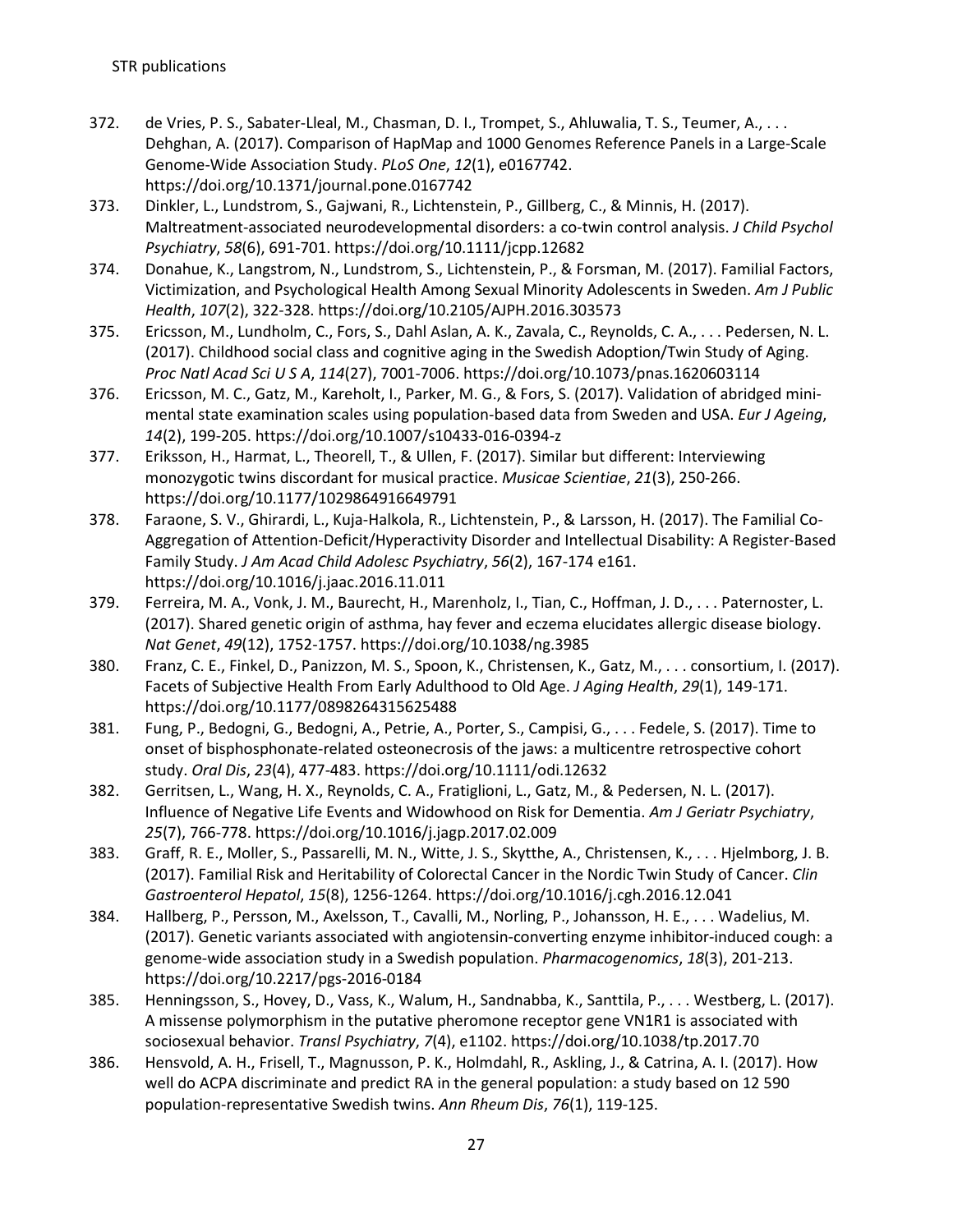372. de Vries, P. S., Sabater-Lleal, M., Chasman, D. I., Trompet, S., Ahluwalia, T. S., Teumer, A., . . . Dehghan, A. (2017). Comparison of HapMap and 1000 Genomes Reference Panels in a Large-Scale Genome-Wide Association Study. *PLoS One*, *12*(1), e0167742. https://doi.org/10.1371/journal.pone.0167742
373. Dinkler, L., Lundstrom, S., Gajwani, R., Lichtenstein, P., Gillberg, C., & Minnis, H. (2017). Maltreatment-associated neurodevelopmental disorders: a co-twin control analysis. *J Child Psychol Psychiatry*, *58*(6), 691-701. https://doi.org/10.1111/jcpp.12682
374. Donahue, K., Langstrom, N., Lundstrom, S., Lichtenstein, P., & Forsman, M. (2017). Familial Factors, Victimization, and Psychological Health Among Sexual Minority Adolescents in Sweden. *Am J Public Health*, *107*(2), 322-328. https://doi.org/10.2105/AJPH.2016.303573
375. Ericsson, M., Lundholm, C., Fors, S., Dahl Aslan, A. K., Zavala, C., Reynolds, C. A., . . . Pedersen, N. L. (2017). Childhood social class and cognitive aging in the Swedish Adoption/Twin Study of Aging. *Proc Natl Acad Sci U S A*, *114*(27), 7001-7006. https://doi.org/10.1073/pnas.1620603114
376. Ericsson, M. C., Gatz, M., Kareholt, I., Parker, M. G., & Fors, S. (2017). Validation of abridged mini-mental state examination scales using population-based data from Sweden and USA. *Eur J Ageing*, *14*(2), 199-205. https://doi.org/10.1007/s10433-016-0394-z
377. Eriksson, H., Harmat, L., Theorell, T., & Ullen, F. (2017). Similar but different: Interviewing monozygotic twins discordant for musical practice. *Musicae Scientiae*, *21*(3), 250-266. https://doi.org/10.1177/1029864916649791
378. Faraone, S. V., Ghirardi, L., Kuja-Halkola, R., Lichtenstein, P., & Larsson, H. (2017). The Familial Co-Aggregation of Attention-Deficit/Hyperactivity Disorder and Intellectual Disability: A Register-Based Family Study. *J Am Acad Child Adolesc Psychiatry*, *56*(2), 167-174 e161. https://doi.org/10.1016/j.jaac.2016.11.011
379. Ferreira, M. A., Vonk, J. M., Baurecht, H., Marenholz, I., Tian, C., Hoffman, J. D., . . . Paternoster, L. (2017). Shared genetic origin of asthma, hay fever and eczema elucidates allergic disease biology. *Nat Genet*, *49*(12), 1752-1757. https://doi.org/10.1038/ng.3985
380. Franz, C. E., Finkel, D., Panizzon, M. S., Spoon, K., Christensen, K., Gatz, M., . . . consortium, I. (2017). Facets of Subjective Health From Early Adulthood to Old Age. *J Aging Health*, *29*(1), 149-171. https://doi.org/10.1177/0898264315625488
381. Fung, P., Bedogni, G., Bedogni, A., Petrie, A., Porter, S., Campisi, G., . . . Fedele, S. (2017). Time to onset of bisphosphonate-related osteonecrosis of the jaws: a multicentre retrospective cohort study. *Oral Dis*, *23*(4), 477-483. https://doi.org/10.1111/odi.12632
382. Gerritsen, L., Wang, H. X., Reynolds, C. A., Fratiglioni, L., Gatz, M., & Pedersen, N. L. (2017). Influence of Negative Life Events and Widowhood on Risk for Dementia. *Am J Geriatr Psychiatry*, *25*(7), 766-778. https://doi.org/10.1016/j.jagp.2017.02.009
383. Graff, R. E., Moller, S., Passarelli, M. N., Witte, J. S., Skytthe, A., Christensen, K., . . . Hjelmborg, J. B. (2017). Familial Risk and Heritability of Colorectal Cancer in the Nordic Twin Study of Cancer. *Clin Gastroenterol Hepatol*, *15*(8), 1256-1264. https://doi.org/10.1016/j.cgh.2016.12.041
384. Hallberg, P., Persson, M., Axelsson, T., Cavalli, M., Norling, P., Johansson, H. E., . . . Wadelius, M. (2017). Genetic variants associated with angiotensin-converting enzyme inhibitor-induced cough: a genome-wide association study in a Swedish population. *Pharmacogenomics*, *18*(3), 201-213. https://doi.org/10.2217/pgs-2016-0184
385. Henningsson, S., Hovey, D., Vass, K., Walum, H., Sandnabba, K., Santtila, P., . . . Westberg, L. (2017). A missense polymorphism in the putative pheromone receptor gene VN1R1 is associated with sociosexual behavior. *Transl Psychiatry*, *7*(4), e1102. https://doi.org/10.1038/tp.2017.70
386. Hensvold, A. H., Frisell, T., Magnusson, P. K., Holmdahl, R., Askling, J., & Catrina, A. I. (2017). How well do ACPA discriminate and predict RA in the general population: a study based on 12 590 population-representative Swedish twins. *Ann Rheum Dis*, *76*(1), 119-125.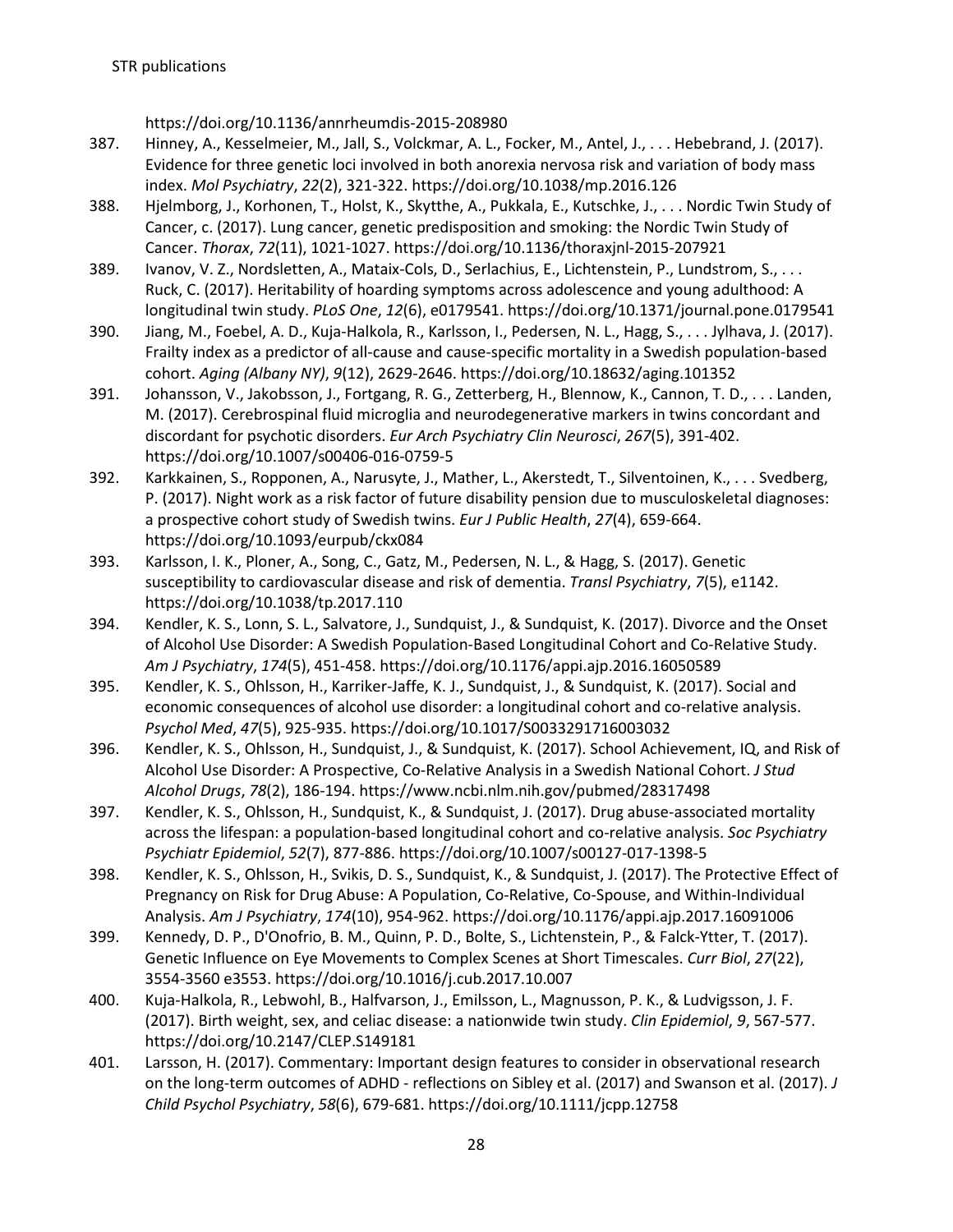https://doi.org/10.1136/annrheumdis-2015-208980

387. Hinney, A., Kesselmeier, M., Jall, S., Volckmar, A. L., Focker, M., Antel, J., . . . Hebebrand, J. (2017). Evidence for three genetic loci involved in both anorexia nervosa risk and variation of body mass index. *Mol Psychiatry*, *22*(2), 321-322. https://doi.org/10.1038/mp.2016.126
388. Hjelmborg, J., Korhonen, T., Holst, K., Skytthe, A., Pukkala, E., Kutschke, J., . . . Nordic Twin Study of Cancer, c. (2017). Lung cancer, genetic predisposition and smoking: the Nordic Twin Study of Cancer. *Thorax*, *72*(11), 1021-1027. https://doi.org/10.1136/thoraxjnl-2015-207921
389. Ivanov, V. Z., Nordsletten, A., Mataix-Cols, D., Serlachius, E., Lichtenstein, P., Lundstrom, S., . . . Ruck, C. (2017). Heritability of hoarding symptoms across adolescence and young adulthood: A longitudinal twin study. *PLoS One*, *12*(6), e0179541. https://doi.org/10.1371/journal.pone.0179541
390. Jiang, M., Foebel, A. D., Kuja-Halkola, R., Karlsson, I., Pedersen, N. L., Hagg, S., . . . Jylhava, J. (2017). Frailty index as a predictor of all-cause and cause-specific mortality in a Swedish population-based cohort. *Aging (Albany NY)*, *9*(12), 2629-2646. https://doi.org/10.18632/aging.101352
391. Johansson, V., Jakobsson, J., Fortgang, R. G., Zetterberg, H., Blennow, K., Cannon, T. D., . . . Landen, M. (2017). Cerebrospinal fluid microglia and neurodegenerative markers in twins concordant and discordant for psychotic disorders. *Eur Arch Psychiatry Clin Neurosci*, *267*(5), 391-402. https://doi.org/10.1007/s00406-016-0759-5
392. Karkkainen, S., Ropponen, A., Narusyte, J., Mather, L., Akerstedt, T., Silventoinen, K., . . . Svedberg, P. (2017). Night work as a risk factor of future disability pension due to musculoskeletal diagnoses: a prospective cohort study of Swedish twins. *Eur J Public Health*, *27*(4), 659-664. https://doi.org/10.1093/eurpub/ckx084
393. Karlsson, I. K., Ploner, A., Song, C., Gatz, M., Pedersen, N. L., & Hagg, S. (2017). Genetic susceptibility to cardiovascular disease and risk of dementia. *Transl Psychiatry*, *7*(5), e1142. https://doi.org/10.1038/tp.2017.110
394. Kendler, K. S., Lonn, S. L., Salvatore, J., Sundquist, J., & Sundquist, K. (2017). Divorce and the Onset of Alcohol Use Disorder: A Swedish Population-Based Longitudinal Cohort and Co-Relative Study. *Am J Psychiatry*, *174*(5), 451-458. https://doi.org/10.1176/appi.ajp.2016.16050589
395. Kendler, K. S., Ohlsson, H., Karriker-Jaffe, K. J., Sundquist, J., & Sundquist, K. (2017). Social and economic consequences of alcohol use disorder: a longitudinal cohort and co-relative analysis. *Psychol Med*, *47*(5), 925-935. https://doi.org/10.1017/S0033291716003032
396. Kendler, K. S., Ohlsson, H., Sundquist, J., & Sundquist, K. (2017). School Achievement, IQ, and Risk of Alcohol Use Disorder: A Prospective, Co-Relative Analysis in a Swedish National Cohort. *J Stud Alcohol Drugs*, *78*(2), 186-194. https://www.ncbi.nlm.nih.gov/pubmed/28317498
397. Kendler, K. S., Ohlsson, H., Sundquist, K., & Sundquist, J. (2017). Drug abuse-associated mortality across the lifespan: a population-based longitudinal cohort and co-relative analysis. *Soc Psychiatry Psychiatr Epidemiol*, *52*(7), 877-886. https://doi.org/10.1007/s00127-017-1398-5
398. Kendler, K. S., Ohlsson, H., Svikis, D. S., Sundquist, K., & Sundquist, J. (2017). The Protective Effect of Pregnancy on Risk for Drug Abuse: A Population, Co-Relative, Co-Spouse, and Within-Individual Analysis. *Am J Psychiatry*, *174*(10), 954-962. https://doi.org/10.1176/appi.ajp.2017.16091006
399. Kennedy, D. P., D'Onofrio, B. M., Quinn, P. D., Bolte, S., Lichtenstein, P., & Falck-Ytter, T. (2017). Genetic Influence on Eye Movements to Complex Scenes at Short Timescales. *Curr Biol*, *27*(22), 3554-3560 e3553. https://doi.org/10.1016/j.cub.2017.10.007
400. Kuja-Halkola, R., Lebwohl, B., Halfvarson, J., Emilsson, L., Magnusson, P. K., & Ludvigsson, J. F. (2017). Birth weight, sex, and celiac disease: a nationwide twin study. *Clin Epidemiol*, *9*, 567-577. https://doi.org/10.2147/CLEP.S149181
401. Larsson, H. (2017). Commentary: Important design features to consider in observational research on the long-term outcomes of ADHD - reflections on Sibley et al. (2017) and Swanson et al. (2017). *J Child Psychol Psychiatry*, *58*(6), 679-681. https://doi.org/10.1111/jcpp.12758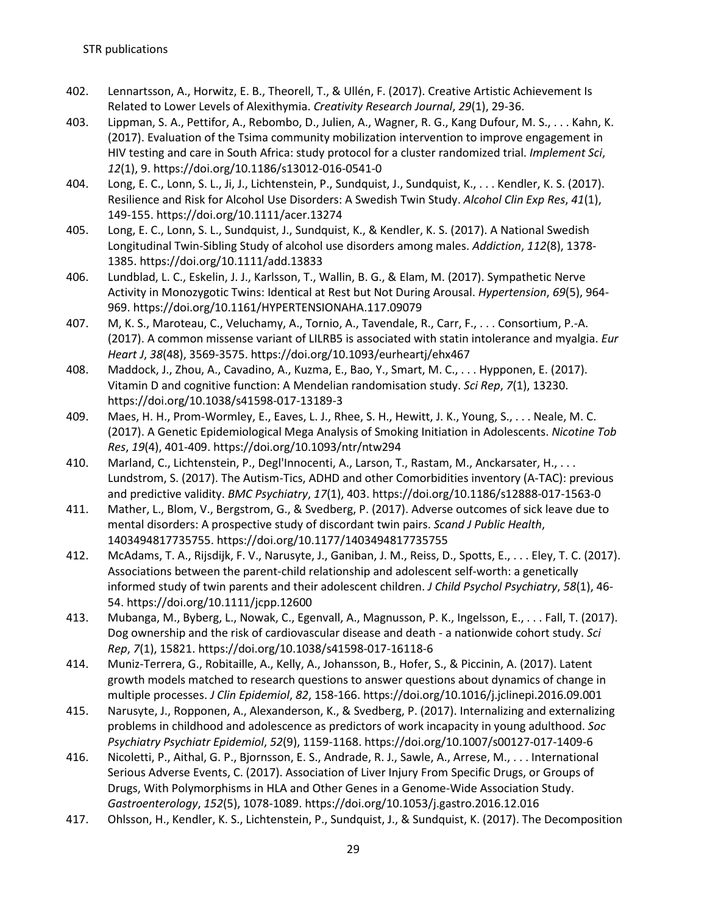402. Lennartsson, A., Horwitz, E. B., Theorell, T., & Ullén, F. (2017). Creative Artistic Achievement Is Related to Lower Levels of Alexithymia. *Creativity Research Journal*, *29*(1), 29-36.

403. Lippman, S. A., Pettifor, A., Rebombo, D., Julien, A., Wagner, R. G., Kang Dufour, M. S., . . . Kahn, K. (2017). Evaluation of the Tsima community mobilization intervention to improve engagement in HIV testing and care in South Africa: study protocol for a cluster randomized trial. *Implement Sci*, *12*(1), 9. https://doi.org/10.1186/s13012-016-0541-0

404. Long, E. C., Lonn, S. L., Ji, J., Lichtenstein, P., Sundquist, J., Sundquist, K., . . . Kendler, K. S. (2017). Resilience and Risk for Alcohol Use Disorders: A Swedish Twin Study. *Alcohol Clin Exp Res*, *41*(1), 149-155. https://doi.org/10.1111/acer.13274

405. Long, E. C., Lonn, S. L., Sundquist, J., Sundquist, K., & Kendler, K. S. (2017). A National Swedish Longitudinal Twin-Sibling Study of alcohol use disorders among males. *Addiction*, *112*(8), 1378-1385. https://doi.org/10.1111/add.13833

406. Lundblad, L. C., Eskelin, J. J., Karlsson, T., Wallin, B. G., & Elam, M. (2017). Sympathetic Nerve Activity in Monozygotic Twins: Identical at Rest but Not During Arousal. *Hypertension*, *69*(5), 964-969. https://doi.org/10.1161/HYPERTENSIONAHA.117.09079

407. M, K. S., Maroteau, C., Veluchamy, A., Tornio, A., Tavendale, R., Carr, F., . . . Consortium, P.-A. (2017). A common missense variant of LILRB5 is associated with statin intolerance and myalgia. *Eur Heart J*, *38*(48), 3569-3575. https://doi.org/10.1093/eurheartj/ehx467

408. Maddock, J., Zhou, A., Cavadino, A., Kuzma, E., Bao, Y., Smart, M. C., . . . Hypponen, E. (2017). Vitamin D and cognitive function: A Mendelian randomisation study. *Sci Rep*, *7*(1), 13230. https://doi.org/10.1038/s41598-017-13189-3

409. Maes, H. H., Prom-Wormley, E., Eaves, L. J., Rhee, S. H., Hewitt, J. K., Young, S., . . . Neale, M. C. (2017). A Genetic Epidemiological Mega Analysis of Smoking Initiation in Adolescents. *Nicotine Tob Res*, *19*(4), 401-409. https://doi.org/10.1093/ntr/ntw294

410. Marland, C., Lichtenstein, P., Degl'Innocenti, A., Larson, T., Rastam, M., Anckarsater, H., . . . Lundstrom, S. (2017). The Autism-Tics, ADHD and other Comorbidities inventory (A-TAC): previous and predictive validity. *BMC Psychiatry*, *17*(1), 403. https://doi.org/10.1186/s12888-017-1563-0

411. Mather, L., Blom, V., Bergstrom, G., & Svedberg, P. (2017). Adverse outcomes of sick leave due to mental disorders: A prospective study of discordant twin pairs. *Scand J Public Health*, 1403494817735755. https://doi.org/10.1177/1403494817735755

412. McAdams, T. A., Rijsdijk, F. V., Narusyte, J., Ganiban, J. M., Reiss, D., Spotts, E., . . . Eley, T. C. (2017). Associations between the parent-child relationship and adolescent self-worth: a genetically informed study of twin parents and their adolescent children. *J Child Psychol Psychiatry*, *58*(1), 46-54. https://doi.org/10.1111/jcpp.12600

413. Mubanga, M., Byberg, L., Nowak, C., Egenvall, A., Magnusson, P. K., Ingelsson, E., . . . Fall, T. (2017). Dog ownership and the risk of cardiovascular disease and death - a nationwide cohort study. *Sci Rep*, *7*(1), 15821. https://doi.org/10.1038/s41598-017-16118-6

414. Muniz-Terrera, G., Robitaille, A., Kelly, A., Johansson, B., Hofer, S., & Piccinin, A. (2017). Latent growth models matched to research questions to answer questions about dynamics of change in multiple processes. *J Clin Epidemiol*, *82*, 158-166. https://doi.org/10.1016/j.jclinepi.2016.09.001

415. Narusyte, J., Ropponen, A., Alexanderson, K., & Svedberg, P. (2017). Internalizing and externalizing problems in childhood and adolescence as predictors of work incapacity in young adulthood. *Soc Psychiatry Psychiatr Epidemiol*, *52*(9), 1159-1168. https://doi.org/10.1007/s00127-017-1409-6

416. Nicoletti, P., Aithal, G. P., Bjornsson, E. S., Andrade, R. J., Sawle, A., Arrese, M., . . . International Serious Adverse Events, C. (2017). Association of Liver Injury From Specific Drugs, or Groups of Drugs, With Polymorphisms in HLA and Other Genes in a Genome-Wide Association Study. *Gastroenterology*, *152*(5), 1078-1089. https://doi.org/10.1053/j.gastro.2016.12.016

417. Ohlsson, H., Kendler, K. S., Lichtenstein, P., Sundquist, J., & Sundquist, K. (2017). The Decomposition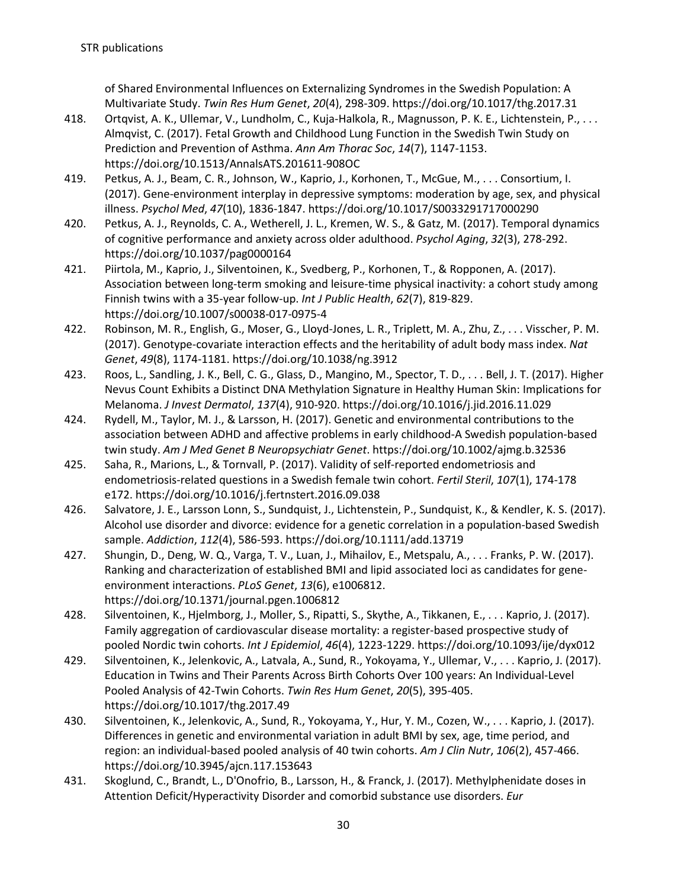of Shared Environmental Influences on Externalizing Syndromes in the Swedish Population: A Multivariate Study. *Twin Res Hum Genet*, *20*(4), 298-309. https://doi.org/10.1017/thg.2017.31

418. Ortqvist, A. K., Ullemar, V., Lundholm, C., Kuja-Halkola, R., Magnusson, P. K. E., Lichtenstein, P., . . . Almqvist, C. (2017). Fetal Growth and Childhood Lung Function in the Swedish Twin Study on Prediction and Prevention of Asthma. *Ann Am Thorac Soc*, *14*(7), 1147-1153. https://doi.org/10.1513/AnnalsATS.201611-908OC
419. Petkus, A. J., Beam, C. R., Johnson, W., Kaprio, J., Korhonen, T., McGue, M., . . . Consortium, I. (2017). Gene-environment interplay in depressive symptoms: moderation by age, sex, and physical illness. *Psychol Med*, *47*(10), 1836-1847. https://doi.org/10.1017/S0033291717000290
420. Petkus, A. J., Reynolds, C. A., Wetherell, J. L., Kremen, W. S., & Gatz, M. (2017). Temporal dynamics of cognitive performance and anxiety across older adulthood. *Psychol Aging*, *32*(3), 278-292. https://doi.org/10.1037/pag0000164
421. Piirtola, M., Kaprio, J., Silventoinen, K., Svedberg, P., Korhonen, T., & Ropponen, A. (2017). Association between long-term smoking and leisure-time physical inactivity: a cohort study among Finnish twins with a 35-year follow-up. *Int J Public Health*, *62*(7), 819-829. https://doi.org/10.1007/s00038-017-0975-4
422. Robinson, M. R., English, G., Moser, G., Lloyd-Jones, L. R., Triplett, M. A., Zhu, Z., . . . Visscher, P. M. (2017). Genotype-covariate interaction effects and the heritability of adult body mass index. *Nat Genet*, *49*(8), 1174-1181. https://doi.org/10.1038/ng.3912
423. Roos, L., Sandling, J. K., Bell, C. G., Glass, D., Mangino, M., Spector, T. D., . . . Bell, J. T. (2017). Higher Nevus Count Exhibits a Distinct DNA Methylation Signature in Healthy Human Skin: Implications for Melanoma. *J Invest Dermatol*, *137*(4), 910-920. https://doi.org/10.1016/j.jid.2016.11.029
424. Rydell, M., Taylor, M. J., & Larsson, H. (2017). Genetic and environmental contributions to the association between ADHD and affective problems in early childhood-A Swedish population-based twin study. *Am J Med Genet B Neuropsychiatr Genet*. https://doi.org/10.1002/ajmg.b.32536
425. Saha, R., Marions, L., & Tornvall, P. (2017). Validity of self-reported endometriosis and endometriosis-related questions in a Swedish female twin cohort. *Fertil Steril*, *107*(1), 174-178 e172. https://doi.org/10.1016/j.fertnstert.2016.09.038
426. Salvatore, J. E., Larsson Lonn, S., Sundquist, J., Lichtenstein, P., Sundquist, K., & Kendler, K. S. (2017). Alcohol use disorder and divorce: evidence for a genetic correlation in a population-based Swedish sample. *Addiction*, *112*(4), 586-593. https://doi.org/10.1111/add.13719
427. Shungin, D., Deng, W. Q., Varga, T. V., Luan, J., Mihailov, E., Metspalu, A., . . . Franks, P. W. (2017). Ranking and characterization of established BMI and lipid associated loci as candidates for gene-environment interactions. *PLoS Genet*, *13*(6), e1006812. https://doi.org/10.1371/journal.pgen.1006812
428. Silventoinen, K., Hjelmborg, J., Moller, S., Ripatti, S., Skythe, A., Tikkanen, E., . . . Kaprio, J. (2017). Family aggregation of cardiovascular disease mortality: a register-based prospective study of pooled Nordic twin cohorts. *Int J Epidemiol*, *46*(4), 1223-1229. https://doi.org/10.1093/ije/dyx012
429. Silventoinen, K., Jelenkovic, A., Latvala, A., Sund, R., Yokoyama, Y., Ullemar, V., . . . Kaprio, J. (2017). Education in Twins and Their Parents Across Birth Cohorts Over 100 years: An Individual-Level Pooled Analysis of 42-Twin Cohorts. *Twin Res Hum Genet*, *20*(5), 395-405. https://doi.org/10.1017/thg.2017.49
430. Silventoinen, K., Jelenkovic, A., Sund, R., Yokoyama, Y., Hur, Y. M., Cozen, W., . . . Kaprio, J. (2017). Differences in genetic and environmental variation in adult BMI by sex, age, time period, and region: an individual-based pooled analysis of 40 twin cohorts. *Am J Clin Nutr*, *106*(2), 457-466. https://doi.org/10.3945/ajcn.117.153643
431. Skoglund, C., Brandt, L., D'Onofrio, B., Larsson, H., & Franck, J. (2017). Methylphenidate doses in Attention Deficit/Hyperactivity Disorder and comorbid substance use disorders. *Eur*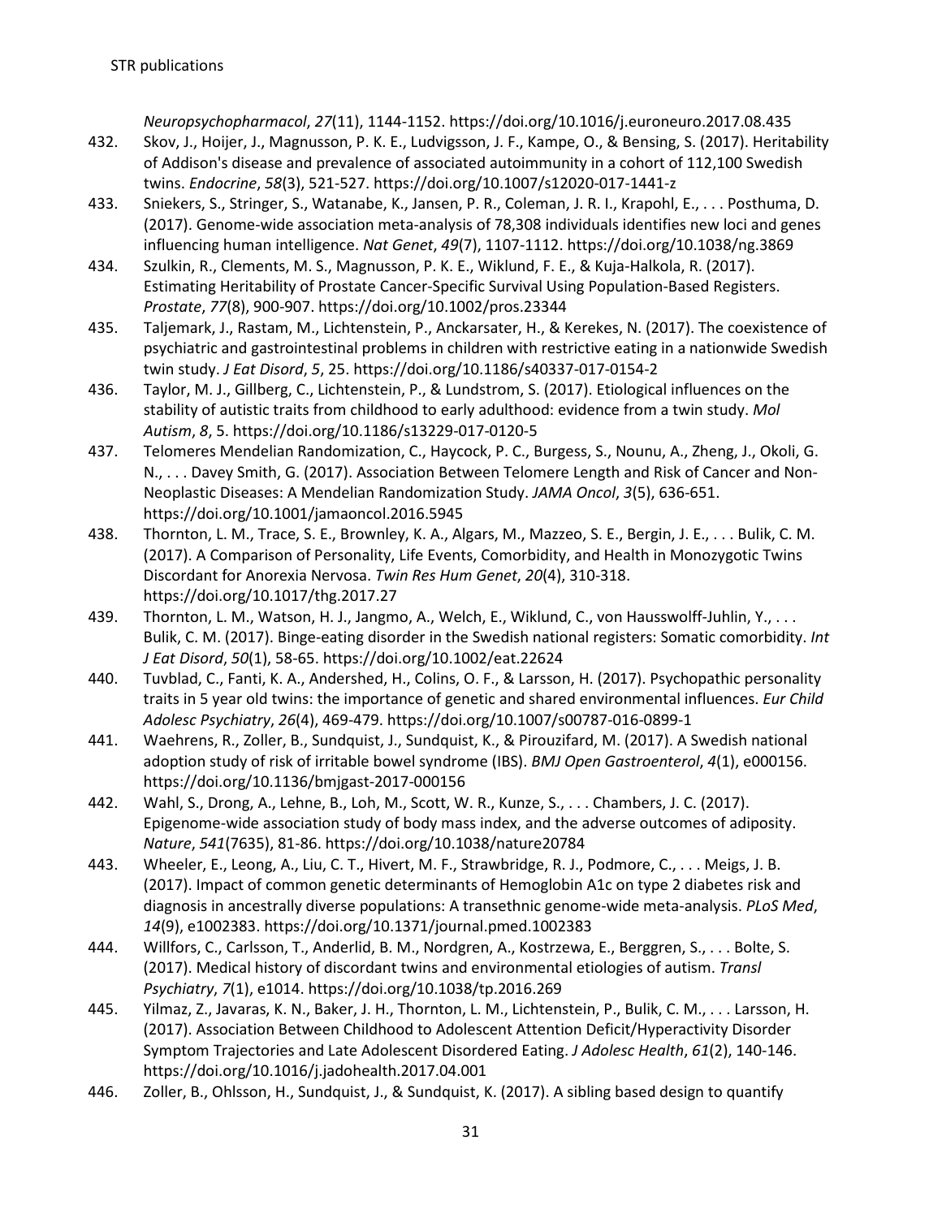*Neuropsychopharmacol*, *27*(11), 1144-1152. https://doi.org/10.1016/j.euroneuro.2017.08.435

432. Skov, J., Hoijer, J., Magnusson, P. K. E., Ludvigsson, J. F., Kampe, O., & Bensing, S. (2017). Heritability of Addison's disease and prevalence of associated autoimmunity in a cohort of 112,100 Swedish twins. *Endocrine*, *58*(3), 521-527. https://doi.org/10.1007/s12020-017-1441-z
433. Sniekers, S., Stringer, S., Watanabe, K., Jansen, P. R., Coleman, J. R. I., Krapohl, E., . . . Posthuma, D. (2017). Genome-wide association meta-analysis of 78,308 individuals identifies new loci and genes influencing human intelligence. *Nat Genet*, *49*(7), 1107-1112. https://doi.org/10.1038/ng.3869
434. Szulkin, R., Clements, M. S., Magnusson, P. K. E., Wiklund, F. E., & Kuja-Halkola, R. (2017). Estimating Heritability of Prostate Cancer-Specific Survival Using Population-Based Registers. *Prostate*, *77*(8), 900-907. https://doi.org/10.1002/pros.23344
435. Taljemark, J., Rastam, M., Lichtenstein, P., Anckarsater, H., & Kerekes, N. (2017). The coexistence of psychiatric and gastrointestinal problems in children with restrictive eating in a nationwide Swedish twin study. *J Eat Disord*, *5*, 25. https://doi.org/10.1186/s40337-017-0154-2
436. Taylor, M. J., Gillberg, C., Lichtenstein, P., & Lundstrom, S. (2017). Etiological influences on the stability of autistic traits from childhood to early adulthood: evidence from a twin study. *Mol Autism*, *8*, 5. https://doi.org/10.1186/s13229-017-0120-5
437. Telomeres Mendelian Randomization, C., Haycock, P. C., Burgess, S., Nounu, A., Zheng, J., Okoli, G. N., . . . Davey Smith, G. (2017). Association Between Telomere Length and Risk of Cancer and Non-Neoplastic Diseases: A Mendelian Randomization Study. *JAMA Oncol*, *3*(5), 636-651. https://doi.org/10.1001/jamaoncol.2016.5945
438. Thornton, L. M., Trace, S. E., Brownley, K. A., Algars, M., Mazzeo, S. E., Bergin, J. E., . . . Bulik, C. M. (2017). A Comparison of Personality, Life Events, Comorbidity, and Health in Monozygotic Twins Discordant for Anorexia Nervosa. *Twin Res Hum Genet*, *20*(4), 310-318. https://doi.org/10.1017/thg.2017.27
439. Thornton, L. M., Watson, H. J., Jangmo, A., Welch, E., Wiklund, C., von Hausswolff-Juhlin, Y., . . . Bulik, C. M. (2017). Binge-eating disorder in the Swedish national registers: Somatic comorbidity. *Int J Eat Disord*, *50*(1), 58-65. https://doi.org/10.1002/eat.22624
440. Tuvblad, C., Fanti, K. A., Andershed, H., Colins, O. F., & Larsson, H. (2017). Psychopathic personality traits in 5 year old twins: the importance of genetic and shared environmental influences. *Eur Child Adolesc Psychiatry*, *26*(4), 469-479. https://doi.org/10.1007/s00787-016-0899-1
441. Waehrens, R., Zoller, B., Sundquist, J., Sundquist, K., & Pirouzifard, M. (2017). A Swedish national adoption study of risk of irritable bowel syndrome (IBS). *BMJ Open Gastroenterol*, *4*(1), e000156. https://doi.org/10.1136/bmjgast-2017-000156
442. Wahl, S., Drong, A., Lehne, B., Loh, M., Scott, W. R., Kunze, S., . . . Chambers, J. C. (2017). Epigenome-wide association study of body mass index, and the adverse outcomes of adiposity. *Nature*, *541*(7635), 81-86. https://doi.org/10.1038/nature20784
443. Wheeler, E., Leong, A., Liu, C. T., Hivert, M. F., Strawbridge, R. J., Podmore, C., . . . Meigs, J. B. (2017). Impact of common genetic determinants of Hemoglobin A1c on type 2 diabetes risk and diagnosis in ancestrally diverse populations: A transethnic genome-wide meta-analysis. *PLoS Med*, *14*(9), e1002383. https://doi.org/10.1371/journal.pmed.1002383
444. Willfors, C., Carlsson, T., Anderlid, B. M., Nordgren, A., Kostrzewa, E., Berggren, S., . . . Bolte, S. (2017). Medical history of discordant twins and environmental etiologies of autism. *Transl Psychiatry*, *7*(1), e1014. https://doi.org/10.1038/tp.2016.269
445. Yilmaz, Z., Javaras, K. N., Baker, J. H., Thornton, L. M., Lichtenstein, P., Bulik, C. M., . . . Larsson, H. (2017). Association Between Childhood to Adolescent Attention Deficit/Hyperactivity Disorder Symptom Trajectories and Late Adolescent Disordered Eating. *J Adolesc Health*, *61*(2), 140-146. https://doi.org/10.1016/j.jadohealth.2017.04.001
446. Zoller, B., Ohlsson, H., Sundquist, J., & Sundquist, K. (2017). A sibling based design to quantify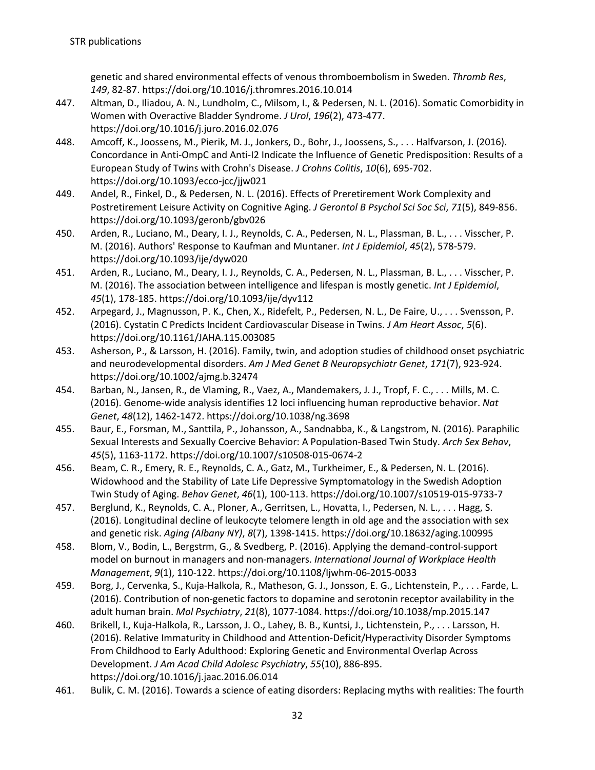genetic and shared environmental effects of venous thromboembolism in Sweden. *Thromb Res*, *149*, 82-87. https://doi.org/10.1016/j.thromres.2016.10.014

447. Altman, D., Iliadou, A. N., Lundholm, C., Milsom, I., & Pedersen, N. L. (2016). Somatic Comorbidity in Women with Overactive Bladder Syndrome. *J Urol*, *196*(2), 473-477. https://doi.org/10.1016/j.juro.2016.02.076
448. Amcoff, K., Joossens, M., Pierik, M. J., Jonkers, D., Bohr, J., Joossens, S., . . . Halfvarson, J. (2016). Concordance in Anti-OmpC and Anti-I2 Indicate the Influence of Genetic Predisposition: Results of a European Study of Twins with Crohn's Disease. *J Crohns Colitis*, *10*(6), 695-702. https://doi.org/10.1093/ecco-jcc/jjw021
449. Andel, R., Finkel, D., & Pedersen, N. L. (2016). Effects of Preretirement Work Complexity and Postretirement Leisure Activity on Cognitive Aging. *J Gerontol B Psychol Sci Soc Sci*, *71*(5), 849-856. https://doi.org/10.1093/geronb/gbv026
450. Arden, R., Luciano, M., Deary, I. J., Reynolds, C. A., Pedersen, N. L., Plassman, B. L., . . . Visscher, P. M. (2016). Authors' Response to Kaufman and Muntaner. *Int J Epidemiol*, *45*(2), 578-579. https://doi.org/10.1093/ije/dyw020
451. Arden, R., Luciano, M., Deary, I. J., Reynolds, C. A., Pedersen, N. L., Plassman, B. L., . . . Visscher, P. M. (2016). The association between intelligence and lifespan is mostly genetic. *Int J Epidemiol*, *45*(1), 178-185. https://doi.org/10.1093/ije/dyv112
452. Arpegard, J., Magnusson, P. K., Chen, X., Ridefelt, P., Pedersen, N. L., De Faire, U., . . . Svensson, P. (2016). Cystatin C Predicts Incident Cardiovascular Disease in Twins. *J Am Heart Assoc*, *5*(6). https://doi.org/10.1161/JAHA.115.003085
453. Asherson, P., & Larsson, H. (2016). Family, twin, and adoption studies of childhood onset psychiatric and neurodevelopmental disorders. *Am J Med Genet B Neuropsychiatr Genet*, *171*(7), 923-924. https://doi.org/10.1002/ajmg.b.32474
454. Barban, N., Jansen, R., de Vlaming, R., Vaez, A., Mandemakers, J. J., Tropf, F. C., . . . Mills, M. C. (2016). Genome-wide analysis identifies 12 loci influencing human reproductive behavior. *Nat Genet*, *48*(12), 1462-1472. https://doi.org/10.1038/ng.3698
455. Baur, E., Forsman, M., Santtila, P., Johansson, A., Sandnabba, K., & Langstrom, N. (2016). Paraphilic Sexual Interests and Sexually Coercive Behavior: A Population-Based Twin Study. *Arch Sex Behav*, *45*(5), 1163-1172. https://doi.org/10.1007/s10508-015-0674-2
456. Beam, C. R., Emery, R. E., Reynolds, C. A., Gatz, M., Turkheimer, E., & Pedersen, N. L. (2016). Widowhood and the Stability of Late Life Depressive Symptomatology in the Swedish Adoption Twin Study of Aging. *Behav Genet*, *46*(1), 100-113. https://doi.org/10.1007/s10519-015-9733-7
457. Berglund, K., Reynolds, C. A., Ploner, A., Gerritsen, L., Hovatta, I., Pedersen, N. L., . . . Hagg, S. (2016). Longitudinal decline of leukocyte telomere length in old age and the association with sex and genetic risk. *Aging (Albany NY)*, *8*(7), 1398-1415. https://doi.org/10.18632/aging.100995
458. Blom, V., Bodin, L., Bergstrm, G., & Svedberg, P. (2016). Applying the demand-control-support model on burnout in managers and non-managers. *International Journal of Workplace Health Management*, *9*(1), 110-122. https://doi.org/10.1108/Ijwhm-06-2015-0033
459. Borg, J., Cervenka, S., Kuja-Halkola, R., Matheson, G. J., Jonsson, E. G., Lichtenstein, P., . . . Farde, L. (2016). Contribution of non-genetic factors to dopamine and serotonin receptor availability in the adult human brain. *Mol Psychiatry*, *21*(8), 1077-1084. https://doi.org/10.1038/mp.2015.147
460. Brikell, I., Kuja-Halkola, R., Larsson, J. O., Lahey, B. B., Kuntsi, J., Lichtenstein, P., . . . Larsson, H. (2016). Relative Immaturity in Childhood and Attention-Deficit/Hyperactivity Disorder Symptoms From Childhood to Early Adulthood: Exploring Genetic and Environmental Overlap Across Development. *J Am Acad Child Adolesc Psychiatry*, *55*(10), 886-895. https://doi.org/10.1016/j.jaac.2016.06.014
461. Bulik, C. M. (2016). Towards a science of eating disorders: Replacing myths with realities: The fourth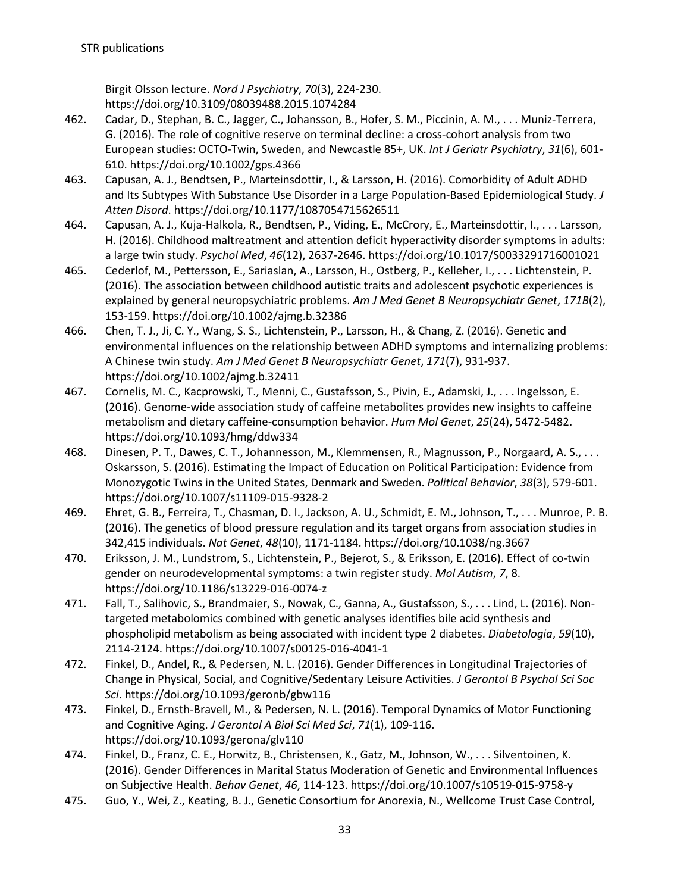Birgit Olsson lecture. *Nord J Psychiatry*, *70*(3), 224-230. https://doi.org/10.3109/08039488.2015.1074284

462. Cadar, D., Stephan, B. C., Jagger, C., Johansson, B., Hofer, S. M., Piccinin, A. M., . . . Muniz-Terrera, G. (2016). The role of cognitive reserve on terminal decline: a cross-cohort analysis from two European studies: OCTO-Twin, Sweden, and Newcastle 85+, UK. *Int J Geriatr Psychiatry*, *31*(6), 601-610. https://doi.org/10.1002/gps.4366
463. Capusan, A. J., Bendtsen, P., Marteinsdottir, I., & Larsson, H. (2016). Comorbidity of Adult ADHD and Its Subtypes With Substance Use Disorder in a Large Population-Based Epidemiological Study. *J Atten Disord*. https://doi.org/10.1177/1087054715626511
464. Capusan, A. J., Kuja-Halkola, R., Bendtsen, P., Viding, E., McCrory, E., Marteinsdottir, I., . . . Larsson, H. (2016). Childhood maltreatment and attention deficit hyperactivity disorder symptoms in adults: a large twin study. *Psychol Med*, *46*(12), 2637-2646. https://doi.org/10.1017/S0033291716001021
465. Cederlof, M., Pettersson, E., Sariaslan, A., Larsson, H., Ostberg, P., Kelleher, I., . . . Lichtenstein, P. (2016). The association between childhood autistic traits and adolescent psychotic experiences is explained by general neuropsychiatric problems. *Am J Med Genet B Neuropsychiatr Genet*, *171B*(2), 153-159. https://doi.org/10.1002/ajmg.b.32386
466. Chen, T. J., Ji, C. Y., Wang, S. S., Lichtenstein, P., Larsson, H., & Chang, Z. (2016). Genetic and environmental influences on the relationship between ADHD symptoms and internalizing problems: A Chinese twin study. *Am J Med Genet B Neuropsychiatr Genet*, *171*(7), 931-937. https://doi.org/10.1002/ajmg.b.32411
467. Cornelis, M. C., Kacprowski, T., Menni, C., Gustafsson, S., Pivin, E., Adamski, J., . . . Ingelsson, E. (2016). Genome-wide association study of caffeine metabolites provides new insights to caffeine metabolism and dietary caffeine-consumption behavior. *Hum Mol Genet*, *25*(24), 5472-5482. https://doi.org/10.1093/hmg/ddw334
468. Dinesen, P. T., Dawes, C. T., Johannesson, M., Klemmensen, R., Magnusson, P., Norgaard, A. S., . . . Oskarsson, S. (2016). Estimating the Impact of Education on Political Participation: Evidence from Monozygotic Twins in the United States, Denmark and Sweden. *Political Behavior*, *38*(3), 579-601. https://doi.org/10.1007/s11109-015-9328-2
469. Ehret, G. B., Ferreira, T., Chasman, D. I., Jackson, A. U., Schmidt, E. M., Johnson, T., . . . Munroe, P. B. (2016). The genetics of blood pressure regulation and its target organs from association studies in 342,415 individuals. *Nat Genet*, *48*(10), 1171-1184. https://doi.org/10.1038/ng.3667
470. Eriksson, J. M., Lundstrom, S., Lichtenstein, P., Bejerot, S., & Eriksson, E. (2016). Effect of co-twin gender on neurodevelopmental symptoms: a twin register study. *Mol Autism*, *7*, 8. https://doi.org/10.1186/s13229-016-0074-z
471. Fall, T., Salihovic, S., Brandmaier, S., Nowak, C., Ganna, A., Gustafsson, S., . . . Lind, L. (2016). Non-targeted metabolomics combined with genetic analyses identifies bile acid synthesis and phospholipid metabolism as being associated with incident type 2 diabetes. *Diabetologia*, *59*(10), 2114-2124. https://doi.org/10.1007/s00125-016-4041-1
472. Finkel, D., Andel, R., & Pedersen, N. L. (2016). Gender Differences in Longitudinal Trajectories of Change in Physical, Social, and Cognitive/Sedentary Leisure Activities. *J Gerontol B Psychol Sci Soc Sci*. https://doi.org/10.1093/geronb/gbw116
473. Finkel, D., Ernsth-Bravell, M., & Pedersen, N. L. (2016). Temporal Dynamics of Motor Functioning and Cognitive Aging. *J Gerontol A Biol Sci Med Sci*, *71*(1), 109-116. https://doi.org/10.1093/gerona/glv110
474. Finkel, D., Franz, C. E., Horwitz, B., Christensen, K., Gatz, M., Johnson, W., . . . Silventoinen, K. (2016). Gender Differences in Marital Status Moderation of Genetic and Environmental Influences on Subjective Health. *Behav Genet*, *46*, 114-123. https://doi.org/10.1007/s10519-015-9758-y
475. Guo, Y., Wei, Z., Keating, B. J., Genetic Consortium for Anorexia, N., Wellcome Trust Case Control,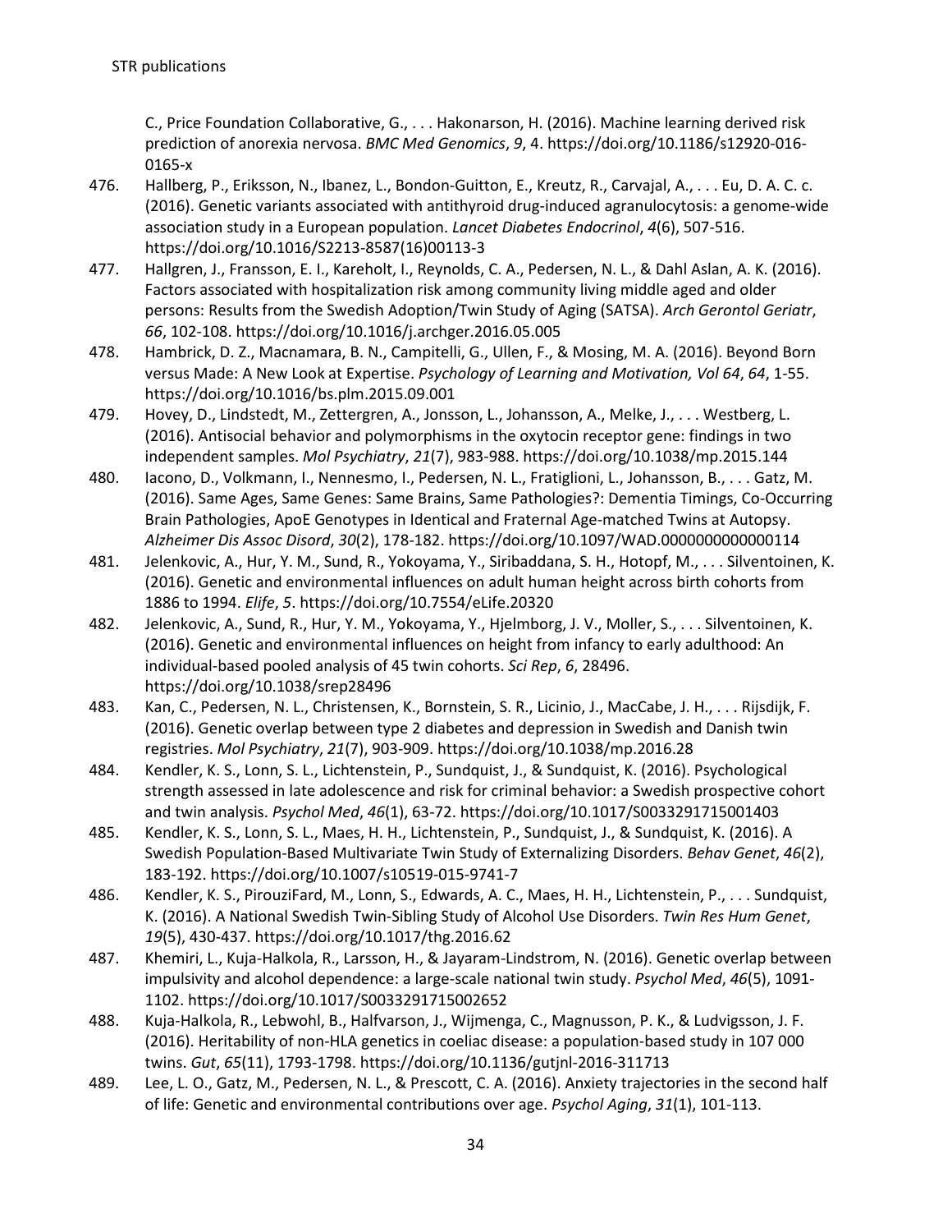C., Price Foundation Collaborative, G., . . . Hakonarson, H. (2016). Machine learning derived risk prediction of anorexia nervosa. *BMC Med Genomics*, *9*, 4. https://doi.org/10.1186/s12920-016-0165-x

476. Hallberg, P., Eriksson, N., Ibanez, L., Bondon-Guitton, E., Kreutz, R., Carvajal, A., . . . Eu, D. A. C. c. (2016). Genetic variants associated with antithyroid drug-induced agranulocytosis: a genome-wide association study in a European population. *Lancet Diabetes Endocrinol*, *4*(6), 507-516. https://doi.org/10.1016/S2213-8587(16)00113-3

477. Hallgren, J., Fransson, E. I., Kareholt, I., Reynolds, C. A., Pedersen, N. L., & Dahl Aslan, A. K. (2016). Factors associated with hospitalization risk among community living middle aged and older persons: Results from the Swedish Adoption/Twin Study of Aging (SATSA). *Arch Gerontol Geriatr*, *66*, 102-108. https://doi.org/10.1016/j.archger.2016.05.005

478. Hambrick, D. Z., Macnamara, B. N., Campitelli, G., Ullen, F., & Mosing, M. A. (2016). Beyond Born versus Made: A New Look at Expertise. *Psychology of Learning and Motivation, Vol 64*, *64*, 1-55. https://doi.org/10.1016/bs.plm.2015.09.001

479. Hovey, D., Lindstedt, M., Zettergren, A., Jonsson, L., Johansson, A., Melke, J., . . . Westberg, L. (2016). Antisocial behavior and polymorphisms in the oxytocin receptor gene: findings in two independent samples. *Mol Psychiatry*, *21*(7), 983-988. https://doi.org/10.1038/mp.2015.144

480. Iacono, D., Volkmann, I., Nennesmo, I., Pedersen, N. L., Fratiglioni, L., Johansson, B., . . . Gatz, M. (2016). Same Ages, Same Genes: Same Brains, Same Pathologies?: Dementia Timings, Co-Occurring Brain Pathologies, ApoE Genotypes in Identical and Fraternal Age-matched Twins at Autopsy. *Alzheimer Dis Assoc Disord*, *30*(2), 178-182. https://doi.org/10.1097/WAD.0000000000000114

481. Jelenkovic, A., Hur, Y. M., Sund, R., Yokoyama, Y., Siribaddana, S. H., Hotopf, M., . . . Silventoinen, K. (2016). Genetic and environmental influences on adult human height across birth cohorts from 1886 to 1994. *Elife*, *5*. https://doi.org/10.7554/eLife.20320

482. Jelenkovic, A., Sund, R., Hur, Y. M., Yokoyama, Y., Hjelmborg, J. V., Moller, S., . . . Silventoinen, K. (2016). Genetic and environmental influences on height from infancy to early adulthood: An individual-based pooled analysis of 45 twin cohorts. *Sci Rep*, *6*, 28496. https://doi.org/10.1038/srep28496

483. Kan, C., Pedersen, N. L., Christensen, K., Bornstein, S. R., Licinio, J., MacCabe, J. H., . . . Rijsdijk, F. (2016). Genetic overlap between type 2 diabetes and depression in Swedish and Danish twin registries. *Mol Psychiatry*, *21*(7), 903-909. https://doi.org/10.1038/mp.2016.28

484. Kendler, K. S., Lonn, S. L., Lichtenstein, P., Sundquist, J., & Sundquist, K. (2016). Psychological strength assessed in late adolescence and risk for criminal behavior: a Swedish prospective cohort and twin analysis. *Psychol Med*, *46*(1), 63-72. https://doi.org/10.1017/S0033291715001403

485. Kendler, K. S., Lonn, S. L., Maes, H. H., Lichtenstein, P., Sundquist, J., & Sundquist, K. (2016). A Swedish Population-Based Multivariate Twin Study of Externalizing Disorders. *Behav Genet*, *46*(2), 183-192. https://doi.org/10.1007/s10519-015-9741-7

486. Kendler, K. S., PirouziFard, M., Lonn, S., Edwards, A. C., Maes, H. H., Lichtenstein, P., . . . Sundquist, K. (2016). A National Swedish Twin-Sibling Study of Alcohol Use Disorders. *Twin Res Hum Genet*, *19*(5), 430-437. https://doi.org/10.1017/thg.2016.62

487. Khemiri, L., Kuja-Halkola, R., Larsson, H., & Jayaram-Lindstrom, N. (2016). Genetic overlap between impulsivity and alcohol dependence: a large-scale national twin study. *Psychol Med*, *46*(5), 1091-1102. https://doi.org/10.1017/S0033291715002652

488. Kuja-Halkola, R., Lebwohl, B., Halfvarson, J., Wijmenga, C., Magnusson, P. K., & Ludvigsson, J. F. (2016). Heritability of non-HLA genetics in coeliac disease: a population-based study in 107 000 twins. *Gut*, *65*(11), 1793-1798. https://doi.org/10.1136/gutjnl-2016-311713

489. Lee, L. O., Gatz, M., Pedersen, N. L., & Prescott, C. A. (2016). Anxiety trajectories in the second half of life: Genetic and environmental contributions over age. *Psychol Aging*, *31*(1), 101-113.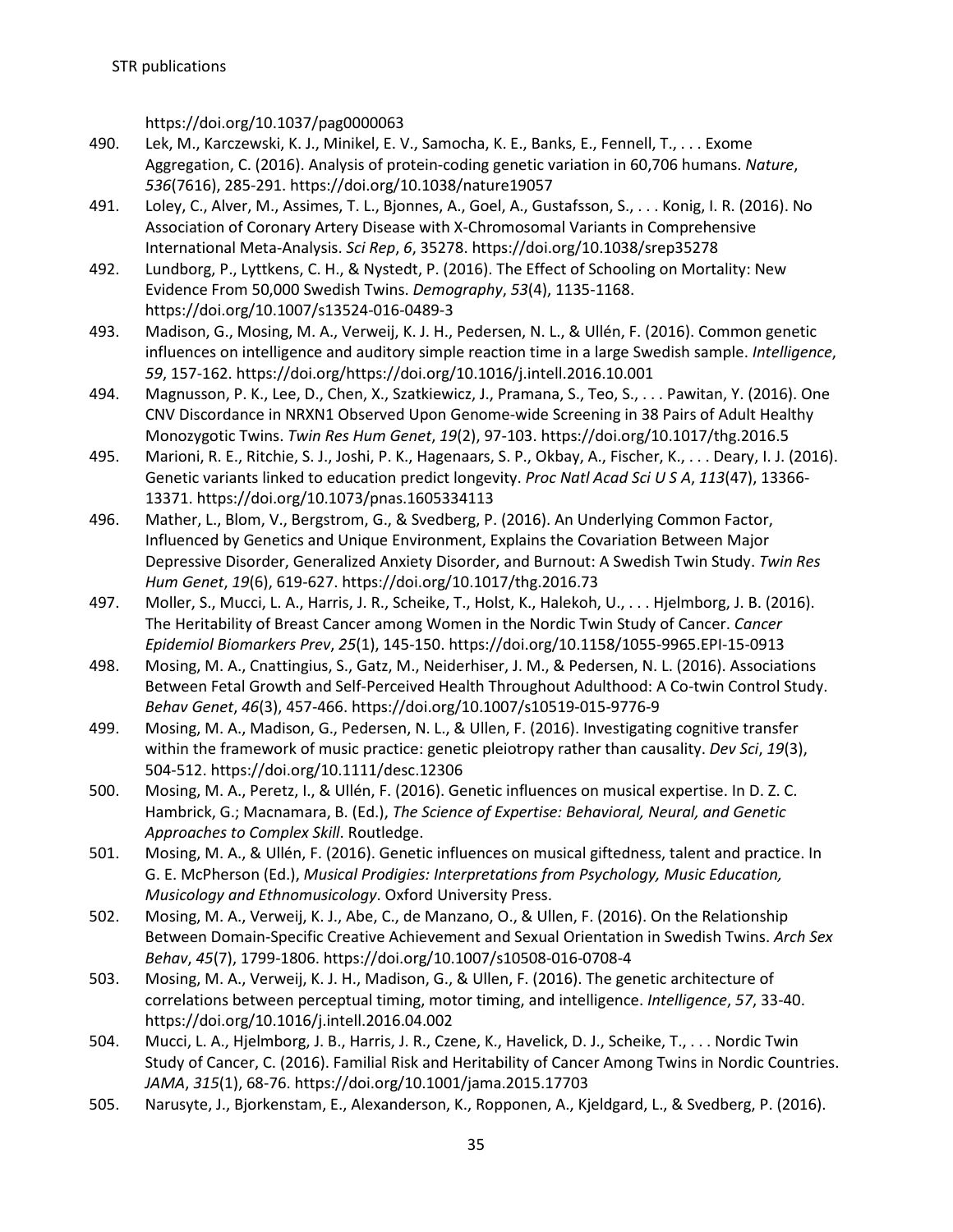https://doi.org/10.1037/pag0000063

490. Lek, M., Karczewski, K. J., Minikel, E. V., Samocha, K. E., Banks, E., Fennell, T., . . . Exome Aggregation, C. (2016). Analysis of protein-coding genetic variation in 60,706 humans. *Nature*, *536*(7616), 285-291. https://doi.org/10.1038/nature19057
491. Loley, C., Alver, M., Assimes, T. L., Bjonnes, A., Goel, A., Gustafsson, S., . . . Konig, I. R. (2016). No Association of Coronary Artery Disease with X-Chromosomal Variants in Comprehensive International Meta-Analysis. *Sci Rep*, *6*, 35278. https://doi.org/10.1038/srep35278
492. Lundborg, P., Lyttkens, C. H., & Nystedt, P. (2016). The Effect of Schooling on Mortality: New Evidence From 50,000 Swedish Twins. *Demography*, *53*(4), 1135-1168. https://doi.org/10.1007/s13524-016-0489-3
493. Madison, G., Mosing, M. A., Verweij, K. J. H., Pedersen, N. L., & Ullén, F. (2016). Common genetic influences on intelligence and auditory simple reaction time in a large Swedish sample. *Intelligence*, *59*, 157-162. https://doi.org/https://doi.org/10.1016/j.intell.2016.10.001
494. Magnusson, P. K., Lee, D., Chen, X., Szatkiewicz, J., Pramana, S., Teo, S., . . . Pawitan, Y. (2016). One CNV Discordance in NRXN1 Observed Upon Genome-wide Screening in 38 Pairs of Adult Healthy Monozygotic Twins. *Twin Res Hum Genet*, *19*(2), 97-103. https://doi.org/10.1017/thg.2016.5
495. Marioni, R. E., Ritchie, S. J., Joshi, P. K., Hagenaars, S. P., Okbay, A., Fischer, K., . . . Deary, I. J. (2016). Genetic variants linked to education predict longevity. *Proc Natl Acad Sci U S A*, *113*(47), 13366-13371. https://doi.org/10.1073/pnas.1605334113
496. Mather, L., Blom, V., Bergstrom, G., & Svedberg, P. (2016). An Underlying Common Factor, Influenced by Genetics and Unique Environment, Explains the Covariation Between Major Depressive Disorder, Generalized Anxiety Disorder, and Burnout: A Swedish Twin Study. *Twin Res Hum Genet*, *19*(6), 619-627. https://doi.org/10.1017/thg.2016.73
497. Moller, S., Mucci, L. A., Harris, J. R., Scheike, T., Holst, K., Halekoh, U., . . . Hjelmborg, J. B. (2016). The Heritability of Breast Cancer among Women in the Nordic Twin Study of Cancer. *Cancer Epidemiol Biomarkers Prev*, *25*(1), 145-150. https://doi.org/10.1158/1055-9965.EPI-15-0913
498. Mosing, M. A., Cnattingius, S., Gatz, M., Neiderhiser, J. M., & Pedersen, N. L. (2016). Associations Between Fetal Growth and Self-Perceived Health Throughout Adulthood: A Co-twin Control Study. *Behav Genet*, *46*(3), 457-466. https://doi.org/10.1007/s10519-015-9776-9
499. Mosing, M. A., Madison, G., Pedersen, N. L., & Ullen, F. (2016). Investigating cognitive transfer within the framework of music practice: genetic pleiotropy rather than causality. *Dev Sci*, *19*(3), 504-512. https://doi.org/10.1111/desc.12306
500. Mosing, M. A., Peretz, I., & Ullén, F. (2016). Genetic influences on musical expertise. In D. Z. C. Hambrick, G.; Macnamara, B. (Ed.), *The Science of Expertise: Behavioral, Neural, and Genetic Approaches to Complex Skill*. Routledge.
501. Mosing, M. A., & Ullén, F. (2016). Genetic influences on musical giftedness, talent and practice. In G. E. McPherson (Ed.), *Musical Prodigies: Interpretations from Psychology, Music Education, Musicology and Ethnomusicology*. Oxford University Press.
502. Mosing, M. A., Verweij, K. J., Abe, C., de Manzano, O., & Ullen, F. (2016). On the Relationship Between Domain-Specific Creative Achievement and Sexual Orientation in Swedish Twins. *Arch Sex Behav*, *45*(7), 1799-1806. https://doi.org/10.1007/s10508-016-0708-4
503. Mosing, M. A., Verweij, K. J. H., Madison, G., & Ullen, F. (2016). The genetic architecture of correlations between perceptual timing, motor timing, and intelligence. *Intelligence*, *57*, 33-40. https://doi.org/10.1016/j.intell.2016.04.002
504. Mucci, L. A., Hjelmborg, J. B., Harris, J. R., Czene, K., Havelick, D. J., Scheike, T., . . . Nordic Twin Study of Cancer, C. (2016). Familial Risk and Heritability of Cancer Among Twins in Nordic Countries. *JAMA*, *315*(1), 68-76. https://doi.org/10.1001/jama.2015.17703
505. Narusyte, J., Bjorkenstam, E., Alexanderson, K., Ropponen, A., Kjeldgard, L., & Svedberg, P. (2016).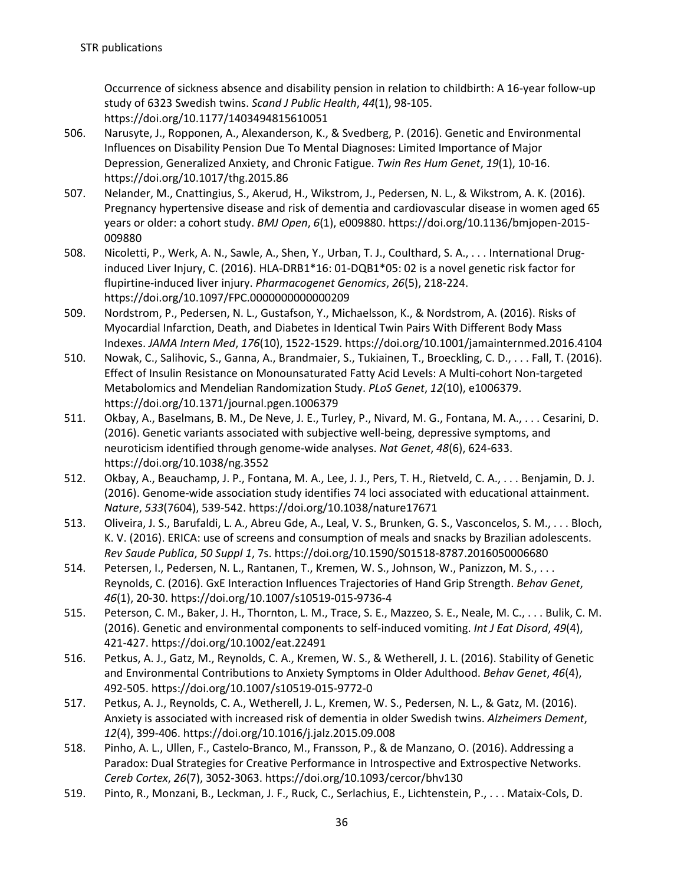Occurrence of sickness absence and disability pension in relation to childbirth: A 16-year follow-up study of 6323 Swedish twins. *Scand J Public Health*, *44*(1), 98-105. https://doi.org/10.1177/1403494815610051

506. Narusyte, J., Ropponen, A., Alexanderson, K., & Svedberg, P. (2016). Genetic and Environmental Influences on Disability Pension Due To Mental Diagnoses: Limited Importance of Major Depression, Generalized Anxiety, and Chronic Fatigue. *Twin Res Hum Genet*, *19*(1), 10-16. https://doi.org/10.1017/thg.2015.86
507. Nelander, M., Cnattingius, S., Akerud, H., Wikstrom, J., Pedersen, N. L., & Wikstrom, A. K. (2016). Pregnancy hypertensive disease and risk of dementia and cardiovascular disease in women aged 65 years or older: a cohort study. *BMJ Open*, *6*(1), e009880. https://doi.org/10.1136/bmjopen-2015-009880
508. Nicoletti, P., Werk, A. N., Sawle, A., Shen, Y., Urban, T. J., Coulthard, S. A., . . . International Drug-induced Liver Injury, C. (2016). HLA-DRB1*16: 01-DQB1*05: 02 is a novel genetic risk factor for flupirtine-induced liver injury. *Pharmacogenet Genomics*, *26*(5), 218-224. https://doi.org/10.1097/FPC.0000000000000209
509. Nordstrom, P., Pedersen, N. L., Gustafson, Y., Michaelsson, K., & Nordstrom, A. (2016). Risks of Myocardial Infarction, Death, and Diabetes in Identical Twin Pairs With Different Body Mass Indexes. *JAMA Intern Med*, *176*(10), 1522-1529. https://doi.org/10.1001/jamainternmed.2016.4104
510. Nowak, C., Salihovic, S., Ganna, A., Brandmaier, S., Tukiainen, T., Broeckling, C. D., . . . Fall, T. (2016). Effect of Insulin Resistance on Monounsaturated Fatty Acid Levels: A Multi-cohort Non-targeted Metabolomics and Mendelian Randomization Study. *PLoS Genet*, *12*(10), e1006379. https://doi.org/10.1371/journal.pgen.1006379
511. Okbay, A., Baselmans, B. M., De Neve, J. E., Turley, P., Nivard, M. G., Fontana, M. A., . . . Cesarini, D. (2016). Genetic variants associated with subjective well-being, depressive symptoms, and neuroticism identified through genome-wide analyses. *Nat Genet*, *48*(6), 624-633. https://doi.org/10.1038/ng.3552
512. Okbay, A., Beauchamp, J. P., Fontana, M. A., Lee, J. J., Pers, T. H., Rietveld, C. A., . . . Benjamin, D. J. (2016). Genome-wide association study identifies 74 loci associated with educational attainment. *Nature*, *533*(7604), 539-542. https://doi.org/10.1038/nature17671
513. Oliveira, J. S., Barufaldi, L. A., Abreu Gde, A., Leal, V. S., Brunken, G. S., Vasconcelos, S. M., . . . Bloch, K. V. (2016). ERICA: use of screens and consumption of meals and snacks by Brazilian adolescents. *Rev Saude Publica*, *50 Suppl 1*, 7s. https://doi.org/10.1590/S01518-8787.2016050006680
514. Petersen, I., Pedersen, N. L., Rantanen, T., Kremen, W. S., Johnson, W., Panizzon, M. S., . . . Reynolds, C. (2016). GxE Interaction Influences Trajectories of Hand Grip Strength. *Behav Genet*, *46*(1), 20-30. https://doi.org/10.1007/s10519-015-9736-4
515. Peterson, C. M., Baker, J. H., Thornton, L. M., Trace, S. E., Mazzeo, S. E., Neale, M. C., . . . Bulik, C. M. (2016). Genetic and environmental components to self-induced vomiting. *Int J Eat Disord*, *49*(4), 421-427. https://doi.org/10.1002/eat.22491
516. Petkus, A. J., Gatz, M., Reynolds, C. A., Kremen, W. S., & Wetherell, J. L. (2016). Stability of Genetic and Environmental Contributions to Anxiety Symptoms in Older Adulthood. *Behav Genet*, *46*(4), 492-505. https://doi.org/10.1007/s10519-015-9772-0
517. Petkus, A. J., Reynolds, C. A., Wetherell, J. L., Kremen, W. S., Pedersen, N. L., & Gatz, M. (2016). Anxiety is associated with increased risk of dementia in older Swedish twins. *Alzheimers Dement*, *12*(4), 399-406. https://doi.org/10.1016/j.jalz.2015.09.008
518. Pinho, A. L., Ullen, F., Castelo-Branco, M., Fransson, P., & de Manzano, O. (2016). Addressing a Paradox: Dual Strategies for Creative Performance in Introspective and Extrospective Networks. *Cereb Cortex*, *26*(7), 3052-3063. https://doi.org/10.1093/cercor/bhv130
519. Pinto, R., Monzani, B., Leckman, J. F., Ruck, C., Serlachius, E., Lichtenstein, P., . . . Mataix-Cols, D.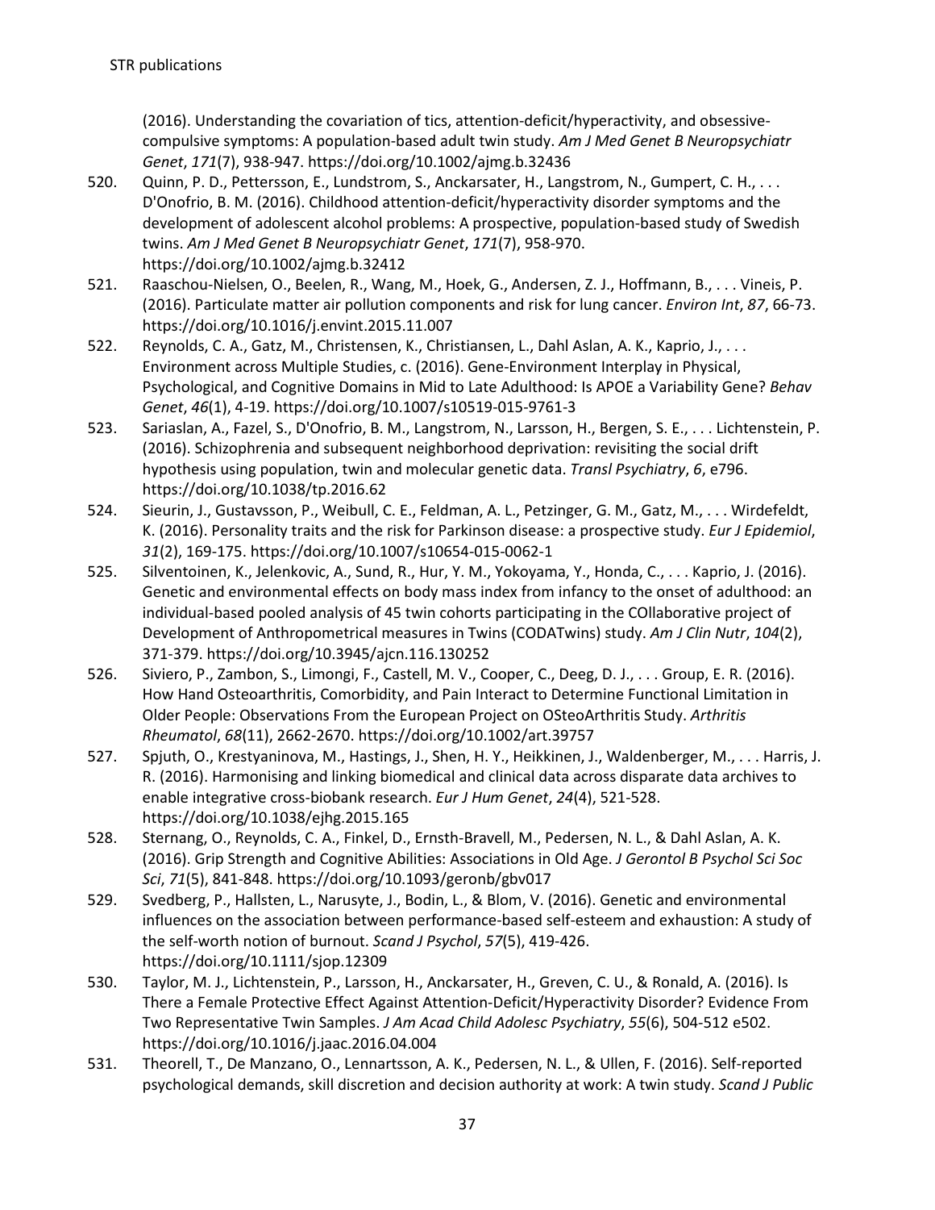(2016). Understanding the covariation of tics, attention-deficit/hyperactivity, and obsessive-compulsive symptoms: A population-based adult twin study. *Am J Med Genet B Neuropsychiatr Genet*, *171*(7), 938-947. https://doi.org/10.1002/ajmg.b.32436

520. Quinn, P. D., Pettersson, E., Lundstrom, S., Anckarsater, H., Langstrom, N., Gumpert, C. H., . . . D'Onofrio, B. M. (2016). Childhood attention-deficit/hyperactivity disorder symptoms and the development of adolescent alcohol problems: A prospective, population-based study of Swedish twins. *Am J Med Genet B Neuropsychiatr Genet*, *171*(7), 958-970. https://doi.org/10.1002/ajmg.b.32412
521. Raaschou-Nielsen, O., Beelen, R., Wang, M., Hoek, G., Andersen, Z. J., Hoffmann, B., . . . Vineis, P. (2016). Particulate matter air pollution components and risk for lung cancer. *Environ Int*, *87*, 66-73. https://doi.org/10.1016/j.envint.2015.11.007
522. Reynolds, C. A., Gatz, M., Christensen, K., Christiansen, L., Dahl Aslan, A. K., Kaprio, J., . . . Environment across Multiple Studies, c. (2016). Gene-Environment Interplay in Physical, Psychological, and Cognitive Domains in Mid to Late Adulthood: Is APOE a Variability Gene? *Behav Genet*, *46*(1), 4-19. https://doi.org/10.1007/s10519-015-9761-3
523. Sariaslan, A., Fazel, S., D'Onofrio, B. M., Langstrom, N., Larsson, H., Bergen, S. E., . . . Lichtenstein, P. (2016). Schizophrenia and subsequent neighborhood deprivation: revisiting the social drift hypothesis using population, twin and molecular genetic data. *Transl Psychiatry*, *6*, e796. https://doi.org/10.1038/tp.2016.62
524. Sieurin, J., Gustavsson, P., Weibull, C. E., Feldman, A. L., Petzinger, G. M., Gatz, M., . . . Wirdefeldt, K. (2016). Personality traits and the risk for Parkinson disease: a prospective study. *Eur J Epidemiol*, *31*(2), 169-175. https://doi.org/10.1007/s10654-015-0062-1
525. Silventoinen, K., Jelenkovic, A., Sund, R., Hur, Y. M., Yokoyama, Y., Honda, C., . . . Kaprio, J. (2016). Genetic and environmental effects on body mass index from infancy to the onset of adulthood: an individual-based pooled analysis of 45 twin cohorts participating in the COllaborative project of Development of Anthropometrical measures in Twins (CODATwins) study. *Am J Clin Nutr*, *104*(2), 371-379. https://doi.org/10.3945/ajcn.116.130252
526. Siviero, P., Zambon, S., Limongi, F., Castell, M. V., Cooper, C., Deeg, D. J., . . . Group, E. R. (2016). How Hand Osteoarthritis, Comorbidity, and Pain Interact to Determine Functional Limitation in Older People: Observations From the European Project on OSteoArthritis Study. *Arthritis Rheumatol*, *68*(11), 2662-2670. https://doi.org/10.1002/art.39757
527. Spjuth, O., Krestyaninova, M., Hastings, J., Shen, H. Y., Heikkinen, J., Waldenberger, M., . . . Harris, J. R. (2016). Harmonising and linking biomedical and clinical data across disparate data archives to enable integrative cross-biobank research. *Eur J Hum Genet*, *24*(4), 521-528. https://doi.org/10.1038/ejhg.2015.165
528. Sternang, O., Reynolds, C. A., Finkel, D., Ernsth-Bravell, M., Pedersen, N. L., & Dahl Aslan, A. K. (2016). Grip Strength and Cognitive Abilities: Associations in Old Age. *J Gerontol B Psychol Sci Soc Sci*, *71*(5), 841-848. https://doi.org/10.1093/geronb/gbv017
529. Svedberg, P., Hallsten, L., Narusyte, J., Bodin, L., & Blom, V. (2016). Genetic and environmental influences on the association between performance-based self-esteem and exhaustion: A study of the self-worth notion of burnout. *Scand J Psychol*, *57*(5), 419-426. https://doi.org/10.1111/sjop.12309
530. Taylor, M. J., Lichtenstein, P., Larsson, H., Anckarsater, H., Greven, C. U., & Ronald, A. (2016). Is There a Female Protective Effect Against Attention-Deficit/Hyperactivity Disorder? Evidence From Two Representative Twin Samples. *J Am Acad Child Adolesc Psychiatry*, *55*(6), 504-512 e502. https://doi.org/10.1016/j.jaac.2016.04.004
531. Theorell, T., De Manzano, O., Lennartsson, A. K., Pedersen, N. L., & Ullen, F. (2016). Self-reported psychological demands, skill discretion and decision authority at work: A twin study. *Scand J Public*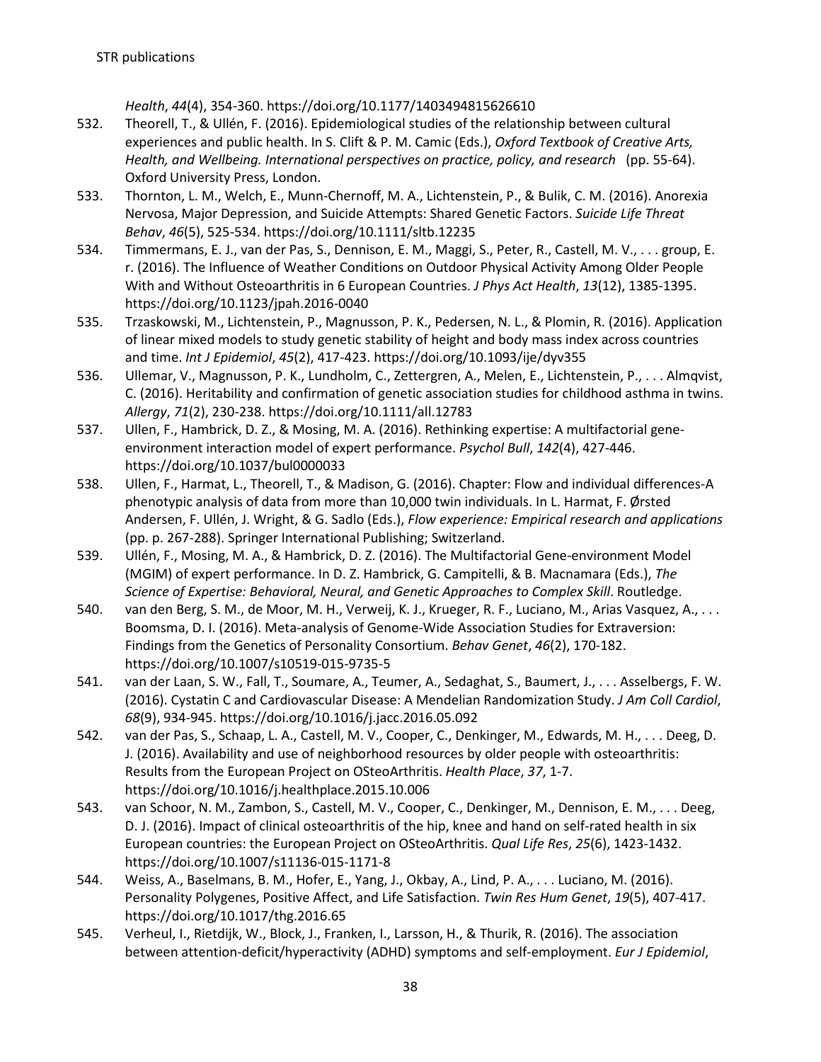*Health*, *44*(4), 354-360. https://doi.org/10.1177/1403494815626610

532. Theorell, T., & Ullén, F. (2016). Epidemiological studies of the relationship between cultural experiences and public health. In S. Clift & P. M. Camic (Eds.), *Oxford Textbook of Creative Arts, Health, and Wellbeing. International perspectives on practice, policy, and research* (pp. 55-64). Oxford University Press, London.
533. Thornton, L. M., Welch, E., Munn-Chernoff, M. A., Lichtenstein, P., & Bulik, C. M. (2016). Anorexia Nervosa, Major Depression, and Suicide Attempts: Shared Genetic Factors. *Suicide Life Threat Behav*, *46*(5), 525-534. https://doi.org/10.1111/sltb.12235
534. Timmermans, E. J., van der Pas, S., Dennison, E. M., Maggi, S., Peter, R., Castell, M. V., . . . group, E. r. (2016). The Influence of Weather Conditions on Outdoor Physical Activity Among Older People With and Without Osteoarthritis in 6 European Countries. *J Phys Act Health*, *13*(12), 1385-1395. https://doi.org/10.1123/jpah.2016-0040
535. Trzaskowski, M., Lichtenstein, P., Magnusson, P. K., Pedersen, N. L., & Plomin, R. (2016). Application of linear mixed models to study genetic stability of height and body mass index across countries and time. *Int J Epidemiol*, *45*(2), 417-423. https://doi.org/10.1093/ije/dyv355
536. Ullemar, V., Magnusson, P. K., Lundholm, C., Zettergren, A., Melen, E., Lichtenstein, P., . . . Almqvist, C. (2016). Heritability and confirmation of genetic association studies for childhood asthma in twins. *Allergy*, *71*(2), 230-238. https://doi.org/10.1111/all.12783
537. Ullen, F., Hambrick, D. Z., & Mosing, M. A. (2016). Rethinking expertise: A multifactorial gene-environment interaction model of expert performance. *Psychol Bull*, *142*(4), 427-446. https://doi.org/10.1037/bul0000033
538. Ullen, F., Harmat, L., Theorell, T., & Madison, G. (2016). Chapter: Flow and individual differences-A phenotypic analysis of data from more than 10,000 twin individuals. In L. Harmat, F. Ørsted Andersen, F. Ullén, J. Wright, & G. Sadlo (Eds.), *Flow experience: Empirical research and applications* (pp. p. 267-288). Springer International Publishing; Switzerland.
539. Ullén, F., Mosing, M. A., & Hambrick, D. Z. (2016). The Multifactorial Gene-environment Model (MGIM) of expert performance. In D. Z. Hambrick, G. Campitelli, & B. Macnamara (Eds.), *The Science of Expertise: Behavioral, Neural, and Genetic Approaches to Complex Skill*. Routledge.
540. van den Berg, S. M., de Moor, M. H., Verweij, K. J., Krueger, R. F., Luciano, M., Arias Vasquez, A., . . . Boomsma, D. I. (2016). Meta-analysis of Genome-Wide Association Studies for Extraversion: Findings from the Genetics of Personality Consortium. *Behav Genet*, *46*(2), 170-182. https://doi.org/10.1007/s10519-015-9735-5
541. van der Laan, S. W., Fall, T., Soumare, A., Teumer, A., Sedaghat, S., Baumert, J., . . . Asselbergs, F. W. (2016). Cystatin C and Cardiovascular Disease: A Mendelian Randomization Study. *J Am Coll Cardiol*, *68*(9), 934-945. https://doi.org/10.1016/j.jacc.2016.05.092
542. van der Pas, S., Schaap, L. A., Castell, M. V., Cooper, C., Denkinger, M., Edwards, M. H., . . . Deeg, D. J. (2016). Availability and use of neighborhood resources by older people with osteoarthritis: Results from the European Project on OSteoArthritis. *Health Place*, *37*, 1-7. https://doi.org/10.1016/j.healthplace.2015.10.006
543. van Schoor, N. M., Zambon, S., Castell, M. V., Cooper, C., Denkinger, M., Dennison, E. M., . . . Deeg, D. J. (2016). Impact of clinical osteoarthritis of the hip, knee and hand on self-rated health in six European countries: the European Project on OSteoArthritis. *Qual Life Res*, *25*(6), 1423-1432. https://doi.org/10.1007/s11136-015-1171-8
544. Weiss, A., Baselmans, B. M., Hofer, E., Yang, J., Okbay, A., Lind, P. A., . . . Luciano, M. (2016). Personality Polygenes, Positive Affect, and Life Satisfaction. *Twin Res Hum Genet*, *19*(5), 407-417. https://doi.org/10.1017/thg.2016.65
545. Verheul, I., Rietdijk, W., Block, J., Franken, I., Larsson, H., & Thurik, R. (2016). The association between attention-deficit/hyperactivity (ADHD) symptoms and self-employment. *Eur J Epidemiol*,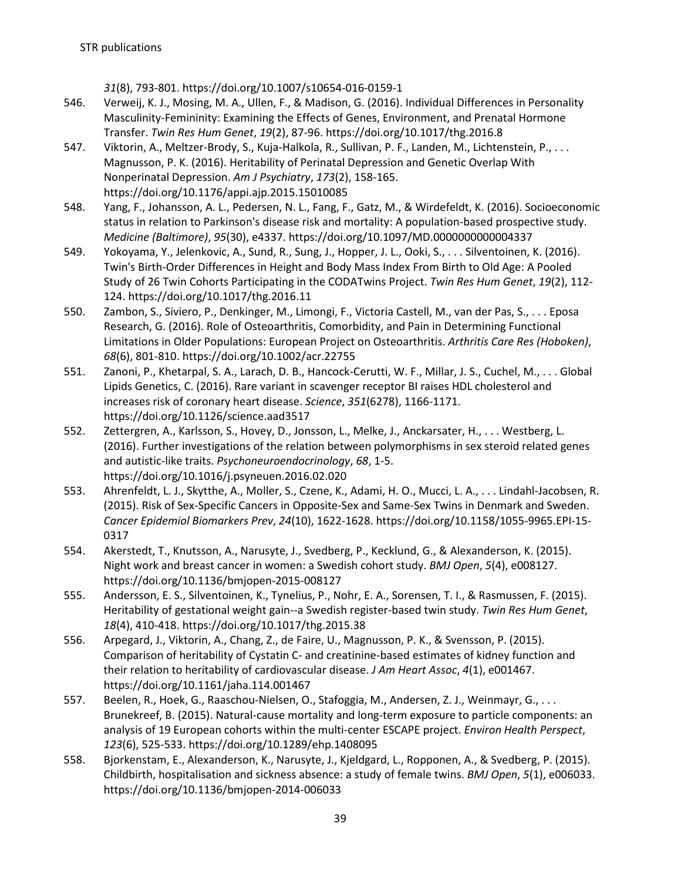*31*(8), 793-801. https://doi.org/10.1007/s10654-016-0159-1

546. Verweij, K. J., Mosing, M. A., Ullen, F., & Madison, G. (2016). Individual Differences in Personality Masculinity-Femininity: Examining the Effects of Genes, Environment, and Prenatal Hormone Transfer. *Twin Res Hum Genet*, *19*(2), 87-96. https://doi.org/10.1017/thg.2016.8
547. Viktorin, A., Meltzer-Brody, S., Kuja-Halkola, R., Sullivan, P. F., Landen, M., Lichtenstein, P., . . . Magnusson, P. K. (2016). Heritability of Perinatal Depression and Genetic Overlap With Nonperinatal Depression. *Am J Psychiatry*, *173*(2), 158-165. https://doi.org/10.1176/appi.ajp.2015.15010085
548. Yang, F., Johansson, A. L., Pedersen, N. L., Fang, F., Gatz, M., & Wirdefeldt, K. (2016). Socioeconomic status in relation to Parkinson's disease risk and mortality: A population-based prospective study. *Medicine (Baltimore)*, *95*(30), e4337. https://doi.org/10.1097/MD.0000000000004337
549. Yokoyama, Y., Jelenkovic, A., Sund, R., Sung, J., Hopper, J. L., Ooki, S., . . . Silventoinen, K. (2016). Twin's Birth-Order Differences in Height and Body Mass Index From Birth to Old Age: A Pooled Study of 26 Twin Cohorts Participating in the CODATwins Project. *Twin Res Hum Genet*, *19*(2), 112-124. https://doi.org/10.1017/thg.2016.11
550. Zambon, S., Siviero, P., Denkinger, M., Limongi, F., Victoria Castell, M., van der Pas, S., . . . Eposa Research, G. (2016). Role of Osteoarthritis, Comorbidity, and Pain in Determining Functional Limitations in Older Populations: European Project on Osteoarthritis. *Arthritis Care Res (Hoboken)*, *68*(6), 801-810. https://doi.org/10.1002/acr.22755
551. Zanoni, P., Khetarpal, S. A., Larach, D. B., Hancock-Cerutti, W. F., Millar, J. S., Cuchel, M., . . . Global Lipids Genetics, C. (2016). Rare variant in scavenger receptor BI raises HDL cholesterol and increases risk of coronary heart disease. *Science*, *351*(6278), 1166-1171. https://doi.org/10.1126/science.aad3517
552. Zettergren, A., Karlsson, S., Hovey, D., Jonsson, L., Melke, J., Anckarsater, H., . . . Westberg, L. (2016). Further investigations of the relation between polymorphisms in sex steroid related genes and autistic-like traits. *Psychoneuroendocrinology*, *68*, 1-5. https://doi.org/10.1016/j.psyneuen.2016.02.020
553. Ahrenfeldt, L. J., Skytthe, A., Moller, S., Czene, K., Adami, H. O., Mucci, L. A., . . . Lindahl-Jacobsen, R. (2015). Risk of Sex-Specific Cancers in Opposite-Sex and Same-Sex Twins in Denmark and Sweden. *Cancer Epidemiol Biomarkers Prev*, *24*(10), 1622-1628. https://doi.org/10.1158/1055-9965.EPI-15-0317
554. Akerstedt, T., Knutsson, A., Narusyte, J., Svedberg, P., Kecklund, G., & Alexanderson, K. (2015). Night work and breast cancer in women: a Swedish cohort study. *BMJ Open*, *5*(4), e008127. https://doi.org/10.1136/bmjopen-2015-008127
555. Andersson, E. S., Silventoinen, K., Tynelius, P., Nohr, E. A., Sorensen, T. I., & Rasmussen, F. (2015). Heritability of gestational weight gain--a Swedish register-based twin study. *Twin Res Hum Genet*, *18*(4), 410-418. https://doi.org/10.1017/thg.2015.38
556. Arpegard, J., Viktorin, A., Chang, Z., de Faire, U., Magnusson, P. K., & Svensson, P. (2015). Comparison of heritability of Cystatin C- and creatinine-based estimates of kidney function and their relation to heritability of cardiovascular disease. *J Am Heart Assoc*, *4*(1), e001467. https://doi.org/10.1161/jaha.114.001467
557. Beelen, R., Hoek, G., Raaschou-Nielsen, O., Stafoggia, M., Andersen, Z. J., Weinmayr, G., . . . Brunekreef, B. (2015). Natural-cause mortality and long-term exposure to particle components: an analysis of 19 European cohorts within the multi-center ESCAPE project. *Environ Health Perspect*, *123*(6), 525-533. https://doi.org/10.1289/ehp.1408095
558. Bjorkenstam, E., Alexanderson, K., Narusyte, J., Kjeldgard, L., Ropponen, A., & Svedberg, P. (2015). Childbirth, hospitalisation and sickness absence: a study of female twins. *BMJ Open*, *5*(1), e006033. https://doi.org/10.1136/bmjopen-2014-006033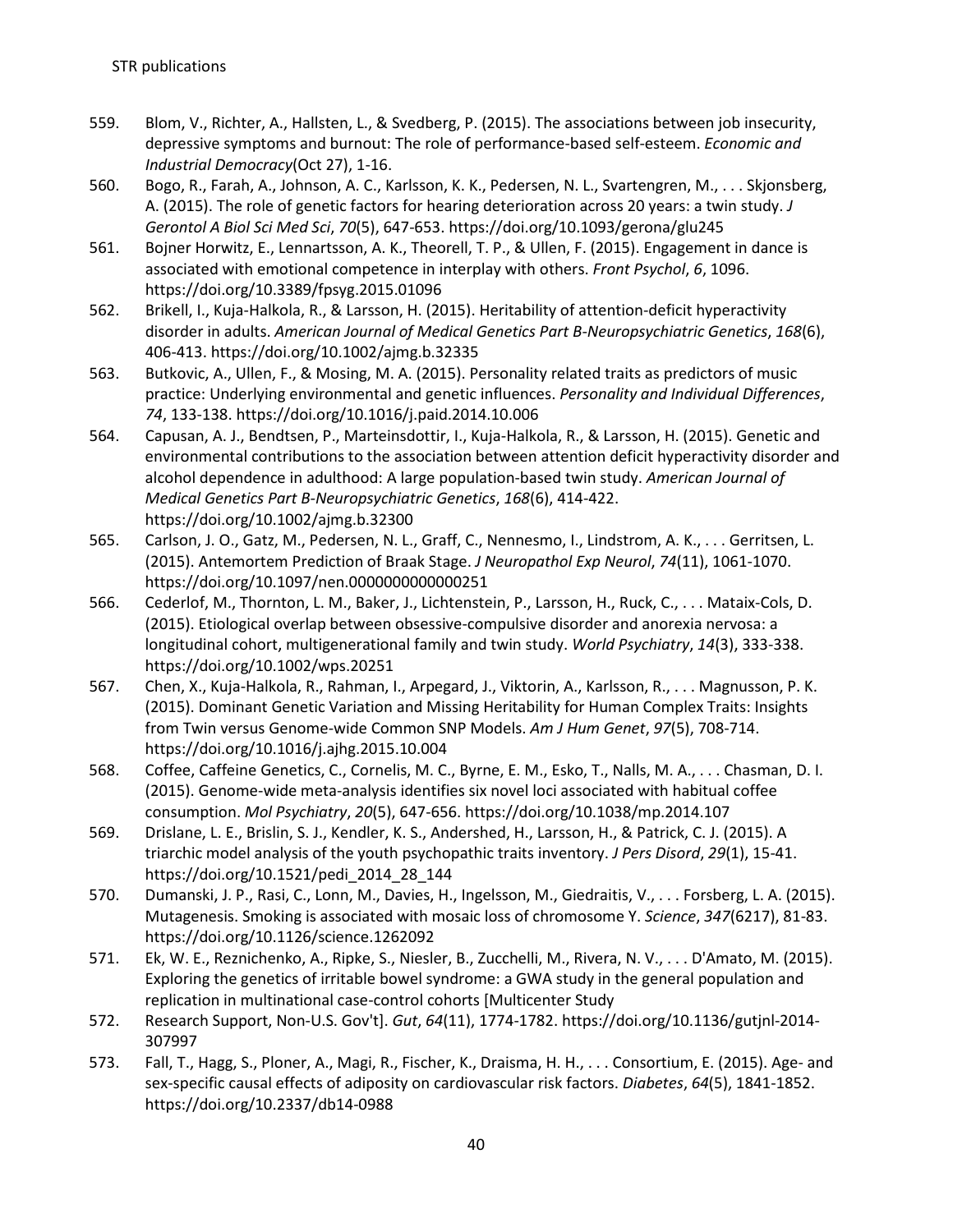559. Blom, V., Richter, A., Hallsten, L., & Svedberg, P. (2015). The associations between job insecurity, depressive symptoms and burnout: The role of performance-based self-esteem. *Economic and Industrial Democracy*(Oct 27), 1-16.
560. Bogo, R., Farah, A., Johnson, A. C., Karlsson, K. K., Pedersen, N. L., Svartengren, M., . . . Skjonsberg, A. (2015). The role of genetic factors for hearing deterioration across 20 years: a twin study. *J Gerontol A Biol Sci Med Sci*, *70*(5), 647-653. https://doi.org/10.1093/gerona/glu245
561. Bojner Horwitz, E., Lennartsson, A. K., Theorell, T. P., & Ullen, F. (2015). Engagement in dance is associated with emotional competence in interplay with others. *Front Psychol*, *6*, 1096. https://doi.org/10.3389/fpsyg.2015.01096
562. Brikell, I., Kuja-Halkola, R., & Larsson, H. (2015). Heritability of attention-deficit hyperactivity disorder in adults. *American Journal of Medical Genetics Part B-Neuropsychiatric Genetics*, *168*(6), 406-413. https://doi.org/10.1002/ajmg.b.32335
563. Butkovic, A., Ullen, F., & Mosing, M. A. (2015). Personality related traits as predictors of music practice: Underlying environmental and genetic influences. *Personality and Individual Differences*, *74*, 133-138. https://doi.org/10.1016/j.paid.2014.10.006
564. Capusan, A. J., Bendtsen, P., Marteinsdottir, I., Kuja-Halkola, R., & Larsson, H. (2015). Genetic and environmental contributions to the association between attention deficit hyperactivity disorder and alcohol dependence in adulthood: A large population-based twin study. *American Journal of Medical Genetics Part B-Neuropsychiatric Genetics*, *168*(6), 414-422. https://doi.org/10.1002/ajmg.b.32300
565. Carlson, J. O., Gatz, M., Pedersen, N. L., Graff, C., Nennesmo, I., Lindstrom, A. K., . . . Gerritsen, L. (2015). Antemortem Prediction of Braak Stage. *J Neuropathol Exp Neurol*, *74*(11), 1061-1070. https://doi.org/10.1097/nen.0000000000000251
566. Cederlof, M., Thornton, L. M., Baker, J., Lichtenstein, P., Larsson, H., Ruck, C., . . . Mataix-Cols, D. (2015). Etiological overlap between obsessive-compulsive disorder and anorexia nervosa: a longitudinal cohort, multigenerational family and twin study. *World Psychiatry*, *14*(3), 333-338. https://doi.org/10.1002/wps.20251
567. Chen, X., Kuja-Halkola, R., Rahman, I., Arpegard, J., Viktorin, A., Karlsson, R., . . . Magnusson, P. K. (2015). Dominant Genetic Variation and Missing Heritability for Human Complex Traits: Insights from Twin versus Genome-wide Common SNP Models. *Am J Hum Genet*, *97*(5), 708-714. https://doi.org/10.1016/j.ajhg.2015.10.004
568. Coffee, Caffeine Genetics, C., Cornelis, M. C., Byrne, E. M., Esko, T., Nalls, M. A., . . . Chasman, D. I. (2015). Genome-wide meta-analysis identifies six novel loci associated with habitual coffee consumption. *Mol Psychiatry*, *20*(5), 647-656. https://doi.org/10.1038/mp.2014.107
569. Drislane, L. E., Brislin, S. J., Kendler, K. S., Andershed, H., Larsson, H., & Patrick, C. J. (2015). A triarchic model analysis of the youth psychopathic traits inventory. *J Pers Disord*, *29*(1), 15-41. https://doi.org/10.1521/pedi_2014_28_144
570. Dumanski, J. P., Rasi, C., Lonn, M., Davies, H., Ingelsson, M., Giedraitis, V., . . . Forsberg, L. A. (2015). Mutagenesis. Smoking is associated with mosaic loss of chromosome Y. *Science*, *347*(6217), 81-83. https://doi.org/10.1126/science.1262092
571. Ek, W. E., Reznichenko, A., Ripke, S., Niesler, B., Zucchelli, M., Rivera, N. V., . . . D'Amato, M. (2015). Exploring the genetics of irritable bowel syndrome: a GWA study in the general population and replication in multinational case-control cohorts [Multicenter Study
572. Research Support, Non-U.S. Gov't]. *Gut*, *64*(11), 1774-1782. https://doi.org/10.1136/gutjnl-2014-307997
573. Fall, T., Hagg, S., Ploner, A., Magi, R., Fischer, K., Draisma, H. H., . . . Consortium, E. (2015). Age- and sex-specific causal effects of adiposity on cardiovascular risk factors. *Diabetes*, *64*(5), 1841-1852. https://doi.org/10.2337/db14-0988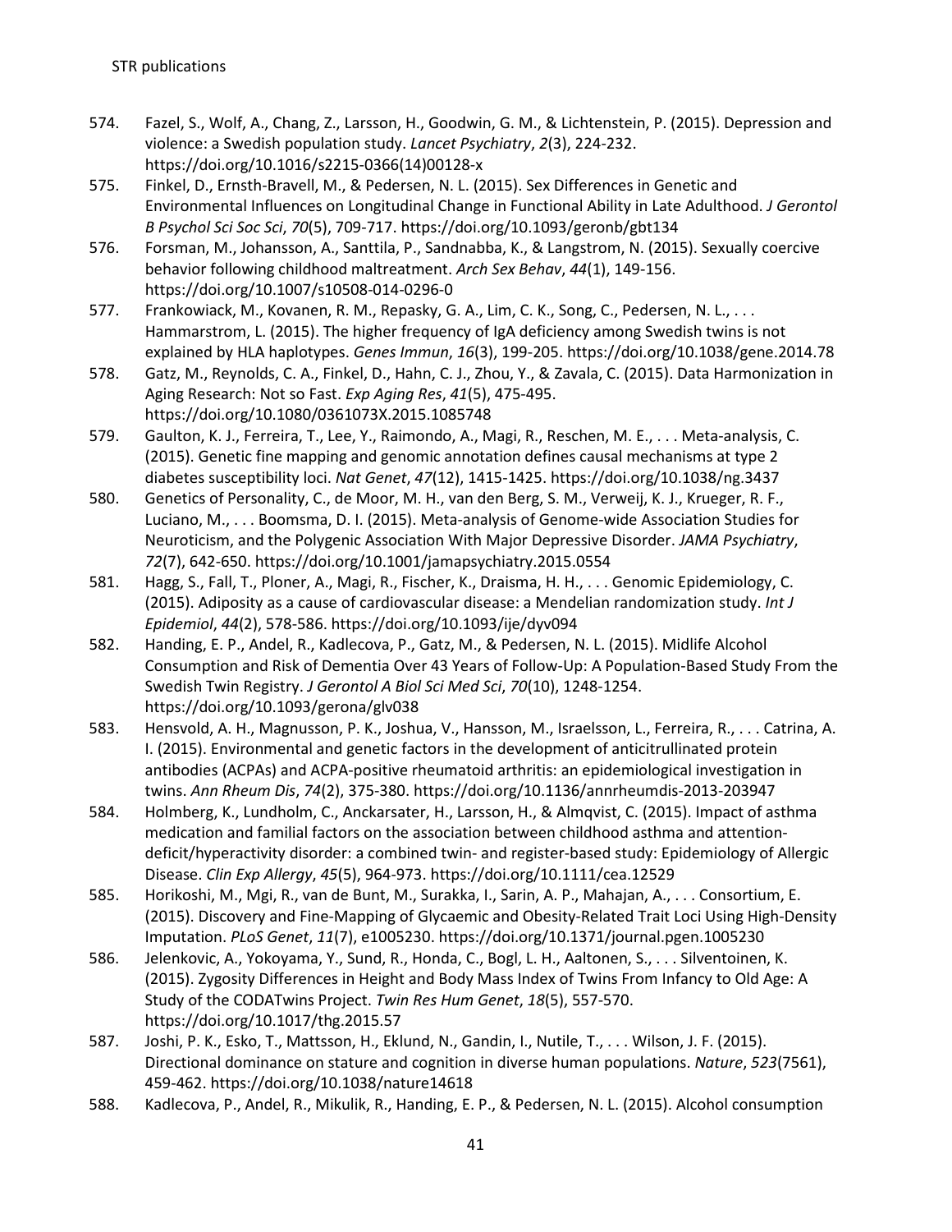574. Fazel, S., Wolf, A., Chang, Z., Larsson, H., Goodwin, G. M., & Lichtenstein, P. (2015). Depression and violence: a Swedish population study. *Lancet Psychiatry*, *2*(3), 224-232. https://doi.org/10.1016/s2215-0366(14)00128-x
575. Finkel, D., Ernsth-Bravell, M., & Pedersen, N. L. (2015). Sex Differences in Genetic and Environmental Influences on Longitudinal Change in Functional Ability in Late Adulthood. *J Gerontol B Psychol Sci Soc Sci*, *70*(5), 709-717. https://doi.org/10.1093/geronb/gbt134
576. Forsman, M., Johansson, A., Santtila, P., Sandnabba, K., & Langstrom, N. (2015). Sexually coercive behavior following childhood maltreatment. *Arch Sex Behav*, *44*(1), 149-156. https://doi.org/10.1007/s10508-014-0296-0
577. Frankowiack, M., Kovanen, R. M., Repasky, G. A., Lim, C. K., Song, C., Pedersen, N. L., . . . Hammarstrom, L. (2015). The higher frequency of IgA deficiency among Swedish twins is not explained by HLA haplotypes. *Genes Immun*, *16*(3), 199-205. https://doi.org/10.1038/gene.2014.78
578. Gatz, M., Reynolds, C. A., Finkel, D., Hahn, C. J., Zhou, Y., & Zavala, C. (2015). Data Harmonization in Aging Research: Not so Fast. *Exp Aging Res*, *41*(5), 475-495. https://doi.org/10.1080/0361073X.2015.1085748
579. Gaulton, K. J., Ferreira, T., Lee, Y., Raimondo, A., Magi, R., Reschen, M. E., . . . Meta-analysis, C. (2015). Genetic fine mapping and genomic annotation defines causal mechanisms at type 2 diabetes susceptibility loci. *Nat Genet*, *47*(12), 1415-1425. https://doi.org/10.1038/ng.3437
580. Genetics of Personality, C., de Moor, M. H., van den Berg, S. M., Verweij, K. J., Krueger, R. F., Luciano, M., . . . Boomsma, D. I. (2015). Meta-analysis of Genome-wide Association Studies for Neuroticism, and the Polygenic Association With Major Depressive Disorder. *JAMA Psychiatry*, *72*(7), 642-650. https://doi.org/10.1001/jamapsychiatry.2015.0554
581. Hagg, S., Fall, T., Ploner, A., Magi, R., Fischer, K., Draisma, H. H., . . . Genomic Epidemiology, C. (2015). Adiposity as a cause of cardiovascular disease: a Mendelian randomization study. *Int J Epidemiol*, *44*(2), 578-586. https://doi.org/10.1093/ije/dyv094
582. Handing, E. P., Andel, R., Kadlecova, P., Gatz, M., & Pedersen, N. L. (2015). Midlife Alcohol Consumption and Risk of Dementia Over 43 Years of Follow-Up: A Population-Based Study From the Swedish Twin Registry. *J Gerontol A Biol Sci Med Sci*, *70*(10), 1248-1254. https://doi.org/10.1093/gerona/glv038
583. Hensvold, A. H., Magnusson, P. K., Joshua, V., Hansson, M., Israelsson, L., Ferreira, R., . . . Catrina, A. I. (2015). Environmental and genetic factors in the development of anticitrullinated protein antibodies (ACPAs) and ACPA-positive rheumatoid arthritis: an epidemiological investigation in twins. *Ann Rheum Dis*, *74*(2), 375-380. https://doi.org/10.1136/annrheumdis-2013-203947
584. Holmberg, K., Lundholm, C., Anckarsater, H., Larsson, H., & Almqvist, C. (2015). Impact of asthma medication and familial factors on the association between childhood asthma and attention-deficit/hyperactivity disorder: a combined twin- and register-based study: Epidemiology of Allergic Disease. *Clin Exp Allergy*, *45*(5), 964-973. https://doi.org/10.1111/cea.12529
585. Horikoshi, M., Mgi, R., van de Bunt, M., Surakka, I., Sarin, A. P., Mahajan, A., . . . Consortium, E. (2015). Discovery and Fine-Mapping of Glycaemic and Obesity-Related Trait Loci Using High-Density Imputation. *PLoS Genet*, *11*(7), e1005230. https://doi.org/10.1371/journal.pgen.1005230
586. Jelenkovic, A., Yokoyama, Y., Sund, R., Honda, C., Bogl, L. H., Aaltonen, S., . . . Silventoinen, K. (2015). Zygosity Differences in Height and Body Mass Index of Twins From Infancy to Old Age: A Study of the CODATwins Project. *Twin Res Hum Genet*, *18*(5), 557-570. https://doi.org/10.1017/thg.2015.57
587. Joshi, P. K., Esko, T., Mattsson, H., Eklund, N., Gandin, I., Nutile, T., . . . Wilson, J. F. (2015). Directional dominance on stature and cognition in diverse human populations. *Nature*, *523*(7561), 459-462. https://doi.org/10.1038/nature14618
588. Kadlecova, P., Andel, R., Mikulik, R., Handing, E. P., & Pedersen, N. L. (2015). Alcohol consumption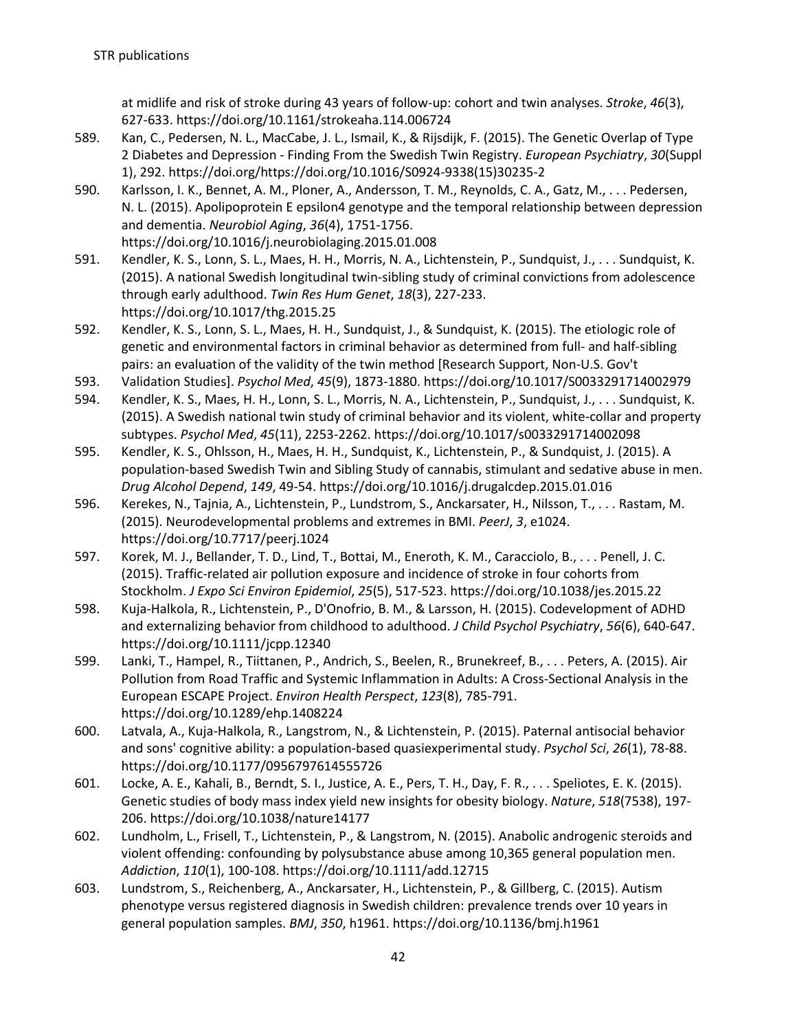at midlife and risk of stroke during 43 years of follow-up: cohort and twin analyses. *Stroke*, *46*(3), 627-633. https://doi.org/10.1161/strokeaha.114.006724

589. Kan, C., Pedersen, N. L., MacCabe, J. L., Ismail, K., & Rijsdijk, F. (2015). The Genetic Overlap of Type 2 Diabetes and Depression - Finding From the Swedish Twin Registry. *European Psychiatry*, *30*(Suppl 1), 292. https://doi.org/https://doi.org/10.1016/S0924-9338(15)30235-2
590. Karlsson, I. K., Bennet, A. M., Ploner, A., Andersson, T. M., Reynolds, C. A., Gatz, M., . . . Pedersen, N. L. (2015). Apolipoprotein E epsilon4 genotype and the temporal relationship between depression and dementia. *Neurobiol Aging*, *36*(4), 1751-1756. https://doi.org/10.1016/j.neurobiolaging.2015.01.008
591. Kendler, K. S., Lonn, S. L., Maes, H. H., Morris, N. A., Lichtenstein, P., Sundquist, J., . . . Sundquist, K. (2015). A national Swedish longitudinal twin-sibling study of criminal convictions from adolescence through early adulthood. *Twin Res Hum Genet*, *18*(3), 227-233. https://doi.org/10.1017/thg.2015.25
592. Kendler, K. S., Lonn, S. L., Maes, H. H., Sundquist, J., & Sundquist, K. (2015). The etiologic role of genetic and environmental factors in criminal behavior as determined from full- and half-sibling pairs: an evaluation of the validity of the twin method [Research Support, Non-U.S. Gov't
593. Validation Studies]. *Psychol Med*, *45*(9), 1873-1880. https://doi.org/10.1017/S0033291714002979
594. Kendler, K. S., Maes, H. H., Lonn, S. L., Morris, N. A., Lichtenstein, P., Sundquist, J., . . . Sundquist, K. (2015). A Swedish national twin study of criminal behavior and its violent, white-collar and property subtypes. *Psychol Med*, *45*(11), 2253-2262. https://doi.org/10.1017/s0033291714002098
595. Kendler, K. S., Ohlsson, H., Maes, H. H., Sundquist, K., Lichtenstein, P., & Sundquist, J. (2015). A population-based Swedish Twin and Sibling Study of cannabis, stimulant and sedative abuse in men. *Drug Alcohol Depend*, *149*, 49-54. https://doi.org/10.1016/j.drugalcdep.2015.01.016
596. Kerekes, N., Tajnia, A., Lichtenstein, P., Lundstrom, S., Anckarsater, H., Nilsson, T., . . . Rastam, M. (2015). Neurodevelopmental problems and extremes in BMI. *PeerJ*, *3*, e1024. https://doi.org/10.7717/peerj.1024
597. Korek, M. J., Bellander, T. D., Lind, T., Bottai, M., Eneroth, K. M., Caracciolo, B., . . . Penell, J. C. (2015). Traffic-related air pollution exposure and incidence of stroke in four cohorts from Stockholm. *J Expo Sci Environ Epidemiol*, *25*(5), 517-523. https://doi.org/10.1038/jes.2015.22
598. Kuja-Halkola, R., Lichtenstein, P., D'Onofrio, B. M., & Larsson, H. (2015). Codevelopment of ADHD and externalizing behavior from childhood to adulthood. *J Child Psychol Psychiatry*, *56*(6), 640-647. https://doi.org/10.1111/jcpp.12340
599. Lanki, T., Hampel, R., Tiittanen, P., Andrich, S., Beelen, R., Brunekreef, B., . . . Peters, A. (2015). Air Pollution from Road Traffic and Systemic Inflammation in Adults: A Cross-Sectional Analysis in the European ESCAPE Project. *Environ Health Perspect*, *123*(8), 785-791. https://doi.org/10.1289/ehp.1408224
600. Latvala, A., Kuja-Halkola, R., Langstrom, N., & Lichtenstein, P. (2015). Paternal antisocial behavior and sons' cognitive ability: a population-based quasiexperimental study. *Psychol Sci*, *26*(1), 78-88. https://doi.org/10.1177/0956797614555726
601. Locke, A. E., Kahali, B., Berndt, S. I., Justice, A. E., Pers, T. H., Day, F. R., . . . Speliotes, E. K. (2015). Genetic studies of body mass index yield new insights for obesity biology. *Nature*, *518*(7538), 197-206. https://doi.org/10.1038/nature14177
602. Lundholm, L., Frisell, T., Lichtenstein, P., & Langstrom, N. (2015). Anabolic androgenic steroids and violent offending: confounding by polysubstance abuse among 10,365 general population men. *Addiction*, *110*(1), 100-108. https://doi.org/10.1111/add.12715
603. Lundstrom, S., Reichenberg, A., Anckarsater, H., Lichtenstein, P., & Gillberg, C. (2015). Autism phenotype versus registered diagnosis in Swedish children: prevalence trends over 10 years in general population samples. *BMJ*, *350*, h1961. https://doi.org/10.1136/bmj.h1961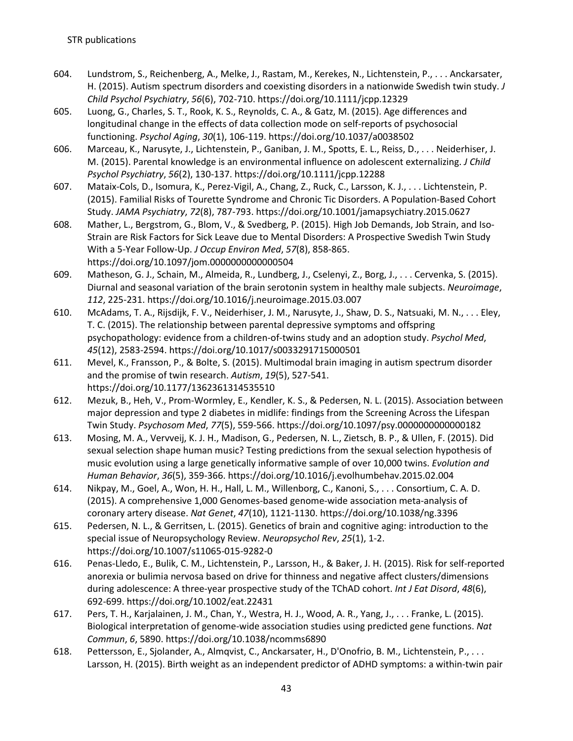604. Lundstrom, S., Reichenberg, A., Melke, J., Rastam, M., Kerekes, N., Lichtenstein, P., . . . Anckarsater, H. (2015). Autism spectrum disorders and coexisting disorders in a nationwide Swedish twin study. *J Child Psychol Psychiatry*, *56*(6), 702-710. https://doi.org/10.1111/jcpp.12329

605. Luong, G., Charles, S. T., Rook, K. S., Reynolds, C. A., & Gatz, M. (2015). Age differences and longitudinal change in the effects of data collection mode on self-reports of psychosocial functioning. *Psychol Aging*, *30*(1), 106-119. https://doi.org/10.1037/a0038502

606. Marceau, K., Narusyte, J., Lichtenstein, P., Ganiban, J. M., Spotts, E. L., Reiss, D., . . . Neiderhiser, J. M. (2015). Parental knowledge is an environmental influence on adolescent externalizing. *J Child Psychol Psychiatry*, *56*(2), 130-137. https://doi.org/10.1111/jcpp.12288

607. Mataix-Cols, D., Isomura, K., Perez-Vigil, A., Chang, Z., Ruck, C., Larsson, K. J., . . . Lichtenstein, P. (2015). Familial Risks of Tourette Syndrome and Chronic Tic Disorders. A Population-Based Cohort Study. *JAMA Psychiatry*, *72*(8), 787-793. https://doi.org/10.1001/jamapsychiatry.2015.0627

608. Mather, L., Bergstrom, G., Blom, V., & Svedberg, P. (2015). High Job Demands, Job Strain, and Iso-Strain are Risk Factors for Sick Leave due to Mental Disorders: A Prospective Swedish Twin Study With a 5-Year Follow-Up. *J Occup Environ Med*, *57*(8), 858-865. https://doi.org/10.1097/jom.0000000000000504

609. Matheson, G. J., Schain, M., Almeida, R., Lundberg, J., Cselenyi, Z., Borg, J., . . . Cervenka, S. (2015). Diurnal and seasonal variation of the brain serotonin system in healthy male subjects. *Neuroimage*, *112*, 225-231. https://doi.org/10.1016/j.neuroimage.2015.03.007

610. McAdams, T. A., Rijsdijk, F. V., Neiderhiser, J. M., Narusyte, J., Shaw, D. S., Natsuaki, M. N., . . . Eley, T. C. (2015). The relationship between parental depressive symptoms and offspring psychopathology: evidence from a children-of-twins study and an adoption study. *Psychol Med*, *45*(12), 2583-2594. https://doi.org/10.1017/s0033291715000501

611. Mevel, K., Fransson, P., & Bolte, S. (2015). Multimodal brain imaging in autism spectrum disorder and the promise of twin research. *Autism*, *19*(5), 527-541. https://doi.org/10.1177/1362361314535510

612. Mezuk, B., Heh, V., Prom-Wormley, E., Kendler, K. S., & Pedersen, N. L. (2015). Association between major depression and type 2 diabetes in midlife: findings from the Screening Across the Lifespan Twin Study. *Psychosom Med*, *77*(5), 559-566. https://doi.org/10.1097/psy.0000000000000182

613. Mosing, M. A., Verweij, K. J. H., Madison, G., Pedersen, N. L., Zietsch, B. P., & Ullen, F. (2015). Did sexual selection shape human music? Testing predictions from the sexual selection hypothesis of music evolution using a large genetically informative sample of over 10,000 twins. *Evolution and Human Behavior*, *36*(5), 359-366. https://doi.org/10.1016/j.evolhumbehav.2015.02.004

614. Nikpay, M., Goel, A., Won, H. H., Hall, L. M., Willenborg, C., Kanoni, S., . . . Consortium, C. A. D. (2015). A comprehensive 1,000 Genomes-based genome-wide association meta-analysis of coronary artery disease. *Nat Genet*, *47*(10), 1121-1130. https://doi.org/10.1038/ng.3396

615. Pedersen, N. L., & Gerritsen, L. (2015). Genetics of brain and cognitive aging: introduction to the special issue of Neuropsychology Review. *Neuropsychol Rev*, *25*(1), 1-2. https://doi.org/10.1007/s11065-015-9282-0

616. Penas-Lledo, E., Bulik, C. M., Lichtenstein, P., Larsson, H., & Baker, J. H. (2015). Risk for self-reported anorexia or bulimia nervosa based on drive for thinness and negative affect clusters/dimensions during adolescence: A three-year prospective study of the TChAD cohort. *Int J Eat Disord*, *48*(6), 692-699. https://doi.org/10.1002/eat.22431

617. Pers, T. H., Karjalainen, J. M., Chan, Y., Westra, H. J., Wood, A. R., Yang, J., . . . Franke, L. (2015). Biological interpretation of genome-wide association studies using predicted gene functions. *Nat Commun*, *6*, 5890. https://doi.org/10.1038/ncomms6890

618. Pettersson, E., Sjolander, A., Almqvist, C., Anckarsater, H., D'Onofrio, B. M., Lichtenstein, P., . . . Larsson, H. (2015). Birth weight as an independent predictor of ADHD symptoms: a within-twin pair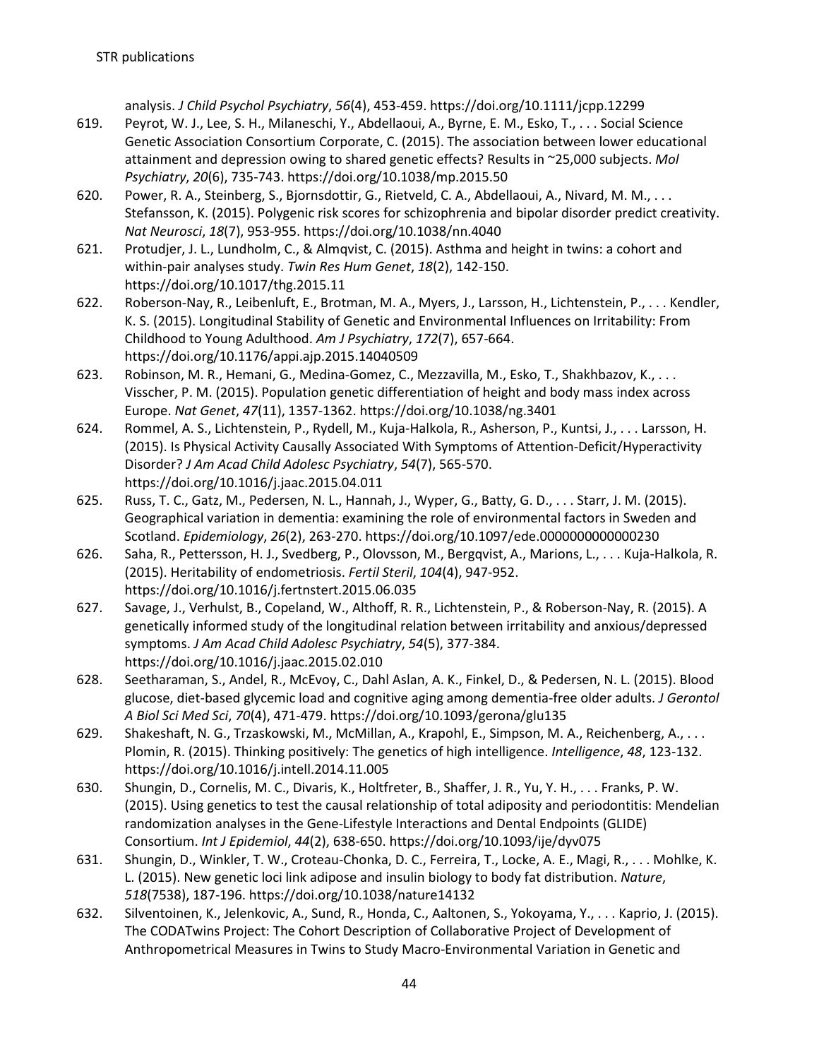analysis. *J Child Psychol Psychiatry*, *56*(4), 453-459. https://doi.org/10.1111/jcpp.12299

619. Peyrot, W. J., Lee, S. H., Milaneschi, Y., Abdellaoui, A., Byrne, E. M., Esko, T., . . . Social Science Genetic Association Consortium Corporate, C. (2015). The association between lower educational attainment and depression owing to shared genetic effects? Results in ~25,000 subjects. *Mol Psychiatry*, *20*(6), 735-743. https://doi.org/10.1038/mp.2015.50
620. Power, R. A., Steinberg, S., Bjornsdottir, G., Rietveld, C. A., Abdellaoui, A., Nivard, M. M., . . . Stefansson, K. (2015). Polygenic risk scores for schizophrenia and bipolar disorder predict creativity. *Nat Neurosci*, *18*(7), 953-955. https://doi.org/10.1038/nn.4040
621. Protudjer, J. L., Lundholm, C., & Almqvist, C. (2015). Asthma and height in twins: a cohort and within-pair analyses study. *Twin Res Hum Genet*, *18*(2), 142-150. https://doi.org/10.1017/thg.2015.11
622. Roberson-Nay, R., Leibenluft, E., Brotman, M. A., Myers, J., Larsson, H., Lichtenstein, P., . . . Kendler, K. S. (2015). Longitudinal Stability of Genetic and Environmental Influences on Irritability: From Childhood to Young Adulthood. *Am J Psychiatry*, *172*(7), 657-664. https://doi.org/10.1176/appi.ajp.2015.14040509
623. Robinson, M. R., Hemani, G., Medina-Gomez, C., Mezzavilla, M., Esko, T., Shakhbazov, K., . . . Visscher, P. M. (2015). Population genetic differentiation of height and body mass index across Europe. *Nat Genet*, *47*(11), 1357-1362. https://doi.org/10.1038/ng.3401
624. Rommel, A. S., Lichtenstein, P., Rydell, M., Kuja-Halkola, R., Asherson, P., Kuntsi, J., . . . Larsson, H. (2015). Is Physical Activity Causally Associated With Symptoms of Attention-Deficit/Hyperactivity Disorder? *J Am Acad Child Adolesc Psychiatry*, *54*(7), 565-570. https://doi.org/10.1016/j.jaac.2015.04.011
625. Russ, T. C., Gatz, M., Pedersen, N. L., Hannah, J., Wyper, G., Batty, G. D., . . . Starr, J. M. (2015). Geographical variation in dementia: examining the role of environmental factors in Sweden and Scotland. *Epidemiology*, *26*(2), 263-270. https://doi.org/10.1097/ede.0000000000000230
626. Saha, R., Pettersson, H. J., Svedberg, P., Olovsson, M., Bergqvist, A., Marions, L., . . . Kuja-Halkola, R. (2015). Heritability of endometriosis. *Fertil Steril*, *104*(4), 947-952. https://doi.org/10.1016/j.fertnstert.2015.06.035
627. Savage, J., Verhulst, B., Copeland, W., Althoff, R. R., Lichtenstein, P., & Roberson-Nay, R. (2015). A genetically informed study of the longitudinal relation between irritability and anxious/depressed symptoms. *J Am Acad Child Adolesc Psychiatry*, *54*(5), 377-384. https://doi.org/10.1016/j.jaac.2015.02.010
628. Seetharaman, S., Andel, R., McEvoy, C., Dahl Aslan, A. K., Finkel, D., & Pedersen, N. L. (2015). Blood glucose, diet-based glycemic load and cognitive aging among dementia-free older adults. *J Gerontol A Biol Sci Med Sci*, *70*(4), 471-479. https://doi.org/10.1093/gerona/glu135
629. Shakeshaft, N. G., Trzaskowski, M., McMillan, A., Krapohl, E., Simpson, M. A., Reichenberg, A., . . . Plomin, R. (2015). Thinking positively: The genetics of high intelligence. *Intelligence*, *48*, 123-132. https://doi.org/10.1016/j.intell.2014.11.005
630. Shungin, D., Cornelis, M. C., Divaris, K., Holtfreter, B., Shaffer, J. R., Yu, Y. H., . . . Franks, P. W. (2015). Using genetics to test the causal relationship of total adiposity and periodontitis: Mendelian randomization analyses in the Gene-Lifestyle Interactions and Dental Endpoints (GLIDE) Consortium. *Int J Epidemiol*, *44*(2), 638-650. https://doi.org/10.1093/ije/dyv075
631. Shungin, D., Winkler, T. W., Croteau-Chonka, D. C., Ferreira, T., Locke, A. E., Magi, R., . . . Mohlke, K. L. (2015). New genetic loci link adipose and insulin biology to body fat distribution. *Nature*, *518*(7538), 187-196. https://doi.org/10.1038/nature14132
632. Silventoinen, K., Jelenkovic, A., Sund, R., Honda, C., Aaltonen, S., Yokoyama, Y., . . . Kaprio, J. (2015). The CODATwins Project: The Cohort Description of Collaborative Project of Development of Anthropometrical Measures in Twins to Study Macro-Environmental Variation in Genetic and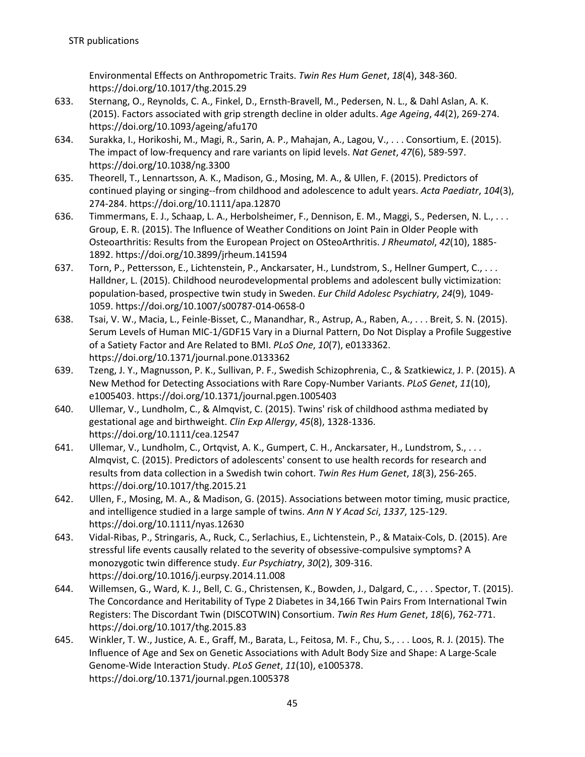Environmental Effects on Anthropometric Traits. *Twin Res Hum Genet*, *18*(4), 348-360. https://doi.org/10.1017/thg.2015.29

633. Sternang, O., Reynolds, C. A., Finkel, D., Ernsth-Bravell, M., Pedersen, N. L., & Dahl Aslan, A. K. (2015). Factors associated with grip strength decline in older adults. *Age Ageing*, *44*(2), 269-274. https://doi.org/10.1093/ageing/afu170
634. Surakka, I., Horikoshi, M., Magi, R., Sarin, A. P., Mahajan, A., Lagou, V., . . . Consortium, E. (2015). The impact of low-frequency and rare variants on lipid levels. *Nat Genet*, *47*(6), 589-597. https://doi.org/10.1038/ng.3300
635. Theorell, T., Lennartsson, A. K., Madison, G., Mosing, M. A., & Ullen, F. (2015). Predictors of continued playing or singing--from childhood and adolescence to adult years. *Acta Paediatr*, *104*(3), 274-284. https://doi.org/10.1111/apa.12870
636. Timmermans, E. J., Schaap, L. A., Herbolsheimer, F., Dennison, E. M., Maggi, S., Pedersen, N. L., . . . Group, E. R. (2015). The Influence of Weather Conditions on Joint Pain in Older People with Osteoarthritis: Results from the European Project on OSteoArthritis. *J Rheumatol*, *42*(10), 1885-1892. https://doi.org/10.3899/jrheum.141594
637. Torn, P., Pettersson, E., Lichtenstein, P., Anckarsater, H., Lundstrom, S., Hellner Gumpert, C., . . . Halldner, L. (2015). Childhood neurodevelopmental problems and adolescent bully victimization: population-based, prospective twin study in Sweden. *Eur Child Adolesc Psychiatry*, *24*(9), 1049-1059. https://doi.org/10.1007/s00787-014-0658-0
638. Tsai, V. W., Macia, L., Feinle-Bisset, C., Manandhar, R., Astrup, A., Raben, A., . . . Breit, S. N. (2015). Serum Levels of Human MIC-1/GDF15 Vary in a Diurnal Pattern, Do Not Display a Profile Suggestive of a Satiety Factor and Are Related to BMI. *PLoS One*, *10*(7), e0133362. https://doi.org/10.1371/journal.pone.0133362
639. Tzeng, J. Y., Magnusson, P. K., Sullivan, P. F., Swedish Schizophrenia, C., & Szatkiewicz, J. P. (2015). A New Method for Detecting Associations with Rare Copy-Number Variants. *PLoS Genet*, *11*(10), e1005403. https://doi.org/10.1371/journal.pgen.1005403
640. Ullemar, V., Lundholm, C., & Almqvist, C. (2015). Twins' risk of childhood asthma mediated by gestational age and birthweight. *Clin Exp Allergy*, *45*(8), 1328-1336. https://doi.org/10.1111/cea.12547
641. Ullemar, V., Lundholm, C., Ortqvist, A. K., Gumpert, C. H., Anckarsater, H., Lundstrom, S., . . . Almqvist, C. (2015). Predictors of adolescents' consent to use health records for research and results from data collection in a Swedish twin cohort. *Twin Res Hum Genet*, *18*(3), 256-265. https://doi.org/10.1017/thg.2015.21
642. Ullen, F., Mosing, M. A., & Madison, G. (2015). Associations between motor timing, music practice, and intelligence studied in a large sample of twins. *Ann N Y Acad Sci*, *1337*, 125-129. https://doi.org/10.1111/nyas.12630
643. Vidal-Ribas, P., Stringaris, A., Ruck, C., Serlachius, E., Lichtenstein, P., & Mataix-Cols, D. (2015). Are stressful life events causally related to the severity of obsessive-compulsive symptoms? A monozygotic twin difference study. *Eur Psychiatry*, *30*(2), 309-316. https://doi.org/10.1016/j.eurpsy.2014.11.008
644. Willemsen, G., Ward, K. J., Bell, C. G., Christensen, K., Bowden, J., Dalgard, C., . . . Spector, T. (2015). The Concordance and Heritability of Type 2 Diabetes in 34,166 Twin Pairs From International Twin Registers: The Discordant Twin (DISCOTWIN) Consortium. *Twin Res Hum Genet*, *18*(6), 762-771. https://doi.org/10.1017/thg.2015.83
645. Winkler, T. W., Justice, A. E., Graff, M., Barata, L., Feitosa, M. F., Chu, S., . . . Loos, R. J. (2015). The Influence of Age and Sex on Genetic Associations with Adult Body Size and Shape: A Large-Scale Genome-Wide Interaction Study. *PLoS Genet*, *11*(10), e1005378. https://doi.org/10.1371/journal.pgen.1005378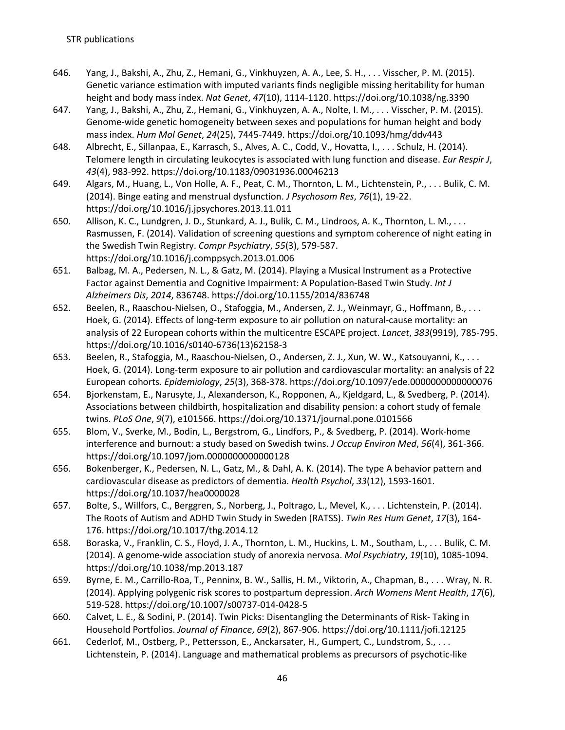646. Yang, J., Bakshi, A., Zhu, Z., Hemani, G., Vinkhuyzen, A. A., Lee, S. H., . . . Visscher, P. M. (2015). Genetic variance estimation with imputed variants finds negligible missing heritability for human height and body mass index. *Nat Genet*, *47*(10), 1114-1120. https://doi.org/10.1038/ng.3390

647. Yang, J., Bakshi, A., Zhu, Z., Hemani, G., Vinkhuyzen, A. A., Nolte, I. M., . . . Visscher, P. M. (2015). Genome-wide genetic homogeneity between sexes and populations for human height and body mass index. *Hum Mol Genet*, *24*(25), 7445-7449. https://doi.org/10.1093/hmg/ddv443

648. Albrecht, E., Sillanpaa, E., Karrasch, S., Alves, A. C., Codd, V., Hovatta, I., . . . Schulz, H. (2014). Telomere length in circulating leukocytes is associated with lung function and disease. *Eur Respir J*, *43*(4), 983-992. https://doi.org/10.1183/09031936.00046213

649. Algars, M., Huang, L., Von Holle, A. F., Peat, C. M., Thornton, L. M., Lichtenstein, P., . . . Bulik, C. M. (2014). Binge eating and menstrual dysfunction. *J Psychosom Res*, *76*(1), 19-22. https://doi.org/10.1016/j.jpsychores.2013.11.011

650. Allison, K. C., Lundgren, J. D., Stunkard, A. J., Bulik, C. M., Lindroos, A. K., Thornton, L. M., . . . Rasmussen, F. (2014). Validation of screening questions and symptom coherence of night eating in the Swedish Twin Registry. *Compr Psychiatry*, *55*(3), 579-587. https://doi.org/10.1016/j.comppsych.2013.01.006

651. Balbag, M. A., Pedersen, N. L., & Gatz, M. (2014). Playing a Musical Instrument as a Protective Factor against Dementia and Cognitive Impairment: A Population-Based Twin Study. *Int J Alzheimers Dis*, *2014*, 836748. https://doi.org/10.1155/2014/836748

652. Beelen, R., Raaschou-Nielsen, O., Stafoggia, M., Andersen, Z. J., Weinmayr, G., Hoffmann, B., . . . Hoek, G. (2014). Effects of long-term exposure to air pollution on natural-cause mortality: an analysis of 22 European cohorts within the multicentre ESCAPE project. *Lancet*, *383*(9919), 785-795. https://doi.org/10.1016/s0140-6736(13)62158-3

653. Beelen, R., Stafoggia, M., Raaschou-Nielsen, O., Andersen, Z. J., Xun, W. W., Katsouyanni, K., . . . Hoek, G. (2014). Long-term exposure to air pollution and cardiovascular mortality: an analysis of 22 European cohorts. *Epidemiology*, *25*(3), 368-378. https://doi.org/10.1097/ede.0000000000000076

654. Bjorkenstam, E., Narusyte, J., Alexanderson, K., Ropponen, A., Kjeldgard, L., & Svedberg, P. (2014). Associations between childbirth, hospitalization and disability pension: a cohort study of female twins. *PLoS One*, *9*(7), e101566. https://doi.org/10.1371/journal.pone.0101566

655. Blom, V., Sverke, M., Bodin, L., Bergstrom, G., Lindfors, P., & Svedberg, P. (2014). Work-home interference and burnout: a study based on Swedish twins. *J Occup Environ Med*, *56*(4), 361-366. https://doi.org/10.1097/jom.0000000000000128

656. Bokenberger, K., Pedersen, N. L., Gatz, M., & Dahl, A. K. (2014). The type A behavior pattern and cardiovascular disease as predictors of dementia. *Health Psychol*, *33*(12), 1593-1601. https://doi.org/10.1037/hea0000028

657. Bolte, S., Willfors, C., Berggren, S., Norberg, J., Poltrago, L., Mevel, K., . . . Lichtenstein, P. (2014). The Roots of Autism and ADHD Twin Study in Sweden (RATSS). *Twin Res Hum Genet*, *17*(3), 164-176. https://doi.org/10.1017/thg.2014.12

658. Boraska, V., Franklin, C. S., Floyd, J. A., Thornton, L. M., Huckins, L. M., Southam, L., . . . Bulik, C. M. (2014). A genome-wide association study of anorexia nervosa. *Mol Psychiatry*, *19*(10), 1085-1094. https://doi.org/10.1038/mp.2013.187

659. Byrne, E. M., Carrillo-Roa, T., Penninx, B. W., Sallis, H. M., Viktorin, A., Chapman, B., . . . Wray, N. R. (2014). Applying polygenic risk scores to postpartum depression. *Arch Womens Ment Health*, *17*(6), 519-528. https://doi.org/10.1007/s00737-014-0428-5

660. Calvet, L. E., & Sodini, P. (2014). Twin Picks: Disentangling the Determinants of Risk- Taking in Household Portfolios. *Journal of Finance*, *69*(2), 867-906. https://doi.org/10.1111/jofi.12125

661. Cederlof, M., Ostberg, P., Pettersson, E., Anckarsater, H., Gumpert, C., Lundstrom, S., . . . Lichtenstein, P. (2014). Language and mathematical problems as precursors of psychotic-like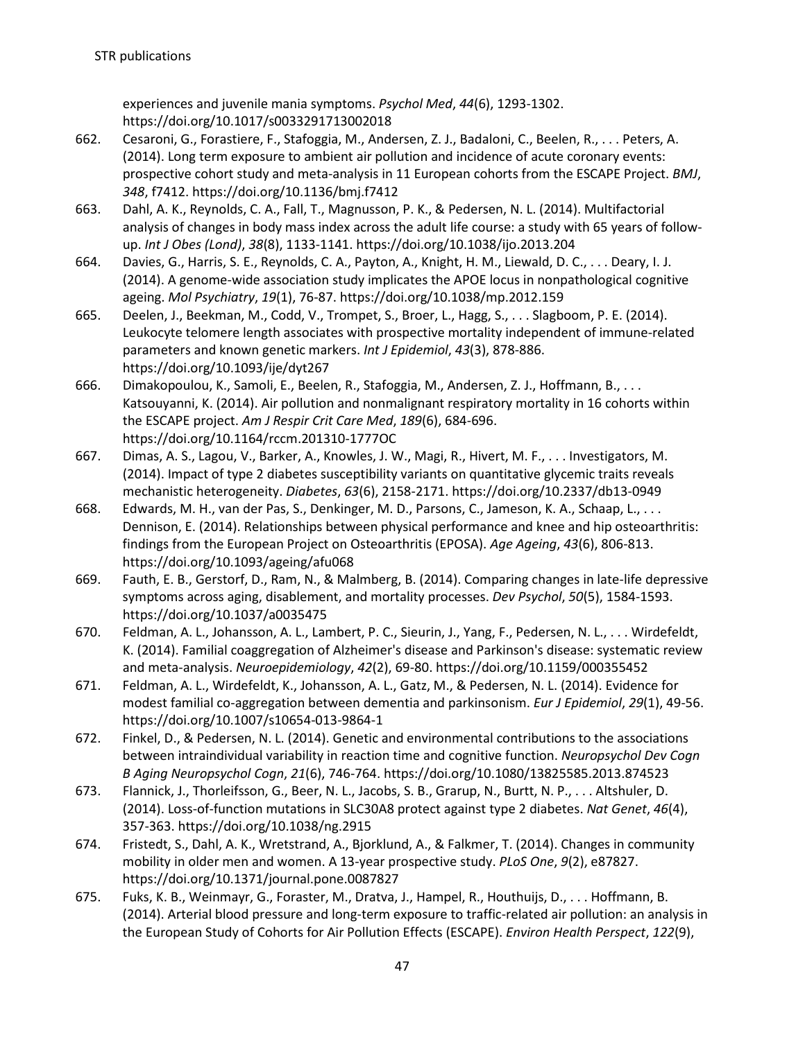experiences and juvenile mania symptoms. *Psychol Med*, *44*(6), 1293-1302. https://doi.org/10.1017/s0033291713002018

662. Cesaroni, G., Forastiere, F., Stafoggia, M., Andersen, Z. J., Badaloni, C., Beelen, R., . . . Peters, A. (2014). Long term exposure to ambient air pollution and incidence of acute coronary events: prospective cohort study and meta-analysis in 11 European cohorts from the ESCAPE Project. *BMJ*, *348*, f7412. https://doi.org/10.1136/bmj.f7412
663. Dahl, A. K., Reynolds, C. A., Fall, T., Magnusson, P. K., & Pedersen, N. L. (2014). Multifactorial analysis of changes in body mass index across the adult life course: a study with 65 years of follow-up. *Int J Obes (Lond)*, *38*(8), 1133-1141. https://doi.org/10.1038/ijo.2013.204
664. Davies, G., Harris, S. E., Reynolds, C. A., Payton, A., Knight, H. M., Liewald, D. C., . . . Deary, I. J. (2014). A genome-wide association study implicates the APOE locus in nonpathological cognitive ageing. *Mol Psychiatry*, *19*(1), 76-87. https://doi.org/10.1038/mp.2012.159
665. Deelen, J., Beekman, M., Codd, V., Trompet, S., Broer, L., Hagg, S., . . . Slagboom, P. E. (2014). Leukocyte telomere length associates with prospective mortality independent of immune-related parameters and known genetic markers. *Int J Epidemiol*, *43*(3), 878-886. https://doi.org/10.1093/ije/dyt267
666. Dimakopoulou, K., Samoli, E., Beelen, R., Stafoggia, M., Andersen, Z. J., Hoffmann, B., . . . Katsouyanni, K. (2014). Air pollution and nonmalignant respiratory mortality in 16 cohorts within the ESCAPE project. *Am J Respir Crit Care Med*, *189*(6), 684-696. https://doi.org/10.1164/rccm.201310-1777OC
667. Dimas, A. S., Lagou, V., Barker, A., Knowles, J. W., Magi, R., Hivert, M. F., . . . Investigators, M. (2014). Impact of type 2 diabetes susceptibility variants on quantitative glycemic traits reveals mechanistic heterogeneity. *Diabetes*, *63*(6), 2158-2171. https://doi.org/10.2337/db13-0949
668. Edwards, M. H., van der Pas, S., Denkinger, M. D., Parsons, C., Jameson, K. A., Schaap, L., . . . Dennison, E. (2014). Relationships between physical performance and knee and hip osteoarthritis: findings from the European Project on Osteoarthritis (EPOSA). *Age Ageing*, *43*(6), 806-813. https://doi.org/10.1093/ageing/afu068
669. Fauth, E. B., Gerstorf, D., Ram, N., & Malmberg, B. (2014). Comparing changes in late-life depressive symptoms across aging, disablement, and mortality processes. *Dev Psychol*, *50*(5), 1584-1593. https://doi.org/10.1037/a0035475
670. Feldman, A. L., Johansson, A. L., Lambert, P. C., Sieurin, J., Yang, F., Pedersen, N. L., . . . Wirdefeldt, K. (2014). Familial coaggregation of Alzheimer's disease and Parkinson's disease: systematic review and meta-analysis. *Neuroepidemiology*, *42*(2), 69-80. https://doi.org/10.1159/000355452
671. Feldman, A. L., Wirdefeldt, K., Johansson, A. L., Gatz, M., & Pedersen, N. L. (2014). Evidence for modest familial co-aggregation between dementia and parkinsonism. *Eur J Epidemiol*, *29*(1), 49-56. https://doi.org/10.1007/s10654-013-9864-1
672. Finkel, D., & Pedersen, N. L. (2014). Genetic and environmental contributions to the associations between intraindividual variability in reaction time and cognitive function. *Neuropsychol Dev Cogn B Aging Neuropsychol Cogn*, *21*(6), 746-764. https://doi.org/10.1080/13825585.2013.874523
673. Flannick, J., Thorleifsson, G., Beer, N. L., Jacobs, S. B., Grarup, N., Burtt, N. P., . . . Altshuler, D. (2014). Loss-of-function mutations in SLC30A8 protect against type 2 diabetes. *Nat Genet*, *46*(4), 357-363. https://doi.org/10.1038/ng.2915
674. Fristedt, S., Dahl, A. K., Wretstrand, A., Bjorklund, A., & Falkmer, T. (2014). Changes in community mobility in older men and women. A 13-year prospective study. *PLoS One*, *9*(2), e87827. https://doi.org/10.1371/journal.pone.0087827
675. Fuks, K. B., Weinmayr, G., Foraster, M., Dratva, J., Hampel, R., Houthuijs, D., . . . Hoffmann, B. (2014). Arterial blood pressure and long-term exposure to traffic-related air pollution: an analysis in the European Study of Cohorts for Air Pollution Effects (ESCAPE). *Environ Health Perspect*, *122*(9),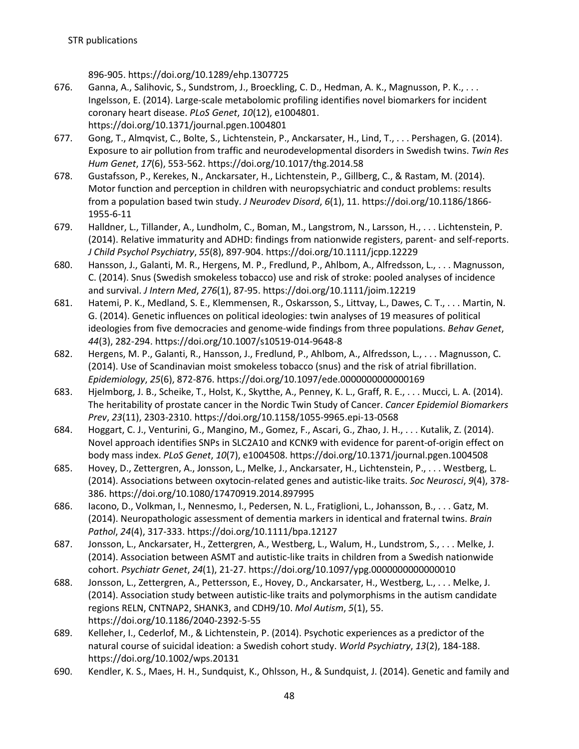896-905. https://doi.org/10.1289/ehp.1307725

676. Ganna, A., Salihovic, S., Sundstrom, J., Broeckling, C. D., Hedman, A. K., Magnusson, P. K., . . . Ingelsson, E. (2014). Large-scale metabolomic profiling identifies novel biomarkers for incident coronary heart disease. *PLoS Genet*, *10*(12), e1004801. https://doi.org/10.1371/journal.pgen.1004801
677. Gong, T., Almqvist, C., Bolte, S., Lichtenstein, P., Anckarsater, H., Lind, T., . . . Pershagen, G. (2014). Exposure to air pollution from traffic and neurodevelopmental disorders in Swedish twins. *Twin Res Hum Genet*, *17*(6), 553-562. https://doi.org/10.1017/thg.2014.58
678. Gustafsson, P., Kerekes, N., Anckarsater, H., Lichtenstein, P., Gillberg, C., & Rastam, M. (2014). Motor function and perception in children with neuropsychiatric and conduct problems: results from a population based twin study. *J Neurodev Disord*, *6*(1), 11. https://doi.org/10.1186/1866-1955-6-11
679. Halldner, L., Tillander, A., Lundholm, C., Boman, M., Langstrom, N., Larsson, H., . . . Lichtenstein, P. (2014). Relative immaturity and ADHD: findings from nationwide registers, parent- and self-reports. *J Child Psychol Psychiatry*, *55*(8), 897-904. https://doi.org/10.1111/jcpp.12229
680. Hansson, J., Galanti, M. R., Hergens, M. P., Fredlund, P., Ahlbom, A., Alfredsson, L., . . . Magnusson, C. (2014). Snus (Swedish smokeless tobacco) use and risk of stroke: pooled analyses of incidence and survival. *J Intern Med*, *276*(1), 87-95. https://doi.org/10.1111/joim.12219
681. Hatemi, P. K., Medland, S. E., Klemmensen, R., Oskarsson, S., Littvay, L., Dawes, C. T., . . . Martin, N. G. (2014). Genetic influences on political ideologies: twin analyses of 19 measures of political ideologies from five democracies and genome-wide findings from three populations. *Behav Genet*, *44*(3), 282-294. https://doi.org/10.1007/s10519-014-9648-8
682. Hergens, M. P., Galanti, R., Hansson, J., Fredlund, P., Ahlbom, A., Alfredsson, L., . . . Magnusson, C. (2014). Use of Scandinavian moist smokeless tobacco (snus) and the risk of atrial fibrillation. *Epidemiology*, *25*(6), 872-876. https://doi.org/10.1097/ede.0000000000000169
683. Hjelmborg, J. B., Scheike, T., Holst, K., Skytthe, A., Penney, K. L., Graff, R. E., . . . Mucci, L. A. (2014). The heritability of prostate cancer in the Nordic Twin Study of Cancer. *Cancer Epidemiol Biomarkers Prev*, *23*(11), 2303-2310. https://doi.org/10.1158/1055-9965.epi-13-0568
684. Hoggart, C. J., Venturini, G., Mangino, M., Gomez, F., Ascari, G., Zhao, J. H., . . . Kutalik, Z. (2014). Novel approach identifies SNPs in SLC2A10 and KCNK9 with evidence for parent-of-origin effect on body mass index. *PLoS Genet*, *10*(7), e1004508. https://doi.org/10.1371/journal.pgen.1004508
685. Hovey, D., Zettergren, A., Jonsson, L., Melke, J., Anckarsater, H., Lichtenstein, P., . . . Westberg, L. (2014). Associations between oxytocin-related genes and autistic-like traits. *Soc Neurosci*, *9*(4), 378-386. https://doi.org/10.1080/17470919.2014.897995
686. Iacono, D., Volkman, I., Nennesmo, I., Pedersen, N. L., Fratiglioni, L., Johansson, B., . . . Gatz, M. (2014). Neuropathologic assessment of dementia markers in identical and fraternal twins. *Brain Pathol*, *24*(4), 317-333. https://doi.org/10.1111/bpa.12127
687. Jonsson, L., Anckarsater, H., Zettergren, A., Westberg, L., Walum, H., Lundstrom, S., . . . Melke, J. (2014). Association between ASMT and autistic-like traits in children from a Swedish nationwide cohort. *Psychiatr Genet*, *24*(1), 21-27. https://doi.org/10.1097/ypg.0000000000000010
688. Jonsson, L., Zettergren, A., Pettersson, E., Hovey, D., Anckarsater, H., Westberg, L., . . . Melke, J. (2014). Association study between autistic-like traits and polymorphisms in the autism candidate regions RELN, CNTNAP2, SHANK3, and CDH9/10. *Mol Autism*, *5*(1), 55. https://doi.org/10.1186/2040-2392-5-55
689. Kelleher, I., Cederlof, M., & Lichtenstein, P. (2014). Psychotic experiences as a predictor of the natural course of suicidal ideation: a Swedish cohort study. *World Psychiatry*, *13*(2), 184-188. https://doi.org/10.1002/wps.20131
690. Kendler, K. S., Maes, H. H., Sundquist, K., Ohlsson, H., & Sundquist, J. (2014). Genetic and family and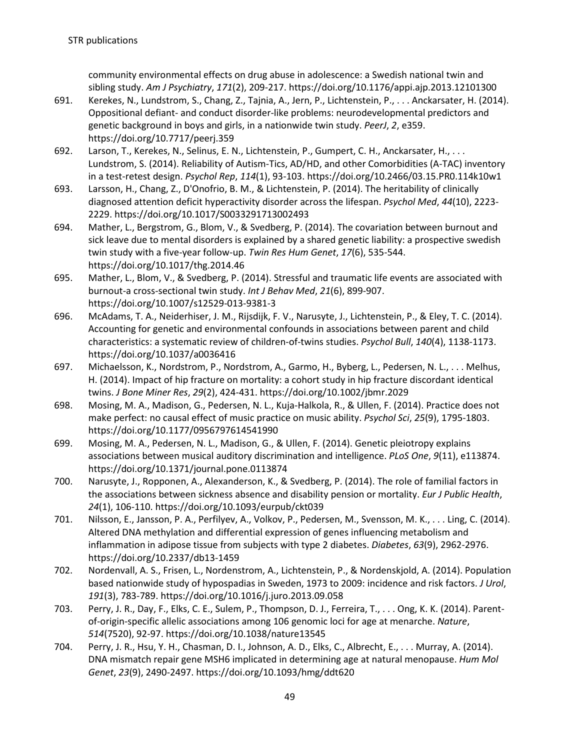community environmental effects on drug abuse in adolescence: a Swedish national twin and sibling study. *Am J Psychiatry*, *171*(2), 209-217. https://doi.org/10.1176/appi.ajp.2013.12101300

691. Kerekes, N., Lundstrom, S., Chang, Z., Tajnia, A., Jern, P., Lichtenstein, P., . . . Anckarsater, H. (2014). Oppositional defiant- and conduct disorder-like problems: neurodevelopmental predictors and genetic background in boys and girls, in a nationwide twin study. *PeerJ*, *2*, e359. https://doi.org/10.7717/peerj.359
692. Larson, T., Kerekes, N., Selinus, E. N., Lichtenstein, P., Gumpert, C. H., Anckarsater, H., . . . Lundstrom, S. (2014). Reliability of Autism-Tics, AD/HD, and other Comorbidities (A-TAC) inventory in a test-retest design. *Psychol Rep*, *114*(1), 93-103. https://doi.org/10.2466/03.15.PR0.114k10w1
693. Larsson, H., Chang, Z., D'Onofrio, B. M., & Lichtenstein, P. (2014). The heritability of clinically diagnosed attention deficit hyperactivity disorder across the lifespan. *Psychol Med*, *44*(10), 2223-2229. https://doi.org/10.1017/S0033291713002493
694. Mather, L., Bergstrom, G., Blom, V., & Svedberg, P. (2014). The covariation between burnout and sick leave due to mental disorders is explained by a shared genetic liability: a prospective swedish twin study with a five-year follow-up. *Twin Res Hum Genet*, *17*(6), 535-544. https://doi.org/10.1017/thg.2014.46
695. Mather, L., Blom, V., & Svedberg, P. (2014). Stressful and traumatic life events are associated with burnout-a cross-sectional twin study. *Int J Behav Med*, *21*(6), 899-907. https://doi.org/10.1007/s12529-013-9381-3
696. McAdams, T. A., Neiderhiser, J. M., Rijsdijk, F. V., Narusyte, J., Lichtenstein, P., & Eley, T. C. (2014). Accounting for genetic and environmental confounds in associations between parent and child characteristics: a systematic review of children-of-twins studies. *Psychol Bull*, *140*(4), 1138-1173. https://doi.org/10.1037/a0036416
697. Michaelsson, K., Nordstrom, P., Nordstrom, A., Garmo, H., Byberg, L., Pedersen, N. L., . . . Melhus, H. (2014). Impact of hip fracture on mortality: a cohort study in hip fracture discordant identical twins. *J Bone Miner Res*, *29*(2), 424-431. https://doi.org/10.1002/jbmr.2029
698. Mosing, M. A., Madison, G., Pedersen, N. L., Kuja-Halkola, R., & Ullen, F. (2014). Practice does not make perfect: no causal effect of music practice on music ability. *Psychol Sci*, *25*(9), 1795-1803. https://doi.org/10.1177/0956797614541990
699. Mosing, M. A., Pedersen, N. L., Madison, G., & Ullen, F. (2014). Genetic pleiotropy explains associations between musical auditory discrimination and intelligence. *PLoS One*, *9*(11), e113874. https://doi.org/10.1371/journal.pone.0113874
700. Narusyte, J., Ropponen, A., Alexanderson, K., & Svedberg, P. (2014). The role of familial factors in the associations between sickness absence and disability pension or mortality. *Eur J Public Health*, *24*(1), 106-110. https://doi.org/10.1093/eurpub/ckt039
701. Nilsson, E., Jansson, P. A., Perfilyev, A., Volkov, P., Pedersen, M., Svensson, M. K., . . . Ling, C. (2014). Altered DNA methylation and differential expression of genes influencing metabolism and inflammation in adipose tissue from subjects with type 2 diabetes. *Diabetes*, *63*(9), 2962-2976. https://doi.org/10.2337/db13-1459
702. Nordenvall, A. S., Frisen, L., Nordenstrom, A., Lichtenstein, P., & Nordenskjold, A. (2014). Population based nationwide study of hypospadias in Sweden, 1973 to 2009: incidence and risk factors. *J Urol*, *191*(3), 783-789. https://doi.org/10.1016/j.juro.2013.09.058
703. Perry, J. R., Day, F., Elks, C. E., Sulem, P., Thompson, D. J., Ferreira, T., . . . Ong, K. K. (2014). Parent-of-origin-specific allelic associations among 106 genomic loci for age at menarche. *Nature*, *514*(7520), 92-97. https://doi.org/10.1038/nature13545
704. Perry, J. R., Hsu, Y. H., Chasman, D. I., Johnson, A. D., Elks, C., Albrecht, E., . . . Murray, A. (2014). DNA mismatch repair gene MSH6 implicated in determining age at natural menopause. *Hum Mol Genet*, *23*(9), 2490-2497. https://doi.org/10.1093/hmg/ddt620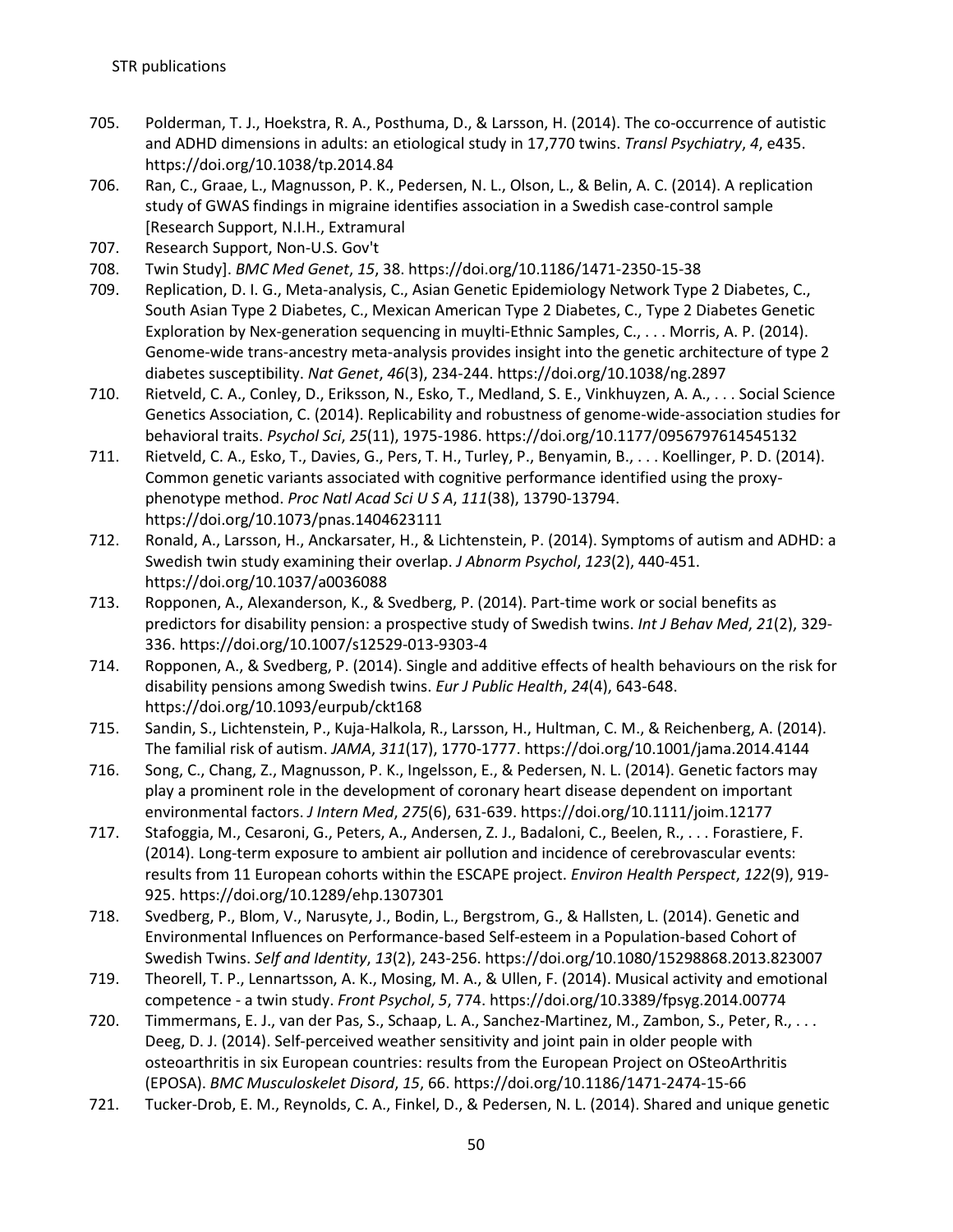705. Polderman, T. J., Hoekstra, R. A., Posthuma, D., & Larsson, H. (2014). The co-occurrence of autistic and ADHD dimensions in adults: an etiological study in 17,770 twins. *Transl Psychiatry*, *4*, e435. https://doi.org/10.1038/tp.2014.84

706. Ran, C., Graae, L., Magnusson, P. K., Pedersen, N. L., Olson, L., & Belin, A. C. (2014). A replication study of GWAS findings in migraine identifies association in a Swedish case-control sample [Research Support, N.I.H., Extramural

707. Research Support, Non-U.S. Gov't

708. Twin Study]. *BMC Med Genet*, *15*, 38. https://doi.org/10.1186/1471-2350-15-38

709. Replication, D. I. G., Meta-analysis, C., Asian Genetic Epidemiology Network Type 2 Diabetes, C., South Asian Type 2 Diabetes, C., Mexican American Type 2 Diabetes, C., Type 2 Diabetes Genetic Exploration by Nex-generation sequencing in muylti-Ethnic Samples, C., . . . Morris, A. P. (2014). Genome-wide trans-ancestry meta-analysis provides insight into the genetic architecture of type 2 diabetes susceptibility. *Nat Genet*, *46*(3), 234-244. https://doi.org/10.1038/ng.2897

710. Rietveld, C. A., Conley, D., Eriksson, N., Esko, T., Medland, S. E., Vinkhuyzen, A. A., . . . Social Science Genetics Association, C. (2014). Replicability and robustness of genome-wide-association studies for behavioral traits. *Psychol Sci*, *25*(11), 1975-1986. https://doi.org/10.1177/0956797614545132

711. Rietveld, C. A., Esko, T., Davies, G., Pers, T. H., Turley, P., Benyamin, B., . . . Koellinger, P. D. (2014). Common genetic variants associated with cognitive performance identified using the proxy-phenotype method. *Proc Natl Acad Sci U S A*, *111*(38), 13790-13794. https://doi.org/10.1073/pnas.1404623111

712. Ronald, A., Larsson, H., Anckarsater, H., & Lichtenstein, P. (2014). Symptoms of autism and ADHD: a Swedish twin study examining their overlap. *J Abnorm Psychol*, *123*(2), 440-451. https://doi.org/10.1037/a0036088

713. Ropponen, A., Alexanderson, K., & Svedberg, P. (2014). Part-time work or social benefits as predictors for disability pension: a prospective study of Swedish twins. *Int J Behav Med*, *21*(2), 329-336. https://doi.org/10.1007/s12529-013-9303-4

714. Ropponen, A., & Svedberg, P. (2014). Single and additive effects of health behaviours on the risk for disability pensions among Swedish twins. *Eur J Public Health*, *24*(4), 643-648. https://doi.org/10.1093/eurpub/ckt168

715. Sandin, S., Lichtenstein, P., Kuja-Halkola, R., Larsson, H., Hultman, C. M., & Reichenberg, A. (2014). The familial risk of autism. *JAMA*, *311*(17), 1770-1777. https://doi.org/10.1001/jama.2014.4144

716. Song, C., Chang, Z., Magnusson, P. K., Ingelsson, E., & Pedersen, N. L. (2014). Genetic factors may play a prominent role in the development of coronary heart disease dependent on important environmental factors. *J Intern Med*, *275*(6), 631-639. https://doi.org/10.1111/joim.12177

717. Stafoggia, M., Cesaroni, G., Peters, A., Andersen, Z. J., Badaloni, C., Beelen, R., . . . Forastiere, F. (2014). Long-term exposure to ambient air pollution and incidence of cerebrovascular events: results from 11 European cohorts within the ESCAPE project. *Environ Health Perspect*, *122*(9), 919-925. https://doi.org/10.1289/ehp.1307301

718. Svedberg, P., Blom, V., Narusyte, J., Bodin, L., Bergstrom, G., & Hallsten, L. (2014). Genetic and Environmental Influences on Performance-based Self-esteem in a Population-based Cohort of Swedish Twins. *Self and Identity*, *13*(2), 243-256. https://doi.org/10.1080/15298868.2013.823007

719. Theorell, T. P., Lennartsson, A. K., Mosing, M. A., & Ullen, F. (2014). Musical activity and emotional competence - a twin study. *Front Psychol*, *5*, 774. https://doi.org/10.3389/fpsyg.2014.00774

720. Timmermans, E. J., van der Pas, S., Schaap, L. A., Sanchez-Martinez, M., Zambon, S., Peter, R., . . . Deeg, D. J. (2014). Self-perceived weather sensitivity and joint pain in older people with osteoarthritis in six European countries: results from the European Project on OSteoArthritis (EPOSA). *BMC Musculoskelet Disord*, *15*, 66. https://doi.org/10.1186/1471-2474-15-66

721. Tucker-Drob, E. M., Reynolds, C. A., Finkel, D., & Pedersen, N. L. (2014). Shared and unique genetic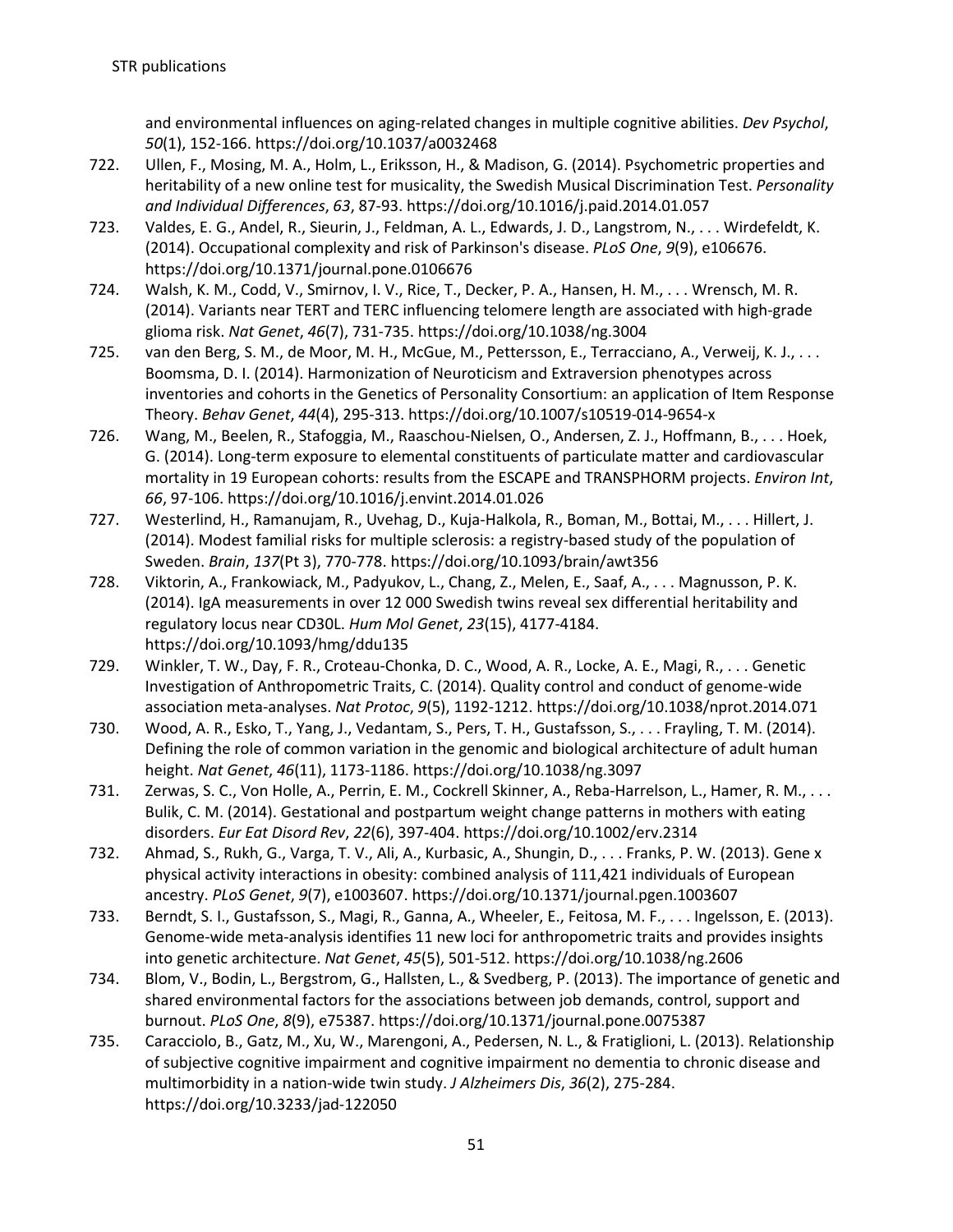and environmental influences on aging-related changes in multiple cognitive abilities. *Dev Psychol*, *50*(1), 152-166. https://doi.org/10.1037/a0032468

722. Ullen, F., Mosing, M. A., Holm, L., Eriksson, H., & Madison, G. (2014). Psychometric properties and heritability of a new online test for musicality, the Swedish Musical Discrimination Test. *Personality and Individual Differences*, *63*, 87-93. https://doi.org/10.1016/j.paid.2014.01.057
723. Valdes, E. G., Andel, R., Sieurin, J., Feldman, A. L., Edwards, J. D., Langstrom, N., . . . Wirdefeldt, K. (2014). Occupational complexity and risk of Parkinson's disease. *PLoS One*, *9*(9), e106676. https://doi.org/10.1371/journal.pone.0106676
724. Walsh, K. M., Codd, V., Smirnov, I. V., Rice, T., Decker, P. A., Hansen, H. M., . . . Wrensch, M. R. (2014). Variants near TERT and TERC influencing telomere length are associated with high-grade glioma risk. *Nat Genet*, *46*(7), 731-735. https://doi.org/10.1038/ng.3004
725. van den Berg, S. M., de Moor, M. H., McGue, M., Pettersson, E., Terracciano, A., Verweij, K. J., . . . Boomsma, D. I. (2014). Harmonization of Neuroticism and Extraversion phenotypes across inventories and cohorts in the Genetics of Personality Consortium: an application of Item Response Theory. *Behav Genet*, *44*(4), 295-313. https://doi.org/10.1007/s10519-014-9654-x
726. Wang, M., Beelen, R., Stafoggia, M., Raaschou-Nielsen, O., Andersen, Z. J., Hoffmann, B., . . . Hoek, G. (2014). Long-term exposure to elemental constituents of particulate matter and cardiovascular mortality in 19 European cohorts: results from the ESCAPE and TRANSPHORM projects. *Environ Int*, *66*, 97-106. https://doi.org/10.1016/j.envint.2014.01.026
727. Westerlind, H., Ramanujam, R., Uvehag, D., Kuja-Halkola, R., Boman, M., Bottai, M., . . . Hillert, J. (2014). Modest familial risks for multiple sclerosis: a registry-based study of the population of Sweden. *Brain*, *137*(Pt 3), 770-778. https://doi.org/10.1093/brain/awt356
728. Viktorin, A., Frankowiack, M., Padyukov, L., Chang, Z., Melen, E., Saaf, A., . . . Magnusson, P. K. (2014). IgA measurements in over 12 000 Swedish twins reveal sex differential heritability and regulatory locus near CD30L. *Hum Mol Genet*, *23*(15), 4177-4184. https://doi.org/10.1093/hmg/ddu135
729. Winkler, T. W., Day, F. R., Croteau-Chonka, D. C., Wood, A. R., Locke, A. E., Magi, R., . . . Genetic Investigation of Anthropometric Traits, C. (2014). Quality control and conduct of genome-wide association meta-analyses. *Nat Protoc*, *9*(5), 1192-1212. https://doi.org/10.1038/nprot.2014.071
730. Wood, A. R., Esko, T., Yang, J., Vedantam, S., Pers, T. H., Gustafsson, S., . . . Frayling, T. M. (2014). Defining the role of common variation in the genomic and biological architecture of adult human height. *Nat Genet*, *46*(11), 1173-1186. https://doi.org/10.1038/ng.3097
731. Zerwas, S. C., Von Holle, A., Perrin, E. M., Cockrell Skinner, A., Reba-Harrelson, L., Hamer, R. M., . . . Bulik, C. M. (2014). Gestational and postpartum weight change patterns in mothers with eating disorders. *Eur Eat Disord Rev*, *22*(6), 397-404. https://doi.org/10.1002/erv.2314
732. Ahmad, S., Rukh, G., Varga, T. V., Ali, A., Kurbasic, A., Shungin, D., . . . Franks, P. W. (2013). Gene x physical activity interactions in obesity: combined analysis of 111,421 individuals of European ancestry. *PLoS Genet*, *9*(7), e1003607. https://doi.org/10.1371/journal.pgen.1003607
733. Berndt, S. I., Gustafsson, S., Magi, R., Ganna, A., Wheeler, E., Feitosa, M. F., . . . Ingelsson, E. (2013). Genome-wide meta-analysis identifies 11 new loci for anthropometric traits and provides insights into genetic architecture. *Nat Genet*, *45*(5), 501-512. https://doi.org/10.1038/ng.2606
734. Blom, V., Bodin, L., Bergstrom, G., Hallsten, L., & Svedberg, P. (2013). The importance of genetic and shared environmental factors for the associations between job demands, control, support and burnout. *PLoS One*, *8*(9), e75387. https://doi.org/10.1371/journal.pone.0075387
735. Caracciolo, B., Gatz, M., Xu, W., Marengoni, A., Pedersen, N. L., & Fratiglioni, L. (2013). Relationship of subjective cognitive impairment and cognitive impairment no dementia to chronic disease and multimorbidity in a nation-wide twin study. *J Alzheimers Dis*, *36*(2), 275-284. https://doi.org/10.3233/jad-122050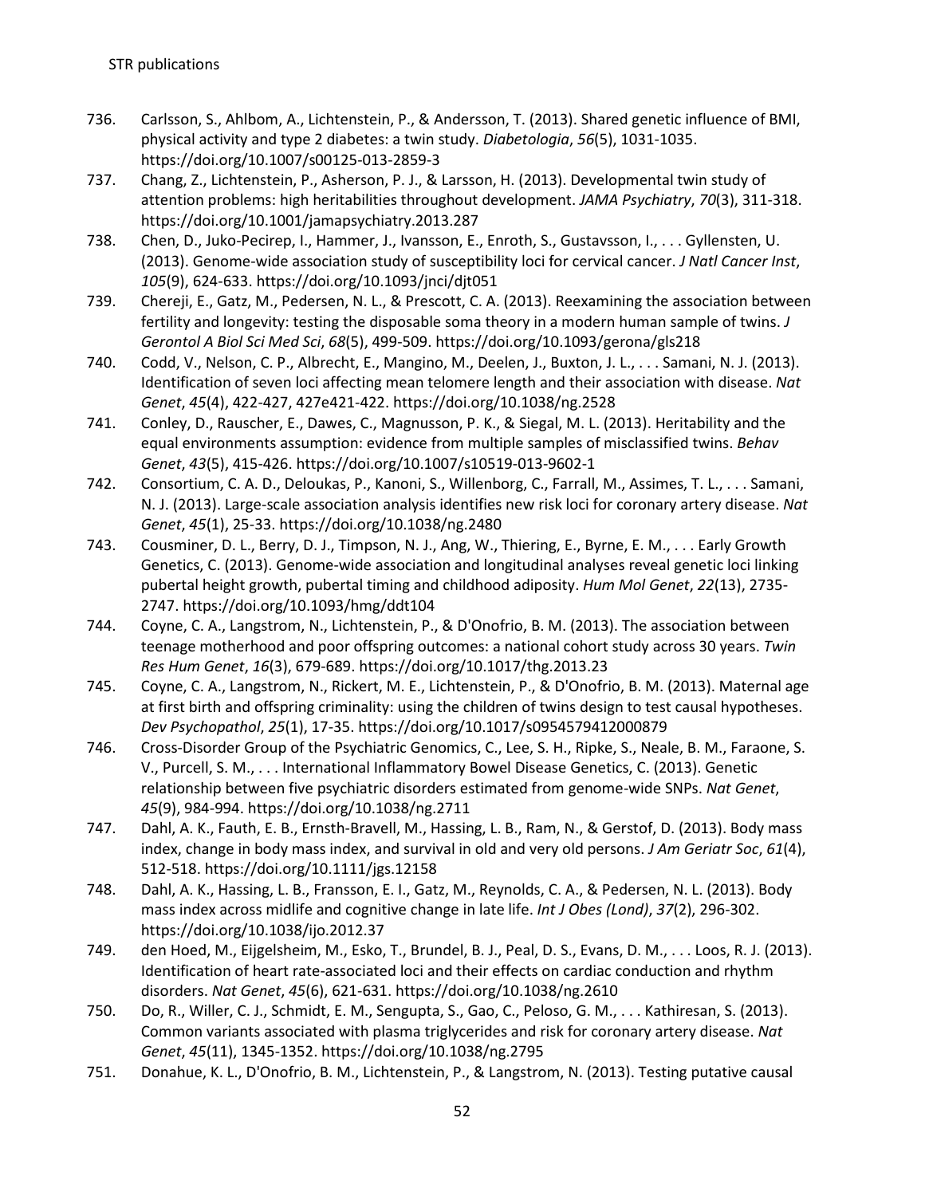736. Carlsson, S., Ahlbom, A., Lichtenstein, P., & Andersson, T. (2013). Shared genetic influence of BMI, physical activity and type 2 diabetes: a twin study. *Diabetologia*, *56*(5), 1031-1035. https://doi.org/10.1007/s00125-013-2859-3

737. Chang, Z., Lichtenstein, P., Asherson, P. J., & Larsson, H. (2013). Developmental twin study of attention problems: high heritabilities throughout development. *JAMA Psychiatry*, *70*(3), 311-318. https://doi.org/10.1001/jamapsychiatry.2013.287

738. Chen, D., Juko-Pecirep, I., Hammer, J., Ivansson, E., Enroth, S., Gustavsson, I., . . . Gyllensten, U. (2013). Genome-wide association study of susceptibility loci for cervical cancer. *J Natl Cancer Inst*, *105*(9), 624-633. https://doi.org/10.1093/jnci/djt051

739. Chereji, E., Gatz, M., Pedersen, N. L., & Prescott, C. A. (2013). Reexamining the association between fertility and longevity: testing the disposable soma theory in a modern human sample of twins. *J Gerontol A Biol Sci Med Sci*, *68*(5), 499-509. https://doi.org/10.1093/gerona/gls218

740. Codd, V., Nelson, C. P., Albrecht, E., Mangino, M., Deelen, J., Buxton, J. L., . . . Samani, N. J. (2013). Identification of seven loci affecting mean telomere length and their association with disease. *Nat Genet*, *45*(4), 422-427, 427e421-422. https://doi.org/10.1038/ng.2528

741. Conley, D., Rauscher, E., Dawes, C., Magnusson, P. K., & Siegal, M. L. (2013). Heritability and the equal environments assumption: evidence from multiple samples of misclassified twins. *Behav Genet*, *43*(5), 415-426. https://doi.org/10.1007/s10519-013-9602-1

742. Consortium, C. A. D., Deloukas, P., Kanoni, S., Willenborg, C., Farrall, M., Assimes, T. L., . . . Samani, N. J. (2013). Large-scale association analysis identifies new risk loci for coronary artery disease. *Nat Genet*, *45*(1), 25-33. https://doi.org/10.1038/ng.2480

743. Cousminer, D. L., Berry, D. J., Timpson, N. J., Ang, W., Thiering, E., Byrne, E. M., . . . Early Growth Genetics, C. (2013). Genome-wide association and longitudinal analyses reveal genetic loci linking pubertal height growth, pubertal timing and childhood adiposity. *Hum Mol Genet*, *22*(13), 2735-2747. https://doi.org/10.1093/hmg/ddt104

744. Coyne, C. A., Langstrom, N., Lichtenstein, P., & D'Onofrio, B. M. (2013). The association between teenage motherhood and poor offspring outcomes: a national cohort study across 30 years. *Twin Res Hum Genet*, *16*(3), 679-689. https://doi.org/10.1017/thg.2013.23

745. Coyne, C. A., Langstrom, N., Rickert, M. E., Lichtenstein, P., & D'Onofrio, B. M. (2013). Maternal age at first birth and offspring criminality: using the children of twins design to test causal hypotheses. *Dev Psychopathol*, *25*(1), 17-35. https://doi.org/10.1017/s0954579412000879

746. Cross-Disorder Group of the Psychiatric Genomics, C., Lee, S. H., Ripke, S., Neale, B. M., Faraone, S. V., Purcell, S. M., . . . International Inflammatory Bowel Disease Genetics, C. (2013). Genetic relationship between five psychiatric disorders estimated from genome-wide SNPs. *Nat Genet*, *45*(9), 984-994. https://doi.org/10.1038/ng.2711

747. Dahl, A. K., Fauth, E. B., Ernsth-Bravell, M., Hassing, L. B., Ram, N., & Gerstof, D. (2013). Body mass index, change in body mass index, and survival in old and very old persons. *J Am Geriatr Soc*, *61*(4), 512-518. https://doi.org/10.1111/jgs.12158

748. Dahl, A. K., Hassing, L. B., Fransson, E. I., Gatz, M., Reynolds, C. A., & Pedersen, N. L. (2013). Body mass index across midlife and cognitive change in late life. *Int J Obes (Lond)*, *37*(2), 296-302. https://doi.org/10.1038/ijo.2012.37

749. den Hoed, M., Eijgelsheim, M., Esko, T., Brundel, B. J., Peal, D. S., Evans, D. M., . . . Loos, R. J. (2013). Identification of heart rate-associated loci and their effects on cardiac conduction and rhythm disorders. *Nat Genet*, *45*(6), 621-631. https://doi.org/10.1038/ng.2610

750. Do, R., Willer, C. J., Schmidt, E. M., Sengupta, S., Gao, C., Peloso, G. M., . . . Kathiresan, S. (2013). Common variants associated with plasma triglycerides and risk for coronary artery disease. *Nat Genet*, *45*(11), 1345-1352. https://doi.org/10.1038/ng.2795

751. Donahue, K. L., D'Onofrio, B. M., Lichtenstein, P., & Langstrom, N. (2013). Testing putative causal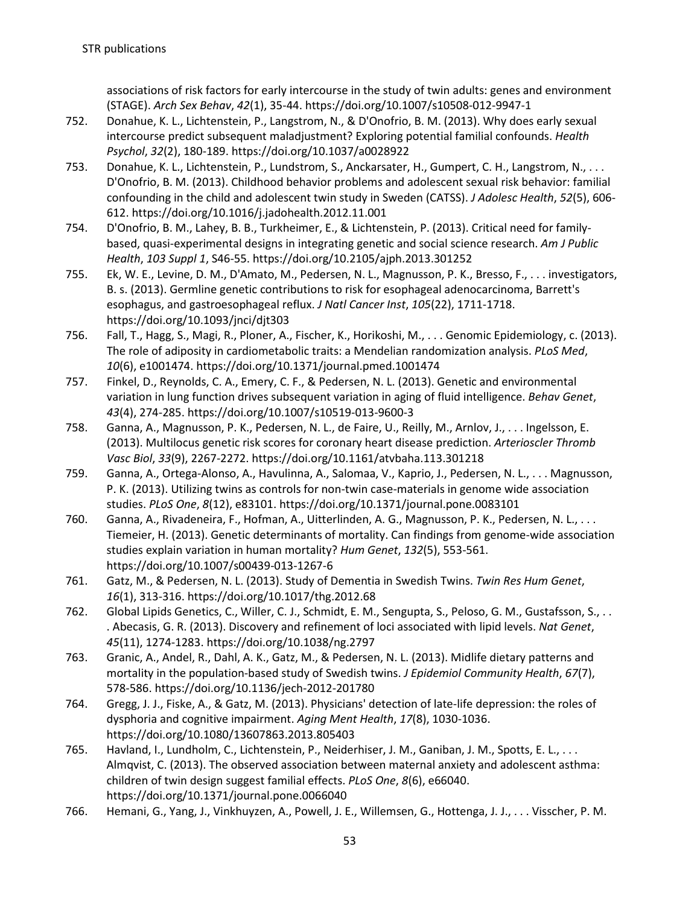associations of risk factors for early intercourse in the study of twin adults: genes and environment (STAGE). *Arch Sex Behav*, *42*(1), 35-44. https://doi.org/10.1007/s10508-012-9947-1

752. Donahue, K. L., Lichtenstein, P., Langstrom, N., & D'Onofrio, B. M. (2013). Why does early sexual intercourse predict subsequent maladjustment? Exploring potential familial confounds. *Health Psychol*, *32*(2), 180-189. https://doi.org/10.1037/a0028922
753. Donahue, K. L., Lichtenstein, P., Lundstrom, S., Anckarsater, H., Gumpert, C. H., Langstrom, N., . . . D'Onofrio, B. M. (2013). Childhood behavior problems and adolescent sexual risk behavior: familial confounding in the child and adolescent twin study in Sweden (CATSS). *J Adolesc Health*, *52*(5), 606-612. https://doi.org/10.1016/j.jadohealth.2012.11.001
754. D'Onofrio, B. M., Lahey, B. B., Turkheimer, E., & Lichtenstein, P. (2013). Critical need for family-based, quasi-experimental designs in integrating genetic and social science research. *Am J Public Health*, *103 Suppl 1*, S46-55. https://doi.org/10.2105/ajph.2013.301252
755. Ek, W. E., Levine, D. M., D'Amato, M., Pedersen, N. L., Magnusson, P. K., Bresso, F., . . . investigators, B. s. (2013). Germline genetic contributions to risk for esophageal adenocarcinoma, Barrett's esophagus, and gastroesophageal reflux. *J Natl Cancer Inst*, *105*(22), 1711-1718. https://doi.org/10.1093/jnci/djt303
756. Fall, T., Hagg, S., Magi, R., Ploner, A., Fischer, K., Horikoshi, M., . . . Genomic Epidemiology, c. (2013). The role of adiposity in cardiometabolic traits: a Mendelian randomization analysis. *PLoS Med*, *10*(6), e1001474. https://doi.org/10.1371/journal.pmed.1001474
757. Finkel, D., Reynolds, C. A., Emery, C. F., & Pedersen, N. L. (2013). Genetic and environmental variation in lung function drives subsequent variation in aging of fluid intelligence. *Behav Genet*, *43*(4), 274-285. https://doi.org/10.1007/s10519-013-9600-3
758. Ganna, A., Magnusson, P. K., Pedersen, N. L., de Faire, U., Reilly, M., Arnlov, J., . . . Ingelsson, E. (2013). Multilocus genetic risk scores for coronary heart disease prediction. *Arterioscler Thromb Vasc Biol*, *33*(9), 2267-2272. https://doi.org/10.1161/atvbaha.113.301218
759. Ganna, A., Ortega-Alonso, A., Havulinna, A., Salomaa, V., Kaprio, J., Pedersen, N. L., . . . Magnusson, P. K. (2013). Utilizing twins as controls for non-twin case-materials in genome wide association studies. *PLoS One*, *8*(12), e83101. https://doi.org/10.1371/journal.pone.0083101
760. Ganna, A., Rivadeneira, F., Hofman, A., Uitterlinden, A. G., Magnusson, P. K., Pedersen, N. L., . . . Tiemeier, H. (2013). Genetic determinants of mortality. Can findings from genome-wide association studies explain variation in human mortality? *Hum Genet*, *132*(5), 553-561. https://doi.org/10.1007/s00439-013-1267-6
761. Gatz, M., & Pedersen, N. L. (2013). Study of Dementia in Swedish Twins. *Twin Res Hum Genet*, *16*(1), 313-316. https://doi.org/10.1017/thg.2012.68
762. Global Lipids Genetics, C., Willer, C. J., Schmidt, E. M., Sengupta, S., Peloso, G. M., Gustafsson, S., . . . Abecasis, G. R. (2013). Discovery and refinement of loci associated with lipid levels. *Nat Genet*, *45*(11), 1274-1283. https://doi.org/10.1038/ng.2797
763. Granic, A., Andel, R., Dahl, A. K., Gatz, M., & Pedersen, N. L. (2013). Midlife dietary patterns and mortality in the population-based study of Swedish twins. *J Epidemiol Community Health*, *67*(7), 578-586. https://doi.org/10.1136/jech-2012-201780
764. Gregg, J. J., Fiske, A., & Gatz, M. (2013). Physicians' detection of late-life depression: the roles of dysphoria and cognitive impairment. *Aging Ment Health*, *17*(8), 1030-1036. https://doi.org/10.1080/13607863.2013.805403
765. Havland, I., Lundholm, C., Lichtenstein, P., Neiderhiser, J. M., Ganiban, J. M., Spotts, E. L., . . . Almqvist, C. (2013). The observed association between maternal anxiety and adolescent asthma: children of twin design suggest familial effects. *PLoS One*, *8*(6), e66040. https://doi.org/10.1371/journal.pone.0066040
766. Hemani, G., Yang, J., Vinkhuyzen, A., Powell, J. E., Willemsen, G., Hottenga, J. J., . . . Visscher, P. M.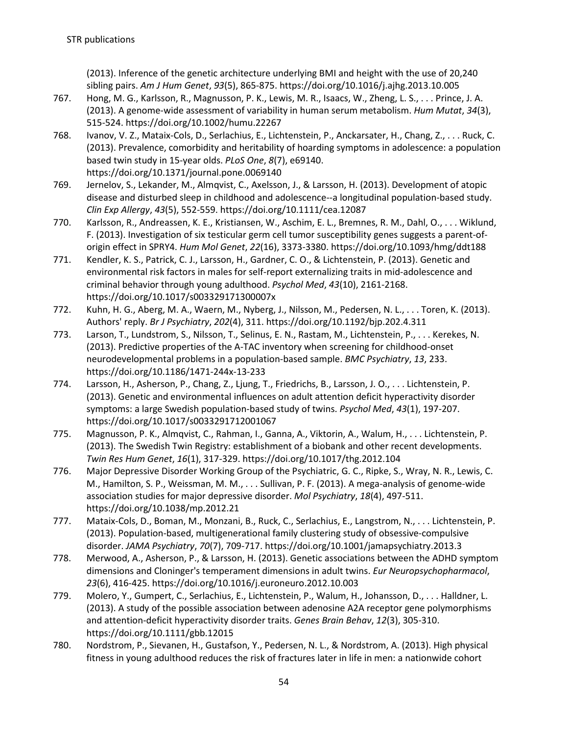(2013). Inference of the genetic architecture underlying BMI and height with the use of 20,240 sibling pairs. *Am J Hum Genet*, *93*(5), 865-875. https://doi.org/10.1016/j.ajhg.2013.10.005

767. Hong, M. G., Karlsson, R., Magnusson, P. K., Lewis, M. R., Isaacs, W., Zheng, L. S., . . . Prince, J. A. (2013). A genome-wide assessment of variability in human serum metabolism. *Hum Mutat*, *34*(3), 515-524. https://doi.org/10.1002/humu.22267
768. Ivanov, V. Z., Mataix-Cols, D., Serlachius, E., Lichtenstein, P., Anckarsater, H., Chang, Z., . . . Ruck, C. (2013). Prevalence, comorbidity and heritability of hoarding symptoms in adolescence: a population based twin study in 15-year olds. *PLoS One*, *8*(7), e69140. https://doi.org/10.1371/journal.pone.0069140
769. Jernelov, S., Lekander, M., Almqvist, C., Axelsson, J., & Larsson, H. (2013). Development of atopic disease and disturbed sleep in childhood and adolescence--a longitudinal population-based study. *Clin Exp Allergy*, *43*(5), 552-559. https://doi.org/10.1111/cea.12087
770. Karlsson, R., Andreassen, K. E., Kristiansen, W., Aschim, E. L., Bremnes, R. M., Dahl, O., . . . Wiklund, F. (2013). Investigation of six testicular germ cell tumor susceptibility genes suggests a parent-of-origin effect in SPRY4. *Hum Mol Genet*, *22*(16), 3373-3380. https://doi.org/10.1093/hmg/ddt188
771. Kendler, K. S., Patrick, C. J., Larsson, H., Gardner, C. O., & Lichtenstein, P. (2013). Genetic and environmental risk factors in males for self-report externalizing traits in mid-adolescence and criminal behavior through young adulthood. *Psychol Med*, *43*(10), 2161-2168. https://doi.org/10.1017/s003329171300007x
772. Kuhn, H. G., Aberg, M. A., Waern, M., Nyberg, J., Nilsson, M., Pedersen, N. L., . . . Toren, K. (2013). Authors' reply. *Br J Psychiatry*, *202*(4), 311. https://doi.org/10.1192/bjp.202.4.311
773. Larson, T., Lundstrom, S., Nilsson, T., Selinus, E. N., Rastam, M., Lichtenstein, P., . . . Kerekes, N. (2013). Predictive properties of the A-TAC inventory when screening for childhood-onset neurodevelopmental problems in a population-based sample. *BMC Psychiatry*, *13*, 233. https://doi.org/10.1186/1471-244x-13-233
774. Larsson, H., Asherson, P., Chang, Z., Ljung, T., Friedrichs, B., Larsson, J. O., . . . Lichtenstein, P. (2013). Genetic and environmental influences on adult attention deficit hyperactivity disorder symptoms: a large Swedish population-based study of twins. *Psychol Med*, *43*(1), 197-207. https://doi.org/10.1017/s0033291712001067
775. Magnusson, P. K., Almqvist, C., Rahman, I., Ganna, A., Viktorin, A., Walum, H., . . . Lichtenstein, P. (2013). The Swedish Twin Registry: establishment of a biobank and other recent developments. *Twin Res Hum Genet*, *16*(1), 317-329. https://doi.org/10.1017/thg.2012.104
776. Major Depressive Disorder Working Group of the Psychiatric, G. C., Ripke, S., Wray, N. R., Lewis, C. M., Hamilton, S. P., Weissman, M. M., . . . Sullivan, P. F. (2013). A mega-analysis of genome-wide association studies for major depressive disorder. *Mol Psychiatry*, *18*(4), 497-511. https://doi.org/10.1038/mp.2012.21
777. Mataix-Cols, D., Boman, M., Monzani, B., Ruck, C., Serlachius, E., Langstrom, N., . . . Lichtenstein, P. (2013). Population-based, multigenerational family clustering study of obsessive-compulsive disorder. *JAMA Psychiatry*, *70*(7), 709-717. https://doi.org/10.1001/jamapsychiatry.2013.3
778. Merwood, A., Asherson, P., & Larsson, H. (2013). Genetic associations between the ADHD symptom dimensions and Cloninger's temperament dimensions in adult twins. *Eur Neuropsychopharmacol*, *23*(6), 416-425. https://doi.org/10.1016/j.euroneuro.2012.10.003
779. Molero, Y., Gumpert, C., Serlachius, E., Lichtenstein, P., Walum, H., Johansson, D., . . . Halldner, L. (2013). A study of the possible association between adenosine A2A receptor gene polymorphisms and attention-deficit hyperactivity disorder traits. *Genes Brain Behav*, *12*(3), 305-310. https://doi.org/10.1111/gbb.12015
780. Nordstrom, P., Sievanen, H., Gustafson, Y., Pedersen, N. L., & Nordstrom, A. (2013). High physical fitness in young adulthood reduces the risk of fractures later in life in men: a nationwide cohort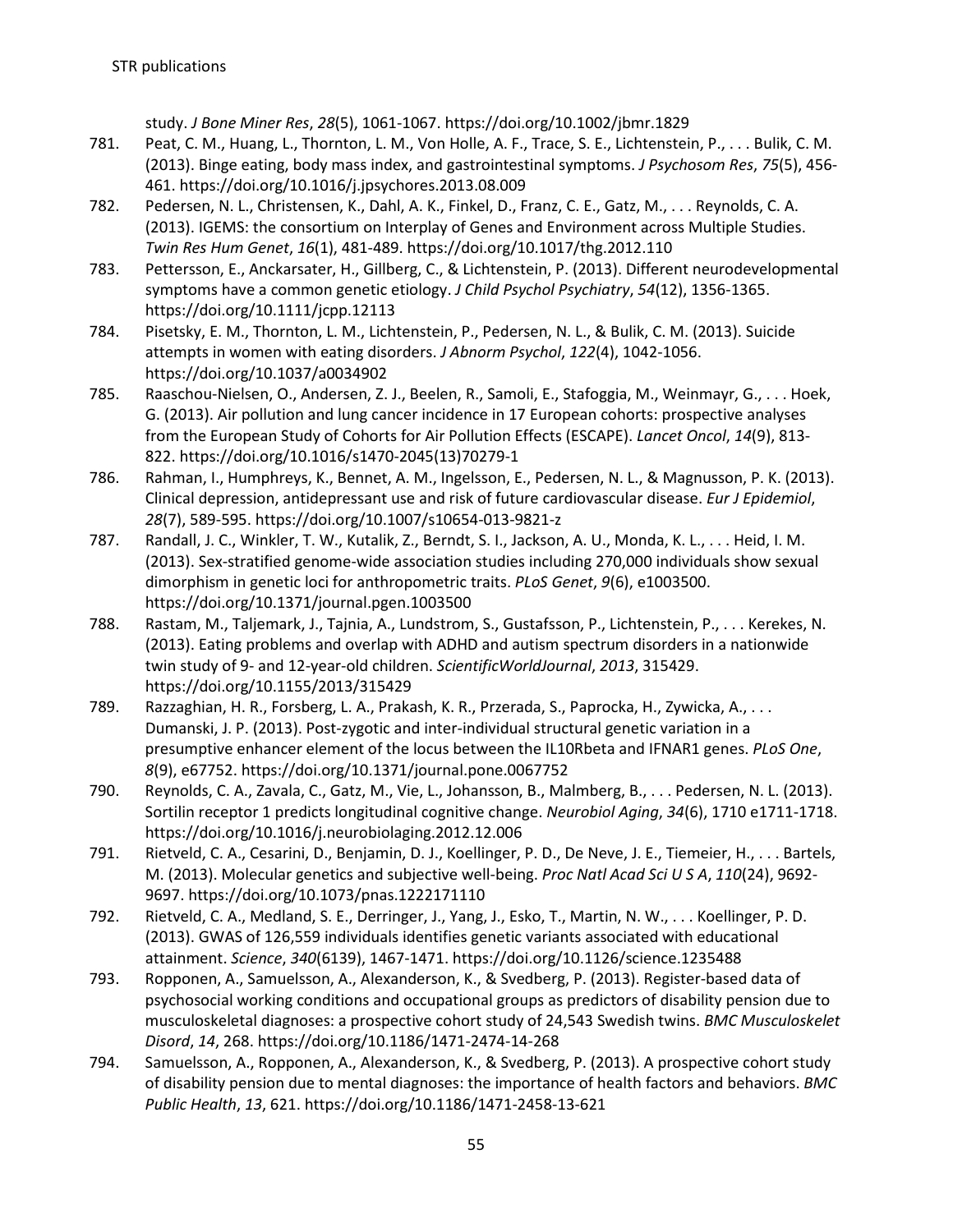study. *J Bone Miner Res*, *28*(5), 1061-1067. https://doi.org/10.1002/jbmr.1829

781. Peat, C. M., Huang, L., Thornton, L. M., Von Holle, A. F., Trace, S. E., Lichtenstein, P., . . . Bulik, C. M. (2013). Binge eating, body mass index, and gastrointestinal symptoms. *J Psychosom Res*, *75*(5), 456-461. https://doi.org/10.1016/j.jpsychores.2013.08.009
782. Pedersen, N. L., Christensen, K., Dahl, A. K., Finkel, D., Franz, C. E., Gatz, M., . . . Reynolds, C. A. (2013). IGEMS: the consortium on Interplay of Genes and Environment across Multiple Studies. *Twin Res Hum Genet*, *16*(1), 481-489. https://doi.org/10.1017/thg.2012.110
783. Pettersson, E., Anckarsater, H., Gillberg, C., & Lichtenstein, P. (2013). Different neurodevelopmental symptoms have a common genetic etiology. *J Child Psychol Psychiatry*, *54*(12), 1356-1365. https://doi.org/10.1111/jcpp.12113
784. Pisetsky, E. M., Thornton, L. M., Lichtenstein, P., Pedersen, N. L., & Bulik, C. M. (2013). Suicide attempts in women with eating disorders. *J Abnorm Psychol*, *122*(4), 1042-1056. https://doi.org/10.1037/a0034902
785. Raaschou-Nielsen, O., Andersen, Z. J., Beelen, R., Samoli, E., Stafoggia, M., Weinmayr, G., . . . Hoek, G. (2013). Air pollution and lung cancer incidence in 17 European cohorts: prospective analyses from the European Study of Cohorts for Air Pollution Effects (ESCAPE). *Lancet Oncol*, *14*(9), 813-822. https://doi.org/10.1016/s1470-2045(13)70279-1
786. Rahman, I., Humphreys, K., Bennet, A. M., Ingelsson, E., Pedersen, N. L., & Magnusson, P. K. (2013). Clinical depression, antidepressant use and risk of future cardiovascular disease. *Eur J Epidemiol*, *28*(7), 589-595. https://doi.org/10.1007/s10654-013-9821-z
787. Randall, J. C., Winkler, T. W., Kutalik, Z., Berndt, S. I., Jackson, A. U., Monda, K. L., . . . Heid, I. M. (2013). Sex-stratified genome-wide association studies including 270,000 individuals show sexual dimorphism in genetic loci for anthropometric traits. *PLoS Genet*, *9*(6), e1003500. https://doi.org/10.1371/journal.pgen.1003500
788. Rastam, M., Taljemark, J., Tajnia, A., Lundstrom, S., Gustafsson, P., Lichtenstein, P., . . . Kerekes, N. (2013). Eating problems and overlap with ADHD and autism spectrum disorders in a nationwide twin study of 9- and 12-year-old children. *ScientificWorldJournal*, *2013*, 315429. https://doi.org/10.1155/2013/315429
789. Razzaghian, H. R., Forsberg, L. A., Prakash, K. R., Przerada, S., Paprocka, H., Zywicka, A., . . . Dumanski, J. P. (2013). Post-zygotic and inter-individual structural genetic variation in a presumptive enhancer element of the locus between the IL10Rbeta and IFNAR1 genes. *PLoS One*, *8*(9), e67752. https://doi.org/10.1371/journal.pone.0067752
790. Reynolds, C. A., Zavala, C., Gatz, M., Vie, L., Johansson, B., Malmberg, B., . . . Pedersen, N. L. (2013). Sortilin receptor 1 predicts longitudinal cognitive change. *Neurobiol Aging*, *34*(6), 1710 e1711-1718. https://doi.org/10.1016/j.neurobiolaging.2012.12.006
791. Rietveld, C. A., Cesarini, D., Benjamin, D. J., Koellinger, P. D., De Neve, J. E., Tiemeier, H., . . . Bartels, M. (2013). Molecular genetics and subjective well-being. *Proc Natl Acad Sci U S A*, *110*(24), 9692-9697. https://doi.org/10.1073/pnas.1222171110
792. Rietveld, C. A., Medland, S. E., Derringer, J., Yang, J., Esko, T., Martin, N. W., . . . Koellinger, P. D. (2013). GWAS of 126,559 individuals identifies genetic variants associated with educational attainment. *Science*, *340*(6139), 1467-1471. https://doi.org/10.1126/science.1235488
793. Ropponen, A., Samuelsson, A., Alexanderson, K., & Svedberg, P. (2013). Register-based data of psychosocial working conditions and occupational groups as predictors of disability pension due to musculoskeletal diagnoses: a prospective cohort study of 24,543 Swedish twins. *BMC Musculoskelet Disord*, *14*, 268. https://doi.org/10.1186/1471-2474-14-268
794. Samuelsson, A., Ropponen, A., Alexanderson, K., & Svedberg, P. (2013). A prospective cohort study of disability pension due to mental diagnoses: the importance of health factors and behaviors. *BMC Public Health*, *13*, 621. https://doi.org/10.1186/1471-2458-13-621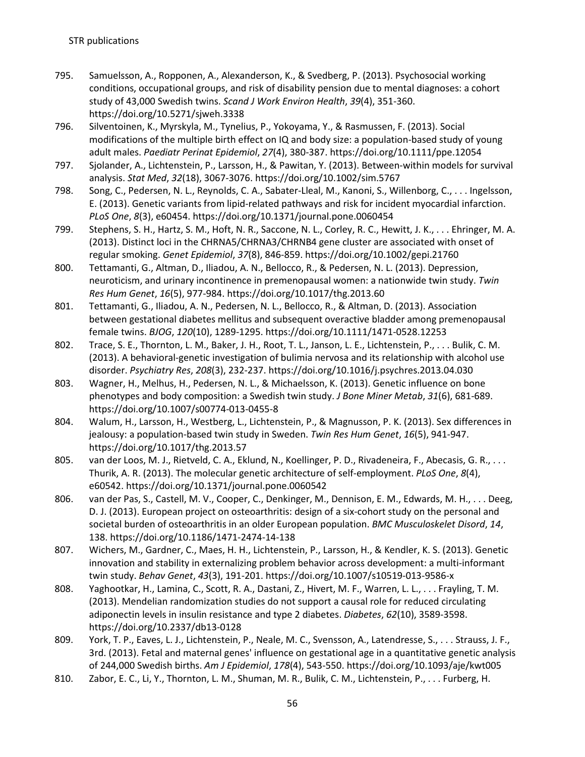795. Samuelsson, A., Ropponen, A., Alexanderson, K., & Svedberg, P. (2013). Psychosocial working conditions, occupational groups, and risk of disability pension due to mental diagnoses: a cohort study of 43,000 Swedish twins. *Scand J Work Environ Health*, *39*(4), 351-360. https://doi.org/10.5271/sjweh.3338
796. Silventoinen, K., Myrskyla, M., Tynelius, P., Yokoyama, Y., & Rasmussen, F. (2013). Social modifications of the multiple birth effect on IQ and body size: a population-based study of young adult males. *Paediatr Perinat Epidemiol*, *27*(4), 380-387. https://doi.org/10.1111/ppe.12054
797. Sjolander, A., Lichtenstein, P., Larsson, H., & Pawitan, Y. (2013). Between-within models for survival analysis. *Stat Med*, *32*(18), 3067-3076. https://doi.org/10.1002/sim.5767
798. Song, C., Pedersen, N. L., Reynolds, C. A., Sabater-Lleal, M., Kanoni, S., Willenborg, C., . . . Ingelsson, E. (2013). Genetic variants from lipid-related pathways and risk for incident myocardial infarction. *PLoS One*, *8*(3), e60454. https://doi.org/10.1371/journal.pone.0060454
799. Stephens, S. H., Hartz, S. M., Hoft, N. R., Saccone, N. L., Corley, R. C., Hewitt, J. K., . . . Ehringer, M. A. (2013). Distinct loci in the CHRNA5/CHRNA3/CHRNB4 gene cluster are associated with onset of regular smoking. *Genet Epidemiol*, *37*(8), 846-859. https://doi.org/10.1002/gepi.21760
800. Tettamanti, G., Altman, D., Iliadou, A. N., Bellocco, R., & Pedersen, N. L. (2013). Depression, neuroticism, and urinary incontinence in premenopausal women: a nationwide twin study. *Twin Res Hum Genet*, *16*(5), 977-984. https://doi.org/10.1017/thg.2013.60
801. Tettamanti, G., Iliadou, A. N., Pedersen, N. L., Bellocco, R., & Altman, D. (2013). Association between gestational diabetes mellitus and subsequent overactive bladder among premenopausal female twins. *BJOG*, *120*(10), 1289-1295. https://doi.org/10.1111/1471-0528.12253
802. Trace, S. E., Thornton, L. M., Baker, J. H., Root, T. L., Janson, L. E., Lichtenstein, P., . . . Bulik, C. M. (2013). A behavioral-genetic investigation of bulimia nervosa and its relationship with alcohol use disorder. *Psychiatry Res*, *208*(3), 232-237. https://doi.org/10.1016/j.psychres.2013.04.030
803. Wagner, H., Melhus, H., Pedersen, N. L., & Michaelsson, K. (2013). Genetic influence on bone phenotypes and body composition: a Swedish twin study. *J Bone Miner Metab*, *31*(6), 681-689. https://doi.org/10.1007/s00774-013-0455-8
804. Walum, H., Larsson, H., Westberg, L., Lichtenstein, P., & Magnusson, P. K. (2013). Sex differences in jealousy: a population-based twin study in Sweden. *Twin Res Hum Genet*, *16*(5), 941-947. https://doi.org/10.1017/thg.2013.57
805. van der Loos, M. J., Rietveld, C. A., Eklund, N., Koellinger, P. D., Rivadeneira, F., Abecasis, G. R., . . . Thurik, A. R. (2013). The molecular genetic architecture of self-employment. *PLoS One*, *8*(4), e60542. https://doi.org/10.1371/journal.pone.0060542
806. van der Pas, S., Castell, M. V., Cooper, C., Denkinger, M., Dennison, E. M., Edwards, M. H., . . . Deeg, D. J. (2013). European project on osteoarthritis: design of a six-cohort study on the personal and societal burden of osteoarthritis in an older European population. *BMC Musculoskelet Disord*, *14*, 138. https://doi.org/10.1186/1471-2474-14-138
807. Wichers, M., Gardner, C., Maes, H. H., Lichtenstein, P., Larsson, H., & Kendler, K. S. (2013). Genetic innovation and stability in externalizing problem behavior across development: a multi-informant twin study. *Behav Genet*, *43*(3), 191-201. https://doi.org/10.1007/s10519-013-9586-x
808. Yaghootkar, H., Lamina, C., Scott, R. A., Dastani, Z., Hivert, M. F., Warren, L. L., . . . Frayling, T. M. (2013). Mendelian randomization studies do not support a causal role for reduced circulating adiponectin levels in insulin resistance and type 2 diabetes. *Diabetes*, *62*(10), 3589-3598. https://doi.org/10.2337/db13-0128
809. York, T. P., Eaves, L. J., Lichtenstein, P., Neale, M. C., Svensson, A., Latendresse, S., . . . Strauss, J. F., 3rd. (2013). Fetal and maternal genes' influence on gestational age in a quantitative genetic analysis of 244,000 Swedish births. *Am J Epidemiol*, *178*(4), 543-550. https://doi.org/10.1093/aje/kwt005
810. Zabor, E. C., Li, Y., Thornton, L. M., Shuman, M. R., Bulik, C. M., Lichtenstein, P., . . . Furberg, H.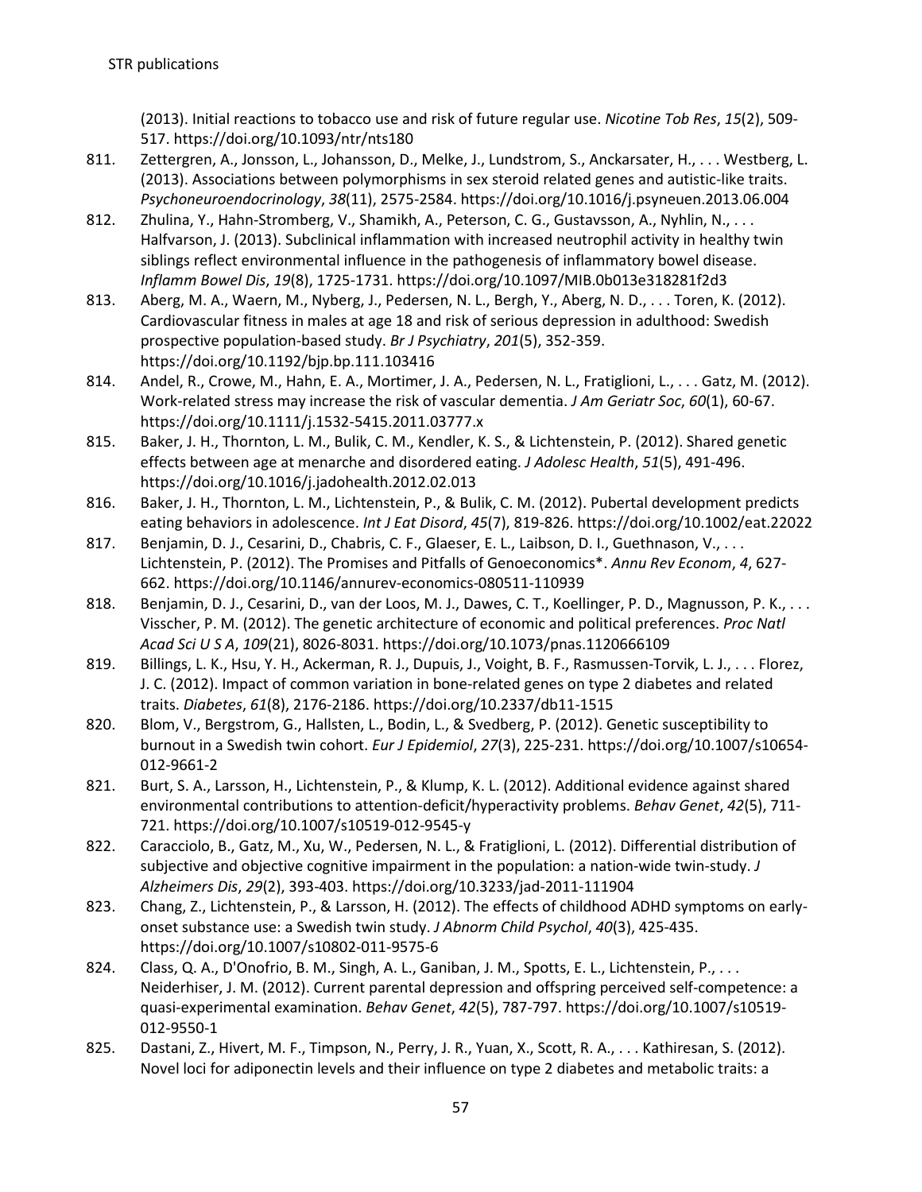(2013). Initial reactions to tobacco use and risk of future regular use. *Nicotine Tob Res*, *15*(2), 509-517. https://doi.org/10.1093/ntr/nts180

811. Zettergren, A., Jonsson, L., Johansson, D., Melke, J., Lundstrom, S., Anckarsater, H., . . . Westberg, L. (2013). Associations between polymorphisms in sex steroid related genes and autistic-like traits. *Psychoneuroendocrinology*, *38*(11), 2575-2584. https://doi.org/10.1016/j.psyneuen.2013.06.004
812. Zhulina, Y., Hahn-Stromberg, V., Shamikh, A., Peterson, C. G., Gustavsson, A., Nyhlin, N., . . . Halfvarson, J. (2013). Subclinical inflammation with increased neutrophil activity in healthy twin siblings reflect environmental influence in the pathogenesis of inflammatory bowel disease. *Inflamm Bowel Dis*, *19*(8), 1725-1731. https://doi.org/10.1097/MIB.0b013e318281f2d3
813. Aberg, M. A., Waern, M., Nyberg, J., Pedersen, N. L., Bergh, Y., Aberg, N. D., . . . Toren, K. (2012). Cardiovascular fitness in males at age 18 and risk of serious depression in adulthood: Swedish prospective population-based study. *Br J Psychiatry*, *201*(5), 352-359. https://doi.org/10.1192/bjp.bp.111.103416
814. Andel, R., Crowe, M., Hahn, E. A., Mortimer, J. A., Pedersen, N. L., Fratiglioni, L., . . . Gatz, M. (2012). Work-related stress may increase the risk of vascular dementia. *J Am Geriatr Soc*, *60*(1), 60-67. https://doi.org/10.1111/j.1532-5415.2011.03777.x
815. Baker, J. H., Thornton, L. M., Bulik, C. M., Kendler, K. S., & Lichtenstein, P. (2012). Shared genetic effects between age at menarche and disordered eating. *J Adolesc Health*, *51*(5), 491-496. https://doi.org/10.1016/j.jadohealth.2012.02.013
816. Baker, J. H., Thornton, L. M., Lichtenstein, P., & Bulik, C. M. (2012). Pubertal development predicts eating behaviors in adolescence. *Int J Eat Disord*, *45*(7), 819-826. https://doi.org/10.1002/eat.22022
817. Benjamin, D. J., Cesarini, D., Chabris, C. F., Glaeser, E. L., Laibson, D. I., Guethnason, V., . . . Lichtenstein, P. (2012). The Promises and Pitfalls of Genoeconomics*. *Annu Rev Econom*, *4*, 627-662. https://doi.org/10.1146/annurev-economics-080511-110939
818. Benjamin, D. J., Cesarini, D., van der Loos, M. J., Dawes, C. T., Koellinger, P. D., Magnusson, P. K., . . . Visscher, P. M. (2012). The genetic architecture of economic and political preferences. *Proc Natl Acad Sci U S A*, *109*(21), 8026-8031. https://doi.org/10.1073/pnas.1120666109
819. Billings, L. K., Hsu, Y. H., Ackerman, R. J., Dupuis, J., Voight, B. F., Rasmussen-Torvik, L. J., . . . Florez, J. C. (2012). Impact of common variation in bone-related genes on type 2 diabetes and related traits. *Diabetes*, *61*(8), 2176-2186. https://doi.org/10.2337/db11-1515
820. Blom, V., Bergstrom, G., Hallsten, L., Bodin, L., & Svedberg, P. (2012). Genetic susceptibility to burnout in a Swedish twin cohort. *Eur J Epidemiol*, *27*(3), 225-231. https://doi.org/10.1007/s10654-012-9661-2
821. Burt, S. A., Larsson, H., Lichtenstein, P., & Klump, K. L. (2012). Additional evidence against shared environmental contributions to attention-deficit/hyperactivity problems. *Behav Genet*, *42*(5), 711-721. https://doi.org/10.1007/s10519-012-9545-y
822. Caracciolo, B., Gatz, M., Xu, W., Pedersen, N. L., & Fratiglioni, L. (2012). Differential distribution of subjective and objective cognitive impairment in the population: a nation-wide twin-study. *J Alzheimers Dis*, *29*(2), 393-403. https://doi.org/10.3233/jad-2011-111904
823. Chang, Z., Lichtenstein, P., & Larsson, H. (2012). The effects of childhood ADHD symptoms on early-onset substance use: a Swedish twin study. *J Abnorm Child Psychol*, *40*(3), 425-435. https://doi.org/10.1007/s10802-011-9575-6
824. Class, Q. A., D'Onofrio, B. M., Singh, A. L., Ganiban, J. M., Spotts, E. L., Lichtenstein, P., . . . Neiderhiser, J. M. (2012). Current parental depression and offspring perceived self-competence: a quasi-experimental examination. *Behav Genet*, *42*(5), 787-797. https://doi.org/10.1007/s10519-012-9550-1
825. Dastani, Z., Hivert, M. F., Timpson, N., Perry, J. R., Yuan, X., Scott, R. A., . . . Kathiresan, S. (2012). Novel loci for adiponectin levels and their influence on type 2 diabetes and metabolic traits: a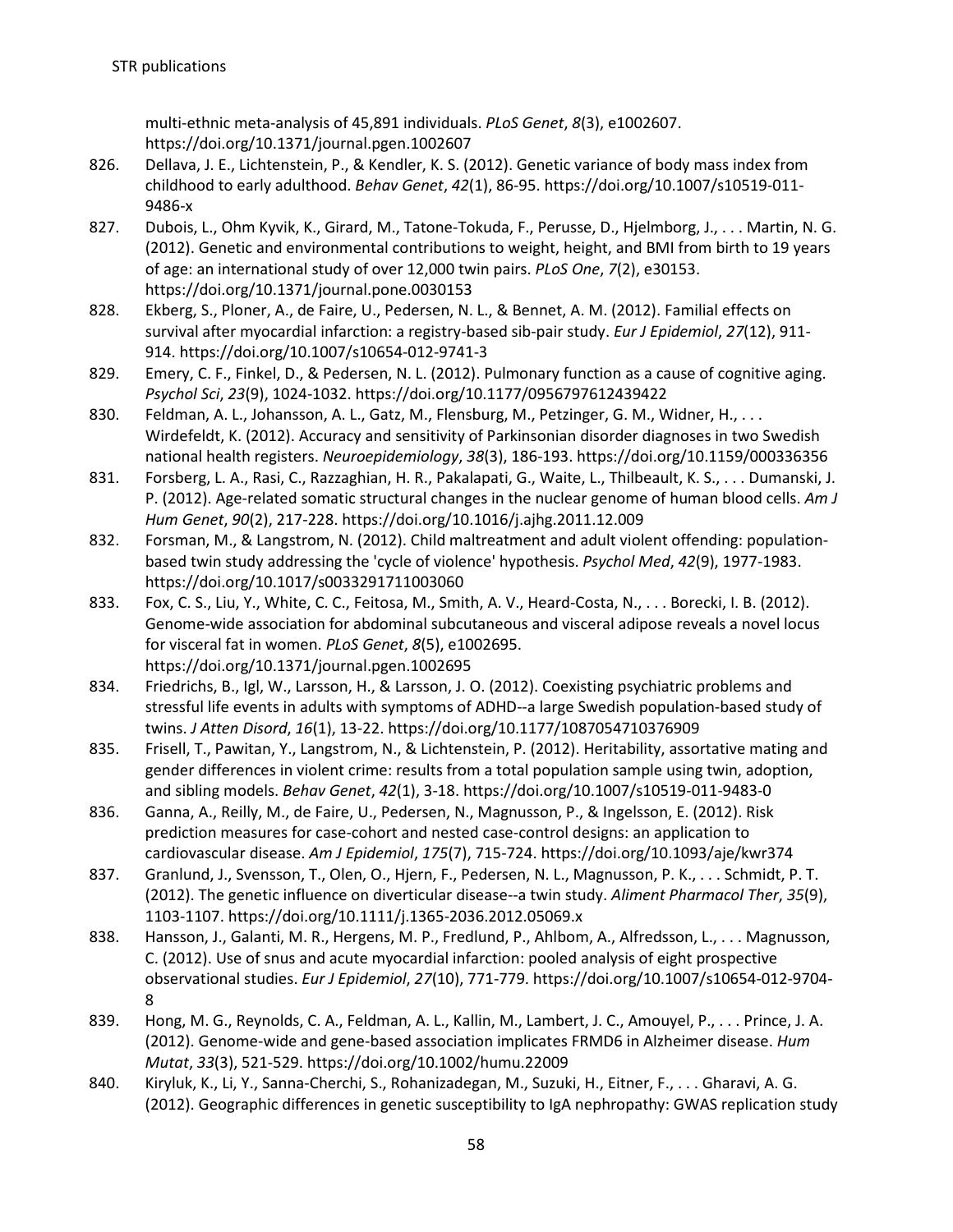multi-ethnic meta-analysis of 45,891 individuals. *PLoS Genet*, *8*(3), e1002607. https://doi.org/10.1371/journal.pgen.1002607

826. Dellava, J. E., Lichtenstein, P., & Kendler, K. S. (2012). Genetic variance of body mass index from childhood to early adulthood. *Behav Genet*, *42*(1), 86-95. https://doi.org/10.1007/s10519-011-9486-x
827. Dubois, L., Ohm Kyvik, K., Girard, M., Tatone-Tokuda, F., Perusse, D., Hjelmborg, J., . . . Martin, N. G. (2012). Genetic and environmental contributions to weight, height, and BMI from birth to 19 years of age: an international study of over 12,000 twin pairs. *PLoS One*, *7*(2), e30153. https://doi.org/10.1371/journal.pone.0030153
828. Ekberg, S., Ploner, A., de Faire, U., Pedersen, N. L., & Bennet, A. M. (2012). Familial effects on survival after myocardial infarction: a registry-based sib-pair study. *Eur J Epidemiol*, *27*(12), 911-914. https://doi.org/10.1007/s10654-012-9741-3
829. Emery, C. F., Finkel, D., & Pedersen, N. L. (2012). Pulmonary function as a cause of cognitive aging. *Psychol Sci*, *23*(9), 1024-1032. https://doi.org/10.1177/0956797612439422
830. Feldman, A. L., Johansson, A. L., Gatz, M., Flensburg, M., Petzinger, G. M., Widner, H., . . . Wirdefeldt, K. (2012). Accuracy and sensitivity of Parkinsonian disorder diagnoses in two Swedish national health registers. *Neuroepidemiology*, *38*(3), 186-193. https://doi.org/10.1159/000336356
831. Forsberg, L. A., Rasi, C., Razzaghian, H. R., Pakalapati, G., Waite, L., Thilbeault, K. S., . . . Dumanski, J. P. (2012). Age-related somatic structural changes in the nuclear genome of human blood cells. *Am J Hum Genet*, *90*(2), 217-228. https://doi.org/10.1016/j.ajhg.2011.12.009
832. Forsman, M., & Langstrom, N. (2012). Child maltreatment and adult violent offending: population-based twin study addressing the 'cycle of violence' hypothesis. *Psychol Med*, *42*(9), 1977-1983. https://doi.org/10.1017/s0033291711003060
833. Fox, C. S., Liu, Y., White, C. C., Feitosa, M., Smith, A. V., Heard-Costa, N., . . . Borecki, I. B. (2012). Genome-wide association for abdominal subcutaneous and visceral adipose reveals a novel locus for visceral fat in women. *PLoS Genet*, *8*(5), e1002695. https://doi.org/10.1371/journal.pgen.1002695
834. Friedrichs, B., Igl, W., Larsson, H., & Larsson, J. O. (2012). Coexisting psychiatric problems and stressful life events in adults with symptoms of ADHD--a large Swedish population-based study of twins. *J Atten Disord*, *16*(1), 13-22. https://doi.org/10.1177/1087054710376909
835. Frisell, T., Pawitan, Y., Langstrom, N., & Lichtenstein, P. (2012). Heritability, assortative mating and gender differences in violent crime: results from a total population sample using twin, adoption, and sibling models. *Behav Genet*, *42*(1), 3-18. https://doi.org/10.1007/s10519-011-9483-0
836. Ganna, A., Reilly, M., de Faire, U., Pedersen, N., Magnusson, P., & Ingelsson, E. (2012). Risk prediction measures for case-cohort and nested case-control designs: an application to cardiovascular disease. *Am J Epidemiol*, *175*(7), 715-724. https://doi.org/10.1093/aje/kwr374
837. Granlund, J., Svensson, T., Olen, O., Hjern, F., Pedersen, N. L., Magnusson, P. K., . . . Schmidt, P. T. (2012). The genetic influence on diverticular disease--a twin study. *Aliment Pharmacol Ther*, *35*(9), 1103-1107. https://doi.org/10.1111/j.1365-2036.2012.05069.x
838. Hansson, J., Galanti, M. R., Hergens, M. P., Fredlund, P., Ahlbom, A., Alfredsson, L., . . . Magnusson, C. (2012). Use of snus and acute myocardial infarction: pooled analysis of eight prospective observational studies. *Eur J Epidemiol*, *27*(10), 771-779. https://doi.org/10.1007/s10654-012-9704-8
839. Hong, M. G., Reynolds, C. A., Feldman, A. L., Kallin, M., Lambert, J. C., Amouyel, P., . . . Prince, J. A. (2012). Genome-wide and gene-based association implicates FRMD6 in Alzheimer disease. *Hum Mutat*, *33*(3), 521-529. https://doi.org/10.1002/humu.22009
840. Kiryluk, K., Li, Y., Sanna-Cherchi, S., Rohanizadegan, M., Suzuki, H., Eitner, F., . . . Gharavi, A. G. (2012). Geographic differences in genetic susceptibility to IgA nephropathy: GWAS replication study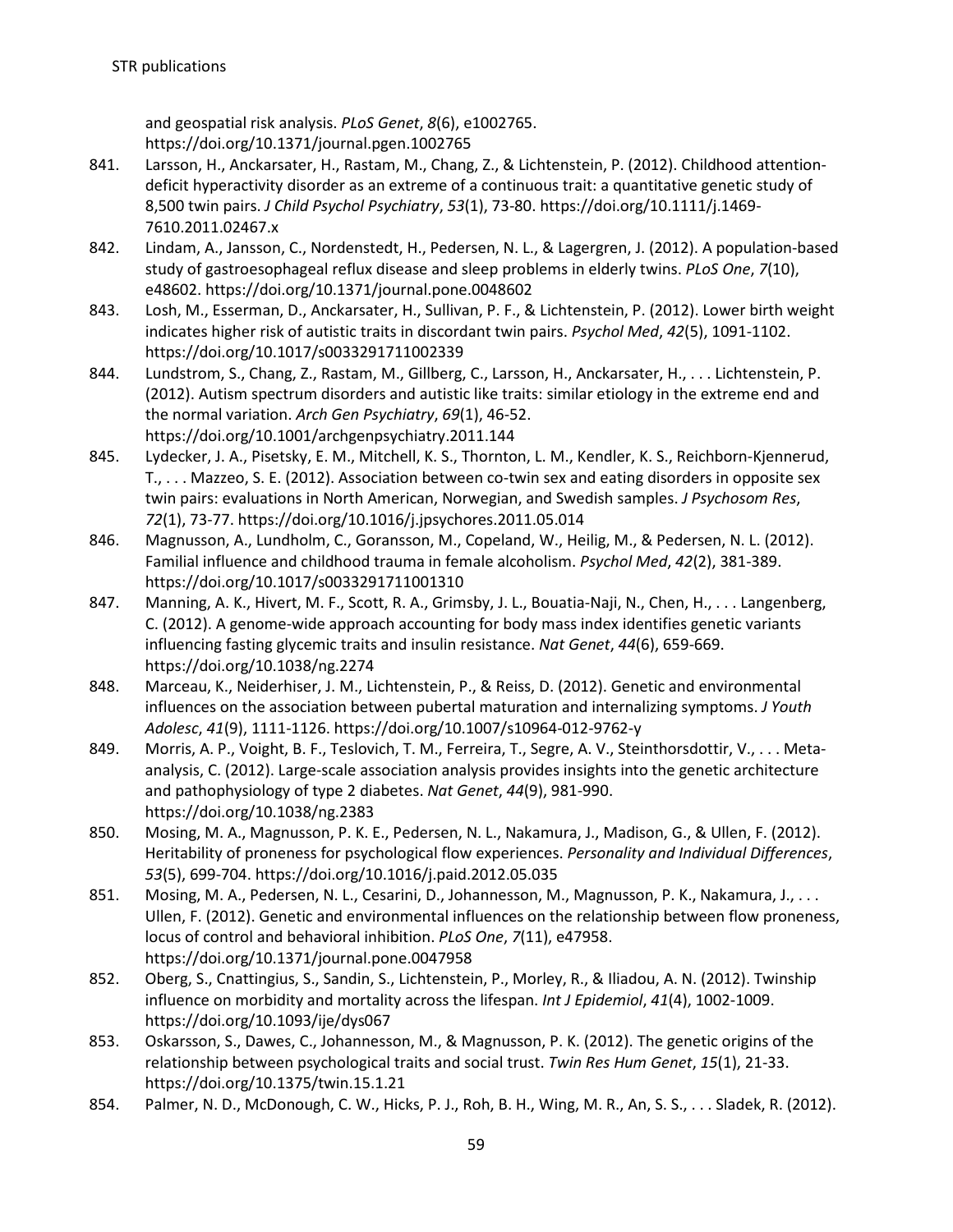and geospatial risk analysis. *PLoS Genet*, *8*(6), e1002765. https://doi.org/10.1371/journal.pgen.1002765

841. Larsson, H., Anckarsater, H., Rastam, M., Chang, Z., & Lichtenstein, P. (2012). Childhood attention-deficit hyperactivity disorder as an extreme of a continuous trait: a quantitative genetic study of 8,500 twin pairs. *J Child Psychol Psychiatry*, *53*(1), 73-80. https://doi.org/10.1111/j.1469-7610.2011.02467.x
842. Lindam, A., Jansson, C., Nordenstedt, H., Pedersen, N. L., & Lagergren, J. (2012). A population-based study of gastroesophageal reflux disease and sleep problems in elderly twins. *PLoS One*, *7*(10), e48602. https://doi.org/10.1371/journal.pone.0048602
843. Losh, M., Esserman, D., Anckarsater, H., Sullivan, P. F., & Lichtenstein, P. (2012). Lower birth weight indicates higher risk of autistic traits in discordant twin pairs. *Psychol Med*, *42*(5), 1091-1102. https://doi.org/10.1017/s0033291711002339
844. Lundstrom, S., Chang, Z., Rastam, M., Gillberg, C., Larsson, H., Anckarsater, H., . . . Lichtenstein, P. (2012). Autism spectrum disorders and autistic like traits: similar etiology in the extreme end and the normal variation. *Arch Gen Psychiatry*, *69*(1), 46-52. https://doi.org/10.1001/archgenpsychiatry.2011.144
845. Lydecker, J. A., Pisetsky, E. M., Mitchell, K. S., Thornton, L. M., Kendler, K. S., Reichborn-Kjennerud, T., . . . Mazzeo, S. E. (2012). Association between co-twin sex and eating disorders in opposite sex twin pairs: evaluations in North American, Norwegian, and Swedish samples. *J Psychosom Res*, *72*(1), 73-77. https://doi.org/10.1016/j.jpsychores.2011.05.014
846. Magnusson, A., Lundholm, C., Goransson, M., Copeland, W., Heilig, M., & Pedersen, N. L. (2012). Familial influence and childhood trauma in female alcoholism. *Psychol Med*, *42*(2), 381-389. https://doi.org/10.1017/s0033291711001310
847. Manning, A. K., Hivert, M. F., Scott, R. A., Grimsby, J. L., Bouatia-Naji, N., Chen, H., . . . Langenberg, C. (2012). A genome-wide approach accounting for body mass index identifies genetic variants influencing fasting glycemic traits and insulin resistance. *Nat Genet*, *44*(6), 659-669. https://doi.org/10.1038/ng.2274
848. Marceau, K., Neiderhiser, J. M., Lichtenstein, P., & Reiss, D. (2012). Genetic and environmental influences on the association between pubertal maturation and internalizing symptoms. *J Youth Adolesc*, *41*(9), 1111-1126. https://doi.org/10.1007/s10964-012-9762-y
849. Morris, A. P., Voight, B. F., Teslovich, T. M., Ferreira, T., Segre, A. V., Steinthorsdottir, V., . . . Meta-analysis, C. (2012). Large-scale association analysis provides insights into the genetic architecture and pathophysiology of type 2 diabetes. *Nat Genet*, *44*(9), 981-990. https://doi.org/10.1038/ng.2383
850. Mosing, M. A., Magnusson, P. K. E., Pedersen, N. L., Nakamura, J., Madison, G., & Ullen, F. (2012). Heritability of proneness for psychological flow experiences. *Personality and Individual Differences*, *53*(5), 699-704. https://doi.org/10.1016/j.paid.2012.05.035
851. Mosing, M. A., Pedersen, N. L., Cesarini, D., Johannesson, M., Magnusson, P. K., Nakamura, J., . . . Ullen, F. (2012). Genetic and environmental influences on the relationship between flow proneness, locus of control and behavioral inhibition. *PLoS One*, *7*(11), e47958. https://doi.org/10.1371/journal.pone.0047958
852. Oberg, S., Cnattingius, S., Sandin, S., Lichtenstein, P., Morley, R., & Iliadou, A. N. (2012). Twinship influence on morbidity and mortality across the lifespan. *Int J Epidemiol*, *41*(4), 1002-1009. https://doi.org/10.1093/ije/dys067
853. Oskarsson, S., Dawes, C., Johannesson, M., & Magnusson, P. K. (2012). The genetic origins of the relationship between psychological traits and social trust. *Twin Res Hum Genet*, *15*(1), 21-33. https://doi.org/10.1375/twin.15.1.21
854. Palmer, N. D., McDonough, C. W., Hicks, P. J., Roh, B. H., Wing, M. R., An, S. S., . . . Sladek, R. (2012).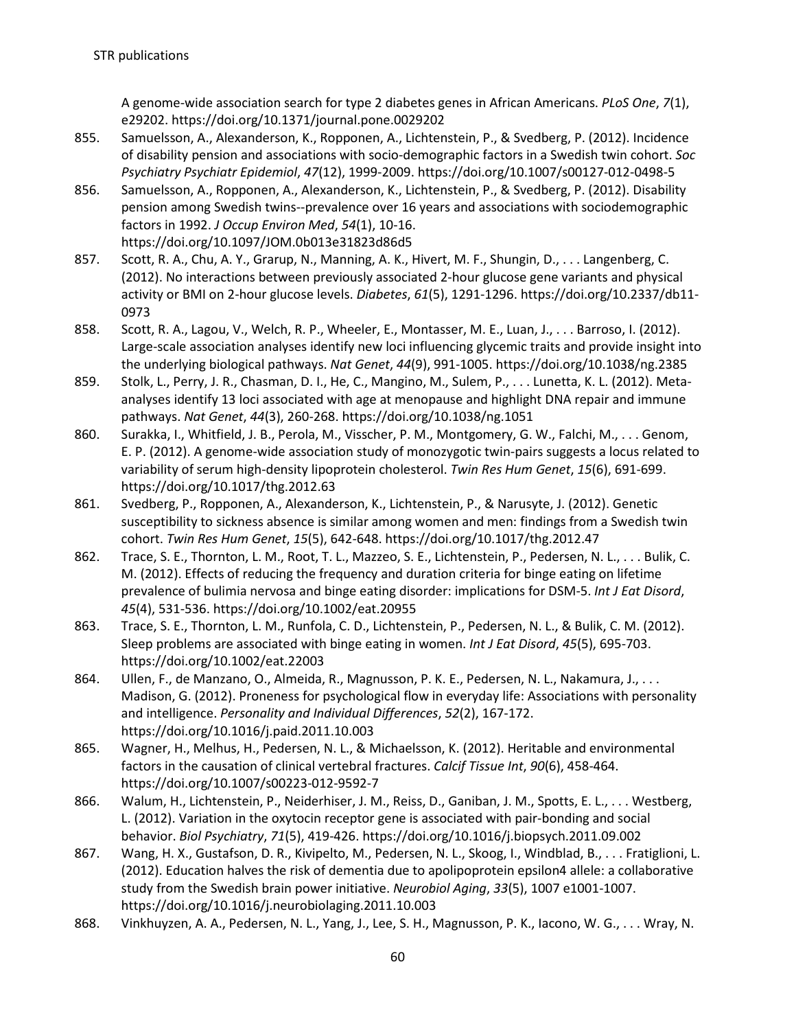A genome-wide association search for type 2 diabetes genes in African Americans. *PLoS One*, *7*(1), e29202. https://doi.org/10.1371/journal.pone.0029202

855. Samuelsson, A., Alexanderson, K., Ropponen, A., Lichtenstein, P., & Svedberg, P. (2012). Incidence of disability pension and associations with socio-demographic factors in a Swedish twin cohort. *Soc Psychiatry Psychiatr Epidemiol*, *47*(12), 1999-2009. https://doi.org/10.1007/s00127-012-0498-5
856. Samuelsson, A., Ropponen, A., Alexanderson, K., Lichtenstein, P., & Svedberg, P. (2012). Disability pension among Swedish twins--prevalence over 16 years and associations with sociodemographic factors in 1992. *J Occup Environ Med*, *54*(1), 10-16. https://doi.org/10.1097/JOM.0b013e31823d86d5
857. Scott, R. A., Chu, A. Y., Grarup, N., Manning, A. K., Hivert, M. F., Shungin, D., . . . Langenberg, C. (2012). No interactions between previously associated 2-hour glucose gene variants and physical activity or BMI on 2-hour glucose levels. *Diabetes*, *61*(5), 1291-1296. https://doi.org/10.2337/db11-0973
858. Scott, R. A., Lagou, V., Welch, R. P., Wheeler, E., Montasser, M. E., Luan, J., . . . Barroso, I. (2012). Large-scale association analyses identify new loci influencing glycemic traits and provide insight into the underlying biological pathways. *Nat Genet*, *44*(9), 991-1005. https://doi.org/10.1038/ng.2385
859. Stolk, L., Perry, J. R., Chasman, D. I., He, C., Mangino, M., Sulem, P., . . . Lunetta, K. L. (2012). Meta-analyses identify 13 loci associated with age at menopause and highlight DNA repair and immune pathways. *Nat Genet*, *44*(3), 260-268. https://doi.org/10.1038/ng.1051
860. Surakka, I., Whitfield, J. B., Perola, M., Visscher, P. M., Montgomery, G. W., Falchi, M., . . . Genom, E. P. (2012). A genome-wide association study of monozygotic twin-pairs suggests a locus related to variability of serum high-density lipoprotein cholesterol. *Twin Res Hum Genet*, *15*(6), 691-699. https://doi.org/10.1017/thg.2012.63
861. Svedberg, P., Ropponen, A., Alexanderson, K., Lichtenstein, P., & Narusyte, J. (2012). Genetic susceptibility to sickness absence is similar among women and men: findings from a Swedish twin cohort. *Twin Res Hum Genet*, *15*(5), 642-648. https://doi.org/10.1017/thg.2012.47
862. Trace, S. E., Thornton, L. M., Root, T. L., Mazzeo, S. E., Lichtenstein, P., Pedersen, N. L., . . . Bulik, C. M. (2012). Effects of reducing the frequency and duration criteria for binge eating on lifetime prevalence of bulimia nervosa and binge eating disorder: implications for DSM-5. *Int J Eat Disord*, *45*(4), 531-536. https://doi.org/10.1002/eat.20955
863. Trace, S. E., Thornton, L. M., Runfola, C. D., Lichtenstein, P., Pedersen, N. L., & Bulik, C. M. (2012). Sleep problems are associated with binge eating in women. *Int J Eat Disord*, *45*(5), 695-703. https://doi.org/10.1002/eat.22003
864. Ullen, F., de Manzano, O., Almeida, R., Magnusson, P. K. E., Pedersen, N. L., Nakamura, J., . . . Madison, G. (2012). Proneness for psychological flow in everyday life: Associations with personality and intelligence. *Personality and Individual Differences*, *52*(2), 167-172. https://doi.org/10.1016/j.paid.2011.10.003
865. Wagner, H., Melhus, H., Pedersen, N. L., & Michaelsson, K. (2012). Heritable and environmental factors in the causation of clinical vertebral fractures. *Calcif Tissue Int*, *90*(6), 458-464. https://doi.org/10.1007/s00223-012-9592-7
866. Walum, H., Lichtenstein, P., Neiderhiser, J. M., Reiss, D., Ganiban, J. M., Spotts, E. L., . . . Westberg, L. (2012). Variation in the oxytocin receptor gene is associated with pair-bonding and social behavior. *Biol Psychiatry*, *71*(5), 419-426. https://doi.org/10.1016/j.biopsych.2011.09.002
867. Wang, H. X., Gustafson, D. R., Kivipelto, M., Pedersen, N. L., Skoog, I., Windblad, B., . . . Fratiglioni, L. (2012). Education halves the risk of dementia due to apolipoprotein epsilon4 allele: a collaborative study from the Swedish brain power initiative. *Neurobiol Aging*, *33*(5), 1007 e1001-1007. https://doi.org/10.1016/j.neurobiolaging.2011.10.003
868. Vinkhuyzen, A. A., Pedersen, N. L., Yang, J., Lee, S. H., Magnusson, P. K., Iacono, W. G., . . . Wray, N.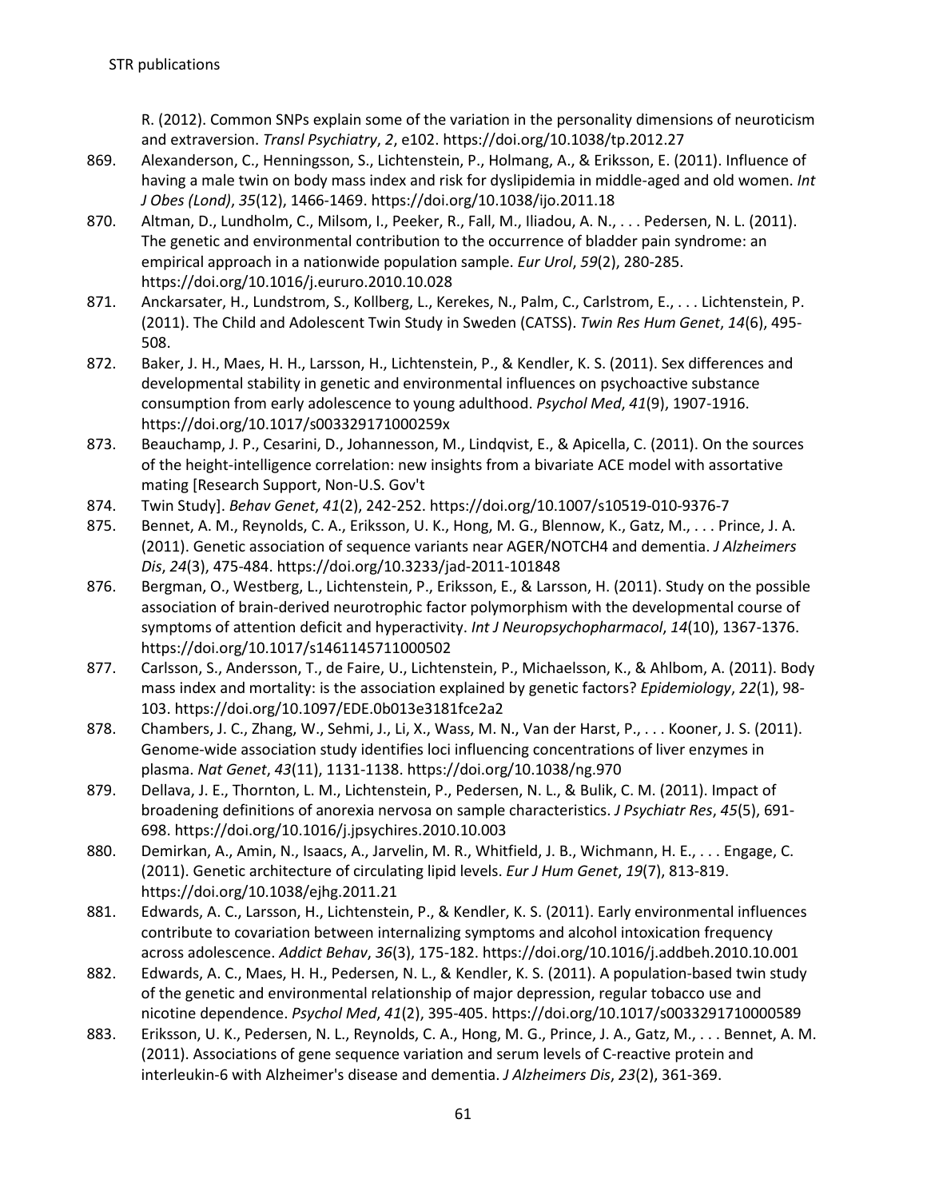R. (2012). Common SNPs explain some of the variation in the personality dimensions of neuroticism and extraversion. *Transl Psychiatry*, *2*, e102. https://doi.org/10.1038/tp.2012.27

869. Alexanderson, C., Henningsson, S., Lichtenstein, P., Holmang, A., & Eriksson, E. (2011). Influence of having a male twin on body mass index and risk for dyslipidemia in middle-aged and old women. *Int J Obes (Lond)*, *35*(12), 1466-1469. https://doi.org/10.1038/ijo.2011.18
870. Altman, D., Lundholm, C., Milsom, I., Peeker, R., Fall, M., Iliadou, A. N., . . . Pedersen, N. L. (2011). The genetic and environmental contribution to the occurrence of bladder pain syndrome: an empirical approach in a nationwide population sample. *Eur Urol*, *59*(2), 280-285. https://doi.org/10.1016/j.eururo.2010.10.028
871. Anckarsater, H., Lundstrom, S., Kollberg, L., Kerekes, N., Palm, C., Carlstrom, E., . . . Lichtenstein, P. (2011). The Child and Adolescent Twin Study in Sweden (CATSS). *Twin Res Hum Genet*, *14*(6), 495-508.
872. Baker, J. H., Maes, H. H., Larsson, H., Lichtenstein, P., & Kendler, K. S. (2011). Sex differences and developmental stability in genetic and environmental influences on psychoactive substance consumption from early adolescence to young adulthood. *Psychol Med*, *41*(9), 1907-1916. https://doi.org/10.1017/s003329171000259x
873. Beauchamp, J. P., Cesarini, D., Johannesson, M., Lindqvist, E., & Apicella, C. (2011). On the sources of the height-intelligence correlation: new insights from a bivariate ACE model with assortative mating [Research Support, Non-U.S. Gov't
874. Twin Study]. *Behav Genet*, *41*(2), 242-252. https://doi.org/10.1007/s10519-010-9376-7
875. Bennet, A. M., Reynolds, C. A., Eriksson, U. K., Hong, M. G., Blennow, K., Gatz, M., . . . Prince, J. A. (2011). Genetic association of sequence variants near AGER/NOTCH4 and dementia. *J Alzheimers Dis*, *24*(3), 475-484. https://doi.org/10.3233/jad-2011-101848
876. Bergman, O., Westberg, L., Lichtenstein, P., Eriksson, E., & Larsson, H. (2011). Study on the possible association of brain-derived neurotrophic factor polymorphism with the developmental course of symptoms of attention deficit and hyperactivity. *Int J Neuropsychopharmacol*, *14*(10), 1367-1376. https://doi.org/10.1017/s1461145711000502
877. Carlsson, S., Andersson, T., de Faire, U., Lichtenstein, P., Michaelsson, K., & Ahlbom, A. (2011). Body mass index and mortality: is the association explained by genetic factors? *Epidemiology*, *22*(1), 98-103. https://doi.org/10.1097/EDE.0b013e3181fce2a2
878. Chambers, J. C., Zhang, W., Sehmi, J., Li, X., Wass, M. N., Van der Harst, P., . . . Kooner, J. S. (2011). Genome-wide association study identifies loci influencing concentrations of liver enzymes in plasma. *Nat Genet*, *43*(11), 1131-1138. https://doi.org/10.1038/ng.970
879. Dellava, J. E., Thornton, L. M., Lichtenstein, P., Pedersen, N. L., & Bulik, C. M. (2011). Impact of broadening definitions of anorexia nervosa on sample characteristics. *J Psychiatr Res*, *45*(5), 691-698. https://doi.org/10.1016/j.jpsychires.2010.10.003
880. Demirkan, A., Amin, N., Isaacs, A., Jarvelin, M. R., Whitfield, J. B., Wichmann, H. E., . . . Engage, C. (2011). Genetic architecture of circulating lipid levels. *Eur J Hum Genet*, *19*(7), 813-819. https://doi.org/10.1038/ejhg.2011.21
881. Edwards, A. C., Larsson, H., Lichtenstein, P., & Kendler, K. S. (2011). Early environmental influences contribute to covariation between internalizing symptoms and alcohol intoxication frequency across adolescence. *Addict Behav*, *36*(3), 175-182. https://doi.org/10.1016/j.addbeh.2010.10.001
882. Edwards, A. C., Maes, H. H., Pedersen, N. L., & Kendler, K. S. (2011). A population-based twin study of the genetic and environmental relationship of major depression, regular tobacco use and nicotine dependence. *Psychol Med*, *41*(2), 395-405. https://doi.org/10.1017/s0033291710000589
883. Eriksson, U. K., Pedersen, N. L., Reynolds, C. A., Hong, M. G., Prince, J. A., Gatz, M., . . . Bennet, A. M. (2011). Associations of gene sequence variation and serum levels of C-reactive protein and interleukin-6 with Alzheimer's disease and dementia. *J Alzheimers Dis*, *23*(2), 361-369.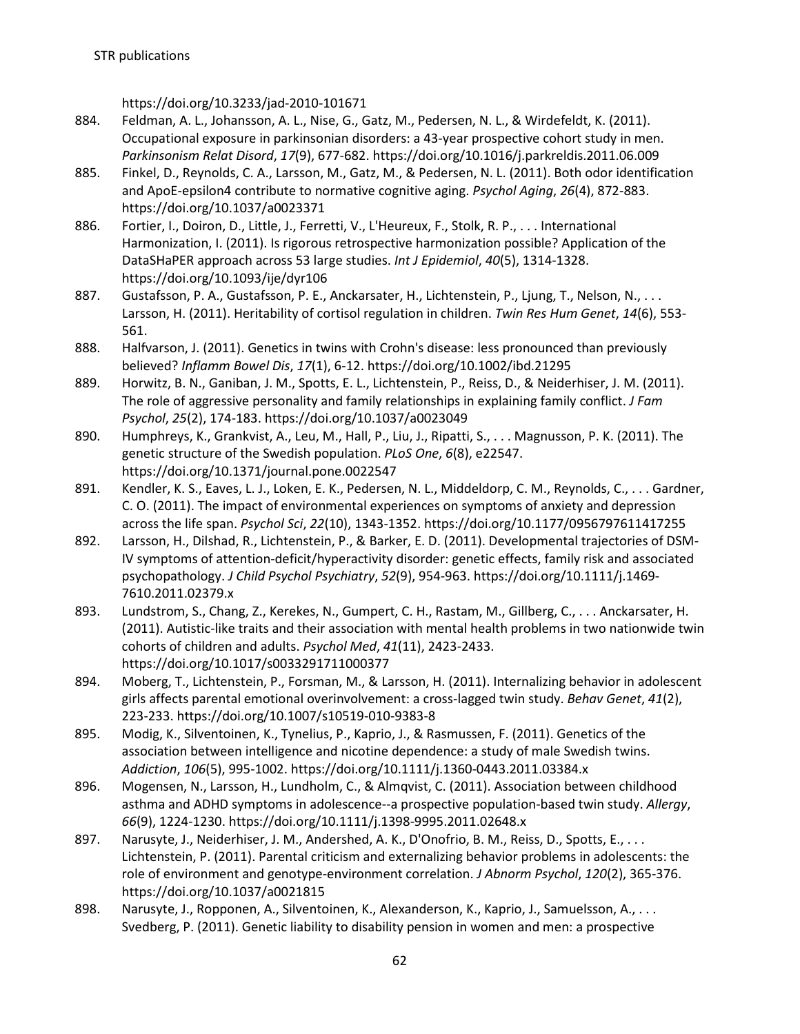https://doi.org/10.3233/jad-2010-101671

884. Feldman, A. L., Johansson, A. L., Nise, G., Gatz, M., Pedersen, N. L., & Wirdefeldt, K. (2011). Occupational exposure in parkinsonian disorders: a 43-year prospective cohort study in men. *Parkinsonism Relat Disord*, *17*(9), 677-682. https://doi.org/10.1016/j.parkreldis.2011.06.009
885. Finkel, D., Reynolds, C. A., Larsson, M., Gatz, M., & Pedersen, N. L. (2011). Both odor identification and ApoE-epsilon4 contribute to normative cognitive aging. *Psychol Aging*, *26*(4), 872-883. https://doi.org/10.1037/a0023371
886. Fortier, I., Doiron, D., Little, J., Ferretti, V., L'Heureux, F., Stolk, R. P., . . . International Harmonization, I. (2011). Is rigorous retrospective harmonization possible? Application of the DataSHaPER approach across 53 large studies. *Int J Epidemiol*, *40*(5), 1314-1328. https://doi.org/10.1093/ije/dyr106
887. Gustafsson, P. A., Gustafsson, P. E., Anckarsater, H., Lichtenstein, P., Ljung, T., Nelson, N., . . . Larsson, H. (2011). Heritability of cortisol regulation in children. *Twin Res Hum Genet*, *14*(6), 553-561.
888. Halfvarson, J. (2011). Genetics in twins with Crohn's disease: less pronounced than previously believed? *Inflamm Bowel Dis*, *17*(1), 6-12. https://doi.org/10.1002/ibd.21295
889. Horwitz, B. N., Ganiban, J. M., Spotts, E. L., Lichtenstein, P., Reiss, D., & Neiderhiser, J. M. (2011). The role of aggressive personality and family relationships in explaining family conflict. *J Fam Psychol*, *25*(2), 174-183. https://doi.org/10.1037/a0023049
890. Humphreys, K., Grankvist, A., Leu, M., Hall, P., Liu, J., Ripatti, S., . . . Magnusson, P. K. (2011). The genetic structure of the Swedish population. *PLoS One*, *6*(8), e22547. https://doi.org/10.1371/journal.pone.0022547
891. Kendler, K. S., Eaves, L. J., Loken, E. K., Pedersen, N. L., Middeldorp, C. M., Reynolds, C., . . . Gardner, C. O. (2011). The impact of environmental experiences on symptoms of anxiety and depression across the life span. *Psychol Sci*, *22*(10), 1343-1352. https://doi.org/10.1177/0956797611417255
892. Larsson, H., Dilshad, R., Lichtenstein, P., & Barker, E. D. (2011). Developmental trajectories of DSM-IV symptoms of attention-deficit/hyperactivity disorder: genetic effects, family risk and associated psychopathology. *J Child Psychol Psychiatry*, *52*(9), 954-963. https://doi.org/10.1111/j.1469-7610.2011.02379.x
893. Lundstrom, S., Chang, Z., Kerekes, N., Gumpert, C. H., Rastam, M., Gillberg, C., . . . Anckarsater, H. (2011). Autistic-like traits and their association with mental health problems in two nationwide twin cohorts of children and adults. *Psychol Med*, *41*(11), 2423-2433. https://doi.org/10.1017/s0033291711000377
894. Moberg, T., Lichtenstein, P., Forsman, M., & Larsson, H. (2011). Internalizing behavior in adolescent girls affects parental emotional overinvolvement: a cross-lagged twin study. *Behav Genet*, *41*(2), 223-233. https://doi.org/10.1007/s10519-010-9383-8
895. Modig, K., Silventoinen, K., Tynelius, P., Kaprio, J., & Rasmussen, F. (2011). Genetics of the association between intelligence and nicotine dependence: a study of male Swedish twins. *Addiction*, *106*(5), 995-1002. https://doi.org/10.1111/j.1360-0443.2011.03384.x
896. Mogensen, N., Larsson, H., Lundholm, C., & Almqvist, C. (2011). Association between childhood asthma and ADHD symptoms in adolescence--a prospective population-based twin study. *Allergy*, *66*(9), 1224-1230. https://doi.org/10.1111/j.1398-9995.2011.02648.x
897. Narusyte, J., Neiderhiser, J. M., Andershed, A. K., D'Onofrio, B. M., Reiss, D., Spotts, E., . . . Lichtenstein, P. (2011). Parental criticism and externalizing behavior problems in adolescents: the role of environment and genotype-environment correlation. *J Abnorm Psychol*, *120*(2), 365-376. https://doi.org/10.1037/a0021815
898. Narusyte, J., Ropponen, A., Silventoinen, K., Alexanderson, K., Kaprio, J., Samuelsson, A., . . . Svedberg, P. (2011). Genetic liability to disability pension in women and men: a prospective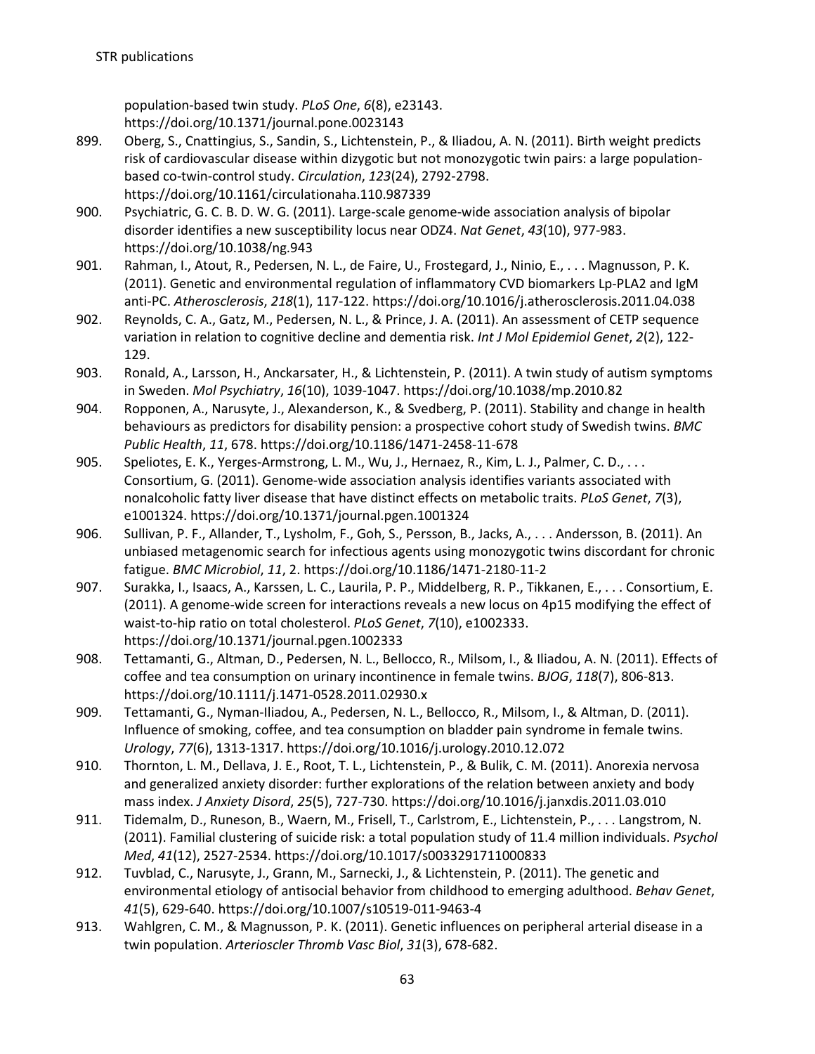population-based twin study. *PLoS One*, *6*(8), e23143. https://doi.org/10.1371/journal.pone.0023143

899. Oberg, S., Cnattingius, S., Sandin, S., Lichtenstein, P., & Iliadou, A. N. (2011). Birth weight predicts risk of cardiovascular disease within dizygotic but not monozygotic twin pairs: a large population-based co-twin-control study. *Circulation*, *123*(24), 2792-2798. https://doi.org/10.1161/circulationaha.110.987339
900. Psychiatric, G. C. B. D. W. G. (2011). Large-scale genome-wide association analysis of bipolar disorder identifies a new susceptibility locus near ODZ4. *Nat Genet*, *43*(10), 977-983. https://doi.org/10.1038/ng.943
901. Rahman, I., Atout, R., Pedersen, N. L., de Faire, U., Frostegard, J., Ninio, E., . . . Magnusson, P. K. (2011). Genetic and environmental regulation of inflammatory CVD biomarkers Lp-PLA2 and IgM anti-PC. *Atherosclerosis*, *218*(1), 117-122. https://doi.org/10.1016/j.atherosclerosis.2011.04.038
902. Reynolds, C. A., Gatz, M., Pedersen, N. L., & Prince, J. A. (2011). An assessment of CETP sequence variation in relation to cognitive decline and dementia risk. *Int J Mol Epidemiol Genet*, *2*(2), 122-129.
903. Ronald, A., Larsson, H., Anckarsater, H., & Lichtenstein, P. (2011). A twin study of autism symptoms in Sweden. *Mol Psychiatry*, *16*(10), 1039-1047. https://doi.org/10.1038/mp.2010.82
904. Ropponen, A., Narusyte, J., Alexanderson, K., & Svedberg, P. (2011). Stability and change in health behaviours as predictors for disability pension: a prospective cohort study of Swedish twins. *BMC Public Health*, *11*, 678. https://doi.org/10.1186/1471-2458-11-678
905. Speliotes, E. K., Yerges-Armstrong, L. M., Wu, J., Hernaez, R., Kim, L. J., Palmer, C. D., . . . Consortium, G. (2011). Genome-wide association analysis identifies variants associated with nonalcoholic fatty liver disease that have distinct effects on metabolic traits. *PLoS Genet*, *7*(3), e1001324. https://doi.org/10.1371/journal.pgen.1001324
906. Sullivan, P. F., Allander, T., Lysholm, F., Goh, S., Persson, B., Jacks, A., . . . Andersson, B. (2011). An unbiased metagenomic search for infectious agents using monozygotic twins discordant for chronic fatigue. *BMC Microbiol*, *11*, 2. https://doi.org/10.1186/1471-2180-11-2
907. Surakka, I., Isaacs, A., Karssen, L. C., Laurila, P. P., Middelberg, R. P., Tikkanen, E., . . . Consortium, E. (2011). A genome-wide screen for interactions reveals a new locus on 4p15 modifying the effect of waist-to-hip ratio on total cholesterol. *PLoS Genet*, *7*(10), e1002333. https://doi.org/10.1371/journal.pgen.1002333
908. Tettamanti, G., Altman, D., Pedersen, N. L., Bellocco, R., Milsom, I., & Iliadou, A. N. (2011). Effects of coffee and tea consumption on urinary incontinence in female twins. *BJOG*, *118*(7), 806-813. https://doi.org/10.1111/j.1471-0528.2011.02930.x
909. Tettamanti, G., Nyman-Iliadou, A., Pedersen, N. L., Bellocco, R., Milsom, I., & Altman, D. (2011). Influence of smoking, coffee, and tea consumption on bladder pain syndrome in female twins. *Urology*, *77*(6), 1313-1317. https://doi.org/10.1016/j.urology.2010.12.072
910. Thornton, L. M., Dellava, J. E., Root, T. L., Lichtenstein, P., & Bulik, C. M. (2011). Anorexia nervosa and generalized anxiety disorder: further explorations of the relation between anxiety and body mass index. *J Anxiety Disord*, *25*(5), 727-730. https://doi.org/10.1016/j.janxdis.2011.03.010
911. Tidemalm, D., Runeson, B., Waern, M., Frisell, T., Carlstrom, E., Lichtenstein, P., . . . Langstrom, N. (2011). Familial clustering of suicide risk: a total population study of 11.4 million individuals. *Psychol Med*, *41*(12), 2527-2534. https://doi.org/10.1017/s0033291711000833
912. Tuvblad, C., Narusyte, J., Grann, M., Sarnecki, J., & Lichtenstein, P. (2011). The genetic and environmental etiology of antisocial behavior from childhood to emerging adulthood. *Behav Genet*, *41*(5), 629-640. https://doi.org/10.1007/s10519-011-9463-4
913. Wahlgren, C. M., & Magnusson, P. K. (2011). Genetic influences on peripheral arterial disease in a twin population. *Arterioscler Thromb Vasc Biol*, *31*(3), 678-682.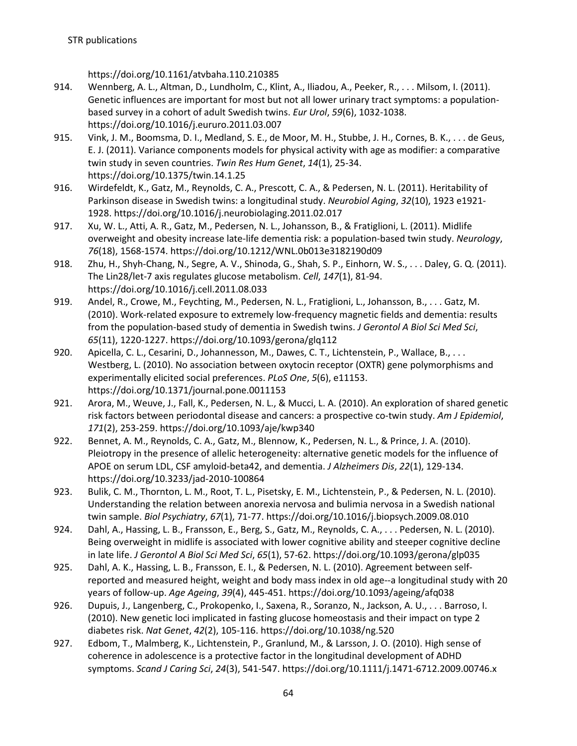https://doi.org/10.1161/atvbaha.110.210385

914. Wennberg, A. L., Altman, D., Lundholm, C., Klint, A., Iliadou, A., Peeker, R., . . . Milsom, I. (2011). Genetic influences are important for most but not all lower urinary tract symptoms: a population-based survey in a cohort of adult Swedish twins. *Eur Urol*, *59*(6), 1032-1038. https://doi.org/10.1016/j.eururo.2011.03.007
915. Vink, J. M., Boomsma, D. I., Medland, S. E., de Moor, M. H., Stubbe, J. H., Cornes, B. K., . . . de Geus, E. J. (2011). Variance components models for physical activity with age as modifier: a comparative twin study in seven countries. *Twin Res Hum Genet*, *14*(1), 25-34. https://doi.org/10.1375/twin.14.1.25
916. Wirdefeldt, K., Gatz, M., Reynolds, C. A., Prescott, C. A., & Pedersen, N. L. (2011). Heritability of Parkinson disease in Swedish twins: a longitudinal study. *Neurobiol Aging*, *32*(10), 1923 e1921-1928. https://doi.org/10.1016/j.neurobiolaging.2011.02.017
917. Xu, W. L., Atti, A. R., Gatz, M., Pedersen, N. L., Johansson, B., & Fratiglioni, L. (2011). Midlife overweight and obesity increase late-life dementia risk: a population-based twin study. *Neurology*, *76*(18), 1568-1574. https://doi.org/10.1212/WNL.0b013e3182190d09
918. Zhu, H., Shyh-Chang, N., Segre, A. V., Shinoda, G., Shah, S. P., Einhorn, W. S., . . . Daley, G. Q. (2011). The Lin28/let-7 axis regulates glucose metabolism. *Cell*, *147*(1), 81-94. https://doi.org/10.1016/j.cell.2011.08.033
919. Andel, R., Crowe, M., Feychting, M., Pedersen, N. L., Fratiglioni, L., Johansson, B., . . . Gatz, M. (2010). Work-related exposure to extremely low-frequency magnetic fields and dementia: results from the population-based study of dementia in Swedish twins. *J Gerontol A Biol Sci Med Sci*, *65*(11), 1220-1227. https://doi.org/10.1093/gerona/glq112
920. Apicella, C. L., Cesarini, D., Johannesson, M., Dawes, C. T., Lichtenstein, P., Wallace, B., . . . Westberg, L. (2010). No association between oxytocin receptor (OXTR) gene polymorphisms and experimentally elicited social preferences. *PLoS One*, *5*(6), e11153. https://doi.org/10.1371/journal.pone.0011153
921. Arora, M., Weuve, J., Fall, K., Pedersen, N. L., & Mucci, L. A. (2010). An exploration of shared genetic risk factors between periodontal disease and cancers: a prospective co-twin study. *Am J Epidemiol*, *171*(2), 253-259. https://doi.org/10.1093/aje/kwp340
922. Bennet, A. M., Reynolds, C. A., Gatz, M., Blennow, K., Pedersen, N. L., & Prince, J. A. (2010). Pleiotropy in the presence of allelic heterogeneity: alternative genetic models for the influence of APOE on serum LDL, CSF amyloid-beta42, and dementia. *J Alzheimers Dis*, *22*(1), 129-134. https://doi.org/10.3233/jad-2010-100864
923. Bulik, C. M., Thornton, L. M., Root, T. L., Pisetsky, E. M., Lichtenstein, P., & Pedersen, N. L. (2010). Understanding the relation between anorexia nervosa and bulimia nervosa in a Swedish national twin sample. *Biol Psychiatry*, *67*(1), 71-77. https://doi.org/10.1016/j.biopsych.2009.08.010
924. Dahl, A., Hassing, L. B., Fransson, E., Berg, S., Gatz, M., Reynolds, C. A., . . . Pedersen, N. L. (2010). Being overweight in midlife is associated with lower cognitive ability and steeper cognitive decline in late life. *J Gerontol A Biol Sci Med Sci*, *65*(1), 57-62. https://doi.org/10.1093/gerona/glp035
925. Dahl, A. K., Hassing, L. B., Fransson, E. I., & Pedersen, N. L. (2010). Agreement between self-reported and measured height, weight and body mass index in old age--a longitudinal study with 20 years of follow-up. *Age Ageing*, *39*(4), 445-451. https://doi.org/10.1093/ageing/afq038
926. Dupuis, J., Langenberg, C., Prokopenko, I., Saxena, R., Soranzo, N., Jackson, A. U., . . . Barroso, I. (2010). New genetic loci implicated in fasting glucose homeostasis and their impact on type 2 diabetes risk. *Nat Genet*, *42*(2), 105-116. https://doi.org/10.1038/ng.520
927. Edbom, T., Malmberg, K., Lichtenstein, P., Granlund, M., & Larsson, J. O. (2010). High sense of coherence in adolescence is a protective factor in the longitudinal development of ADHD symptoms. *Scand J Caring Sci*, *24*(3), 541-547. https://doi.org/10.1111/j.1471-6712.2009.00746.x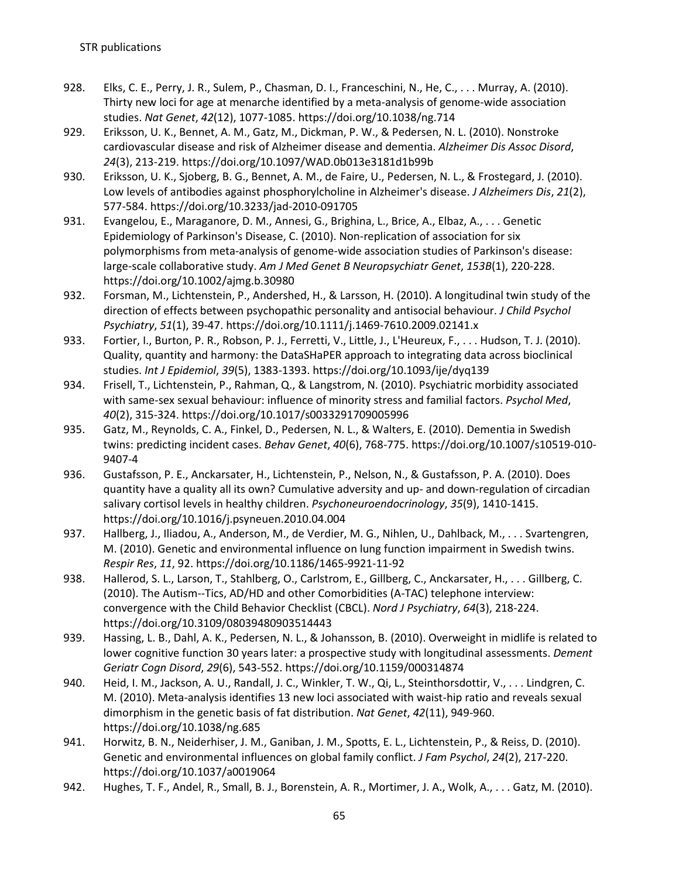928. Elks, C. E., Perry, J. R., Sulem, P., Chasman, D. I., Franceschini, N., He, C., . . . Murray, A. (2010). Thirty new loci for age at menarche identified by a meta-analysis of genome-wide association studies. *Nat Genet*, *42*(12), 1077-1085. https://doi.org/10.1038/ng.714

929. Eriksson, U. K., Bennet, A. M., Gatz, M., Dickman, P. W., & Pedersen, N. L. (2010). Nonstroke cardiovascular disease and risk of Alzheimer disease and dementia. *Alzheimer Dis Assoc Disord*, *24*(3), 213-219. https://doi.org/10.1097/WAD.0b013e3181d1b99b

930. Eriksson, U. K., Sjoberg, B. G., Bennet, A. M., de Faire, U., Pedersen, N. L., & Frostegard, J. (2010). Low levels of antibodies against phosphorylcholine in Alzheimer's disease. *J Alzheimers Dis*, *21*(2), 577-584. https://doi.org/10.3233/jad-2010-091705

931. Evangelou, E., Maraganore, D. M., Annesi, G., Brighina, L., Brice, A., Elbaz, A., . . . Genetic Epidemiology of Parkinson's Disease, C. (2010). Non-replication of association for six polymorphisms from meta-analysis of genome-wide association studies of Parkinson's disease: large-scale collaborative study. *Am J Med Genet B Neuropsychiatr Genet*, *153B*(1), 220-228. https://doi.org/10.1002/ajmg.b.30980

932. Forsman, M., Lichtenstein, P., Andershed, H., & Larsson, H. (2010). A longitudinal twin study of the direction of effects between psychopathic personality and antisocial behaviour. *J Child Psychol Psychiatry*, *51*(1), 39-47. https://doi.org/10.1111/j.1469-7610.2009.02141.x

933. Fortier, I., Burton, P. R., Robson, P. J., Ferretti, V., Little, J., L'Heureux, F., . . . Hudson, T. J. (2010). Quality, quantity and harmony: the DataSHaPER approach to integrating data across bioclinical studies. *Int J Epidemiol*, *39*(5), 1383-1393. https://doi.org/10.1093/ije/dyq139

934. Frisell, T., Lichtenstein, P., Rahman, Q., & Langstrom, N. (2010). Psychiatric morbidity associated with same-sex sexual behaviour: influence of minority stress and familial factors. *Psychol Med*, *40*(2), 315-324. https://doi.org/10.1017/s0033291709005996

935. Gatz, M., Reynolds, C. A., Finkel, D., Pedersen, N. L., & Walters, E. (2010). Dementia in Swedish twins: predicting incident cases. *Behav Genet*, *40*(6), 768-775. https://doi.org/10.1007/s10519-010-9407-4

936. Gustafsson, P. E., Anckarsater, H., Lichtenstein, P., Nelson, N., & Gustafsson, P. A. (2010). Does quantity have a quality all its own? Cumulative adversity and up- and down-regulation of circadian salivary cortisol levels in healthy children. *Psychoneuroendocrinology*, *35*(9), 1410-1415. https://doi.org/10.1016/j.psyneuen.2010.04.004

937. Hallberg, J., Iliadou, A., Anderson, M., de Verdier, M. G., Nihlen, U., Dahlback, M., . . . Svartengren, M. (2010). Genetic and environmental influence on lung function impairment in Swedish twins. *Respir Res*, *11*, 92. https://doi.org/10.1186/1465-9921-11-92

938. Hallerod, S. L., Larson, T., Stahlberg, O., Carlstrom, E., Gillberg, C., Anckarsater, H., . . . Gillberg, C. (2010). The Autism--Tics, AD/HD and other Comorbidities (A-TAC) telephone interview: convergence with the Child Behavior Checklist (CBCL). *Nord J Psychiatry*, *64*(3), 218-224. https://doi.org/10.3109/08039480903514443

939. Hassing, L. B., Dahl, A. K., Pedersen, N. L., & Johansson, B. (2010). Overweight in midlife is related to lower cognitive function 30 years later: a prospective study with longitudinal assessments. *Dement Geriatr Cogn Disord*, *29*(6), 543-552. https://doi.org/10.1159/000314874

940. Heid, I. M., Jackson, A. U., Randall, J. C., Winkler, T. W., Qi, L., Steinthorsdottir, V., . . . Lindgren, C. M. (2010). Meta-analysis identifies 13 new loci associated with waist-hip ratio and reveals sexual dimorphism in the genetic basis of fat distribution. *Nat Genet*, *42*(11), 949-960. https://doi.org/10.1038/ng.685

941. Horwitz, B. N., Neiderhiser, J. M., Ganiban, J. M., Spotts, E. L., Lichtenstein, P., & Reiss, D. (2010). Genetic and environmental influences on global family conflict. *J Fam Psychol*, *24*(2), 217-220. https://doi.org/10.1037/a0019064

942. Hughes, T. F., Andel, R., Small, B. J., Borenstein, A. R., Mortimer, J. A., Wolk, A., . . . Gatz, M. (2010).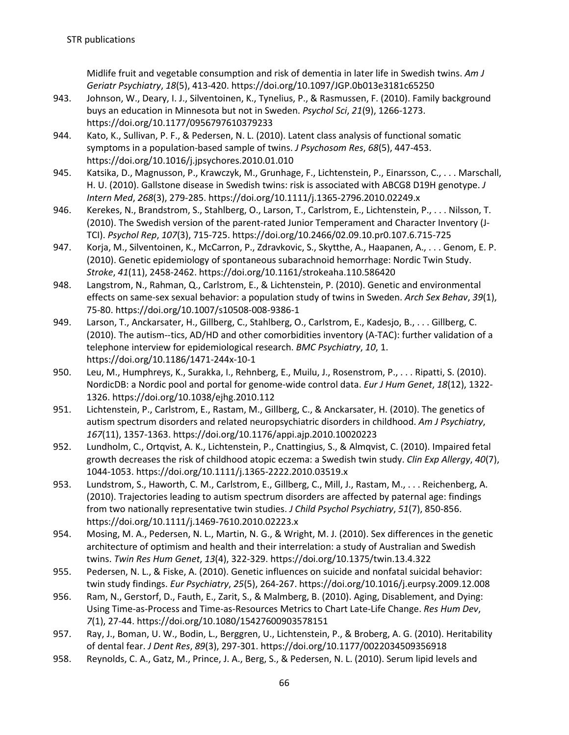Midlife fruit and vegetable consumption and risk of dementia in later life in Swedish twins. *Am J Geriatr Psychiatry*, *18*(5), 413-420. https://doi.org/10.1097/JGP.0b013e3181c65250

943. Johnson, W., Deary, I. J., Silventoinen, K., Tynelius, P., & Rasmussen, F. (2010). Family background buys an education in Minnesota but not in Sweden. *Psychol Sci*, *21*(9), 1266-1273. https://doi.org/10.1177/0956797610379233
944. Kato, K., Sullivan, P. F., & Pedersen, N. L. (2010). Latent class analysis of functional somatic symptoms in a population-based sample of twins. *J Psychosom Res*, *68*(5), 447-453. https://doi.org/10.1016/j.jpsychores.2010.01.010
945. Katsika, D., Magnusson, P., Krawczyk, M., Grunhage, F., Lichtenstein, P., Einarsson, C., . . . Marschall, H. U. (2010). Gallstone disease in Swedish twins: risk is associated with ABCG8 D19H genotype. *J Intern Med*, *268*(3), 279-285. https://doi.org/10.1111/j.1365-2796.2010.02249.x
946. Kerekes, N., Brandstrom, S., Stahlberg, O., Larson, T., Carlstrom, E., Lichtenstein, P., . . . Nilsson, T. (2010). The Swedish version of the parent-rated Junior Temperament and Character Inventory (J-TCI). *Psychol Rep*, *107*(3), 715-725. https://doi.org/10.2466/02.09.10.pr0.107.6.715-725
947. Korja, M., Silventoinen, K., McCarron, P., Zdravkovic, S., Skytthe, A., Haapanen, A., . . . Genom, E. P. (2010). Genetic epidemiology of spontaneous subarachnoid hemorrhage: Nordic Twin Study. *Stroke*, *41*(11), 2458-2462. https://doi.org/10.1161/strokeaha.110.586420
948. Langstrom, N., Rahman, Q., Carlstrom, E., & Lichtenstein, P. (2010). Genetic and environmental effects on same-sex sexual behavior: a population study of twins in Sweden. *Arch Sex Behav*, *39*(1), 75-80. https://doi.org/10.1007/s10508-008-9386-1
949. Larson, T., Anckarsater, H., Gillberg, C., Stahlberg, O., Carlstrom, E., Kadesjo, B., . . . Gillberg, C. (2010). The autism--tics, AD/HD and other comorbidities inventory (A-TAC): further validation of a telephone interview for epidemiological research. *BMC Psychiatry*, *10*, 1. https://doi.org/10.1186/1471-244x-10-1
950. Leu, M., Humphreys, K., Surakka, I., Rehnberg, E., Muilu, J., Rosenstrom, P., . . . Ripatti, S. (2010). NordicDB: a Nordic pool and portal for genome-wide control data. *Eur J Hum Genet*, *18*(12), 1322-1326. https://doi.org/10.1038/ejhg.2010.112
951. Lichtenstein, P., Carlstrom, E., Rastam, M., Gillberg, C., & Anckarsater, H. (2010). The genetics of autism spectrum disorders and related neuropsychiatric disorders in childhood. *Am J Psychiatry*, *167*(11), 1357-1363. https://doi.org/10.1176/appi.ajp.2010.10020223
952. Lundholm, C., Ortqvist, A. K., Lichtenstein, P., Cnattingius, S., & Almqvist, C. (2010). Impaired fetal growth decreases the risk of childhood atopic eczema: a Swedish twin study. *Clin Exp Allergy*, *40*(7), 1044-1053. https://doi.org/10.1111/j.1365-2222.2010.03519.x
953. Lundstrom, S., Haworth, C. M., Carlstrom, E., Gillberg, C., Mill, J., Rastam, M., . . . Reichenberg, A. (2010). Trajectories leading to autism spectrum disorders are affected by paternal age: findings from two nationally representative twin studies. *J Child Psychol Psychiatry*, *51*(7), 850-856. https://doi.org/10.1111/j.1469-7610.2010.02223.x
954. Mosing, M. A., Pedersen, N. L., Martin, N. G., & Wright, M. J. (2010). Sex differences in the genetic architecture of optimism and health and their interrelation: a study of Australian and Swedish twins. *Twin Res Hum Genet*, *13*(4), 322-329. https://doi.org/10.1375/twin.13.4.322
955. Pedersen, N. L., & Fiske, A. (2010). Genetic influences on suicide and nonfatal suicidal behavior: twin study findings. *Eur Psychiatry*, *25*(5), 264-267. https://doi.org/10.1016/j.eurpsy.2009.12.008
956. Ram, N., Gerstorf, D., Fauth, E., Zarit, S., & Malmberg, B. (2010). Aging, Disablement, and Dying: Using Time-as-Process and Time-as-Resources Metrics to Chart Late-Life Change. *Res Hum Dev*, *7*(1), 27-44. https://doi.org/10.1080/15427600903578151
957. Ray, J., Boman, U. W., Bodin, L., Berggren, U., Lichtenstein, P., & Broberg, A. G. (2010). Heritability of dental fear. *J Dent Res*, *89*(3), 297-301. https://doi.org/10.1177/0022034509356918
958. Reynolds, C. A., Gatz, M., Prince, J. A., Berg, S., & Pedersen, N. L. (2010). Serum lipid levels and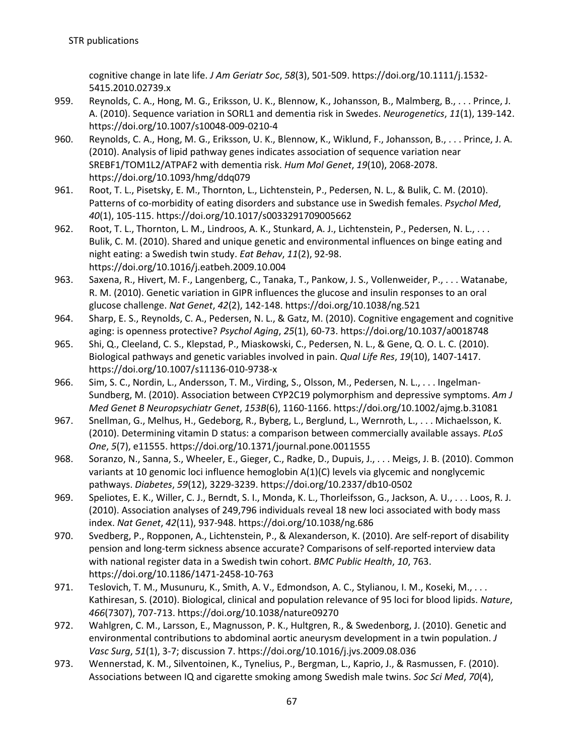cognitive change in late life. *J Am Geriatr Soc*, *58*(3), 501-509. https://doi.org/10.1111/j.1532-5415.2010.02739.x

959. Reynolds, C. A., Hong, M. G., Eriksson, U. K., Blennow, K., Johansson, B., Malmberg, B., . . . Prince, J. A. (2010). Sequence variation in SORL1 and dementia risk in Swedes. *Neurogenetics*, *11*(1), 139-142. https://doi.org/10.1007/s10048-009-0210-4
960. Reynolds, C. A., Hong, M. G., Eriksson, U. K., Blennow, K., Wiklund, F., Johansson, B., . . . Prince, J. A. (2010). Analysis of lipid pathway genes indicates association of sequence variation near SREBF1/TOM1L2/ATPAF2 with dementia risk. *Hum Mol Genet*, *19*(10), 2068-2078. https://doi.org/10.1093/hmg/ddq079
961. Root, T. L., Pisetsky, E. M., Thornton, L., Lichtenstein, P., Pedersen, N. L., & Bulik, C. M. (2010). Patterns of co-morbidity of eating disorders and substance use in Swedish females. *Psychol Med*, *40*(1), 105-115. https://doi.org/10.1017/s0033291709005662
962. Root, T. L., Thornton, L. M., Lindroos, A. K., Stunkard, A. J., Lichtenstein, P., Pedersen, N. L., . . . Bulik, C. M. (2010). Shared and unique genetic and environmental influences on binge eating and night eating: a Swedish twin study. *Eat Behav*, *11*(2), 92-98. https://doi.org/10.1016/j.eatbeh.2009.10.004
963. Saxena, R., Hivert, M. F., Langenberg, C., Tanaka, T., Pankow, J. S., Vollenweider, P., . . . Watanabe, R. M. (2010). Genetic variation in GIPR influences the glucose and insulin responses to an oral glucose challenge. *Nat Genet*, *42*(2), 142-148. https://doi.org/10.1038/ng.521
964. Sharp, E. S., Reynolds, C. A., Pedersen, N. L., & Gatz, M. (2010). Cognitive engagement and cognitive aging: is openness protective? *Psychol Aging*, *25*(1), 60-73. https://doi.org/10.1037/a0018748
965. Shi, Q., Cleeland, C. S., Klepstad, P., Miaskowski, C., Pedersen, N. L., & Gene, Q. O. L. C. (2010). Biological pathways and genetic variables involved in pain. *Qual Life Res*, *19*(10), 1407-1417. https://doi.org/10.1007/s11136-010-9738-x
966. Sim, S. C., Nordin, L., Andersson, T. M., Virding, S., Olsson, M., Pedersen, N. L., . . . Ingelman-Sundberg, M. (2010). Association between CYP2C19 polymorphism and depressive symptoms. *Am J Med Genet B Neuropsychiatr Genet*, *153B*(6), 1160-1166. https://doi.org/10.1002/ajmg.b.31081
967. Snellman, G., Melhus, H., Gedeborg, R., Byberg, L., Berglund, L., Wernroth, L., . . . Michaelsson, K. (2010). Determining vitamin D status: a comparison between commercially available assays. *PLoS One*, *5*(7), e11555. https://doi.org/10.1371/journal.pone.0011555
968. Soranzo, N., Sanna, S., Wheeler, E., Gieger, C., Radke, D., Dupuis, J., . . . Meigs, J. B. (2010). Common variants at 10 genomic loci influence hemoglobin A(1)(C) levels via glycemic and nonglycemic pathways. *Diabetes*, *59*(12), 3229-3239. https://doi.org/10.2337/db10-0502
969. Speliotes, E. K., Willer, C. J., Berndt, S. I., Monda, K. L., Thorleifsson, G., Jackson, A. U., . . . Loos, R. J. (2010). Association analyses of 249,796 individuals reveal 18 new loci associated with body mass index. *Nat Genet*, *42*(11), 937-948. https://doi.org/10.1038/ng.686
970. Svedberg, P., Ropponen, A., Lichtenstein, P., & Alexanderson, K. (2010). Are self-report of disability pension and long-term sickness absence accurate? Comparisons of self-reported interview data with national register data in a Swedish twin cohort. *BMC Public Health*, *10*, 763. https://doi.org/10.1186/1471-2458-10-763
971. Teslovich, T. M., Musunuru, K., Smith, A. V., Edmondson, A. C., Stylianou, I. M., Koseki, M., . . . Kathiresan, S. (2010). Biological, clinical and population relevance of 95 loci for blood lipids. *Nature*, *466*(7307), 707-713. https://doi.org/10.1038/nature09270
972. Wahlgren, C. M., Larsson, E., Magnusson, P. K., Hultgren, R., & Swedenborg, J. (2010). Genetic and environmental contributions to abdominal aortic aneurysm development in a twin population. *J Vasc Surg*, *51*(1), 3-7; discussion 7. https://doi.org/10.1016/j.jvs.2009.08.036
973. Wennerstad, K. M., Silventoinen, K., Tynelius, P., Bergman, L., Kaprio, J., & Rasmussen, F. (2010). Associations between IQ and cigarette smoking among Swedish male twins. *Soc Sci Med*, *70*(4),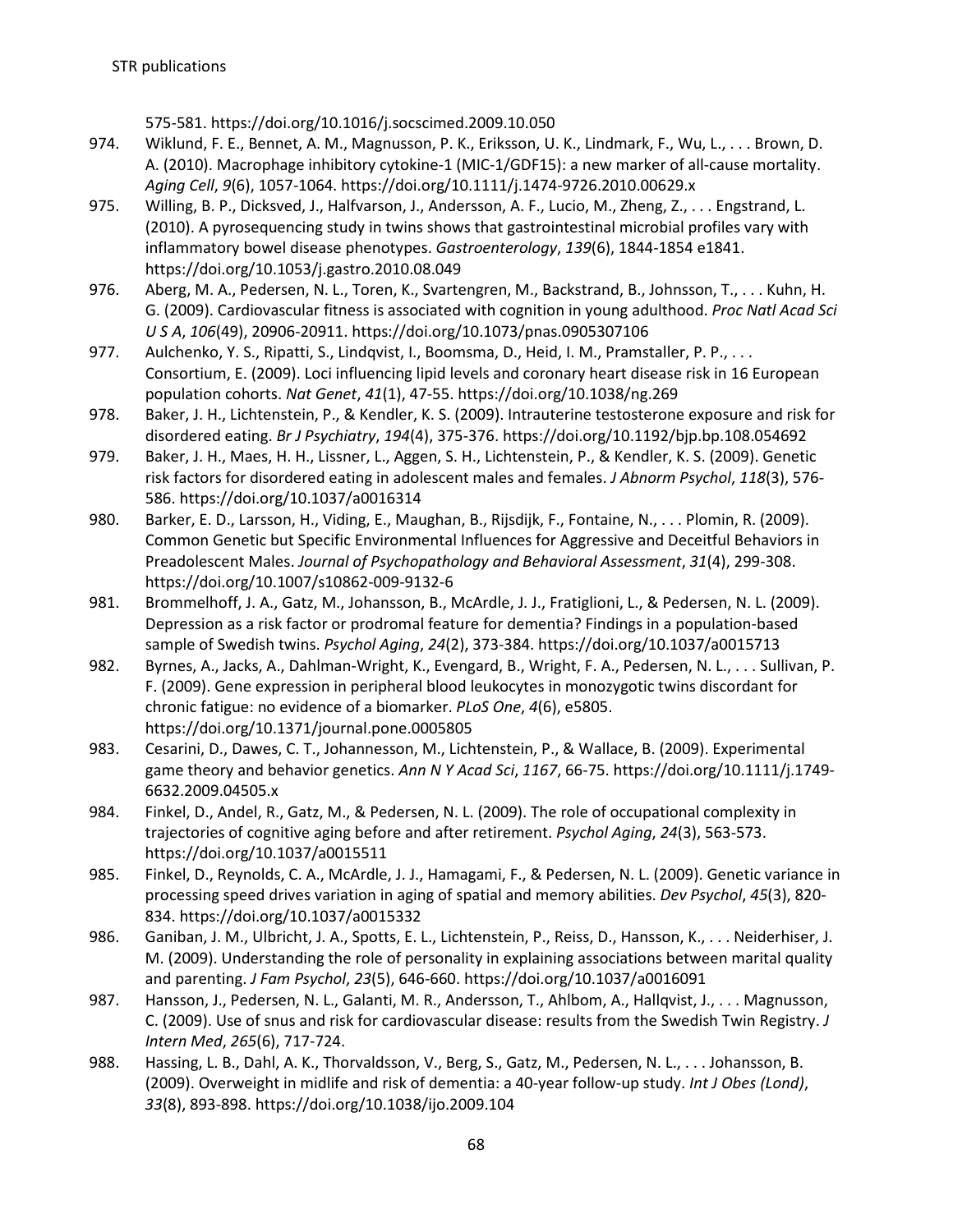575-581. https://doi.org/10.1016/j.socscimed.2009.10.050

974. Wiklund, F. E., Bennet, A. M., Magnusson, P. K., Eriksson, U. K., Lindmark, F., Wu, L., . . . Brown, D. A. (2010). Macrophage inhibitory cytokine-1 (MIC-1/GDF15): a new marker of all-cause mortality. *Aging Cell*, *9*(6), 1057-1064. https://doi.org/10.1111/j.1474-9726.2010.00629.x
975. Willing, B. P., Dicksved, J., Halfvarson, J., Andersson, A. F., Lucio, M., Zheng, Z., . . . Engstrand, L. (2010). A pyrosequencing study in twins shows that gastrointestinal microbial profiles vary with inflammatory bowel disease phenotypes. *Gastroenterology*, *139*(6), 1844-1854 e1841. https://doi.org/10.1053/j.gastro.2010.08.049
976. Aberg, M. A., Pedersen, N. L., Toren, K., Svartengren, M., Backstrand, B., Johnsson, T., . . . Kuhn, H. G. (2009). Cardiovascular fitness is associated with cognition in young adulthood. *Proc Natl Acad Sci U S A*, *106*(49), 20906-20911. https://doi.org/10.1073/pnas.0905307106
977. Aulchenko, Y. S., Ripatti, S., Lindqvist, I., Boomsma, D., Heid, I. M., Pramstaller, P. P., . . . Consortium, E. (2009). Loci influencing lipid levels and coronary heart disease risk in 16 European population cohorts. *Nat Genet*, *41*(1), 47-55. https://doi.org/10.1038/ng.269
978. Baker, J. H., Lichtenstein, P., & Kendler, K. S. (2009). Intrauterine testosterone exposure and risk for disordered eating. *Br J Psychiatry*, *194*(4), 375-376. https://doi.org/10.1192/bjp.bp.108.054692
979. Baker, J. H., Maes, H. H., Lissner, L., Aggen, S. H., Lichtenstein, P., & Kendler, K. S. (2009). Genetic risk factors for disordered eating in adolescent males and females. *J Abnorm Psychol*, *118*(3), 576-586. https://doi.org/10.1037/a0016314
980. Barker, E. D., Larsson, H., Viding, E., Maughan, B., Rijsdijk, F., Fontaine, N., . . . Plomin, R. (2009). Common Genetic but Specific Environmental Influences for Aggressive and Deceitful Behaviors in Preadolescent Males. *Journal of Psychopathology and Behavioral Assessment*, *31*(4), 299-308. https://doi.org/10.1007/s10862-009-9132-6
981. Brommelhoff, J. A., Gatz, M., Johansson, B., McArdle, J. J., Fratiglioni, L., & Pedersen, N. L. (2009). Depression as a risk factor or prodromal feature for dementia? Findings in a population-based sample of Swedish twins. *Psychol Aging*, *24*(2), 373-384. https://doi.org/10.1037/a0015713
982. Byrnes, A., Jacks, A., Dahlman-Wright, K., Evengard, B., Wright, F. A., Pedersen, N. L., . . . Sullivan, P. F. (2009). Gene expression in peripheral blood leukocytes in monozygotic twins discordant for chronic fatigue: no evidence of a biomarker. *PLoS One*, *4*(6), e5805. https://doi.org/10.1371/journal.pone.0005805
983. Cesarini, D., Dawes, C. T., Johannesson, M., Lichtenstein, P., & Wallace, B. (2009). Experimental game theory and behavior genetics. *Ann N Y Acad Sci*, *1167*, 66-75. https://doi.org/10.1111/j.1749-6632.2009.04505.x
984. Finkel, D., Andel, R., Gatz, M., & Pedersen, N. L. (2009). The role of occupational complexity in trajectories of cognitive aging before and after retirement. *Psychol Aging*, *24*(3), 563-573. https://doi.org/10.1037/a0015511
985. Finkel, D., Reynolds, C. A., McArdle, J. J., Hamagami, F., & Pedersen, N. L. (2009). Genetic variance in processing speed drives variation in aging of spatial and memory abilities. *Dev Psychol*, *45*(3), 820-834. https://doi.org/10.1037/a0015332
986. Ganiban, J. M., Ulbricht, J. A., Spotts, E. L., Lichtenstein, P., Reiss, D., Hansson, K., . . . Neiderhiser, J. M. (2009). Understanding the role of personality in explaining associations between marital quality and parenting. *J Fam Psychol*, *23*(5), 646-660. https://doi.org/10.1037/a0016091
987. Hansson, J., Pedersen, N. L., Galanti, M. R., Andersson, T., Ahlbom, A., Hallqvist, J., . . . Magnusson, C. (2009). Use of snus and risk for cardiovascular disease: results from the Swedish Twin Registry. *J Intern Med*, *265*(6), 717-724.
988. Hassing, L. B., Dahl, A. K., Thorvaldsson, V., Berg, S., Gatz, M., Pedersen, N. L., . . . Johansson, B. (2009). Overweight in midlife and risk of dementia: a 40-year follow-up study. *Int J Obes (Lond)*, *33*(8), 893-898. https://doi.org/10.1038/ijo.2009.104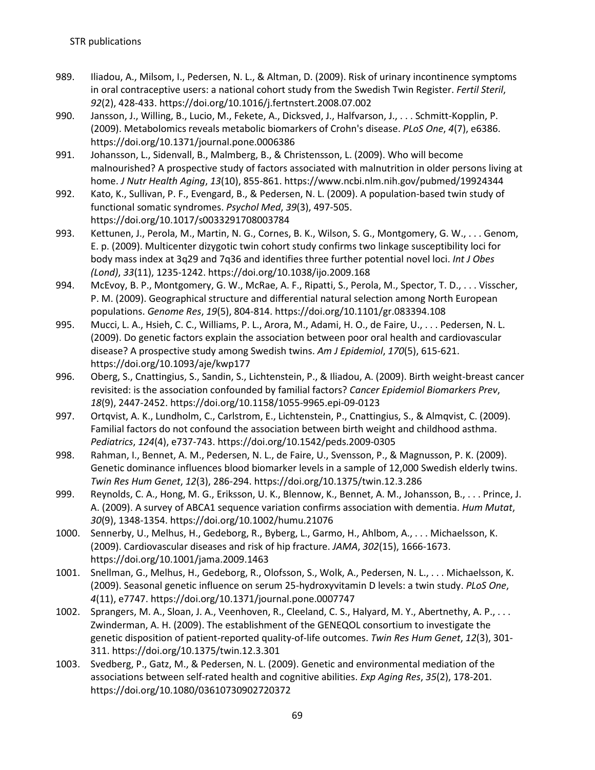989. Iliadou, A., Milsom, I., Pedersen, N. L., & Altman, D. (2009). Risk of urinary incontinence symptoms in oral contraceptive users: a national cohort study from the Swedish Twin Register. *Fertil Steril*, *92*(2), 428-433. https://doi.org/10.1016/j.fertnstert.2008.07.002

990. Jansson, J., Willing, B., Lucio, M., Fekete, A., Dicksved, J., Halfvarson, J., . . . Schmitt-Kopplin, P. (2009). Metabolomics reveals metabolic biomarkers of Crohn's disease. *PLoS One*, *4*(7), e6386. https://doi.org/10.1371/journal.pone.0006386

991. Johansson, L., Sidenvall, B., Malmberg, B., & Christensson, L. (2009). Who will become malnourished? A prospective study of factors associated with malnutrition in older persons living at home. *J Nutr Health Aging*, *13*(10), 855-861. https://www.ncbi.nlm.nih.gov/pubmed/19924344

992. Kato, K., Sullivan, P. F., Evengard, B., & Pedersen, N. L. (2009). A population-based twin study of functional somatic syndromes. *Psychol Med*, *39*(3), 497-505. https://doi.org/10.1017/s0033291708003784

993. Kettunen, J., Perola, M., Martin, N. G., Cornes, B. K., Wilson, S. G., Montgomery, G. W., . . . Genom, E. p. (2009). Multicenter dizygotic twin cohort study confirms two linkage susceptibility loci for body mass index at 3q29 and 7q36 and identifies three further potential novel loci. *Int J Obes (Lond)*, *33*(11), 1235-1242. https://doi.org/10.1038/ijo.2009.168

994. McEvoy, B. P., Montgomery, G. W., McRae, A. F., Ripatti, S., Perola, M., Spector, T. D., . . . Visscher, P. M. (2009). Geographical structure and differential natural selection among North European populations. *Genome Res*, *19*(5), 804-814. https://doi.org/10.1101/gr.083394.108

995. Mucci, L. A., Hsieh, C. C., Williams, P. L., Arora, M., Adami, H. O., de Faire, U., . . . Pedersen, N. L. (2009). Do genetic factors explain the association between poor oral health and cardiovascular disease? A prospective study among Swedish twins. *Am J Epidemiol*, *170*(5), 615-621. https://doi.org/10.1093/aje/kwp177

996. Oberg, S., Cnattingius, S., Sandin, S., Lichtenstein, P., & Iliadou, A. (2009). Birth weight-breast cancer revisited: is the association confounded by familial factors? *Cancer Epidemiol Biomarkers Prev*, *18*(9), 2447-2452. https://doi.org/10.1158/1055-9965.epi-09-0123

997. Ortqvist, A. K., Lundholm, C., Carlstrom, E., Lichtenstein, P., Cnattingius, S., & Almqvist, C. (2009). Familial factors do not confound the association between birth weight and childhood asthma. *Pediatrics*, *124*(4), e737-743. https://doi.org/10.1542/peds.2009-0305

998. Rahman, I., Bennet, A. M., Pedersen, N. L., de Faire, U., Svensson, P., & Magnusson, P. K. (2009). Genetic dominance influences blood biomarker levels in a sample of 12,000 Swedish elderly twins. *Twin Res Hum Genet*, *12*(3), 286-294. https://doi.org/10.1375/twin.12.3.286

999. Reynolds, C. A., Hong, M. G., Eriksson, U. K., Blennow, K., Bennet, A. M., Johansson, B., . . . Prince, J. A. (2009). A survey of ABCA1 sequence variation confirms association with dementia. *Hum Mutat*, *30*(9), 1348-1354. https://doi.org/10.1002/humu.21076

1000. Sennerby, U., Melhus, H., Gedeborg, R., Byberg, L., Garmo, H., Ahlbom, A., . . . Michaelsson, K. (2009). Cardiovascular diseases and risk of hip fracture. *JAMA*, *302*(15), 1666-1673. https://doi.org/10.1001/jama.2009.1463

1001. Snellman, G., Melhus, H., Gedeborg, R., Olofsson, S., Wolk, A., Pedersen, N. L., . . . Michaelsson, K. (2009). Seasonal genetic influence on serum 25-hydroxyvitamin D levels: a twin study. *PLoS One*, *4*(11), e7747. https://doi.org/10.1371/journal.pone.0007747

1002. Sprangers, M. A., Sloan, J. A., Veenhoven, R., Cleeland, C. S., Halyard, M. Y., Abertnethy, A. P., . . . Zwinderman, A. H. (2009). The establishment of the GENEQOL consortium to investigate the genetic disposition of patient-reported quality-of-life outcomes. *Twin Res Hum Genet*, *12*(3), 301-311. https://doi.org/10.1375/twin.12.3.301

1003. Svedberg, P., Gatz, M., & Pedersen, N. L. (2009). Genetic and environmental mediation of the associations between self-rated health and cognitive abilities. *Exp Aging Res*, *35*(2), 178-201. https://doi.org/10.1080/03610730902720372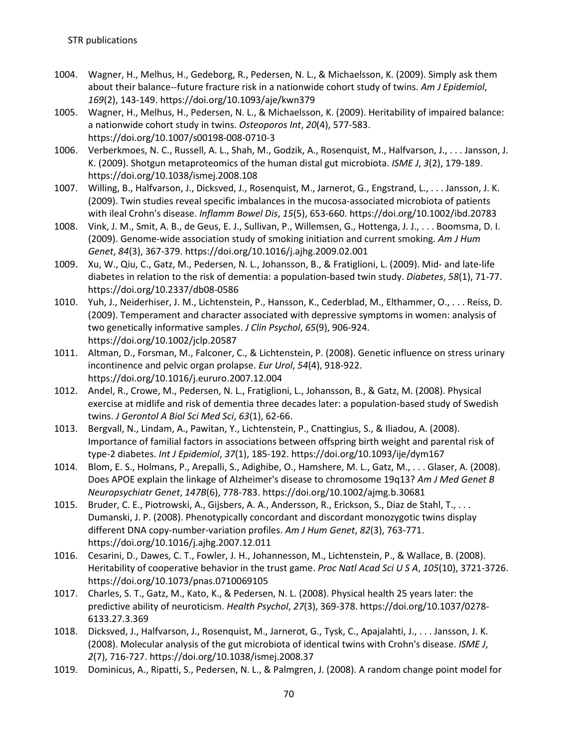1004. Wagner, H., Melhus, H., Gedeborg, R., Pedersen, N. L., & Michaelsson, K. (2009). Simply ask them about their balance--future fracture risk in a nationwide cohort study of twins. *Am J Epidemiol*, *169*(2), 143-149. https://doi.org/10.1093/aje/kwn379

1005. Wagner, H., Melhus, H., Pedersen, N. L., & Michaelsson, K. (2009). Heritability of impaired balance: a nationwide cohort study in twins. *Osteoporos Int*, *20*(4), 577-583. https://doi.org/10.1007/s00198-008-0710-3

1006. Verberkmoes, N. C., Russell, A. L., Shah, M., Godzik, A., Rosenquist, M., Halfvarson, J., . . . Jansson, J. K. (2009). Shotgun metaproteomics of the human distal gut microbiota. *ISME J*, *3*(2), 179-189. https://doi.org/10.1038/ismej.2008.108

1007. Willing, B., Halfvarson, J., Dicksved, J., Rosenquist, M., Jarnerot, G., Engstrand, L., . . . Jansson, J. K. (2009). Twin studies reveal specific imbalances in the mucosa-associated microbiota of patients with ileal Crohn's disease. *Inflamm Bowel Dis*, *15*(5), 653-660. https://doi.org/10.1002/ibd.20783

1008. Vink, J. M., Smit, A. B., de Geus, E. J., Sullivan, P., Willemsen, G., Hottenga, J. J., . . . Boomsma, D. I. (2009). Genome-wide association study of smoking initiation and current smoking. *Am J Hum Genet*, *84*(3), 367-379. https://doi.org/10.1016/j.ajhg.2009.02.001

1009. Xu, W., Qiu, C., Gatz, M., Pedersen, N. L., Johansson, B., & Fratiglioni, L. (2009). Mid- and late-life diabetes in relation to the risk of dementia: a population-based twin study. *Diabetes*, *58*(1), 71-77. https://doi.org/10.2337/db08-0586

1010. Yuh, J., Neiderhiser, J. M., Lichtenstein, P., Hansson, K., Cederblad, M., Elthammer, O., . . . Reiss, D. (2009). Temperament and character associated with depressive symptoms in women: analysis of two genetically informative samples. *J Clin Psychol*, *65*(9), 906-924. https://doi.org/10.1002/jclp.20587

1011. Altman, D., Forsman, M., Falconer, C., & Lichtenstein, P. (2008). Genetic influence on stress urinary incontinence and pelvic organ prolapse. *Eur Urol*, *54*(4), 918-922. https://doi.org/10.1016/j.eururo.2007.12.004

1012. Andel, R., Crowe, M., Pedersen, N. L., Fratiglioni, L., Johansson, B., & Gatz, M. (2008). Physical exercise at midlife and risk of dementia three decades later: a population-based study of Swedish twins. *J Gerontol A Biol Sci Med Sci*, *63*(1), 62-66.

1013. Bergvall, N., Lindam, A., Pawitan, Y., Lichtenstein, P., Cnattingius, S., & Iliadou, A. (2008). Importance of familial factors in associations between offspring birth weight and parental risk of type-2 diabetes. *Int J Epidemiol*, *37*(1), 185-192. https://doi.org/10.1093/ije/dym167

1014. Blom, E. S., Holmans, P., Arepalli, S., Adighibe, O., Hamshere, M. L., Gatz, M., . . . Glaser, A. (2008). Does APOE explain the linkage of Alzheimer's disease to chromosome 19q13? *Am J Med Genet B Neuropsychiatr Genet*, *147B*(6), 778-783. https://doi.org/10.1002/ajmg.b.30681

1015. Bruder, C. E., Piotrowski, A., Gijsbers, A. A., Andersson, R., Erickson, S., Diaz de Stahl, T., . . . Dumanski, J. P. (2008). Phenotypically concordant and discordant monozygotic twins display different DNA copy-number-variation profiles. *Am J Hum Genet*, *82*(3), 763-771. https://doi.org/10.1016/j.ajhg.2007.12.011

1016. Cesarini, D., Dawes, C. T., Fowler, J. H., Johannesson, M., Lichtenstein, P., & Wallace, B. (2008). Heritability of cooperative behavior in the trust game. *Proc Natl Acad Sci U S A*, *105*(10), 3721-3726. https://doi.org/10.1073/pnas.0710069105

1017. Charles, S. T., Gatz, M., Kato, K., & Pedersen, N. L. (2008). Physical health 25 years later: the predictive ability of neuroticism. *Health Psychol*, *27*(3), 369-378. https://doi.org/10.1037/0278-6133.27.3.369

1018. Dicksved, J., Halfvarson, J., Rosenquist, M., Jarnerot, G., Tysk, C., Apajalahti, J., . . . Jansson, J. K. (2008). Molecular analysis of the gut microbiota of identical twins with Crohn's disease. *ISME J*, *2*(7), 716-727. https://doi.org/10.1038/ismej.2008.37

1019. Dominicus, A., Ripatti, S., Pedersen, N. L., & Palmgren, J. (2008). A random change point model for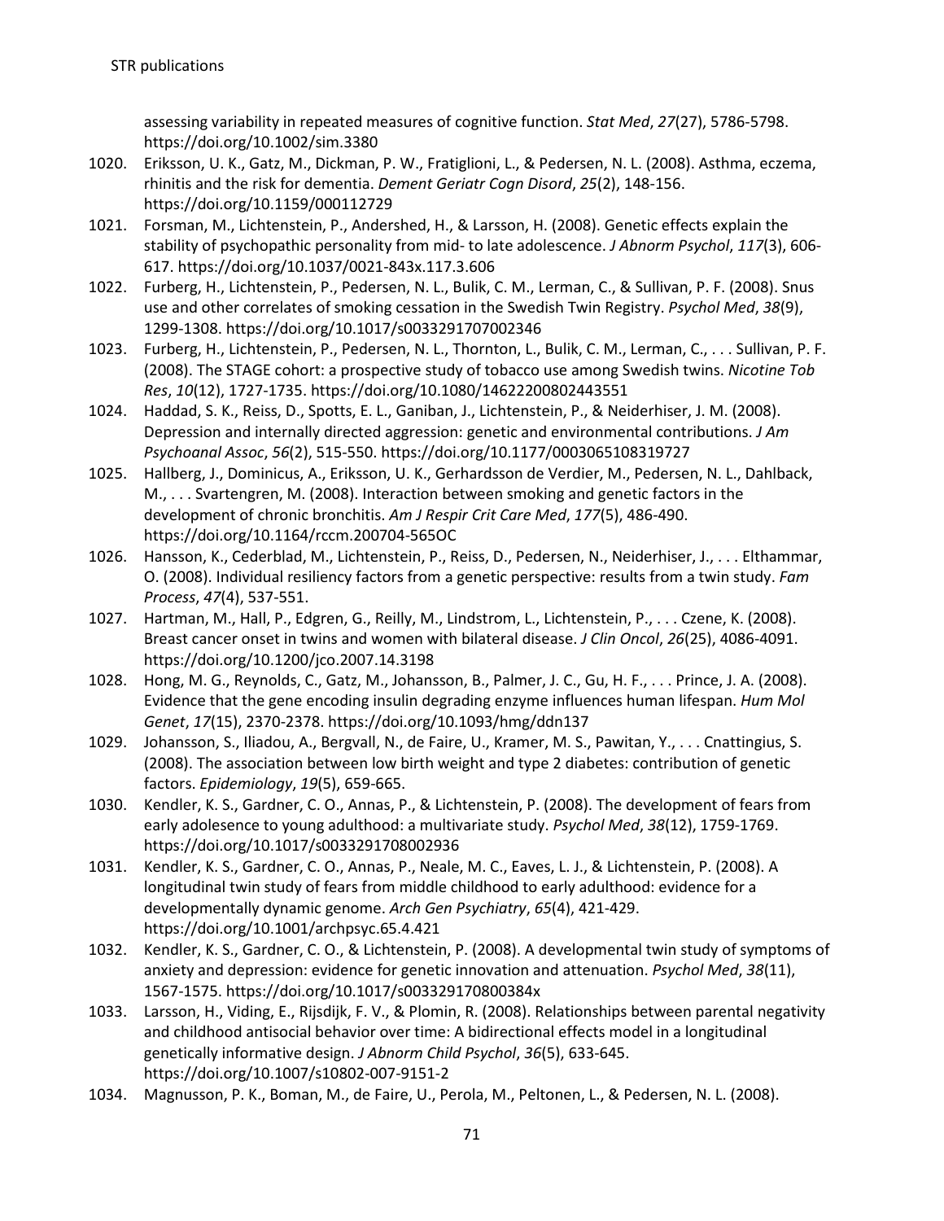assessing variability in repeated measures of cognitive function. *Stat Med*, *27*(27), 5786-5798. https://doi.org/10.1002/sim.3380

1020. Eriksson, U. K., Gatz, M., Dickman, P. W., Fratiglioni, L., & Pedersen, N. L. (2008). Asthma, eczema, rhinitis and the risk for dementia. *Dement Geriatr Cogn Disord*, *25*(2), 148-156. https://doi.org/10.1159/000112729
1021. Forsman, M., Lichtenstein, P., Andershed, H., & Larsson, H. (2008). Genetic effects explain the stability of psychopathic personality from mid- to late adolescence. *J Abnorm Psychol*, *117*(3), 606-617. https://doi.org/10.1037/0021-843x.117.3.606
1022. Furberg, H., Lichtenstein, P., Pedersen, N. L., Bulik, C. M., Lerman, C., & Sullivan, P. F. (2008). Snus use and other correlates of smoking cessation in the Swedish Twin Registry. *Psychol Med*, *38*(9), 1299-1308. https://doi.org/10.1017/s0033291707002346
1023. Furberg, H., Lichtenstein, P., Pedersen, N. L., Thornton, L., Bulik, C. M., Lerman, C., . . . Sullivan, P. F. (2008). The STAGE cohort: a prospective study of tobacco use among Swedish twins. *Nicotine Tob Res*, *10*(12), 1727-1735. https://doi.org/10.1080/14622200802443551
1024. Haddad, S. K., Reiss, D., Spotts, E. L., Ganiban, J., Lichtenstein, P., & Neiderhiser, J. M. (2008). Depression and internally directed aggression: genetic and environmental contributions. *J Am Psychoanal Assoc*, *56*(2), 515-550. https://doi.org/10.1177/0003065108319727
1025. Hallberg, J., Dominicus, A., Eriksson, U. K., Gerhardsson de Verdier, M., Pedersen, N. L., Dahlback, M., . . . Svartengren, M. (2008). Interaction between smoking and genetic factors in the development of chronic bronchitis. *Am J Respir Crit Care Med*, *177*(5), 486-490. https://doi.org/10.1164/rccm.200704-565OC
1026. Hansson, K., Cederblad, M., Lichtenstein, P., Reiss, D., Pedersen, N., Neiderhiser, J., . . . Elthammar, O. (2008). Individual resiliency factors from a genetic perspective: results from a twin study. *Fam Process*, *47*(4), 537-551.
1027. Hartman, M., Hall, P., Edgren, G., Reilly, M., Lindstrom, L., Lichtenstein, P., . . . Czene, K. (2008). Breast cancer onset in twins and women with bilateral disease. *J Clin Oncol*, *26*(25), 4086-4091. https://doi.org/10.1200/jco.2007.14.3198
1028. Hong, M. G., Reynolds, C., Gatz, M., Johansson, B., Palmer, J. C., Gu, H. F., . . . Prince, J. A. (2008). Evidence that the gene encoding insulin degrading enzyme influences human lifespan. *Hum Mol Genet*, *17*(15), 2370-2378. https://doi.org/10.1093/hmg/ddn137
1029. Johansson, S., Iliadou, A., Bergvall, N., de Faire, U., Kramer, M. S., Pawitan, Y., . . . Cnattingius, S. (2008). The association between low birth weight and type 2 diabetes: contribution of genetic factors. *Epidemiology*, *19*(5), 659-665.
1030. Kendler, K. S., Gardner, C. O., Annas, P., & Lichtenstein, P. (2008). The development of fears from early adolesence to young adulthood: a multivariate study. *Psychol Med*, *38*(12), 1759-1769. https://doi.org/10.1017/s0033291708002936
1031. Kendler, K. S., Gardner, C. O., Annas, P., Neale, M. C., Eaves, L. J., & Lichtenstein, P. (2008). A longitudinal twin study of fears from middle childhood to early adulthood: evidence for a developmentally dynamic genome. *Arch Gen Psychiatry*, *65*(4), 421-429. https://doi.org/10.1001/archpsyc.65.4.421
1032. Kendler, K. S., Gardner, C. O., & Lichtenstein, P. (2008). A developmental twin study of symptoms of anxiety and depression: evidence for genetic innovation and attenuation. *Psychol Med*, *38*(11), 1567-1575. https://doi.org/10.1017/s003329170800384x
1033. Larsson, H., Viding, E., Rijsdijk, F. V., & Plomin, R. (2008). Relationships between parental negativity and childhood antisocial behavior over time: A bidirectional effects model in a longitudinal genetically informative design. *J Abnorm Child Psychol*, *36*(5), 633-645. https://doi.org/10.1007/s10802-007-9151-2
1034. Magnusson, P. K., Boman, M., de Faire, U., Perola, M., Peltonen, L., & Pedersen, N. L. (2008).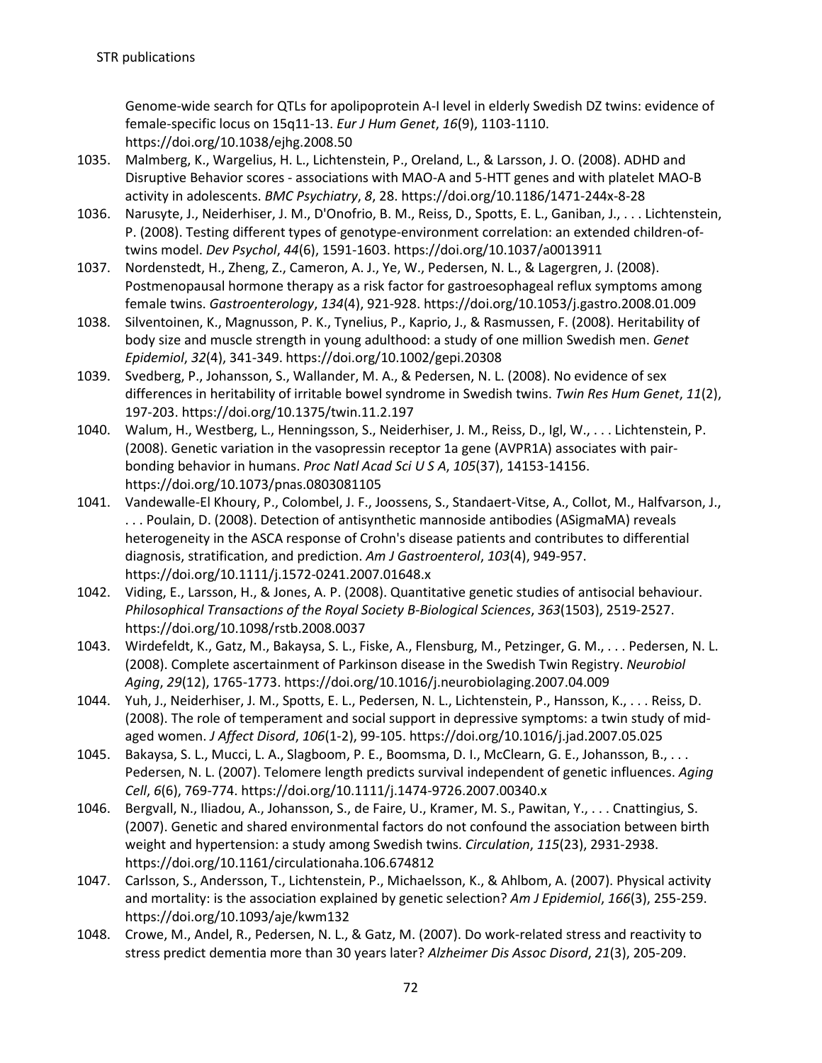Genome-wide search for QTLs for apolipoprotein A-I level in elderly Swedish DZ twins: evidence of female-specific locus on 15q11-13. *Eur J Hum Genet*, *16*(9), 1103-1110. https://doi.org/10.1038/ejhg.2008.50

1035. Malmberg, K., Wargelius, H. L., Lichtenstein, P., Oreland, L., & Larsson, J. O. (2008). ADHD and Disruptive Behavior scores - associations with MAO-A and 5-HTT genes and with platelet MAO-B activity in adolescents. *BMC Psychiatry*, *8*, 28. https://doi.org/10.1186/1471-244x-8-28
1036. Narusyte, J., Neiderhiser, J. M., D'Onofrio, B. M., Reiss, D., Spotts, E. L., Ganiban, J., . . . Lichtenstein, P. (2008). Testing different types of genotype-environment correlation: an extended children-of-twins model. *Dev Psychol*, *44*(6), 1591-1603. https://doi.org/10.1037/a0013911
1037. Nordenstedt, H., Zheng, Z., Cameron, A. J., Ye, W., Pedersen, N. L., & Lagergren, J. (2008). Postmenopausal hormone therapy as a risk factor for gastroesophageal reflux symptoms among female twins. *Gastroenterology*, *134*(4), 921-928. https://doi.org/10.1053/j.gastro.2008.01.009
1038. Silventoinen, K., Magnusson, P. K., Tynelius, P., Kaprio, J., & Rasmussen, F. (2008). Heritability of body size and muscle strength in young adulthood: a study of one million Swedish men. *Genet Epidemiol*, *32*(4), 341-349. https://doi.org/10.1002/gepi.20308
1039. Svedberg, P., Johansson, S., Wallander, M. A., & Pedersen, N. L. (2008). No evidence of sex differences in heritability of irritable bowel syndrome in Swedish twins. *Twin Res Hum Genet*, *11*(2), 197-203. https://doi.org/10.1375/twin.11.2.197
1040. Walum, H., Westberg, L., Henningsson, S., Neiderhiser, J. M., Reiss, D., Igl, W., . . . Lichtenstein, P. (2008). Genetic variation in the vasopressin receptor 1a gene (AVPR1A) associates with pair-bonding behavior in humans. *Proc Natl Acad Sci U S A*, *105*(37), 14153-14156. https://doi.org/10.1073/pnas.0803081105
1041. Vandewalle-El Khoury, P., Colombel, J. F., Joossens, S., Standaert-Vitse, A., Collot, M., Halfvarson, J., . . . Poulain, D. (2008). Detection of antisynthetic mannoside antibodies (ASigmaMA) reveals heterogeneity in the ASCA response of Crohn's disease patients and contributes to differential diagnosis, stratification, and prediction. *Am J Gastroenterol*, *103*(4), 949-957. https://doi.org/10.1111/j.1572-0241.2007.01648.x
1042. Viding, E., Larsson, H., & Jones, A. P. (2008). Quantitative genetic studies of antisocial behaviour. *Philosophical Transactions of the Royal Society B-Biological Sciences*, *363*(1503), 2519-2527. https://doi.org/10.1098/rstb.2008.0037
1043. Wirdefeldt, K., Gatz, M., Bakaysa, S. L., Fiske, A., Flensburg, M., Petzinger, G. M., . . . Pedersen, N. L. (2008). Complete ascertainment of Parkinson disease in the Swedish Twin Registry. *Neurobiol Aging*, *29*(12), 1765-1773. https://doi.org/10.1016/j.neurobiolaging.2007.04.009
1044. Yuh, J., Neiderhiser, J. M., Spotts, E. L., Pedersen, N. L., Lichtenstein, P., Hansson, K., . . . Reiss, D. (2008). The role of temperament and social support in depressive symptoms: a twin study of mid-aged women. *J Affect Disord*, *106*(1-2), 99-105. https://doi.org/10.1016/j.jad.2007.05.025
1045. Bakaysa, S. L., Mucci, L. A., Slagboom, P. E., Boomsma, D. I., McClearn, G. E., Johansson, B., . . . Pedersen, N. L. (2007). Telomere length predicts survival independent of genetic influences. *Aging Cell*, *6*(6), 769-774. https://doi.org/10.1111/j.1474-9726.2007.00340.x
1046. Bergvall, N., Iliadou, A., Johansson, S., de Faire, U., Kramer, M. S., Pawitan, Y., . . . Cnattingius, S. (2007). Genetic and shared environmental factors do not confound the association between birth weight and hypertension: a study among Swedish twins. *Circulation*, *115*(23), 2931-2938. https://doi.org/10.1161/circulationaha.106.674812
1047. Carlsson, S., Andersson, T., Lichtenstein, P., Michaelsson, K., & Ahlbom, A. (2007). Physical activity and mortality: is the association explained by genetic selection? *Am J Epidemiol*, *166*(3), 255-259. https://doi.org/10.1093/aje/kwm132
1048. Crowe, M., Andel, R., Pedersen, N. L., & Gatz, M. (2007). Do work-related stress and reactivity to stress predict dementia more than 30 years later? *Alzheimer Dis Assoc Disord*, *21*(3), 205-209.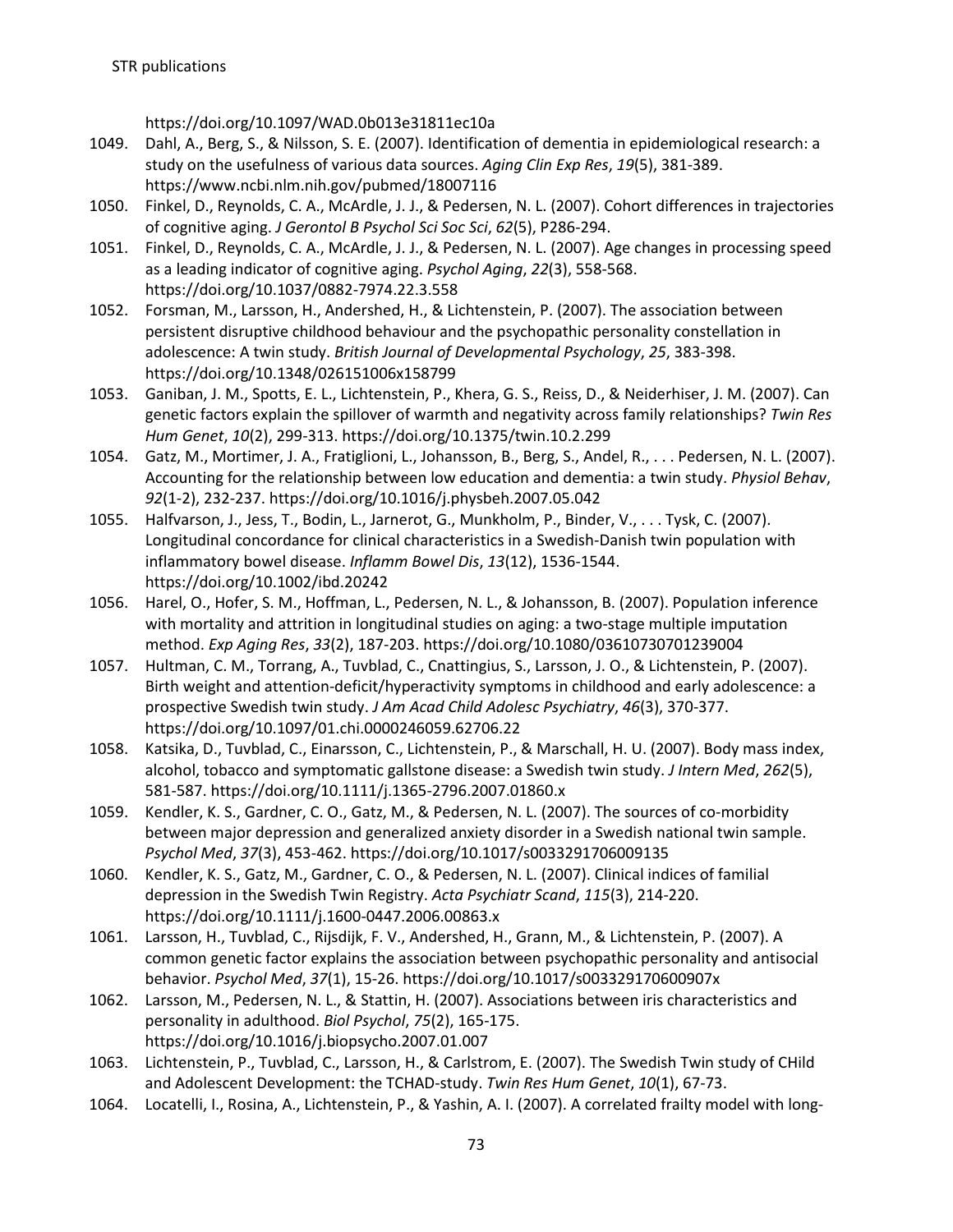https://doi.org/10.1097/WAD.0b013e31811ec10a

1049. Dahl, A., Berg, S., & Nilsson, S. E. (2007). Identification of dementia in epidemiological research: a study on the usefulness of various data sources. *Aging Clin Exp Res*, *19*(5), 381-389. https://www.ncbi.nlm.nih.gov/pubmed/18007116
1050. Finkel, D., Reynolds, C. A., McArdle, J. J., & Pedersen, N. L. (2007). Cohort differences in trajectories of cognitive aging. *J Gerontol B Psychol Sci Soc Sci*, *62*(5), P286-294.
1051. Finkel, D., Reynolds, C. A., McArdle, J. J., & Pedersen, N. L. (2007). Age changes in processing speed as a leading indicator of cognitive aging. *Psychol Aging*, *22*(3), 558-568. https://doi.org/10.1037/0882-7974.22.3.558
1052. Forsman, M., Larsson, H., Andershed, H., & Lichtenstein, P. (2007). The association between persistent disruptive childhood behaviour and the psychopathic personality constellation in adolescence: A twin study. *British Journal of Developmental Psychology*, *25*, 383-398. https://doi.org/10.1348/026151006x158799
1053. Ganiban, J. M., Spotts, E. L., Lichtenstein, P., Khera, G. S., Reiss, D., & Neiderhiser, J. M. (2007). Can genetic factors explain the spillover of warmth and negativity across family relationships? *Twin Res Hum Genet*, *10*(2), 299-313. https://doi.org/10.1375/twin.10.2.299
1054. Gatz, M., Mortimer, J. A., Fratiglioni, L., Johansson, B., Berg, S., Andel, R., . . . Pedersen, N. L. (2007). Accounting for the relationship between low education and dementia: a twin study. *Physiol Behav*, *92*(1-2), 232-237. https://doi.org/10.1016/j.physbeh.2007.05.042
1055. Halfvarson, J., Jess, T., Bodin, L., Jarnerot, G., Munkholm, P., Binder, V., . . . Tysk, C. (2007). Longitudinal concordance for clinical characteristics in a Swedish-Danish twin population with inflammatory bowel disease. *Inflamm Bowel Dis*, *13*(12), 1536-1544. https://doi.org/10.1002/ibd.20242
1056. Harel, O., Hofer, S. M., Hoffman, L., Pedersen, N. L., & Johansson, B. (2007). Population inference with mortality and attrition in longitudinal studies on aging: a two-stage multiple imputation method. *Exp Aging Res*, *33*(2), 187-203. https://doi.org/10.1080/03610730701239004
1057. Hultman, C. M., Torrang, A., Tuvblad, C., Cnattingius, S., Larsson, J. O., & Lichtenstein, P. (2007). Birth weight and attention-deficit/hyperactivity symptoms in childhood and early adolescence: a prospective Swedish twin study. *J Am Acad Child Adolesc Psychiatry*, *46*(3), 370-377. https://doi.org/10.1097/01.chi.0000246059.62706.22
1058. Katsika, D., Tuvblad, C., Einarsson, C., Lichtenstein, P., & Marschall, H. U. (2007). Body mass index, alcohol, tobacco and symptomatic gallstone disease: a Swedish twin study. *J Intern Med*, *262*(5), 581-587. https://doi.org/10.1111/j.1365-2796.2007.01860.x
1059. Kendler, K. S., Gardner, C. O., Gatz, M., & Pedersen, N. L. (2007). The sources of co-morbidity between major depression and generalized anxiety disorder in a Swedish national twin sample. *Psychol Med*, *37*(3), 453-462. https://doi.org/10.1017/s0033291706009135
1060. Kendler, K. S., Gatz, M., Gardner, C. O., & Pedersen, N. L. (2007). Clinical indices of familial depression in the Swedish Twin Registry. *Acta Psychiatr Scand*, *115*(3), 214-220. https://doi.org/10.1111/j.1600-0447.2006.00863.x
1061. Larsson, H., Tuvblad, C., Rijsdijk, F. V., Andershed, H., Grann, M., & Lichtenstein, P. (2007). A common genetic factor explains the association between psychopathic personality and antisocial behavior. *Psychol Med*, *37*(1), 15-26. https://doi.org/10.1017/s003329170600907x
1062. Larsson, M., Pedersen, N. L., & Stattin, H. (2007). Associations between iris characteristics and personality in adulthood. *Biol Psychol*, *75*(2), 165-175. https://doi.org/10.1016/j.biopsycho.2007.01.007
1063. Lichtenstein, P., Tuvblad, C., Larsson, H., & Carlstrom, E. (2007). The Swedish Twin study of CHild and Adolescent Development: the TCHAD-study. *Twin Res Hum Genet*, *10*(1), 67-73.
1064. Locatelli, I., Rosina, A., Lichtenstein, P., & Yashin, A. I. (2007). A correlated frailty model with long-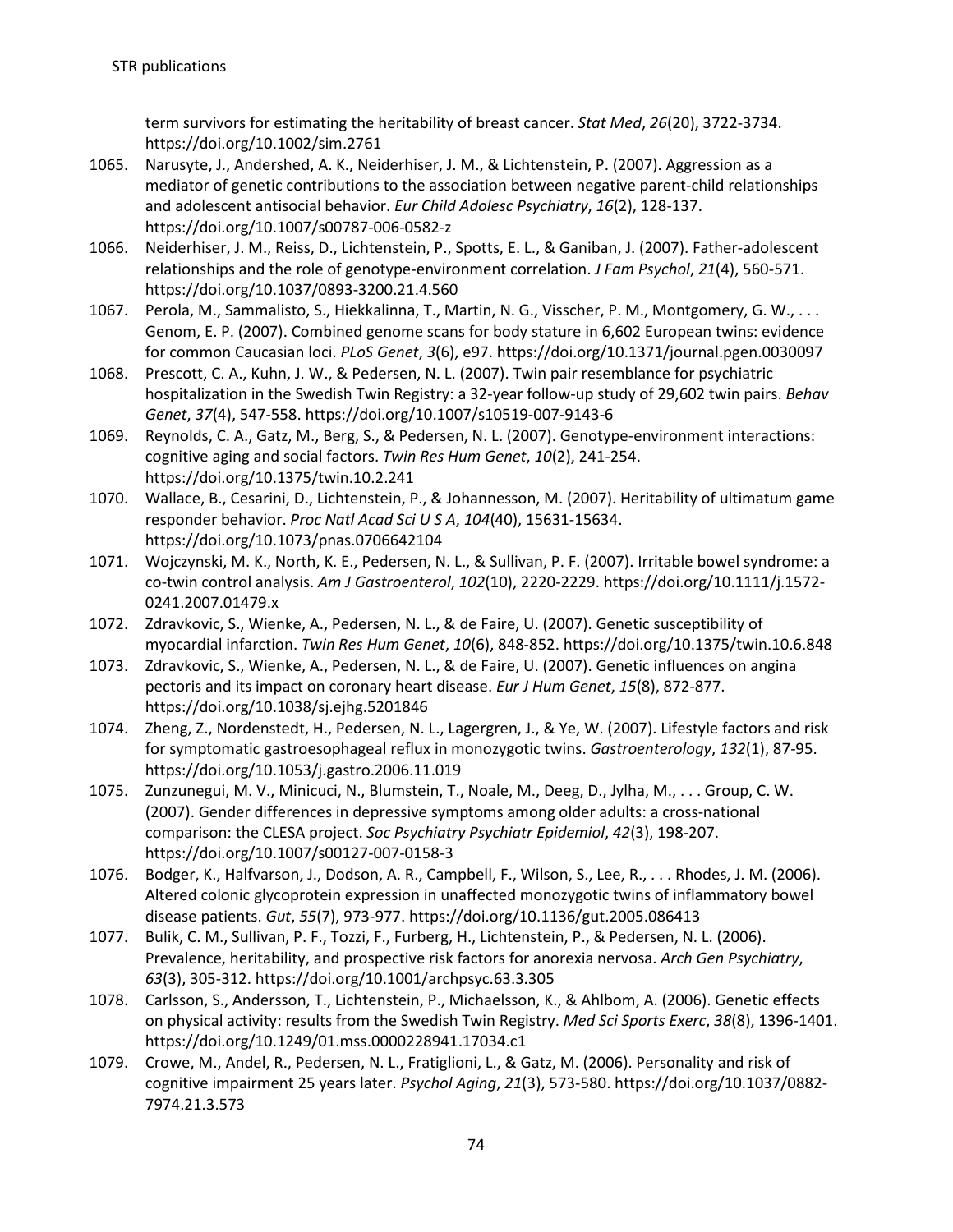term survivors for estimating the heritability of breast cancer. *Stat Med*, *26*(20), 3722-3734. https://doi.org/10.1002/sim.2761

1065. Narusyte, J., Andershed, A. K., Neiderhiser, J. M., & Lichtenstein, P. (2007). Aggression as a mediator of genetic contributions to the association between negative parent-child relationships and adolescent antisocial behavior. *Eur Child Adolesc Psychiatry*, *16*(2), 128-137. https://doi.org/10.1007/s00787-006-0582-z
1066. Neiderhiser, J. M., Reiss, D., Lichtenstein, P., Spotts, E. L., & Ganiban, J. (2007). Father-adolescent relationships and the role of genotype-environment correlation. *J Fam Psychol*, *21*(4), 560-571. https://doi.org/10.1037/0893-3200.21.4.560
1067. Perola, M., Sammalisto, S., Hiekkalinna, T., Martin, N. G., Visscher, P. M., Montgomery, G. W., . . . Genom, E. P. (2007). Combined genome scans for body stature in 6,602 European twins: evidence for common Caucasian loci. *PLoS Genet*, *3*(6), e97. https://doi.org/10.1371/journal.pgen.0030097
1068. Prescott, C. A., Kuhn, J. W., & Pedersen, N. L. (2007). Twin pair resemblance for psychiatric hospitalization in the Swedish Twin Registry: a 32-year follow-up study of 29,602 twin pairs. *Behav Genet*, *37*(4), 547-558. https://doi.org/10.1007/s10519-007-9143-6
1069. Reynolds, C. A., Gatz, M., Berg, S., & Pedersen, N. L. (2007). Genotype-environment interactions: cognitive aging and social factors. *Twin Res Hum Genet*, *10*(2), 241-254. https://doi.org/10.1375/twin.10.2.241
1070. Wallace, B., Cesarini, D., Lichtenstein, P., & Johannesson, M. (2007). Heritability of ultimatum game responder behavior. *Proc Natl Acad Sci U S A*, *104*(40), 15631-15634. https://doi.org/10.1073/pnas.0706642104
1071. Wojczynski, M. K., North, K. E., Pedersen, N. L., & Sullivan, P. F. (2007). Irritable bowel syndrome: a co-twin control analysis. *Am J Gastroenterol*, *102*(10), 2220-2229. https://doi.org/10.1111/j.1572-0241.2007.01479.x
1072. Zdravkovic, S., Wienke, A., Pedersen, N. L., & de Faire, U. (2007). Genetic susceptibility of myocardial infarction. *Twin Res Hum Genet*, *10*(6), 848-852. https://doi.org/10.1375/twin.10.6.848
1073. Zdravkovic, S., Wienke, A., Pedersen, N. L., & de Faire, U. (2007). Genetic influences on angina pectoris and its impact on coronary heart disease. *Eur J Hum Genet*, *15*(8), 872-877. https://doi.org/10.1038/sj.ejhg.5201846
1074. Zheng, Z., Nordenstedt, H., Pedersen, N. L., Lagergren, J., & Ye, W. (2007). Lifestyle factors and risk for symptomatic gastroesophageal reflux in monozygotic twins. *Gastroenterology*, *132*(1), 87-95. https://doi.org/10.1053/j.gastro.2006.11.019
1075. Zunzunegui, M. V., Minicuci, N., Blumstein, T., Noale, M., Deeg, D., Jylha, M., . . . Group, C. W. (2007). Gender differences in depressive symptoms among older adults: a cross-national comparison: the CLESA project. *Soc Psychiatry Psychiatr Epidemiol*, *42*(3), 198-207. https://doi.org/10.1007/s00127-007-0158-3
1076. Bodger, K., Halfvarson, J., Dodson, A. R., Campbell, F., Wilson, S., Lee, R., . . . Rhodes, J. M. (2006). Altered colonic glycoprotein expression in unaffected monozygotic twins of inflammatory bowel disease patients. *Gut*, *55*(7), 973-977. https://doi.org/10.1136/gut.2005.086413
1077. Bulik, C. M., Sullivan, P. F., Tozzi, F., Furberg, H., Lichtenstein, P., & Pedersen, N. L. (2006). Prevalence, heritability, and prospective risk factors for anorexia nervosa. *Arch Gen Psychiatry*, *63*(3), 305-312. https://doi.org/10.1001/archpsyc.63.3.305
1078. Carlsson, S., Andersson, T., Lichtenstein, P., Michaelsson, K., & Ahlbom, A. (2006). Genetic effects on physical activity: results from the Swedish Twin Registry. *Med Sci Sports Exerc*, *38*(8), 1396-1401. https://doi.org/10.1249/01.mss.0000228941.17034.c1
1079. Crowe, M., Andel, R., Pedersen, N. L., Fratiglioni, L., & Gatz, M. (2006). Personality and risk of cognitive impairment 25 years later. *Psychol Aging*, *21*(3), 573-580. https://doi.org/10.1037/0882-7974.21.3.573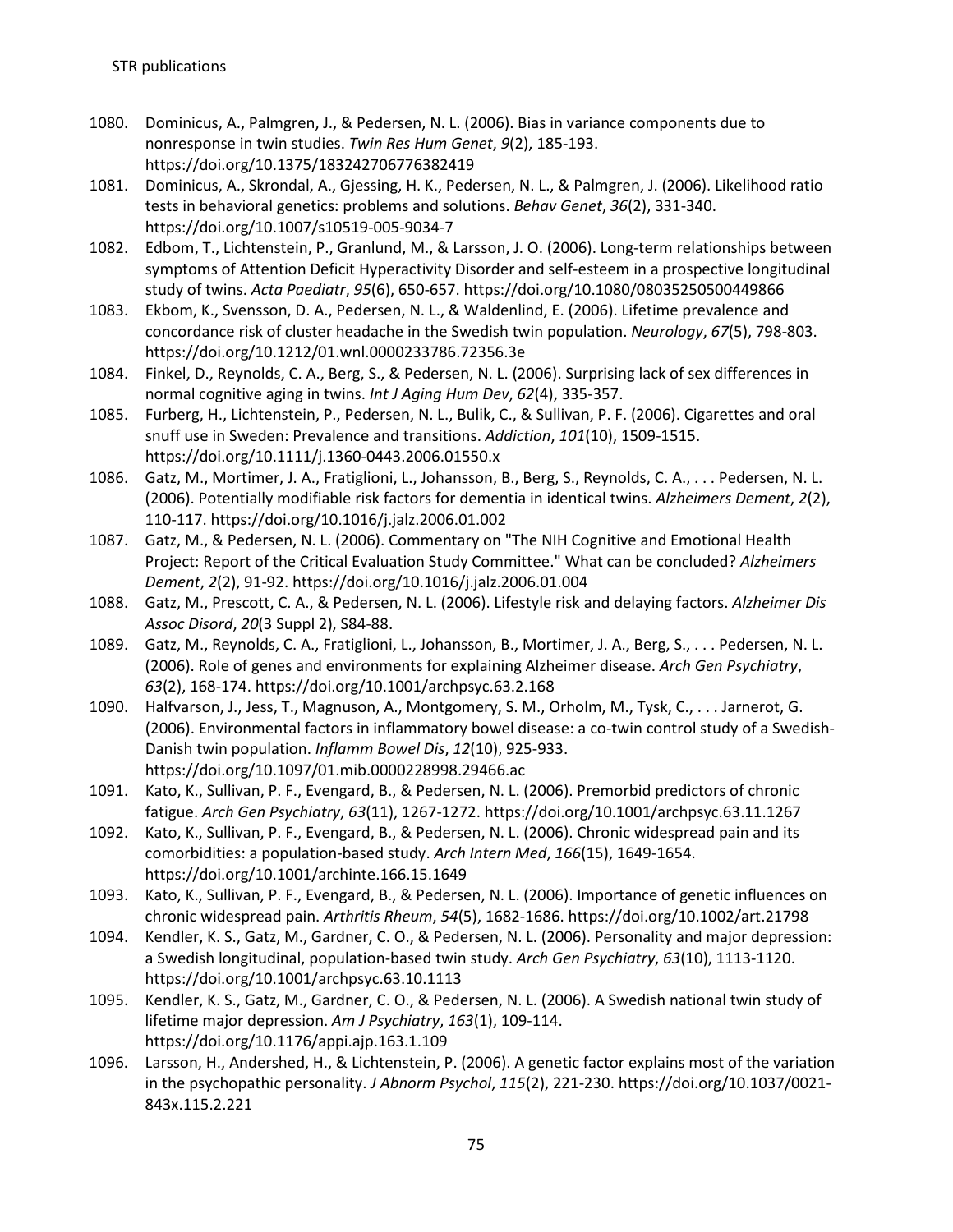1080. Dominicus, A., Palmgren, J., & Pedersen, N. L. (2006). Bias in variance components due to nonresponse in twin studies. *Twin Res Hum Genet*, *9*(2), 185-193. https://doi.org/10.1375/183242706776382419

1081. Dominicus, A., Skrondal, A., Gjessing, H. K., Pedersen, N. L., & Palmgren, J. (2006). Likelihood ratio tests in behavioral genetics: problems and solutions. *Behav Genet*, *36*(2), 331-340. https://doi.org/10.1007/s10519-005-9034-7

1082. Edbom, T., Lichtenstein, P., Granlund, M., & Larsson, J. O. (2006). Long-term relationships between symptoms of Attention Deficit Hyperactivity Disorder and self-esteem in a prospective longitudinal study of twins. *Acta Paediatr*, *95*(6), 650-657. https://doi.org/10.1080/08035250500449866

1083. Ekbom, K., Svensson, D. A., Pedersen, N. L., & Waldenlind, E. (2006). Lifetime prevalence and concordance risk of cluster headache in the Swedish twin population. *Neurology*, *67*(5), 798-803. https://doi.org/10.1212/01.wnl.0000233786.72356.3e

1084. Finkel, D., Reynolds, C. A., Berg, S., & Pedersen, N. L. (2006). Surprising lack of sex differences in normal cognitive aging in twins. *Int J Aging Hum Dev*, *62*(4), 335-357.

1085. Furberg, H., Lichtenstein, P., Pedersen, N. L., Bulik, C., & Sullivan, P. F. (2006). Cigarettes and oral snuff use in Sweden: Prevalence and transitions. *Addiction*, *101*(10), 1509-1515. https://doi.org/10.1111/j.1360-0443.2006.01550.x

1086. Gatz, M., Mortimer, J. A., Fratiglioni, L., Johansson, B., Berg, S., Reynolds, C. A., . . . Pedersen, N. L. (2006). Potentially modifiable risk factors for dementia in identical twins. *Alzheimers Dement*, *2*(2), 110-117. https://doi.org/10.1016/j.jalz.2006.01.002

1087. Gatz, M., & Pedersen, N. L. (2006). Commentary on "The NIH Cognitive and Emotional Health Project: Report of the Critical Evaluation Study Committee." What can be concluded? *Alzheimers Dement*, *2*(2), 91-92. https://doi.org/10.1016/j.jalz.2006.01.004

1088. Gatz, M., Prescott, C. A., & Pedersen, N. L. (2006). Lifestyle risk and delaying factors. *Alzheimer Dis Assoc Disord*, *20*(3 Suppl 2), S84-88.

1089. Gatz, M., Reynolds, C. A., Fratiglioni, L., Johansson, B., Mortimer, J. A., Berg, S., . . . Pedersen, N. L. (2006). Role of genes and environments for explaining Alzheimer disease. *Arch Gen Psychiatry*, *63*(2), 168-174. https://doi.org/10.1001/archpsyc.63.2.168

1090. Halfvarson, J., Jess, T., Magnuson, A., Montgomery, S. M., Orholm, M., Tysk, C., . . . Jarnerot, G. (2006). Environmental factors in inflammatory bowel disease: a co-twin control study of a Swedish-Danish twin population. *Inflamm Bowel Dis*, *12*(10), 925-933. https://doi.org/10.1097/01.mib.0000228998.29466.ac

1091. Kato, K., Sullivan, P. F., Evengard, B., & Pedersen, N. L. (2006). Premorbid predictors of chronic fatigue. *Arch Gen Psychiatry*, *63*(11), 1267-1272. https://doi.org/10.1001/archpsyc.63.11.1267

1092. Kato, K., Sullivan, P. F., Evengard, B., & Pedersen, N. L. (2006). Chronic widespread pain and its comorbidities: a population-based study. *Arch Intern Med*, *166*(15), 1649-1654. https://doi.org/10.1001/archinte.166.15.1649

1093. Kato, K., Sullivan, P. F., Evengard, B., & Pedersen, N. L. (2006). Importance of genetic influences on chronic widespread pain. *Arthritis Rheum*, *54*(5), 1682-1686. https://doi.org/10.1002/art.21798

1094. Kendler, K. S., Gatz, M., Gardner, C. O., & Pedersen, N. L. (2006). Personality and major depression: a Swedish longitudinal, population-based twin study. *Arch Gen Psychiatry*, *63*(10), 1113-1120. https://doi.org/10.1001/archpsyc.63.10.1113

1095. Kendler, K. S., Gatz, M., Gardner, C. O., & Pedersen, N. L. (2006). A Swedish national twin study of lifetime major depression. *Am J Psychiatry*, *163*(1), 109-114. https://doi.org/10.1176/appi.ajp.163.1.109

1096. Larsson, H., Andershed, H., & Lichtenstein, P. (2006). A genetic factor explains most of the variation in the psychopathic personality. *J Abnorm Psychol*, *115*(2), 221-230. https://doi.org/10.1037/0021-843x.115.2.221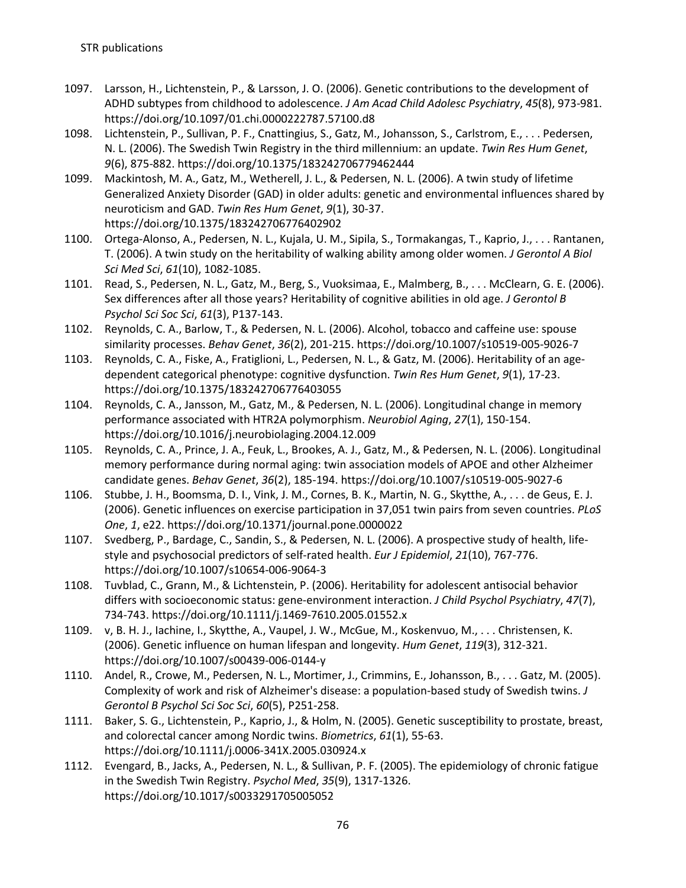1097. Larsson, H., Lichtenstein, P., & Larsson, J. O. (2006). Genetic contributions to the development of ADHD subtypes from childhood to adolescence. *J Am Acad Child Adolesc Psychiatry*, *45*(8), 973-981. https://doi.org/10.1097/01.chi.0000222787.57100.d8
1098. Lichtenstein, P., Sullivan, P. F., Cnattingius, S., Gatz, M., Johansson, S., Carlstrom, E., . . . Pedersen, N. L. (2006). The Swedish Twin Registry in the third millennium: an update. *Twin Res Hum Genet*, *9*(6), 875-882. https://doi.org/10.1375/183242706779462444
1099. Mackintosh, M. A., Gatz, M., Wetherell, J. L., & Pedersen, N. L. (2006). A twin study of lifetime Generalized Anxiety Disorder (GAD) in older adults: genetic and environmental influences shared by neuroticism and GAD. *Twin Res Hum Genet*, *9*(1), 30-37. https://doi.org/10.1375/183242706776402902
1100. Ortega-Alonso, A., Pedersen, N. L., Kujala, U. M., Sipila, S., Tormakangas, T., Kaprio, J., . . . Rantanen, T. (2006). A twin study on the heritability of walking ability among older women. *J Gerontol A Biol Sci Med Sci*, *61*(10), 1082-1085.
1101. Read, S., Pedersen, N. L., Gatz, M., Berg, S., Vuoksimaa, E., Malmberg, B., . . . McClearn, G. E. (2006). Sex differences after all those years? Heritability of cognitive abilities in old age. *J Gerontol B Psychol Sci Soc Sci*, *61*(3), P137-143.
1102. Reynolds, C. A., Barlow, T., & Pedersen, N. L. (2006). Alcohol, tobacco and caffeine use: spouse similarity processes. *Behav Genet*, *36*(2), 201-215. https://doi.org/10.1007/s10519-005-9026-7
1103. Reynolds, C. A., Fiske, A., Fratiglioni, L., Pedersen, N. L., & Gatz, M. (2006). Heritability of an age-dependent categorical phenotype: cognitive dysfunction. *Twin Res Hum Genet*, *9*(1), 17-23. https://doi.org/10.1375/183242706776403055
1104. Reynolds, C. A., Jansson, M., Gatz, M., & Pedersen, N. L. (2006). Longitudinal change in memory performance associated with HTR2A polymorphism. *Neurobiol Aging*, *27*(1), 150-154. https://doi.org/10.1016/j.neurobiolaging.2004.12.009
1105. Reynolds, C. A., Prince, J. A., Feuk, L., Brookes, A. J., Gatz, M., & Pedersen, N. L. (2006). Longitudinal memory performance during normal aging: twin association models of APOE and other Alzheimer candidate genes. *Behav Genet*, *36*(2), 185-194. https://doi.org/10.1007/s10519-005-9027-6
1106. Stubbe, J. H., Boomsma, D. I., Vink, J. M., Cornes, B. K., Martin, N. G., Skytthe, A., . . . de Geus, E. J. (2006). Genetic influences on exercise participation in 37,051 twin pairs from seven countries. *PLoS One*, *1*, e22. https://doi.org/10.1371/journal.pone.0000022
1107. Svedberg, P., Bardage, C., Sandin, S., & Pedersen, N. L. (2006). A prospective study of health, life-style and psychosocial predictors of self-rated health. *Eur J Epidemiol*, *21*(10), 767-776. https://doi.org/10.1007/s10654-006-9064-3
1108. Tuvblad, C., Grann, M., & Lichtenstein, P. (2006). Heritability for adolescent antisocial behavior differs with socioeconomic status: gene-environment interaction. *J Child Psychol Psychiatry*, *47*(7), 734-743. https://doi.org/10.1111/j.1469-7610.2005.01552.x
1109. v, B. H. J., Iachine, I., Skytthe, A., Vaupel, J. W., McGue, M., Koskenvuo, M., . . . Christensen, K. (2006). Genetic influence on human lifespan and longevity. *Hum Genet*, *119*(3), 312-321. https://doi.org/10.1007/s00439-006-0144-y
1110. Andel, R., Crowe, M., Pedersen, N. L., Mortimer, J., Crimmins, E., Johansson, B., . . . Gatz, M. (2005). Complexity of work and risk of Alzheimer's disease: a population-based study of Swedish twins. *J Gerontol B Psychol Sci Soc Sci*, *60*(5), P251-258.
1111. Baker, S. G., Lichtenstein, P., Kaprio, J., & Holm, N. (2005). Genetic susceptibility to prostate, breast, and colorectal cancer among Nordic twins. *Biometrics*, *61*(1), 55-63. https://doi.org/10.1111/j.0006-341X.2005.030924.x
1112. Evengard, B., Jacks, A., Pedersen, N. L., & Sullivan, P. F. (2005). The epidemiology of chronic fatigue in the Swedish Twin Registry. *Psychol Med*, *35*(9), 1317-1326. https://doi.org/10.1017/s0033291705005052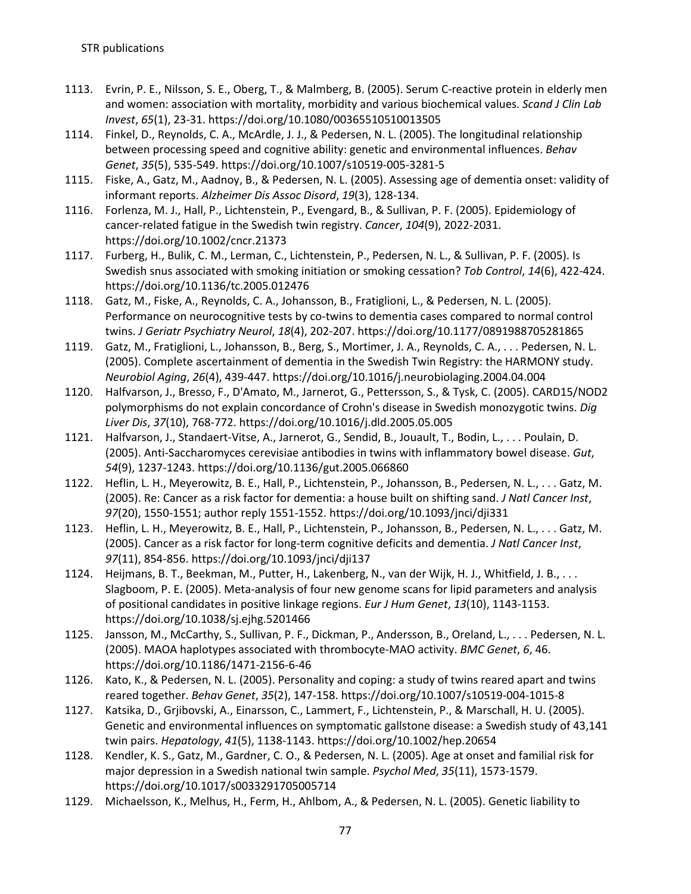1113. Evrin, P. E., Nilsson, S. E., Oberg, T., & Malmberg, B. (2005). Serum C-reactive protein in elderly men and women: association with mortality, morbidity and various biochemical values. *Scand J Clin Lab Invest*, *65*(1), 23-31. https://doi.org/10.1080/00365510510013505
1114. Finkel, D., Reynolds, C. A., McArdle, J. J., & Pedersen, N. L. (2005). The longitudinal relationship between processing speed and cognitive ability: genetic and environmental influences. *Behav Genet*, *35*(5), 535-549. https://doi.org/10.1007/s10519-005-3281-5
1115. Fiske, A., Gatz, M., Aadnoy, B., & Pedersen, N. L. (2005). Assessing age of dementia onset: validity of informant reports. *Alzheimer Dis Assoc Disord*, *19*(3), 128-134.
1116. Forlenza, M. J., Hall, P., Lichtenstein, P., Evengard, B., & Sullivan, P. F. (2005). Epidemiology of cancer-related fatigue in the Swedish twin registry. *Cancer*, *104*(9), 2022-2031. https://doi.org/10.1002/cncr.21373
1117. Furberg, H., Bulik, C. M., Lerman, C., Lichtenstein, P., Pedersen, N. L., & Sullivan, P. F. (2005). Is Swedish snus associated with smoking initiation or smoking cessation? *Tob Control*, *14*(6), 422-424. https://doi.org/10.1136/tc.2005.012476
1118. Gatz, M., Fiske, A., Reynolds, C. A., Johansson, B., Fratiglioni, L., & Pedersen, N. L. (2005). Performance on neurocognitive tests by co-twins to dementia cases compared to normal control twins. *J Geriatr Psychiatry Neurol*, *18*(4), 202-207. https://doi.org/10.1177/0891988705281865
1119. Gatz, M., Fratiglioni, L., Johansson, B., Berg, S., Mortimer, J. A., Reynolds, C. A., . . . Pedersen, N. L. (2005). Complete ascertainment of dementia in the Swedish Twin Registry: the HARMONY study. *Neurobiol Aging*, *26*(4), 439-447. https://doi.org/10.1016/j.neurobiolaging.2004.04.004
1120. Halfvarson, J., Bresso, F., D'Amato, M., Jarnerot, G., Pettersson, S., & Tysk, C. (2005). CARD15/NOD2 polymorphisms do not explain concordance of Crohn's disease in Swedish monozygotic twins. *Dig Liver Dis*, *37*(10), 768-772. https://doi.org/10.1016/j.dld.2005.05.005
1121. Halfvarson, J., Standaert-Vitse, A., Jarnerot, G., Sendid, B., Jouault, T., Bodin, L., . . . Poulain, D. (2005). Anti-Saccharomyces cerevisiae antibodies in twins with inflammatory bowel disease. *Gut*, *54*(9), 1237-1243. https://doi.org/10.1136/gut.2005.066860
1122. Heflin, L. H., Meyerowitz, B. E., Hall, P., Lichtenstein, P., Johansson, B., Pedersen, N. L., . . . Gatz, M. (2005). Re: Cancer as a risk factor for dementia: a house built on shifting sand. *J Natl Cancer Inst*, *97*(20), 1550-1551; author reply 1551-1552. https://doi.org/10.1093/jnci/dji331
1123. Heflin, L. H., Meyerowitz, B. E., Hall, P., Lichtenstein, P., Johansson, B., Pedersen, N. L., . . . Gatz, M. (2005). Cancer as a risk factor for long-term cognitive deficits and dementia. *J Natl Cancer Inst*, *97*(11), 854-856. https://doi.org/10.1093/jnci/dji137
1124. Heijmans, B. T., Beekman, M., Putter, H., Lakenberg, N., van der Wijk, H. J., Whitfield, J. B., . . . Slagboom, P. E. (2005). Meta-analysis of four new genome scans for lipid parameters and analysis of positional candidates in positive linkage regions. *Eur J Hum Genet*, *13*(10), 1143-1153. https://doi.org/10.1038/sj.ejhg.5201466
1125. Jansson, M., McCarthy, S., Sullivan, P. F., Dickman, P., Andersson, B., Oreland, L., . . . Pedersen, N. L. (2005). MAOA haplotypes associated with thrombocyte-MAO activity. *BMC Genet*, *6*, 46. https://doi.org/10.1186/1471-2156-6-46
1126. Kato, K., & Pedersen, N. L. (2005). Personality and coping: a study of twins reared apart and twins reared together. *Behav Genet*, *35*(2), 147-158. https://doi.org/10.1007/s10519-004-1015-8
1127. Katsika, D., Grjibovski, A., Einarsson, C., Lammert, F., Lichtenstein, P., & Marschall, H. U. (2005). Genetic and environmental influences on symptomatic gallstone disease: a Swedish study of 43,141 twin pairs. *Hepatology*, *41*(5), 1138-1143. https://doi.org/10.1002/hep.20654
1128. Kendler, K. S., Gatz, M., Gardner, C. O., & Pedersen, N. L. (2005). Age at onset and familial risk for major depression in a Swedish national twin sample. *Psychol Med*, *35*(11), 1573-1579. https://doi.org/10.1017/s0033291705005714
1129. Michaelsson, K., Melhus, H., Ferm, H., Ahlbom, A., & Pedersen, N. L. (2005). Genetic liability to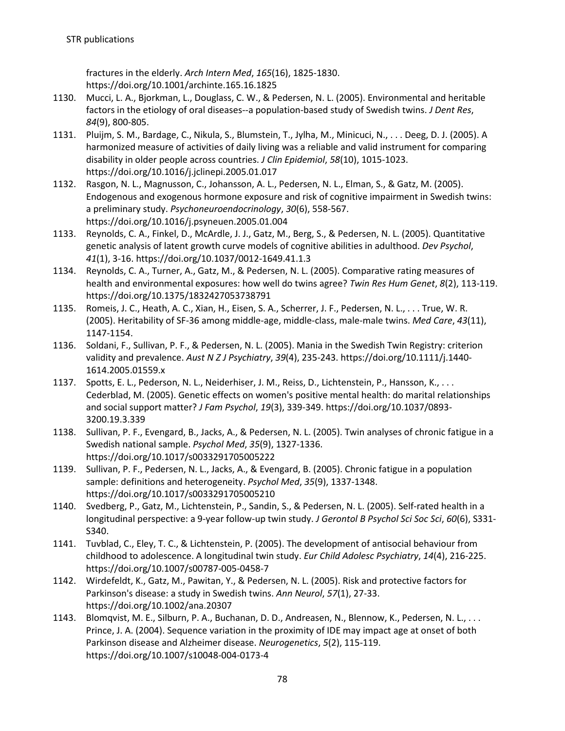fractures in the elderly. *Arch Intern Med*, *165*(16), 1825-1830. https://doi.org/10.1001/archinte.165.16.1825

1130. Mucci, L. A., Bjorkman, L., Douglass, C. W., & Pedersen, N. L. (2005). Environmental and heritable factors in the etiology of oral diseases--a population-based study of Swedish twins. *J Dent Res*, *84*(9), 800-805.
1131. Pluijm, S. M., Bardage, C., Nikula, S., Blumstein, T., Jylha, M., Minicuci, N., . . . Deeg, D. J. (2005). A harmonized measure of activities of daily living was a reliable and valid instrument for comparing disability in older people across countries. *J Clin Epidemiol*, *58*(10), 1015-1023. https://doi.org/10.1016/j.jclinepi.2005.01.017
1132. Rasgon, N. L., Magnusson, C., Johansson, A. L., Pedersen, N. L., Elman, S., & Gatz, M. (2005). Endogenous and exogenous hormone exposure and risk of cognitive impairment in Swedish twins: a preliminary study. *Psychoneuroendocrinology*, *30*(6), 558-567. https://doi.org/10.1016/j.psyneuen.2005.01.004
1133. Reynolds, C. A., Finkel, D., McArdle, J. J., Gatz, M., Berg, S., & Pedersen, N. L. (2005). Quantitative genetic analysis of latent growth curve models of cognitive abilities in adulthood. *Dev Psychol*, *41*(1), 3-16. https://doi.org/10.1037/0012-1649.41.1.3
1134. Reynolds, C. A., Turner, A., Gatz, M., & Pedersen, N. L. (2005). Comparative rating measures of health and environmental exposures: how well do twins agree? *Twin Res Hum Genet*, *8*(2), 113-119. https://doi.org/10.1375/1832427053738791
1135. Romeis, J. C., Heath, A. C., Xian, H., Eisen, S. A., Scherrer, J. F., Pedersen, N. L., . . . True, W. R. (2005). Heritability of SF-36 among middle-age, middle-class, male-male twins. *Med Care*, *43*(11), 1147-1154.
1136. Soldani, F., Sullivan, P. F., & Pedersen, N. L. (2005). Mania in the Swedish Twin Registry: criterion validity and prevalence. *Aust N Z J Psychiatry*, *39*(4), 235-243. https://doi.org/10.1111/j.1440-1614.2005.01559.x
1137. Spotts, E. L., Pederson, N. L., Neiderhiser, J. M., Reiss, D., Lichtenstein, P., Hansson, K., . . . Cederblad, M. (2005). Genetic effects on women's positive mental health: do marital relationships and social support matter? *J Fam Psychol*, *19*(3), 339-349. https://doi.org/10.1037/0893-3200.19.3.339
1138. Sullivan, P. F., Evengard, B., Jacks, A., & Pedersen, N. L. (2005). Twin analyses of chronic fatigue in a Swedish national sample. *Psychol Med*, *35*(9), 1327-1336. https://doi.org/10.1017/s0033291705005222
1139. Sullivan, P. F., Pedersen, N. L., Jacks, A., & Evengard, B. (2005). Chronic fatigue in a population sample: definitions and heterogeneity. *Psychol Med*, *35*(9), 1337-1348. https://doi.org/10.1017/s0033291705005210
1140. Svedberg, P., Gatz, M., Lichtenstein, P., Sandin, S., & Pedersen, N. L. (2005). Self-rated health in a longitudinal perspective: a 9-year follow-up twin study. *J Gerontol B Psychol Sci Soc Sci*, *60*(6), S331-S340.
1141. Tuvblad, C., Eley, T. C., & Lichtenstein, P. (2005). The development of antisocial behaviour from childhood to adolescence. A longitudinal twin study. *Eur Child Adolesc Psychiatry*, *14*(4), 216-225. https://doi.org/10.1007/s00787-005-0458-7
1142. Wirdefeldt, K., Gatz, M., Pawitan, Y., & Pedersen, N. L. (2005). Risk and protective factors for Parkinson's disease: a study in Swedish twins. *Ann Neurol*, *57*(1), 27-33. https://doi.org/10.1002/ana.20307
1143. Blomqvist, M. E., Silburn, P. A., Buchanan, D. D., Andreasen, N., Blennow, K., Pedersen, N. L., . . . Prince, J. A. (2004). Sequence variation in the proximity of IDE may impact age at onset of both Parkinson disease and Alzheimer disease. *Neurogenetics*, *5*(2), 115-119. https://doi.org/10.1007/s10048-004-0173-4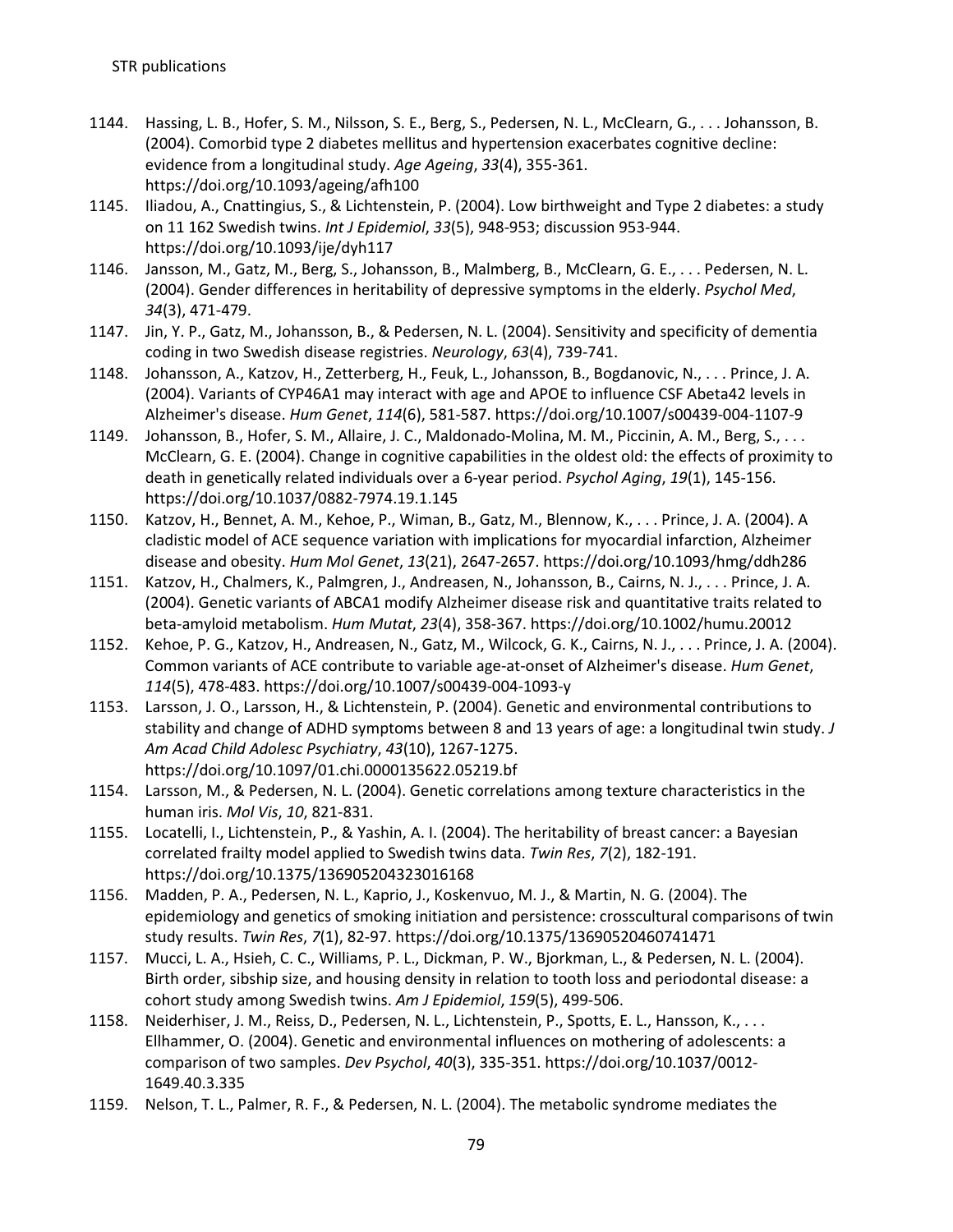1144. Hassing, L. B., Hofer, S. M., Nilsson, S. E., Berg, S., Pedersen, N. L., McClearn, G., . . . Johansson, B. (2004). Comorbid type 2 diabetes mellitus and hypertension exacerbates cognitive decline: evidence from a longitudinal study. *Age Ageing*, *33*(4), 355-361. https://doi.org/10.1093/ageing/afh100
1145. Iliadou, A., Cnattingius, S., & Lichtenstein, P. (2004). Low birthweight and Type 2 diabetes: a study on 11 162 Swedish twins. *Int J Epidemiol*, *33*(5), 948-953; discussion 953-944. https://doi.org/10.1093/ije/dyh117
1146. Jansson, M., Gatz, M., Berg, S., Johansson, B., Malmberg, B., McClearn, G. E., . . . Pedersen, N. L. (2004). Gender differences in heritability of depressive symptoms in the elderly. *Psychol Med*, *34*(3), 471-479.
1147. Jin, Y. P., Gatz, M., Johansson, B., & Pedersen, N. L. (2004). Sensitivity and specificity of dementia coding in two Swedish disease registries. *Neurology*, *63*(4), 739-741.
1148. Johansson, A., Katzov, H., Zetterberg, H., Feuk, L., Johansson, B., Bogdanovic, N., . . . Prince, J. A. (2004). Variants of CYP46A1 may interact with age and APOE to influence CSF Abeta42 levels in Alzheimer's disease. *Hum Genet*, *114*(6), 581-587. https://doi.org/10.1007/s00439-004-1107-9
1149. Johansson, B., Hofer, S. M., Allaire, J. C., Maldonado-Molina, M. M., Piccinin, A. M., Berg, S., . . . McClearn, G. E. (2004). Change in cognitive capabilities in the oldest old: the effects of proximity to death in genetically related individuals over a 6-year period. *Psychol Aging*, *19*(1), 145-156. https://doi.org/10.1037/0882-7974.19.1.145
1150. Katzov, H., Bennet, A. M., Kehoe, P., Wiman, B., Gatz, M., Blennow, K., . . . Prince, J. A. (2004). A cladistic model of ACE sequence variation with implications for myocardial infarction, Alzheimer disease and obesity. *Hum Mol Genet*, *13*(21), 2647-2657. https://doi.org/10.1093/hmg/ddh286
1151. Katzov, H., Chalmers, K., Palmgren, J., Andreasen, N., Johansson, B., Cairns, N. J., . . . Prince, J. A. (2004). Genetic variants of ABCA1 modify Alzheimer disease risk and quantitative traits related to beta-amyloid metabolism. *Hum Mutat*, *23*(4), 358-367. https://doi.org/10.1002/humu.20012
1152. Kehoe, P. G., Katzov, H., Andreasen, N., Gatz, M., Wilcock, G. K., Cairns, N. J., . . . Prince, J. A. (2004). Common variants of ACE contribute to variable age-at-onset of Alzheimer's disease. *Hum Genet*, *114*(5), 478-483. https://doi.org/10.1007/s00439-004-1093-y
1153. Larsson, J. O., Larsson, H., & Lichtenstein, P. (2004). Genetic and environmental contributions to stability and change of ADHD symptoms between 8 and 13 years of age: a longitudinal twin study. *J Am Acad Child Adolesc Psychiatry*, *43*(10), 1267-1275. https://doi.org/10.1097/01.chi.0000135622.05219.bf
1154. Larsson, M., & Pedersen, N. L. (2004). Genetic correlations among texture characteristics in the human iris. *Mol Vis*, *10*, 821-831.
1155. Locatelli, I., Lichtenstein, P., & Yashin, A. I. (2004). The heritability of breast cancer: a Bayesian correlated frailty model applied to Swedish twins data. *Twin Res*, *7*(2), 182-191. https://doi.org/10.1375/136905204323016168
1156. Madden, P. A., Pedersen, N. L., Kaprio, J., Koskenvuo, M. J., & Martin, N. G. (2004). The epidemiology and genetics of smoking initiation and persistence: crosscultural comparisons of twin study results. *Twin Res*, *7*(1), 82-97. https://doi.org/10.1375/13690520460741471
1157. Mucci, L. A., Hsieh, C. C., Williams, P. L., Dickman, P. W., Bjorkman, L., & Pedersen, N. L. (2004). Birth order, sibship size, and housing density in relation to tooth loss and periodontal disease: a cohort study among Swedish twins. *Am J Epidemiol*, *159*(5), 499-506.
1158. Neiderhiser, J. M., Reiss, D., Pedersen, N. L., Lichtenstein, P., Spotts, E. L., Hansson, K., . . . Ellhammer, O. (2004). Genetic and environmental influences on mothering of adolescents: a comparison of two samples. *Dev Psychol*, *40*(3), 335-351. https://doi.org/10.1037/0012-1649.40.3.335
1159. Nelson, T. L., Palmer, R. F., & Pedersen, N. L. (2004). The metabolic syndrome mediates the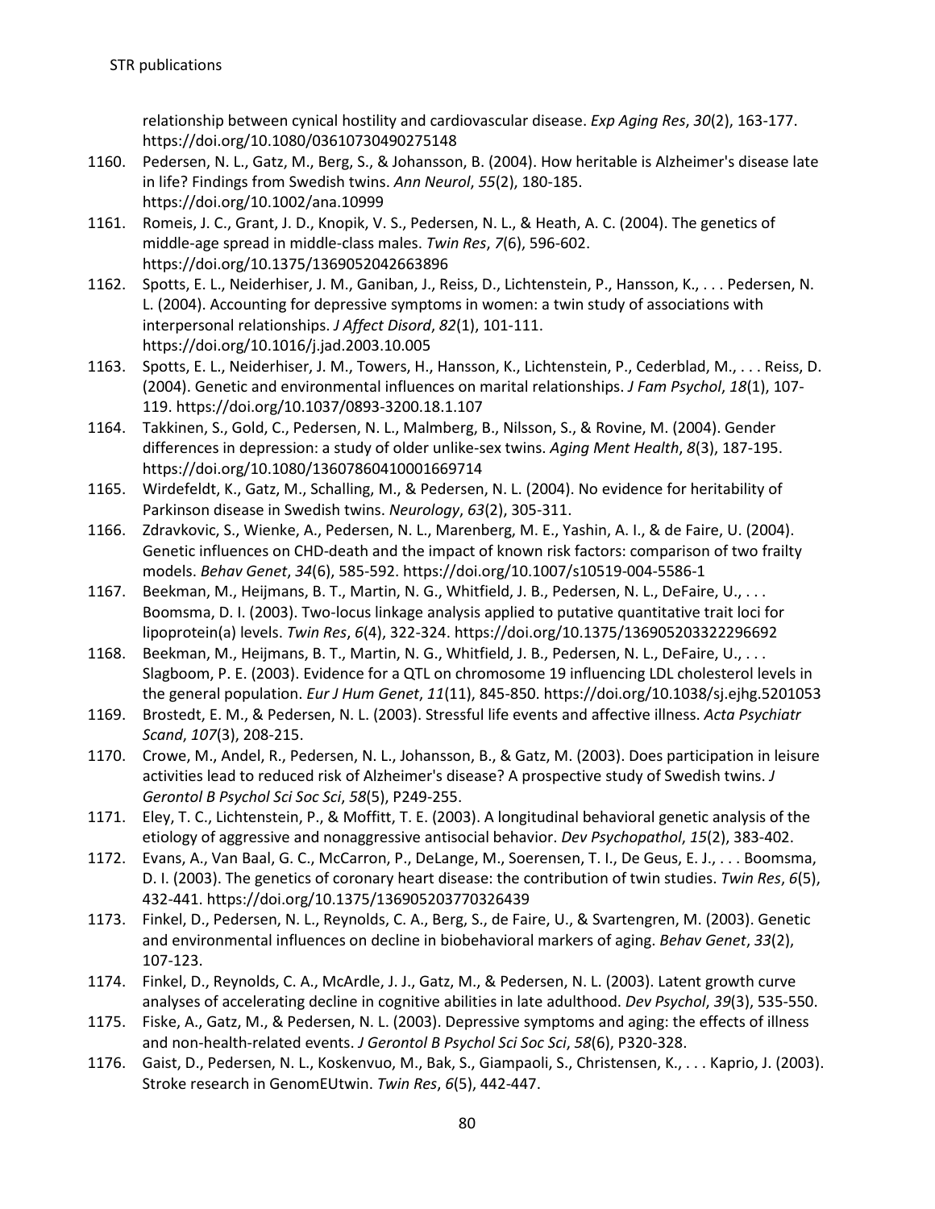relationship between cynical hostility and cardiovascular disease. *Exp Aging Res*, *30*(2), 163-177. https://doi.org/10.1080/03610730490275148

1160. Pedersen, N. L., Gatz, M., Berg, S., & Johansson, B. (2004). How heritable is Alzheimer's disease late in life? Findings from Swedish twins. *Ann Neurol*, *55*(2), 180-185. https://doi.org/10.1002/ana.10999
1161. Romeis, J. C., Grant, J. D., Knopik, V. S., Pedersen, N. L., & Heath, A. C. (2004). The genetics of middle-age spread in middle-class males. *Twin Res*, *7*(6), 596-602. https://doi.org/10.1375/1369052042663896
1162. Spotts, E. L., Neiderhiser, J. M., Ganiban, J., Reiss, D., Lichtenstein, P., Hansson, K., . . . Pedersen, N. L. (2004). Accounting for depressive symptoms in women: a twin study of associations with interpersonal relationships. *J Affect Disord*, *82*(1), 101-111. https://doi.org/10.1016/j.jad.2003.10.005
1163. Spotts, E. L., Neiderhiser, J. M., Towers, H., Hansson, K., Lichtenstein, P., Cederblad, M., . . . Reiss, D. (2004). Genetic and environmental influences on marital relationships. *J Fam Psychol*, *18*(1), 107-119. https://doi.org/10.1037/0893-3200.18.1.107
1164. Takkinen, S., Gold, C., Pedersen, N. L., Malmberg, B., Nilsson, S., & Rovine, M. (2004). Gender differences in depression: a study of older unlike-sex twins. *Aging Ment Health*, *8*(3), 187-195. https://doi.org/10.1080/13607860410001669714
1165. Wirdefeldt, K., Gatz, M., Schalling, M., & Pedersen, N. L. (2004). No evidence for heritability of Parkinson disease in Swedish twins. *Neurology*, *63*(2), 305-311.
1166. Zdravkovic, S., Wienke, A., Pedersen, N. L., Marenberg, M. E., Yashin, A. I., & de Faire, U. (2004). Genetic influences on CHD-death and the impact of known risk factors: comparison of two frailty models. *Behav Genet*, *34*(6), 585-592. https://doi.org/10.1007/s10519-004-5586-1
1167. Beekman, M., Heijmans, B. T., Martin, N. G., Whitfield, J. B., Pedersen, N. L., DeFaire, U., . . . Boomsma, D. I. (2003). Two-locus linkage analysis applied to putative quantitative trait loci for lipoprotein(a) levels. *Twin Res*, *6*(4), 322-324. https://doi.org/10.1375/136905203322296692
1168. Beekman, M., Heijmans, B. T., Martin, N. G., Whitfield, J. B., Pedersen, N. L., DeFaire, U., . . . Slagboom, P. E. (2003). Evidence for a QTL on chromosome 19 influencing LDL cholesterol levels in the general population. *Eur J Hum Genet*, *11*(11), 845-850. https://doi.org/10.1038/sj.ejhg.5201053
1169. Brostedt, E. M., & Pedersen, N. L. (2003). Stressful life events and affective illness. *Acta Psychiatr Scand*, *107*(3), 208-215.
1170. Crowe, M., Andel, R., Pedersen, N. L., Johansson, B., & Gatz, M. (2003). Does participation in leisure activities lead to reduced risk of Alzheimer's disease? A prospective study of Swedish twins. *J Gerontol B Psychol Sci Soc Sci*, *58*(5), P249-255.
1171. Eley, T. C., Lichtenstein, P., & Moffitt, T. E. (2003). A longitudinal behavioral genetic analysis of the etiology of aggressive and nonaggressive antisocial behavior. *Dev Psychopathol*, *15*(2), 383-402.
1172. Evans, A., Van Baal, G. C., McCarron, P., DeLange, M., Soerensen, T. I., De Geus, E. J., . . . Boomsma, D. I. (2003). The genetics of coronary heart disease: the contribution of twin studies. *Twin Res*, *6*(5), 432-441. https://doi.org/10.1375/136905203770326439
1173. Finkel, D., Pedersen, N. L., Reynolds, C. A., Berg, S., de Faire, U., & Svartengren, M. (2003). Genetic and environmental influences on decline in biobehavioral markers of aging. *Behav Genet*, *33*(2), 107-123.
1174. Finkel, D., Reynolds, C. A., McArdle, J. J., Gatz, M., & Pedersen, N. L. (2003). Latent growth curve analyses of accelerating decline in cognitive abilities in late adulthood. *Dev Psychol*, *39*(3), 535-550.
1175. Fiske, A., Gatz, M., & Pedersen, N. L. (2003). Depressive symptoms and aging: the effects of illness and non-health-related events. *J Gerontol B Psychol Sci Soc Sci*, *58*(6), P320-328.
1176. Gaist, D., Pedersen, N. L., Koskenvuo, M., Bak, S., Giampaoli, S., Christensen, K., . . . Kaprio, J. (2003). Stroke research in GenomEUtwin. *Twin Res*, *6*(5), 442-447.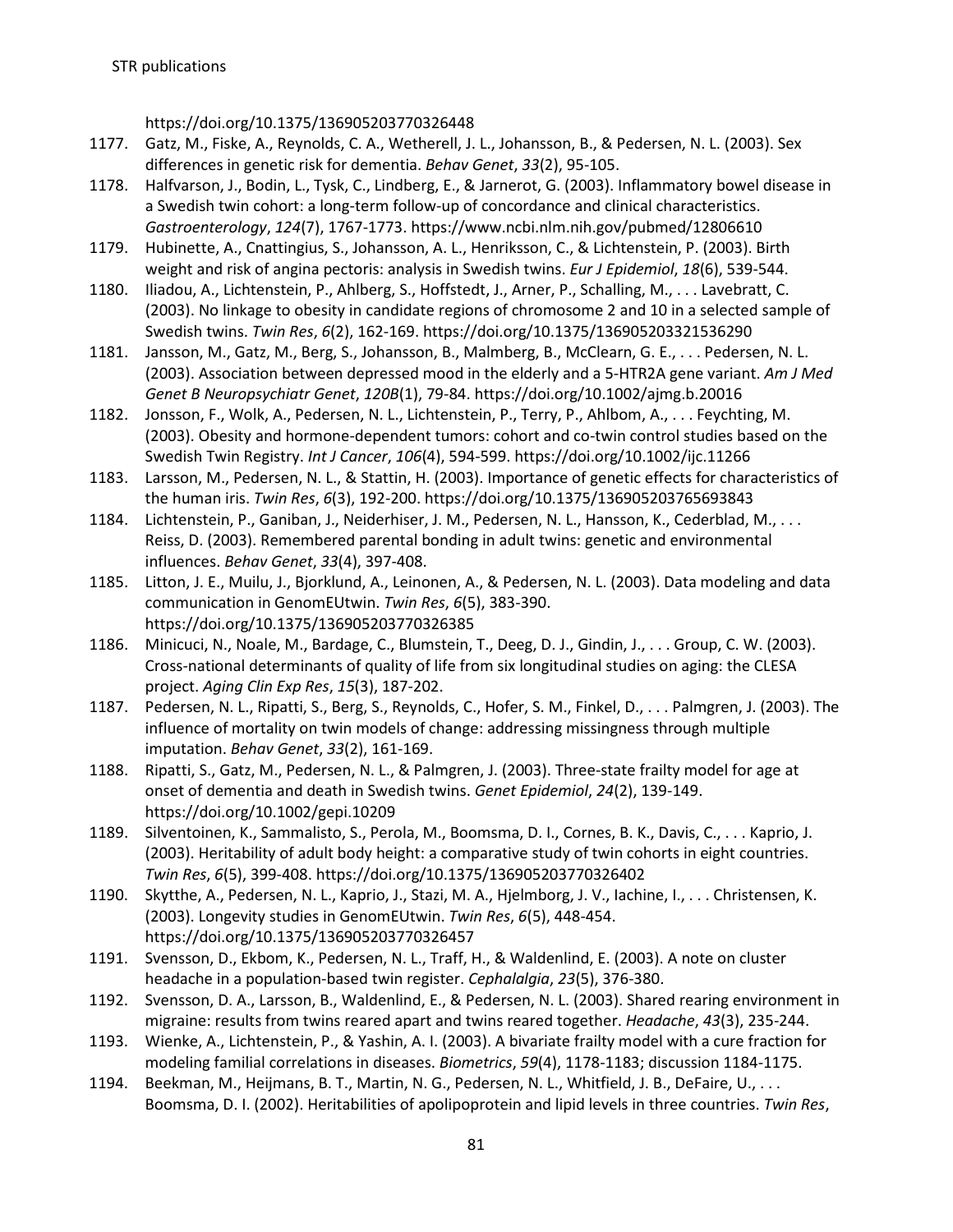https://doi.org/10.1375/136905203770326448

1177. Gatz, M., Fiske, A., Reynolds, C. A., Wetherell, J. L., Johansson, B., & Pedersen, N. L. (2003). Sex differences in genetic risk for dementia. *Behav Genet*, *33*(2), 95-105.
1178. Halfvarson, J., Bodin, L., Tysk, C., Lindberg, E., & Jarnerot, G. (2003). Inflammatory bowel disease in a Swedish twin cohort: a long-term follow-up of concordance and clinical characteristics. *Gastroenterology*, *124*(7), 1767-1773. https://www.ncbi.nlm.nih.gov/pubmed/12806610
1179. Hubinette, A., Cnattingius, S., Johansson, A. L., Henriksson, C., & Lichtenstein, P. (2003). Birth weight and risk of angina pectoris: analysis in Swedish twins. *Eur J Epidemiol*, *18*(6), 539-544.
1180. Iliadou, A., Lichtenstein, P., Ahlberg, S., Hoffstedt, J., Arner, P., Schalling, M., . . . Lavebratt, C. (2003). No linkage to obesity in candidate regions of chromosome 2 and 10 in a selected sample of Swedish twins. *Twin Res*, *6*(2), 162-169. https://doi.org/10.1375/136905203321536290
1181. Jansson, M., Gatz, M., Berg, S., Johansson, B., Malmberg, B., McClearn, G. E., . . . Pedersen, N. L. (2003). Association between depressed mood in the elderly and a 5-HTR2A gene variant. *Am J Med Genet B Neuropsychiatr Genet*, *120B*(1), 79-84. https://doi.org/10.1002/ajmg.b.20016
1182. Jonsson, F., Wolk, A., Pedersen, N. L., Lichtenstein, P., Terry, P., Ahlbom, A., . . . Feychting, M. (2003). Obesity and hormone-dependent tumors: cohort and co-twin control studies based on the Swedish Twin Registry. *Int J Cancer*, *106*(4), 594-599. https://doi.org/10.1002/ijc.11266
1183. Larsson, M., Pedersen, N. L., & Stattin, H. (2003). Importance of genetic effects for characteristics of the human iris. *Twin Res*, *6*(3), 192-200. https://doi.org/10.1375/136905203765693843
1184. Lichtenstein, P., Ganiban, J., Neiderhiser, J. M., Pedersen, N. L., Hansson, K., Cederblad, M., . . . Reiss, D. (2003). Remembered parental bonding in adult twins: genetic and environmental influences. *Behav Genet*, *33*(4), 397-408.
1185. Litton, J. E., Muilu, J., Bjorklund, A., Leinonen, A., & Pedersen, N. L. (2003). Data modeling and data communication in GenomEUtwin. *Twin Res*, *6*(5), 383-390. https://doi.org/10.1375/136905203770326385
1186. Minicuci, N., Noale, M., Bardage, C., Blumstein, T., Deeg, D. J., Gindin, J., . . . Group, C. W. (2003). Cross-national determinants of quality of life from six longitudinal studies on aging: the CLESA project. *Aging Clin Exp Res*, *15*(3), 187-202.
1187. Pedersen, N. L., Ripatti, S., Berg, S., Reynolds, C., Hofer, S. M., Finkel, D., . . . Palmgren, J. (2003). The influence of mortality on twin models of change: addressing missingness through multiple imputation. *Behav Genet*, *33*(2), 161-169.
1188. Ripatti, S., Gatz, M., Pedersen, N. L., & Palmgren, J. (2003). Three-state frailty model for age at onset of dementia and death in Swedish twins. *Genet Epidemiol*, *24*(2), 139-149. https://doi.org/10.1002/gepi.10209
1189. Silventoinen, K., Sammalisto, S., Perola, M., Boomsma, D. I., Cornes, B. K., Davis, C., . . . Kaprio, J. (2003). Heritability of adult body height: a comparative study of twin cohorts in eight countries. *Twin Res*, *6*(5), 399-408. https://doi.org/10.1375/136905203770326402
1190. Skytthe, A., Pedersen, N. L., Kaprio, J., Stazi, M. A., Hjelmborg, J. V., Iachine, I., . . . Christensen, K. (2003). Longevity studies in GenomEUtwin. *Twin Res*, *6*(5), 448-454. https://doi.org/10.1375/136905203770326457
1191. Svensson, D., Ekbom, K., Pedersen, N. L., Traff, H., & Waldenlind, E. (2003). A note on cluster headache in a population-based twin register. *Cephalalgia*, *23*(5), 376-380.
1192. Svensson, D. A., Larsson, B., Waldenlind, E., & Pedersen, N. L. (2003). Shared rearing environment in migraine: results from twins reared apart and twins reared together. *Headache*, *43*(3), 235-244.
1193. Wienke, A., Lichtenstein, P., & Yashin, A. I. (2003). A bivariate frailty model with a cure fraction for modeling familial correlations in diseases. *Biometrics*, *59*(4), 1178-1183; discussion 1184-1175.
1194. Beekman, M., Heijmans, B. T., Martin, N. G., Pedersen, N. L., Whitfield, J. B., DeFaire, U., . . . Boomsma, D. I. (2002). Heritabilities of apolipoprotein and lipid levels in three countries. *Twin Res*,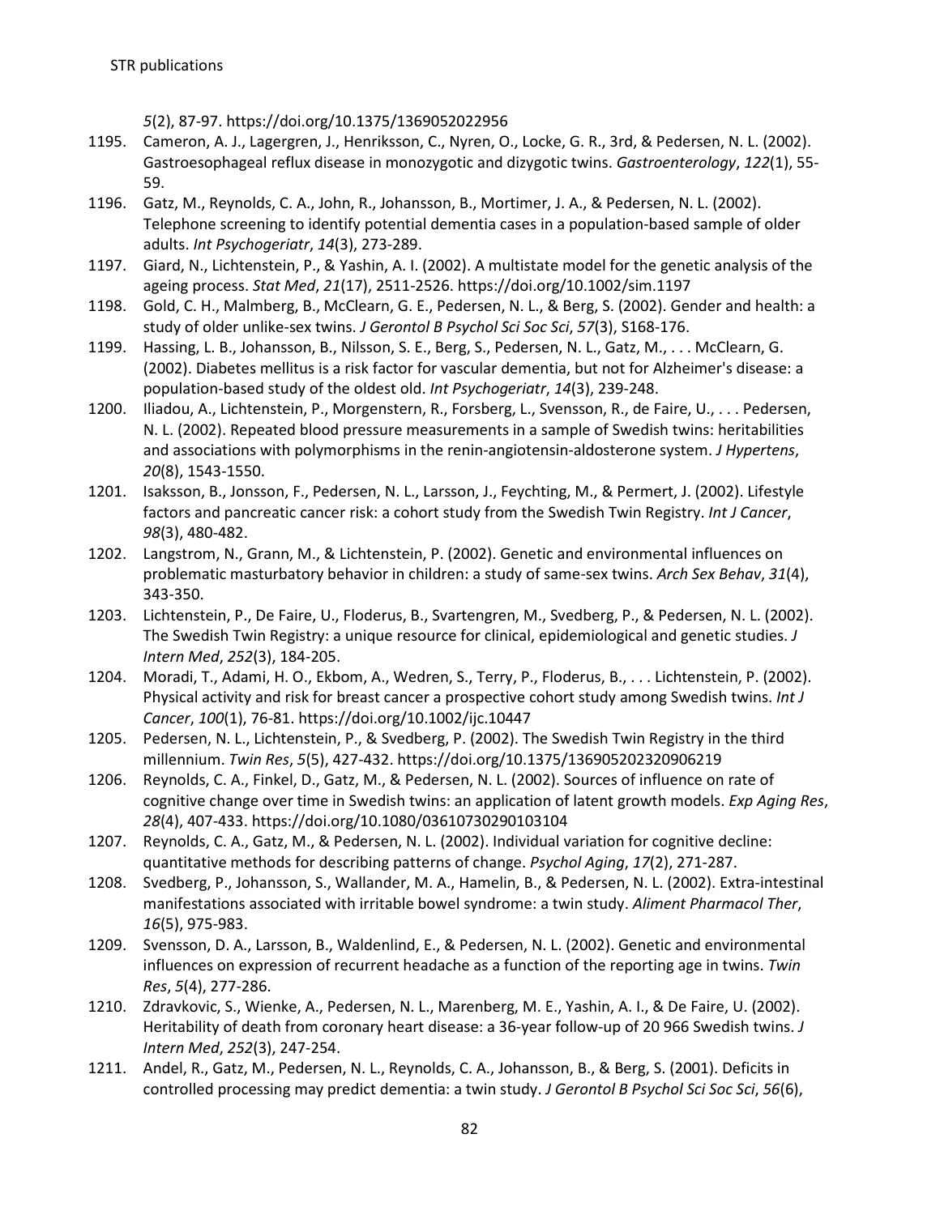*5*(2), 87-97. https://doi.org/10.1375/1369052022956

1195. Cameron, A. J., Lagergren, J., Henriksson, C., Nyren, O., Locke, G. R., 3rd, & Pedersen, N. L. (2002). Gastroesophageal reflux disease in monozygotic and dizygotic twins. *Gastroenterology*, *122*(1), 55-59.
1196. Gatz, M., Reynolds, C. A., John, R., Johansson, B., Mortimer, J. A., & Pedersen, N. L. (2002). Telephone screening to identify potential dementia cases in a population-based sample of older adults. *Int Psychogeriatr*, *14*(3), 273-289.
1197. Giard, N., Lichtenstein, P., & Yashin, A. I. (2002). A multistate model for the genetic analysis of the ageing process. *Stat Med*, *21*(17), 2511-2526. https://doi.org/10.1002/sim.1197
1198. Gold, C. H., Malmberg, B., McClearn, G. E., Pedersen, N. L., & Berg, S. (2002). Gender and health: a study of older unlike-sex twins. *J Gerontol B Psychol Sci Soc Sci*, *57*(3), S168-176.
1199. Hassing, L. B., Johansson, B., Nilsson, S. E., Berg, S., Pedersen, N. L., Gatz, M., . . . McClearn, G. (2002). Diabetes mellitus is a risk factor for vascular dementia, but not for Alzheimer's disease: a population-based study of the oldest old. *Int Psychogeriatr*, *14*(3), 239-248.
1200. Iliadou, A., Lichtenstein, P., Morgenstern, R., Forsberg, L., Svensson, R., de Faire, U., . . . Pedersen, N. L. (2002). Repeated blood pressure measurements in a sample of Swedish twins: heritabilities and associations with polymorphisms in the renin-angiotensin-aldosterone system. *J Hypertens*, *20*(8), 1543-1550.
1201. Isaksson, B., Jonsson, F., Pedersen, N. L., Larsson, J., Feychting, M., & Permert, J. (2002). Lifestyle factors and pancreatic cancer risk: a cohort study from the Swedish Twin Registry. *Int J Cancer*, *98*(3), 480-482.
1202. Langstrom, N., Grann, M., & Lichtenstein, P. (2002). Genetic and environmental influences on problematic masturbatory behavior in children: a study of same-sex twins. *Arch Sex Behav*, *31*(4), 343-350.
1203. Lichtenstein, P., De Faire, U., Floderus, B., Svartengren, M., Svedberg, P., & Pedersen, N. L. (2002). The Swedish Twin Registry: a unique resource for clinical, epidemiological and genetic studies. *J Intern Med*, *252*(3), 184-205.
1204. Moradi, T., Adami, H. O., Ekbom, A., Wedren, S., Terry, P., Floderus, B., . . . Lichtenstein, P. (2002). Physical activity and risk for breast cancer a prospective cohort study among Swedish twins. *Int J Cancer*, *100*(1), 76-81. https://doi.org/10.1002/ijc.10447
1205. Pedersen, N. L., Lichtenstein, P., & Svedberg, P. (2002). The Swedish Twin Registry in the third millennium. *Twin Res*, *5*(5), 427-432. https://doi.org/10.1375/136905202320906219
1206. Reynolds, C. A., Finkel, D., Gatz, M., & Pedersen, N. L. (2002). Sources of influence on rate of cognitive change over time in Swedish twins: an application of latent growth models. *Exp Aging Res*, *28*(4), 407-433. https://doi.org/10.1080/03610730290103104
1207. Reynolds, C. A., Gatz, M., & Pedersen, N. L. (2002). Individual variation for cognitive decline: quantitative methods for describing patterns of change. *Psychol Aging*, *17*(2), 271-287.
1208. Svedberg, P., Johansson, S., Wallander, M. A., Hamelin, B., & Pedersen, N. L. (2002). Extra-intestinal manifestations associated with irritable bowel syndrome: a twin study. *Aliment Pharmacol Ther*, *16*(5), 975-983.
1209. Svensson, D. A., Larsson, B., Waldenlind, E., & Pedersen, N. L. (2002). Genetic and environmental influences on expression of recurrent headache as a function of the reporting age in twins. *Twin Res*, *5*(4), 277-286.
1210. Zdravkovic, S., Wienke, A., Pedersen, N. L., Marenberg, M. E., Yashin, A. I., & De Faire, U. (2002). Heritability of death from coronary heart disease: a 36-year follow-up of 20 966 Swedish twins. *J Intern Med*, *252*(3), 247-254.
1211. Andel, R., Gatz, M., Pedersen, N. L., Reynolds, C. A., Johansson, B., & Berg, S. (2001). Deficits in controlled processing may predict dementia: a twin study. *J Gerontol B Psychol Sci Soc Sci*, *56*(6),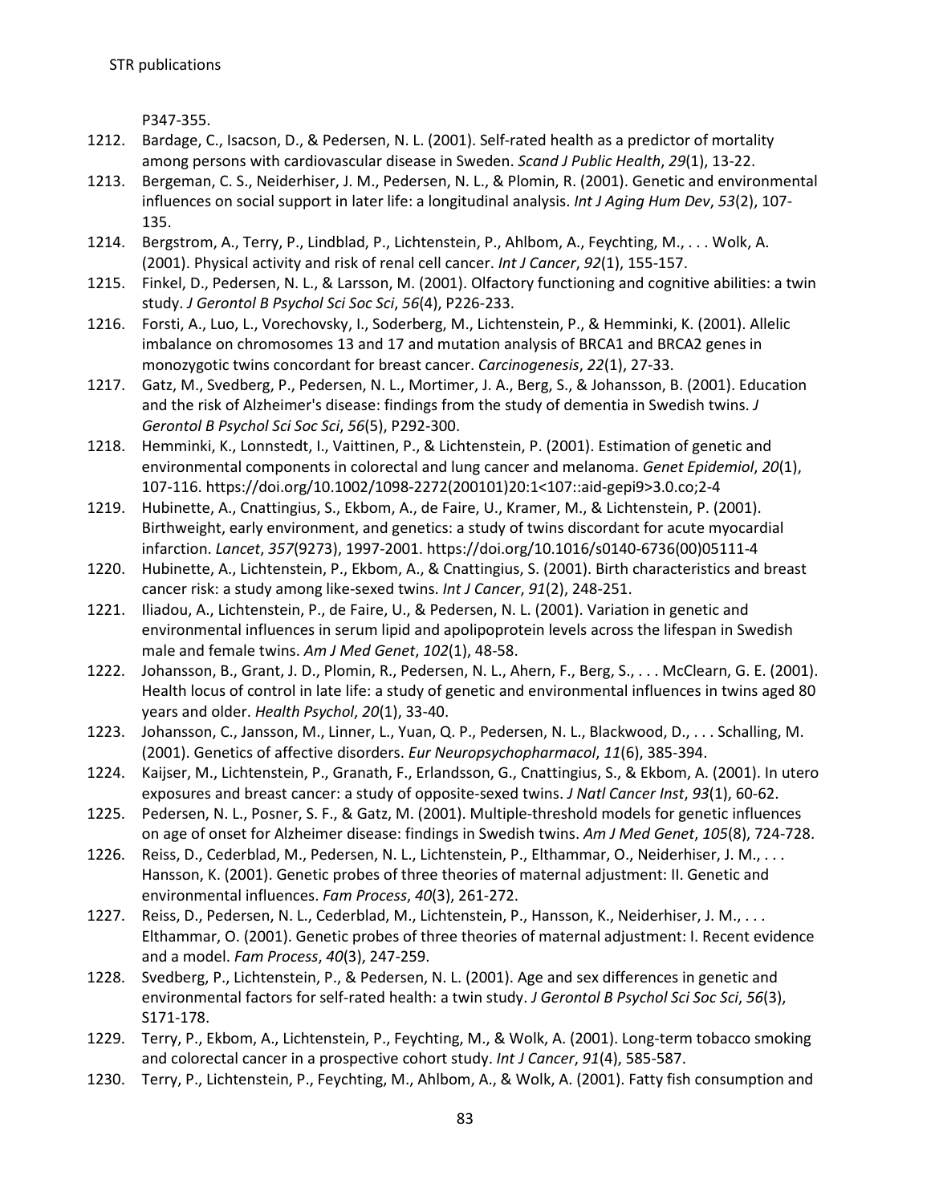P347-355.

1212. Bardage, C., Isacson, D., & Pedersen, N. L. (2001). Self-rated health as a predictor of mortality among persons with cardiovascular disease in Sweden. *Scand J Public Health*, *29*(1), 13-22.
1213. Bergeman, C. S., Neiderhiser, J. M., Pedersen, N. L., & Plomin, R. (2001). Genetic and environmental influences on social support in later life: a longitudinal analysis. *Int J Aging Hum Dev*, *53*(2), 107-135.
1214. Bergstrom, A., Terry, P., Lindblad, P., Lichtenstein, P., Ahlbom, A., Feychting, M., . . . Wolk, A. (2001). Physical activity and risk of renal cell cancer. *Int J Cancer*, *92*(1), 155-157.
1215. Finkel, D., Pedersen, N. L., & Larsson, M. (2001). Olfactory functioning and cognitive abilities: a twin study. *J Gerontol B Psychol Sci Soc Sci*, *56*(4), P226-233.
1216. Forsti, A., Luo, L., Vorechovsky, I., Soderberg, M., Lichtenstein, P., & Hemminki, K. (2001). Allelic imbalance on chromosomes 13 and 17 and mutation analysis of BRCA1 and BRCA2 genes in monozygotic twins concordant for breast cancer. *Carcinogenesis*, *22*(1), 27-33.
1217. Gatz, M., Svedberg, P., Pedersen, N. L., Mortimer, J. A., Berg, S., & Johansson, B. (2001). Education and the risk of Alzheimer's disease: findings from the study of dementia in Swedish twins. *J Gerontol B Psychol Sci Soc Sci*, *56*(5), P292-300.
1218. Hemminki, K., Lonnstedt, I., Vaittinen, P., & Lichtenstein, P. (2001). Estimation of genetic and environmental components in colorectal and lung cancer and melanoma. *Genet Epidemiol*, *20*(1), 107-116. https://doi.org/10.1002/1098-2272(200101)20:1<107::aid-gepi9>3.0.co;2-4
1219. Hubinette, A., Cnattingius, S., Ekbom, A., de Faire, U., Kramer, M., & Lichtenstein, P. (2001). Birthweight, early environment, and genetics: a study of twins discordant for acute myocardial infarction. *Lancet*, *357*(9273), 1997-2001. https://doi.org/10.1016/s0140-6736(00)05111-4
1220. Hubinette, A., Lichtenstein, P., Ekbom, A., & Cnattingius, S. (2001). Birth characteristics and breast cancer risk: a study among like-sexed twins. *Int J Cancer*, *91*(2), 248-251.
1221. Iliadou, A., Lichtenstein, P., de Faire, U., & Pedersen, N. L. (2001). Variation in genetic and environmental influences in serum lipid and apolipoprotein levels across the lifespan in Swedish male and female twins. *Am J Med Genet*, *102*(1), 48-58.
1222. Johansson, B., Grant, J. D., Plomin, R., Pedersen, N. L., Ahern, F., Berg, S., . . . McClearn, G. E. (2001). Health locus of control in late life: a study of genetic and environmental influences in twins aged 80 years and older. *Health Psychol*, *20*(1), 33-40.
1223. Johansson, C., Jansson, M., Linner, L., Yuan, Q. P., Pedersen, N. L., Blackwood, D., . . . Schalling, M. (2001). Genetics of affective disorders. *Eur Neuropsychopharmacol*, *11*(6), 385-394.
1224. Kaijser, M., Lichtenstein, P., Granath, F., Erlandsson, G., Cnattingius, S., & Ekbom, A. (2001). In utero exposures and breast cancer: a study of opposite-sexed twins. *J Natl Cancer Inst*, *93*(1), 60-62.
1225. Pedersen, N. L., Posner, S. F., & Gatz, M. (2001). Multiple-threshold models for genetic influences on age of onset for Alzheimer disease: findings in Swedish twins. *Am J Med Genet*, *105*(8), 724-728.
1226. Reiss, D., Cederblad, M., Pedersen, N. L., Lichtenstein, P., Elthammar, O., Neiderhiser, J. M., . . . Hansson, K. (2001). Genetic probes of three theories of maternal adjustment: II. Genetic and environmental influences. *Fam Process*, *40*(3), 261-272.
1227. Reiss, D., Pedersen, N. L., Cederblad, M., Lichtenstein, P., Hansson, K., Neiderhiser, J. M., . . . Elthammar, O. (2001). Genetic probes of three theories of maternal adjustment: I. Recent evidence and a model. *Fam Process*, *40*(3), 247-259.
1228. Svedberg, P., Lichtenstein, P., & Pedersen, N. L. (2001). Age and sex differences in genetic and environmental factors for self-rated health: a twin study. *J Gerontol B Psychol Sci Soc Sci*, *56*(3), S171-178.
1229. Terry, P., Ekbom, A., Lichtenstein, P., Feychting, M., & Wolk, A. (2001). Long-term tobacco smoking and colorectal cancer in a prospective cohort study. *Int J Cancer*, *91*(4), 585-587.
1230. Terry, P., Lichtenstein, P., Feychting, M., Ahlbom, A., & Wolk, A. (2001). Fatty fish consumption and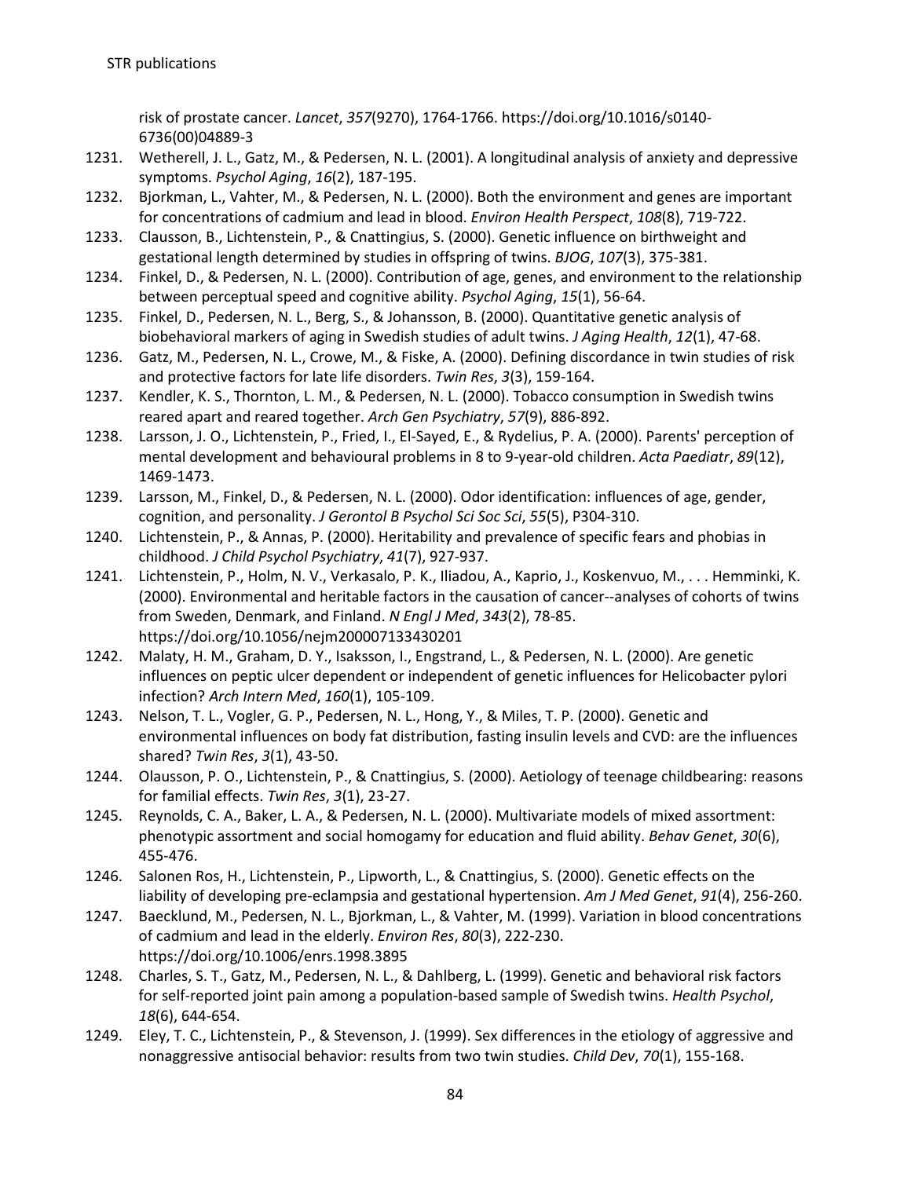risk of prostate cancer. *Lancet*, *357*(9270), 1764-1766. https://doi.org/10.1016/s0140-6736(00)04889-3

1231. Wetherell, J. L., Gatz, M., & Pedersen, N. L. (2001). A longitudinal analysis of anxiety and depressive symptoms. *Psychol Aging*, *16*(2), 187-195.
1232. Bjorkman, L., Vahter, M., & Pedersen, N. L. (2000). Both the environment and genes are important for concentrations of cadmium and lead in blood. *Environ Health Perspect*, *108*(8), 719-722.
1233. Clausson, B., Lichtenstein, P., & Cnattingius, S. (2000). Genetic influence on birthweight and gestational length determined by studies in offspring of twins. *BJOG*, *107*(3), 375-381.
1234. Finkel, D., & Pedersen, N. L. (2000). Contribution of age, genes, and environment to the relationship between perceptual speed and cognitive ability. *Psychol Aging*, *15*(1), 56-64.
1235. Finkel, D., Pedersen, N. L., Berg, S., & Johansson, B. (2000). Quantitative genetic analysis of biobehavioral markers of aging in Swedish studies of adult twins. *J Aging Health*, *12*(1), 47-68.
1236. Gatz, M., Pedersen, N. L., Crowe, M., & Fiske, A. (2000). Defining discordance in twin studies of risk and protective factors for late life disorders. *Twin Res*, *3*(3), 159-164.
1237. Kendler, K. S., Thornton, L. M., & Pedersen, N. L. (2000). Tobacco consumption in Swedish twins reared apart and reared together. *Arch Gen Psychiatry*, *57*(9), 886-892.
1238. Larsson, J. O., Lichtenstein, P., Fried, I., El-Sayed, E., & Rydelius, P. A. (2000). Parents' perception of mental development and behavioural problems in 8 to 9-year-old children. *Acta Paediatr*, *89*(12), 1469-1473.
1239. Larsson, M., Finkel, D., & Pedersen, N. L. (2000). Odor identification: influences of age, gender, cognition, and personality. *J Gerontol B Psychol Sci Soc Sci*, *55*(5), P304-310.
1240. Lichtenstein, P., & Annas, P. (2000). Heritability and prevalence of specific fears and phobias in childhood. *J Child Psychol Psychiatry*, *41*(7), 927-937.
1241. Lichtenstein, P., Holm, N. V., Verkasalo, P. K., Iliadou, A., Kaprio, J., Koskenvuo, M., . . . Hemminki, K. (2000). Environmental and heritable factors in the causation of cancer--analyses of cohorts of twins from Sweden, Denmark, and Finland. *N Engl J Med*, *343*(2), 78-85. https://doi.org/10.1056/nejm200007133430201
1242. Malaty, H. M., Graham, D. Y., Isaksson, I., Engstrand, L., & Pedersen, N. L. (2000). Are genetic influences on peptic ulcer dependent or independent of genetic influences for Helicobacter pylori infection? *Arch Intern Med*, *160*(1), 105-109.
1243. Nelson, T. L., Vogler, G. P., Pedersen, N. L., Hong, Y., & Miles, T. P. (2000). Genetic and environmental influences on body fat distribution, fasting insulin levels and CVD: are the influences shared? *Twin Res*, *3*(1), 43-50.
1244. Olausson, P. O., Lichtenstein, P., & Cnattingius, S. (2000). Aetiology of teenage childbearing: reasons for familial effects. *Twin Res*, *3*(1), 23-27.
1245. Reynolds, C. A., Baker, L. A., & Pedersen, N. L. (2000). Multivariate models of mixed assortment: phenotypic assortment and social homogamy for education and fluid ability. *Behav Genet*, *30*(6), 455-476.
1246. Salonen Ros, H., Lichtenstein, P., Lipworth, L., & Cnattingius, S. (2000). Genetic effects on the liability of developing pre-eclampsia and gestational hypertension. *Am J Med Genet*, *91*(4), 256-260.
1247. Baecklund, M., Pedersen, N. L., Bjorkman, L., & Vahter, M. (1999). Variation in blood concentrations of cadmium and lead in the elderly. *Environ Res*, *80*(3), 222-230. https://doi.org/10.1006/enrs.1998.3895
1248. Charles, S. T., Gatz, M., Pedersen, N. L., & Dahlberg, L. (1999). Genetic and behavioral risk factors for self-reported joint pain among a population-based sample of Swedish twins. *Health Psychol*, *18*(6), 644-654.
1249. Eley, T. C., Lichtenstein, P., & Stevenson, J. (1999). Sex differences in the etiology of aggressive and nonaggressive antisocial behavior: results from two twin studies. *Child Dev*, *70*(1), 155-168.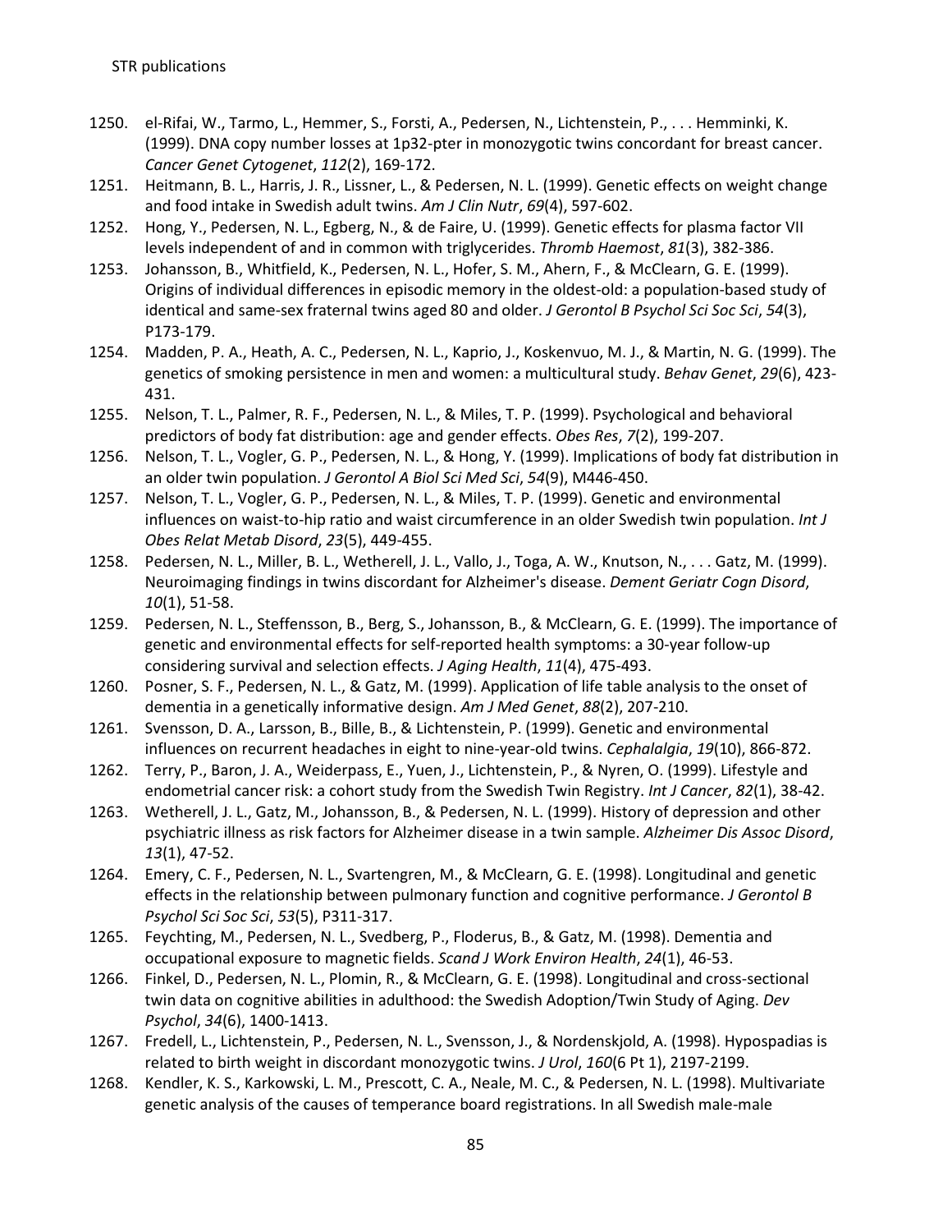1250. el-Rifai, W., Tarmo, L., Hemmer, S., Forsti, A., Pedersen, N., Lichtenstein, P., . . . Hemminki, K. (1999). DNA copy number losses at 1p32-pter in monozygotic twins concordant for breast cancer. *Cancer Genet Cytogenet*, *112*(2), 169-172.
1251. Heitmann, B. L., Harris, J. R., Lissner, L., & Pedersen, N. L. (1999). Genetic effects on weight change and food intake in Swedish adult twins. *Am J Clin Nutr*, *69*(4), 597-602.
1252. Hong, Y., Pedersen, N. L., Egberg, N., & de Faire, U. (1999). Genetic effects for plasma factor VII levels independent of and in common with triglycerides. *Thromb Haemost*, *81*(3), 382-386.
1253. Johansson, B., Whitfield, K., Pedersen, N. L., Hofer, S. M., Ahern, F., & McClearn, G. E. (1999). Origins of individual differences in episodic memory in the oldest-old: a population-based study of identical and same-sex fraternal twins aged 80 and older. *J Gerontol B Psychol Sci Soc Sci*, *54*(3), P173-179.
1254. Madden, P. A., Heath, A. C., Pedersen, N. L., Kaprio, J., Koskenvuo, M. J., & Martin, N. G. (1999). The genetics of smoking persistence in men and women: a multicultural study. *Behav Genet*, *29*(6), 423-431.
1255. Nelson, T. L., Palmer, R. F., Pedersen, N. L., & Miles, T. P. (1999). Psychological and behavioral predictors of body fat distribution: age and gender effects. *Obes Res*, *7*(2), 199-207.
1256. Nelson, T. L., Vogler, G. P., Pedersen, N. L., & Hong, Y. (1999). Implications of body fat distribution in an older twin population. *J Gerontol A Biol Sci Med Sci*, *54*(9), M446-450.
1257. Nelson, T. L., Vogler, G. P., Pedersen, N. L., & Miles, T. P. (1999). Genetic and environmental influences on waist-to-hip ratio and waist circumference in an older Swedish twin population. *Int J Obes Relat Metab Disord*, *23*(5), 449-455.
1258. Pedersen, N. L., Miller, B. L., Wetherell, J. L., Vallo, J., Toga, A. W., Knutson, N., . . . Gatz, M. (1999). Neuroimaging findings in twins discordant for Alzheimer's disease. *Dement Geriatr Cogn Disord*, *10*(1), 51-58.
1259. Pedersen, N. L., Steffensson, B., Berg, S., Johansson, B., & McClearn, G. E. (1999). The importance of genetic and environmental effects for self-reported health symptoms: a 30-year follow-up considering survival and selection effects. *J Aging Health*, *11*(4), 475-493.
1260. Posner, S. F., Pedersen, N. L., & Gatz, M. (1999). Application of life table analysis to the onset of dementia in a genetically informative design. *Am J Med Genet*, *88*(2), 207-210.
1261. Svensson, D. A., Larsson, B., Bille, B., & Lichtenstein, P. (1999). Genetic and environmental influences on recurrent headaches in eight to nine-year-old twins. *Cephalalgia*, *19*(10), 866-872.
1262. Terry, P., Baron, J. A., Weiderpass, E., Yuen, J., Lichtenstein, P., & Nyren, O. (1999). Lifestyle and endometrial cancer risk: a cohort study from the Swedish Twin Registry. *Int J Cancer*, *82*(1), 38-42.
1263. Wetherell, J. L., Gatz, M., Johansson, B., & Pedersen, N. L. (1999). History of depression and other psychiatric illness as risk factors for Alzheimer disease in a twin sample. *Alzheimer Dis Assoc Disord*, *13*(1), 47-52.
1264. Emery, C. F., Pedersen, N. L., Svartengren, M., & McClearn, G. E. (1998). Longitudinal and genetic effects in the relationship between pulmonary function and cognitive performance. *J Gerontol B Psychol Sci Soc Sci*, *53*(5), P311-317.
1265. Feychting, M., Pedersen, N. L., Svedberg, P., Floderus, B., & Gatz, M. (1998). Dementia and occupational exposure to magnetic fields. *Scand J Work Environ Health*, *24*(1), 46-53.
1266. Finkel, D., Pedersen, N. L., Plomin, R., & McClearn, G. E. (1998). Longitudinal and cross-sectional twin data on cognitive abilities in adulthood: the Swedish Adoption/Twin Study of Aging. *Dev Psychol*, *34*(6), 1400-1413.
1267. Fredell, L., Lichtenstein, P., Pedersen, N. L., Svensson, J., & Nordenskjold, A. (1998). Hypospadias is related to birth weight in discordant monozygotic twins. *J Urol*, *160*(6 Pt 1), 2197-2199.
1268. Kendler, K. S., Karkowski, L. M., Prescott, C. A., Neale, M. C., & Pedersen, N. L. (1998). Multivariate genetic analysis of the causes of temperance board registrations. In all Swedish male-male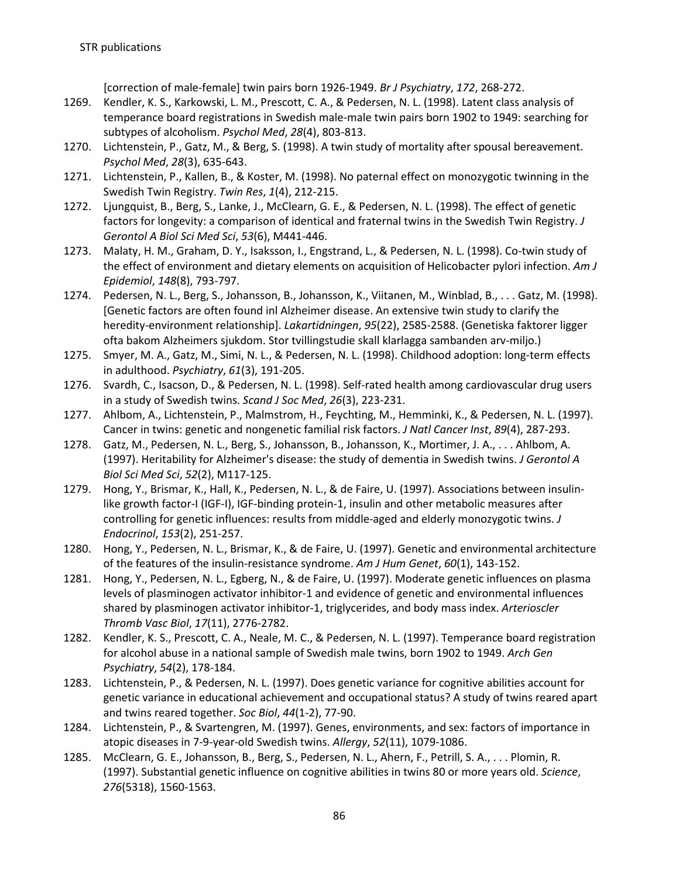[correction of male-female] twin pairs born 1926-1949. *Br J Psychiatry*, *172*, 268-272.

1269. Kendler, K. S., Karkowski, L. M., Prescott, C. A., & Pedersen, N. L. (1998). Latent class analysis of temperance board registrations in Swedish male-male twin pairs born 1902 to 1949: searching for subtypes of alcoholism. *Psychol Med*, *28*(4), 803-813.
1270. Lichtenstein, P., Gatz, M., & Berg, S. (1998). A twin study of mortality after spousal bereavement. *Psychol Med*, *28*(3), 635-643.
1271. Lichtenstein, P., Kallen, B., & Koster, M. (1998). No paternal effect on monozygotic twinning in the Swedish Twin Registry. *Twin Res*, *1*(4), 212-215.
1272. Ljungquist, B., Berg, S., Lanke, J., McClearn, G. E., & Pedersen, N. L. (1998). The effect of genetic factors for longevity: a comparison of identical and fraternal twins in the Swedish Twin Registry. *J Gerontol A Biol Sci Med Sci*, *53*(6), M441-446.
1273. Malaty, H. M., Graham, D. Y., Isaksson, I., Engstrand, L., & Pedersen, N. L. (1998). Co-twin study of the effect of environment and dietary elements on acquisition of Helicobacter pylori infection. *Am J Epidemiol*, *148*(8), 793-797.
1274. Pedersen, N. L., Berg, S., Johansson, B., Johansson, K., Viitanen, M., Winblad, B., . . . Gatz, M. (1998). [Genetic factors are often found inl Alzheimer disease. An extensive twin study to clarify the heredity-environment relationship]. *Lakartidningen*, *95*(22), 2585-2588. (Genetiska faktorer ligger ofta bakom Alzheimers sjukdom. Stor tvillingstudie skall klarlagga sambanden arv-miljo.)
1275. Smyer, M. A., Gatz, M., Simi, N. L., & Pedersen, N. L. (1998). Childhood adoption: long-term effects in adulthood. *Psychiatry*, *61*(3), 191-205.
1276. Svardh, C., Isacson, D., & Pedersen, N. L. (1998). Self-rated health among cardiovascular drug users in a study of Swedish twins. *Scand J Soc Med*, *26*(3), 223-231.
1277. Ahlbom, A., Lichtenstein, P., Malmstrom, H., Feychting, M., Hemminki, K., & Pedersen, N. L. (1997). Cancer in twins: genetic and nongenetic familial risk factors. *J Natl Cancer Inst*, *89*(4), 287-293.
1278. Gatz, M., Pedersen, N. L., Berg, S., Johansson, B., Johansson, K., Mortimer, J. A., . . . Ahlbom, A. (1997). Heritability for Alzheimer's disease: the study of dementia in Swedish twins. *J Gerontol A Biol Sci Med Sci*, *52*(2), M117-125.
1279. Hong, Y., Brismar, K., Hall, K., Pedersen, N. L., & de Faire, U. (1997). Associations between insulin-like growth factor-I (IGF-I), IGF-binding protein-1, insulin and other metabolic measures after controlling for genetic influences: results from middle-aged and elderly monozygotic twins. *J Endocrinol*, *153*(2), 251-257.
1280. Hong, Y., Pedersen, N. L., Brismar, K., & de Faire, U. (1997). Genetic and environmental architecture of the features of the insulin-resistance syndrome. *Am J Hum Genet*, *60*(1), 143-152.
1281. Hong, Y., Pedersen, N. L., Egberg, N., & de Faire, U. (1997). Moderate genetic influences on plasma levels of plasminogen activator inhibitor-1 and evidence of genetic and environmental influences shared by plasminogen activator inhibitor-1, triglycerides, and body mass index. *Arterioscler Thromb Vasc Biol*, *17*(11), 2776-2782.
1282. Kendler, K. S., Prescott, C. A., Neale, M. C., & Pedersen, N. L. (1997). Temperance board registration for alcohol abuse in a national sample of Swedish male twins, born 1902 to 1949. *Arch Gen Psychiatry*, *54*(2), 178-184.
1283. Lichtenstein, P., & Pedersen, N. L. (1997). Does genetic variance for cognitive abilities account for genetic variance in educational achievement and occupational status? A study of twins reared apart and twins reared together. *Soc Biol*, *44*(1-2), 77-90.
1284. Lichtenstein, P., & Svartengren, M. (1997). Genes, environments, and sex: factors of importance in atopic diseases in 7-9-year-old Swedish twins. *Allergy*, *52*(11), 1079-1086.
1285. McClearn, G. E., Johansson, B., Berg, S., Pedersen, N. L., Ahern, F., Petrill, S. A., . . . Plomin, R. (1997). Substantial genetic influence on cognitive abilities in twins 80 or more years old. *Science*, *276*(5318), 1560-1563.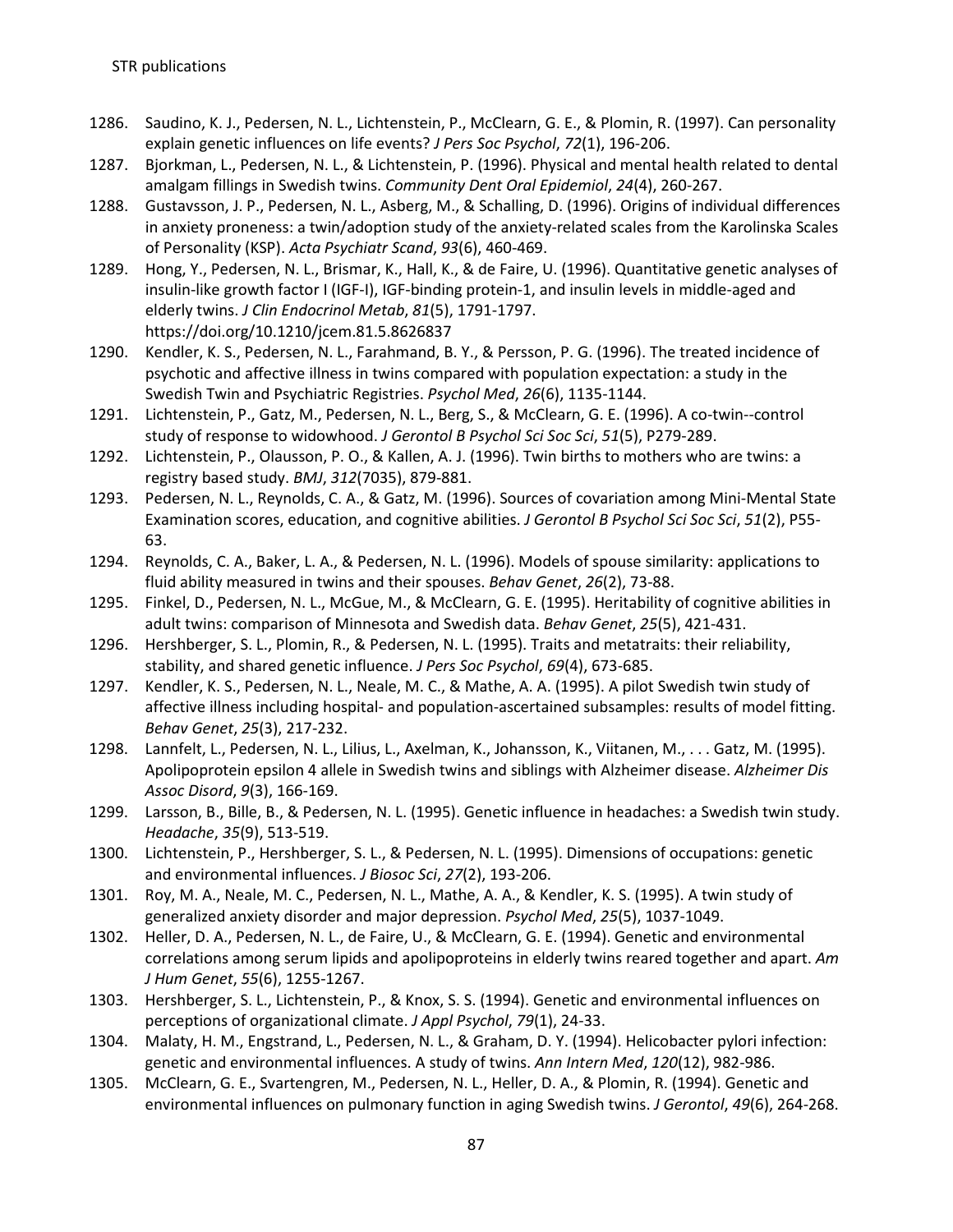1286. Saudino, K. J., Pedersen, N. L., Lichtenstein, P., McClearn, G. E., & Plomin, R. (1997). Can personality explain genetic influences on life events? *J Pers Soc Psychol*, *72*(1), 196-206.
1287. Bjorkman, L., Pedersen, N. L., & Lichtenstein, P. (1996). Physical and mental health related to dental amalgam fillings in Swedish twins. *Community Dent Oral Epidemiol*, *24*(4), 260-267.
1288. Gustavsson, J. P., Pedersen, N. L., Asberg, M., & Schalling, D. (1996). Origins of individual differences in anxiety proneness: a twin/adoption study of the anxiety-related scales from the Karolinska Scales of Personality (KSP). *Acta Psychiatr Scand*, *93*(6), 460-469.
1289. Hong, Y., Pedersen, N. L., Brismar, K., Hall, K., & de Faire, U. (1996). Quantitative genetic analyses of insulin-like growth factor I (IGF-I), IGF-binding protein-1, and insulin levels in middle-aged and elderly twins. *J Clin Endocrinol Metab*, *81*(5), 1791-1797. https://doi.org/10.1210/jcem.81.5.8626837
1290. Kendler, K. S., Pedersen, N. L., Farahmand, B. Y., & Persson, P. G. (1996). The treated incidence of psychotic and affective illness in twins compared with population expectation: a study in the Swedish Twin and Psychiatric Registries. *Psychol Med*, *26*(6), 1135-1144.
1291. Lichtenstein, P., Gatz, M., Pedersen, N. L., Berg, S., & McClearn, G. E. (1996). A co-twin--control study of response to widowhood. *J Gerontol B Psychol Sci Soc Sci*, *51*(5), P279-289.
1292. Lichtenstein, P., Olausson, P. O., & Kallen, A. J. (1996). Twin births to mothers who are twins: a registry based study. *BMJ*, *312*(7035), 879-881.
1293. Pedersen, N. L., Reynolds, C. A., & Gatz, M. (1996). Sources of covariation among Mini-Mental State Examination scores, education, and cognitive abilities. *J Gerontol B Psychol Sci Soc Sci*, *51*(2), P55-63.
1294. Reynolds, C. A., Baker, L. A., & Pedersen, N. L. (1996). Models of spouse similarity: applications to fluid ability measured in twins and their spouses. *Behav Genet*, *26*(2), 73-88.
1295. Finkel, D., Pedersen, N. L., McGue, M., & McClearn, G. E. (1995). Heritability of cognitive abilities in adult twins: comparison of Minnesota and Swedish data. *Behav Genet*, *25*(5), 421-431.
1296. Hershberger, S. L., Plomin, R., & Pedersen, N. L. (1995). Traits and metatraits: their reliability, stability, and shared genetic influence. *J Pers Soc Psychol*, *69*(4), 673-685.
1297. Kendler, K. S., Pedersen, N. L., Neale, M. C., & Mathe, A. A. (1995). A pilot Swedish twin study of affective illness including hospital- and population-ascertained subsamples: results of model fitting. *Behav Genet*, *25*(3), 217-232.
1298. Lannfelt, L., Pedersen, N. L., Lilius, L., Axelman, K., Johansson, K., Viitanen, M., . . . Gatz, M. (1995). Apolipoprotein epsilon 4 allele in Swedish twins and siblings with Alzheimer disease. *Alzheimer Dis Assoc Disord*, *9*(3), 166-169.
1299. Larsson, B., Bille, B., & Pedersen, N. L. (1995). Genetic influence in headaches: a Swedish twin study. *Headache*, *35*(9), 513-519.
1300. Lichtenstein, P., Hershberger, S. L., & Pedersen, N. L. (1995). Dimensions of occupations: genetic and environmental influences. *J Biosoc Sci*, *27*(2), 193-206.
1301. Roy, M. A., Neale, M. C., Pedersen, N. L., Mathe, A. A., & Kendler, K. S. (1995). A twin study of generalized anxiety disorder and major depression. *Psychol Med*, *25*(5), 1037-1049.
1302. Heller, D. A., Pedersen, N. L., de Faire, U., & McClearn, G. E. (1994). Genetic and environmental correlations among serum lipids and apolipoproteins in elderly twins reared together and apart. *Am J Hum Genet*, *55*(6), 1255-1267.
1303. Hershberger, S. L., Lichtenstein, P., & Knox, S. S. (1994). Genetic and environmental influences on perceptions of organizational climate. *J Appl Psychol*, *79*(1), 24-33.
1304. Malaty, H. M., Engstrand, L., Pedersen, N. L., & Graham, D. Y. (1994). Helicobacter pylori infection: genetic and environmental influences. A study of twins. *Ann Intern Med*, *120*(12), 982-986.
1305. McClearn, G. E., Svartengren, M., Pedersen, N. L., Heller, D. A., & Plomin, R. (1994). Genetic and environmental influences on pulmonary function in aging Swedish twins. *J Gerontol*, *49*(6), 264-268.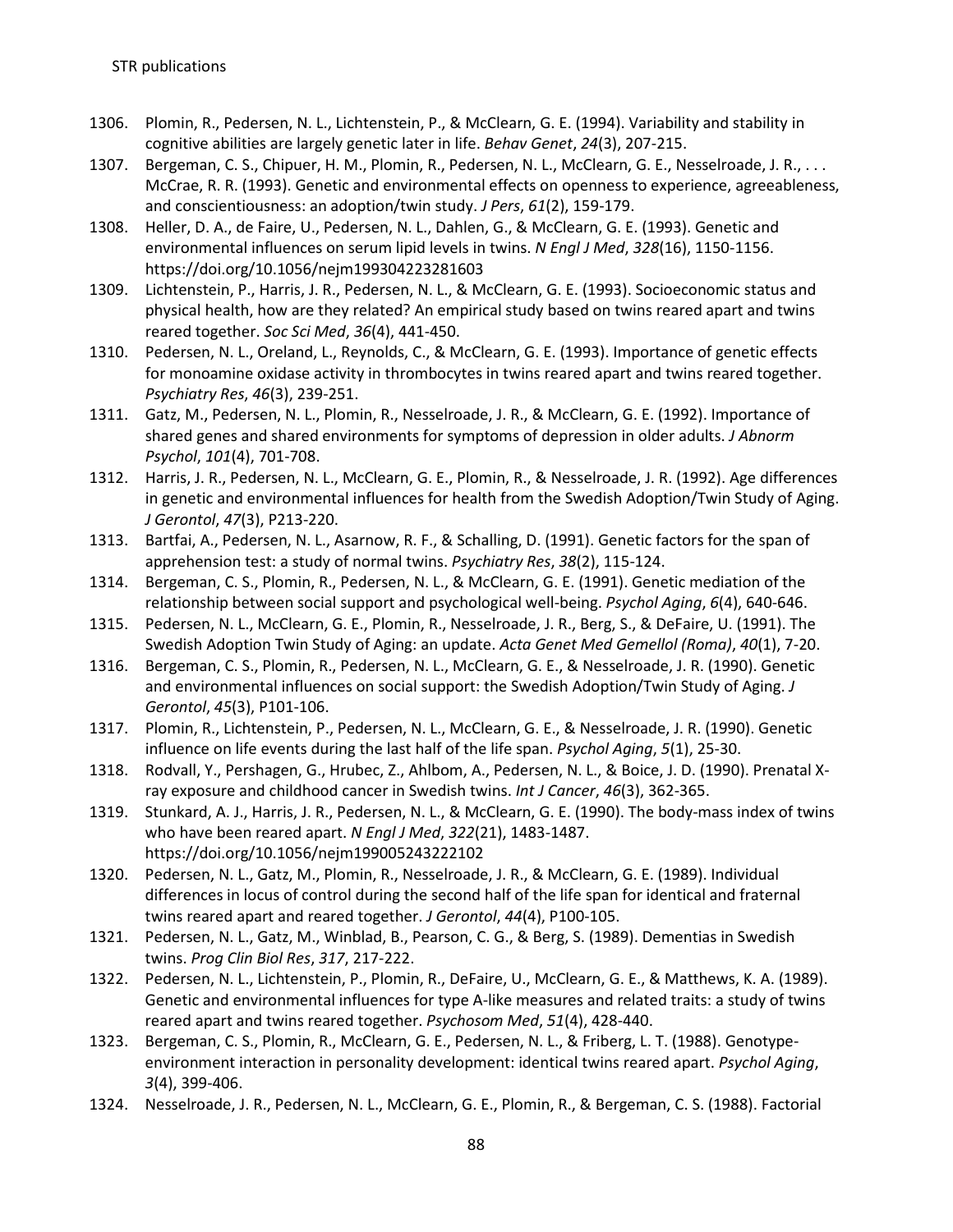1306. Plomin, R., Pedersen, N. L., Lichtenstein, P., & McClearn, G. E. (1994). Variability and stability in cognitive abilities are largely genetic later in life. *Behav Genet*, *24*(3), 207-215.
1307. Bergeman, C. S., Chipuer, H. M., Plomin, R., Pedersen, N. L., McClearn, G. E., Nesselroade, J. R., . . . McCrae, R. R. (1993). Genetic and environmental effects on openness to experience, agreeableness, and conscientiousness: an adoption/twin study. *J Pers*, *61*(2), 159-179.
1308. Heller, D. A., de Faire, U., Pedersen, N. L., Dahlen, G., & McClearn, G. E. (1993). Genetic and environmental influences on serum lipid levels in twins. *N Engl J Med*, *328*(16), 1150-1156. https://doi.org/10.1056/nejm199304223281603
1309. Lichtenstein, P., Harris, J. R., Pedersen, N. L., & McClearn, G. E. (1993). Socioeconomic status and physical health, how are they related? An empirical study based on twins reared apart and twins reared together. *Soc Sci Med*, *36*(4), 441-450.
1310. Pedersen, N. L., Oreland, L., Reynolds, C., & McClearn, G. E. (1993). Importance of genetic effects for monoamine oxidase activity in thrombocytes in twins reared apart and twins reared together. *Psychiatry Res*, *46*(3), 239-251.
1311. Gatz, M., Pedersen, N. L., Plomin, R., Nesselroade, J. R., & McClearn, G. E. (1992). Importance of shared genes and shared environments for symptoms of depression in older adults. *J Abnorm Psychol*, *101*(4), 701-708.
1312. Harris, J. R., Pedersen, N. L., McClearn, G. E., Plomin, R., & Nesselroade, J. R. (1992). Age differences in genetic and environmental influences for health from the Swedish Adoption/Twin Study of Aging. *J Gerontol*, *47*(3), P213-220.
1313. Bartfai, A., Pedersen, N. L., Asarnow, R. F., & Schalling, D. (1991). Genetic factors for the span of apprehension test: a study of normal twins. *Psychiatry Res*, *38*(2), 115-124.
1314. Bergeman, C. S., Plomin, R., Pedersen, N. L., & McClearn, G. E. (1991). Genetic mediation of the relationship between social support and psychological well-being. *Psychol Aging*, *6*(4), 640-646.
1315. Pedersen, N. L., McClearn, G. E., Plomin, R., Nesselroade, J. R., Berg, S., & DeFaire, U. (1991). The Swedish Adoption Twin Study of Aging: an update. *Acta Genet Med Gemellol (Roma)*, *40*(1), 7-20.
1316. Bergeman, C. S., Plomin, R., Pedersen, N. L., McClearn, G. E., & Nesselroade, J. R. (1990). Genetic and environmental influences on social support: the Swedish Adoption/Twin Study of Aging. *J Gerontol*, *45*(3), P101-106.
1317. Plomin, R., Lichtenstein, P., Pedersen, N. L., McClearn, G. E., & Nesselroade, J. R. (1990). Genetic influence on life events during the last half of the life span. *Psychol Aging*, *5*(1), 25-30.
1318. Rodvall, Y., Pershagen, G., Hrubec, Z., Ahlbom, A., Pedersen, N. L., & Boice, J. D. (1990). Prenatal X-ray exposure and childhood cancer in Swedish twins. *Int J Cancer*, *46*(3), 362-365.
1319. Stunkard, A. J., Harris, J. R., Pedersen, N. L., & McClearn, G. E. (1990). The body-mass index of twins who have been reared apart. *N Engl J Med*, *322*(21), 1483-1487. https://doi.org/10.1056/nejm199005243222102
1320. Pedersen, N. L., Gatz, M., Plomin, R., Nesselroade, J. R., & McClearn, G. E. (1989). Individual differences in locus of control during the second half of the life span for identical and fraternal twins reared apart and reared together. *J Gerontol*, *44*(4), P100-105.
1321. Pedersen, N. L., Gatz, M., Winblad, B., Pearson, C. G., & Berg, S. (1989). Dementias in Swedish twins. *Prog Clin Biol Res*, *317*, 217-222.
1322. Pedersen, N. L., Lichtenstein, P., Plomin, R., DeFaire, U., McClearn, G. E., & Matthews, K. A. (1989). Genetic and environmental influences for type A-like measures and related traits: a study of twins reared apart and twins reared together. *Psychosom Med*, *51*(4), 428-440.
1323. Bergeman, C. S., Plomin, R., McClearn, G. E., Pedersen, N. L., & Friberg, L. T. (1988). Genotype-environment interaction in personality development: identical twins reared apart. *Psychol Aging*, *3*(4), 399-406.
1324. Nesselroade, J. R., Pedersen, N. L., McClearn, G. E., Plomin, R., & Bergeman, C. S. (1988). Factorial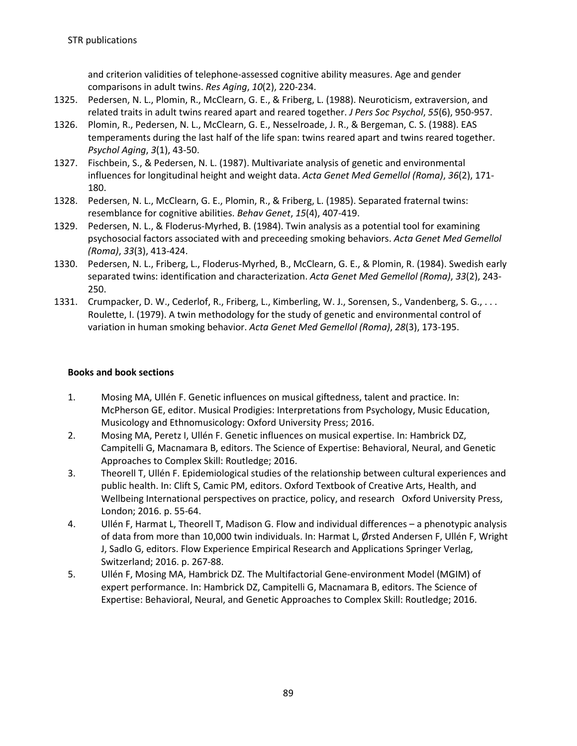and criterion validities of telephone-assessed cognitive ability measures. Age and gender comparisons in adult twins. *Res Aging*, *10*(2), 220-234.

1325. Pedersen, N. L., Plomin, R., McClearn, G. E., & Friberg, L. (1988). Neuroticism, extraversion, and related traits in adult twins reared apart and reared together. *J Pers Soc Psychol*, *55*(6), 950-957.
1326. Plomin, R., Pedersen, N. L., McClearn, G. E., Nesselroade, J. R., & Bergeman, C. S. (1988). EAS temperaments during the last half of the life span: twins reared apart and twins reared together. *Psychol Aging*, *3*(1), 43-50.
1327. Fischbein, S., & Pedersen, N. L. (1987). Multivariate analysis of genetic and environmental influences for longitudinal height and weight data. *Acta Genet Med Gemellol (Roma)*, *36*(2), 171-180.
1328. Pedersen, N. L., McClearn, G. E., Plomin, R., & Friberg, L. (1985). Separated fraternal twins: resemblance for cognitive abilities. *Behav Genet*, *15*(4), 407-419.
1329. Pedersen, N. L., & Floderus-Myrhed, B. (1984). Twin analysis as a potential tool for examining psychosocial factors associated with and preceeding smoking behaviors. *Acta Genet Med Gemellol (Roma)*, *33*(3), 413-424.
1330. Pedersen, N. L., Friberg, L., Floderus-Myrhed, B., McClearn, G. E., & Plomin, R. (1984). Swedish early separated twins: identification and characterization. *Acta Genet Med Gemellol (Roma)*, *33*(2), 243-250.
1331. Crumpacker, D. W., Cederlof, R., Friberg, L., Kimberling, W. J., Sorensen, S., Vandenberg, S. G., . . . Roulette, I. (1979). A twin methodology for the study of genetic and environmental control of variation in human smoking behavior. *Acta Genet Med Gemellol (Roma)*, *28*(3), 173-195.

**Books and book sections**

1. Mosing MA, Ullén F. Genetic influences on musical giftedness, talent and practice. In: McPherson GE, editor. Musical Prodigies: Interpretations from Psychology, Music Education, Musicology and Ethnomusicology: Oxford University Press; 2016.
2. Mosing MA, Peretz I, Ullén F. Genetic influences on musical expertise. In: Hambrick DZ, Campitelli G, Macnamara B, editors. The Science of Expertise: Behavioral, Neural, and Genetic Approaches to Complex Skill: Routledge; 2016.
3. Theorell T, Ullén F. Epidemiological studies of the relationship between cultural experiences and public health. In: Clift S, Camic PM, editors. Oxford Textbook of Creative Arts, Health, and Wellbeing International perspectives on practice, policy, and research Oxford University Press, London; 2016. p. 55-64.
4. Ullén F, Harmat L, Theorell T, Madison G. Flow and individual differences – a phenotypic analysis of data from more than 10,000 twin individuals. In: Harmat L, Ørsted Andersen F, Ullén F, Wright J, Sadlo G, editors. Flow Experience Empirical Research and Applications Springer Verlag, Switzerland; 2016. p. 267-88.
5. Ullén F, Mosing MA, Hambrick DZ. The Multifactorial Gene-environment Model (MGIM) of expert performance. In: Hambrick DZ, Campitelli G, Macnamara B, editors. The Science of Expertise: Behavioral, Neural, and Genetic Approaches to Complex Skill: Routledge; 2016.